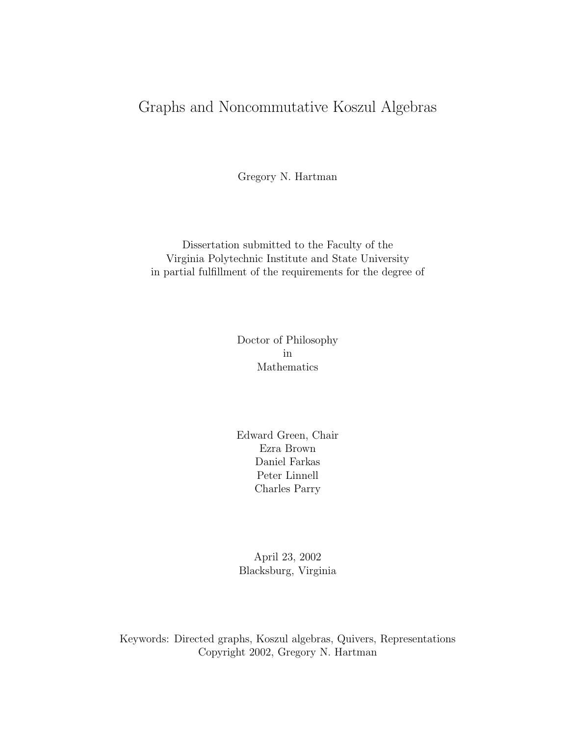# Graphs and Noncommutative Koszul Algebras

Gregory N. Hartman

Dissertation submitted to the Faculty of the
Virginia Polytechnic Institute and State University
in partial fulfillment of the requirements for the degree of

Doctor of Philosophy
in
Mathematics

Edward Green, Chair
Ezra Brown
Daniel Farkas
Peter Linnell
Charles Parry

April 23, 2002
Blacksburg, Virginia

Keywords: Directed graphs, Koszul algebras, Quivers, Representations
Copyright 2002, Gregory N. Hartman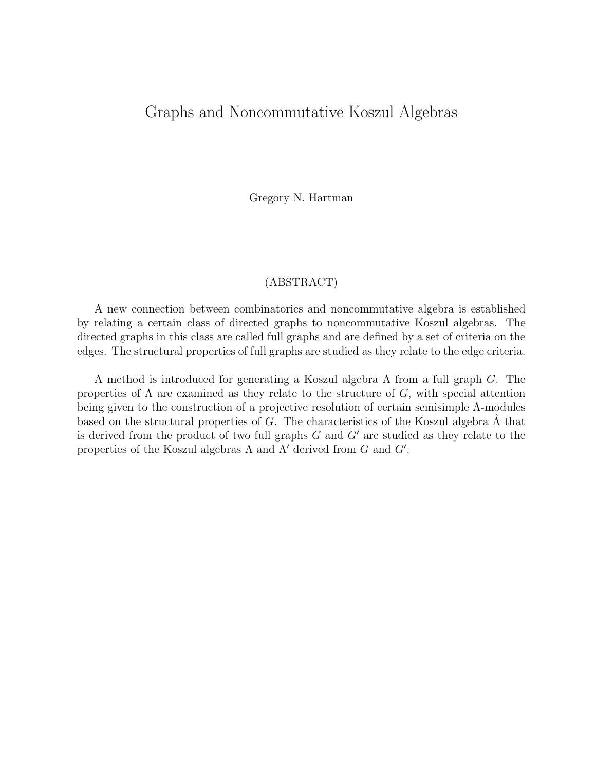# Graphs and Noncommutative Koszul Algebras

Gregory N. Hartman

(ABSTRACT)

A new connection between combinatorics and noncommutative algebra is established by relating a certain class of directed graphs to noncommutative Koszul algebras. The directed graphs in this class are called full graphs and are defined by a set of criteria on the edges. The structural properties of full graphs are studied as they relate to the edge criteria.

A method is introduced for generating a Koszul algebra $\Lambda$ from a full graph $G$. The properties of $\Lambda$ are examined as they relate to the structure of $G$, with special attention being given to the construction of a projective resolution of certain semisimple $\Lambda$-modules based on the structural properties of $G$. The characteristics of the Koszul algebra $\hat{\Lambda}$ that is derived from the product of two full graphs $G$ and $G'$ are studied as they relate to the properties of the Koszul algebras $\Lambda$ and $\Lambda'$ derived from $G$ and $G'$.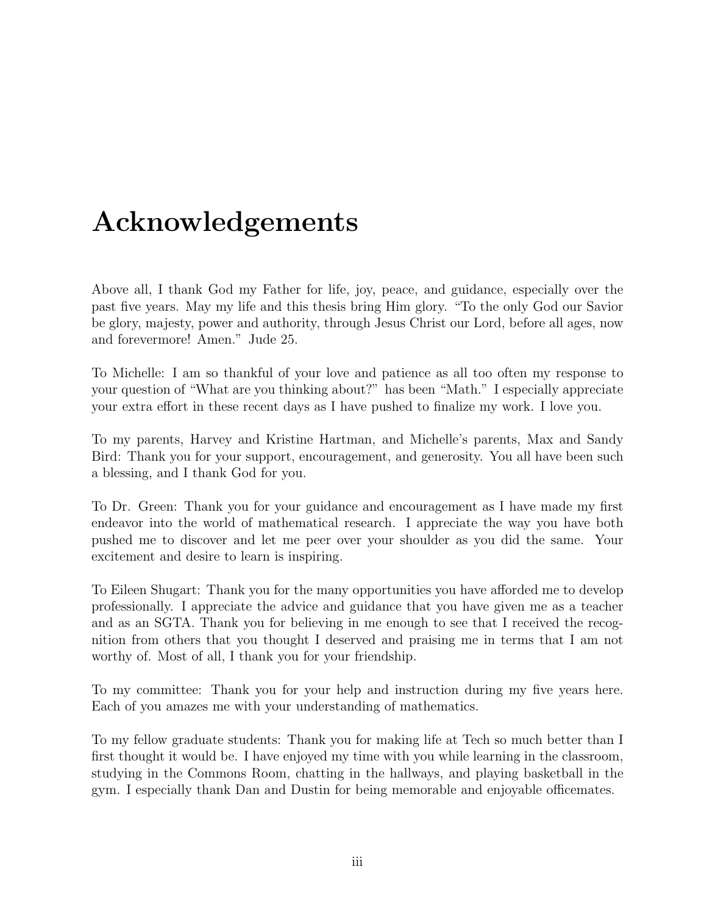# Acknowledgements

Above all, I thank God my Father for life, joy, peace, and guidance, especially over the past five years. May my life and this thesis bring Him glory. "To the only God our Savior be glory, majesty, power and authority, through Jesus Christ our Lord, before all ages, now and forevermore! Amen." Jude 25.

To Michelle: I am so thankful of your love and patience as all too often my response to your question of "What are you thinking about?" has been "Math." I especially appreciate your extra effort in these recent days as I have pushed to finalize my work. I love you.

To my parents, Harvey and Kristine Hartman, and Michelle's parents, Max and Sandy Bird: Thank you for your support, encouragement, and generosity. You all have been such a blessing, and I thank God for you.

To Dr. Green: Thank you for your guidance and encouragement as I have made my first endeavor into the world of mathematical research. I appreciate the way you have both pushed me to discover and let me peer over your shoulder as you did the same. Your excitement and desire to learn is inspiring.

To Eileen Shugart: Thank you for the many opportunities you have afforded me to develop professionally. I appreciate the advice and guidance that you have given me as a teacher and as an SGTA. Thank you for believing in me enough to see that I received the recognition from others that you thought I deserved and praising me in terms that I am not worthy of. Most of all, I thank you for your friendship.

To my committee: Thank you for your help and instruction during my five years here. Each of you amazes me with your understanding of mathematics.

To my fellow graduate students: Thank you for making life at Tech so much better than I first thought it would be. I have enjoyed my time with you while learning in the classroom, studying in the Commons Room, chatting in the hallways, and playing basketball in the gym. I especially thank Dan and Dustin for being memorable and enjoyable officemates.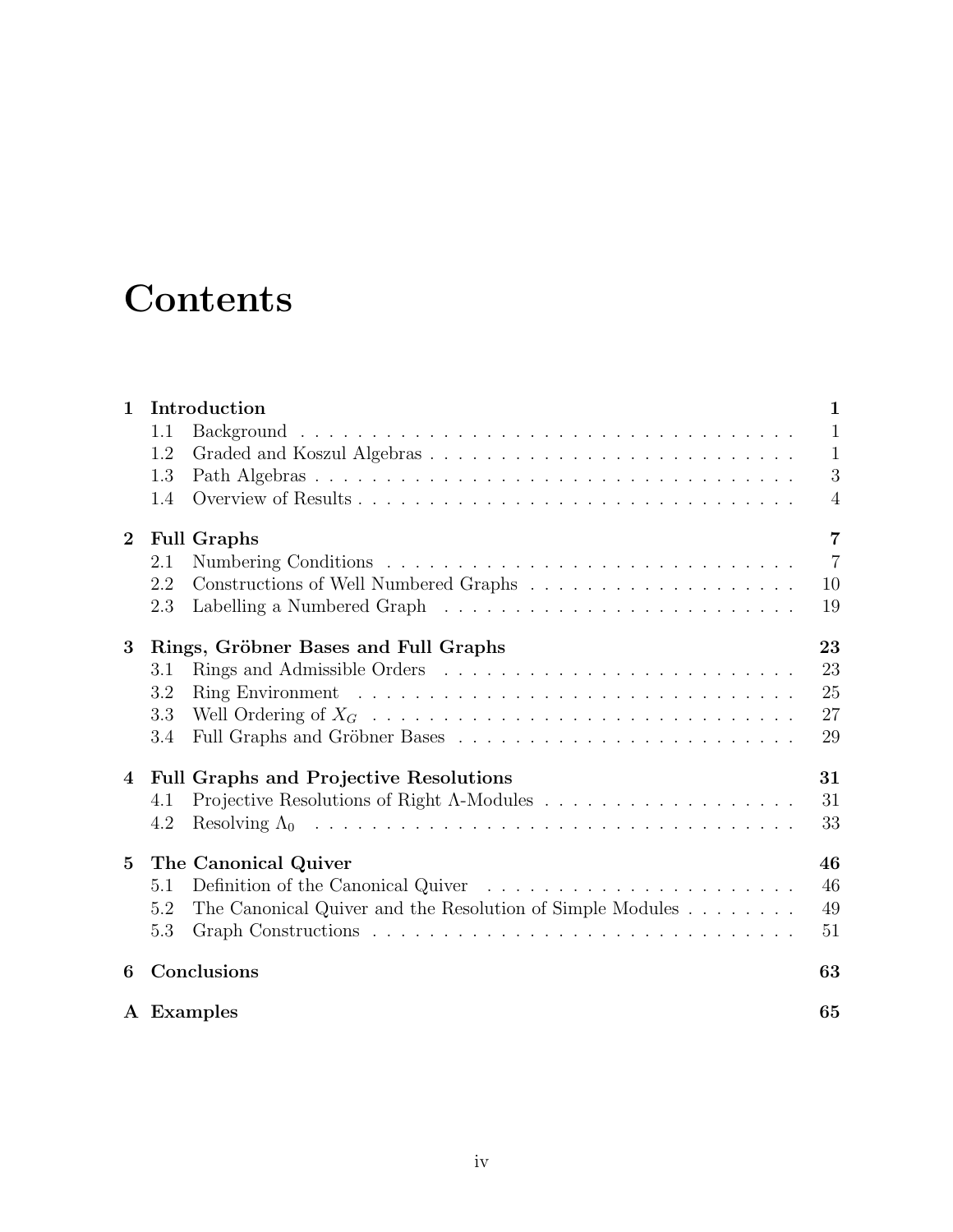# Contents

**1 Introduction** **1**

- 1.1 Background . . . . . . . . . . . . . . . . . . . . . . . . . . . . . . . . . . . . 1
- 1.2 Graded and Koszul Algebras . . . . . . . . . . . . . . . . . . . . . . . . . . 1
- 1.3 Path Algebras . . . . . . . . . . . . . . . . . . . . . . . . . . . . . . . . . . 3
- 1.4 Overview of Results . . . . . . . . . . . . . . . . . . . . . . . . . . . . . . . 4

**2 Full Graphs** **7**

- 2.1 Numbering Conditions . . . . . . . . . . . . . . . . . . . . . . . . . . . . . 7
- 2.2 Constructions of Well Numbered Graphs . . . . . . . . . . . . . . . . . . . 10
- 2.3 Labelling a Numbered Graph . . . . . . . . . . . . . . . . . . . . . . . . . 19

**3 Rings, Gröbner Bases and Full Graphs** **23**

- 3.1 Rings and Admissible Orders . . . . . . . . . . . . . . . . . . . . . . . . . 23
- 3.2 Ring Environment . . . . . . . . . . . . . . . . . . . . . . . . . . . . . . . 25
- 3.3 Well Ordering of $X_G$ . . . . . . . . . . . . . . . . . . . . . . . . . . . . . . 27
- 3.4 Full Graphs and Gröbner Bases . . . . . . . . . . . . . . . . . . . . . . . . 29

**4 Full Graphs and Projective Resolutions** **31**

- 4.1 Projective Resolutions of Right $\Lambda$-Modules . . . . . . . . . . . . . . . . . . 31
- 4.2 Resolving $\Lambda_0$ . . . . . . . . . . . . . . . . . . . . . . . . . . . . . . . . . 33

**5 The Canonical Quiver** **46**

- 5.1 Definition of the Canonical Quiver . . . . . . . . . . . . . . . . . . . . . . 46
- 5.2 The Canonical Quiver and the Resolution of Simple Modules . . . . . . . . 49
- 5.3 Graph Constructions . . . . . . . . . . . . . . . . . . . . . . . . . . . . . . 51

**6 Conclusions** **63**

**A Examples** **65**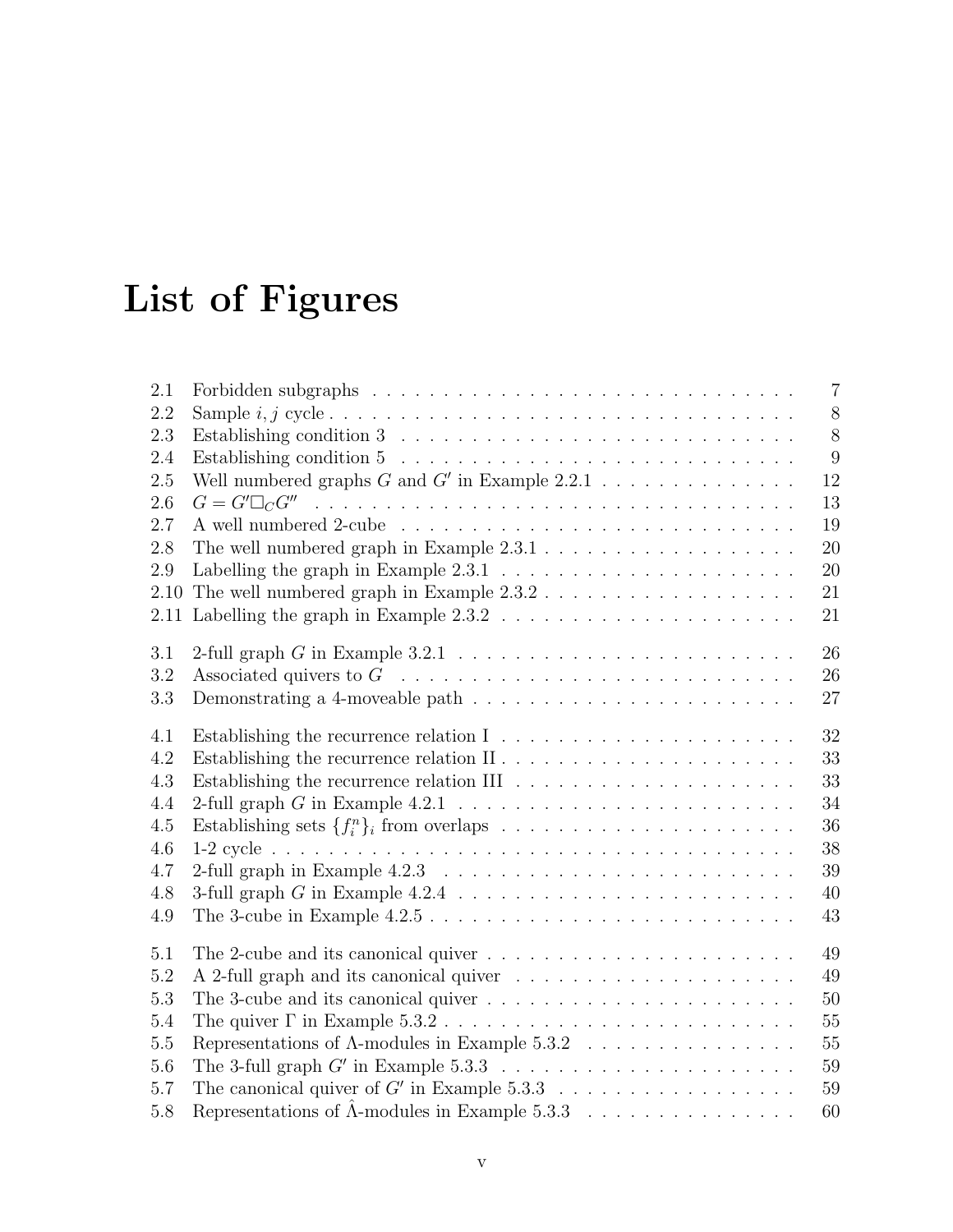# List of Figures

| | | |
|---|---|---|
| 2.1 | Forbidden subgraphs | 7 |
| 2.2 | Sample $i, j$ cycle | 8 |
| 2.3 | Establishing condition 3 | 8 |
| 2.4 | Establishing condition 5 | 9 |
| 2.5 | Well numbered graphs $G$ and $G'$ in Example 2.2.1 | 12 |
| 2.6 | $G = G' \Box_C G''$ | 13 |
| 2.7 | A well numbered 2-cube | 19 |
| 2.8 | The well numbered graph in Example 2.3.1 | 20 |
| 2.9 | Labelling the graph in Example 2.3.1 | 20 |
| 2.10 | The well numbered graph in Example 2.3.2 | 21 |
| 2.11 | Labelling the graph in Example 2.3.2 | 21 |
| 3.1 | 2-full graph $G$ in Example 3.2.1 | 26 |
| 3.2 | Associated quivers to $G$ | 26 |
| 3.3 | Demonstrating a 4-moveable path | 27 |
| 4.1 | Establishing the recurrence relation I | 32 |
| 4.2 | Establishing the recurrence relation II | 33 |
| 4.3 | Establishing the recurrence relation III | 33 |
| 4.4 | 2-full graph $G$ in Example 4.2.1 | 34 |
| 4.5 | Establishing sets $\{f_i^n\}_i$ from overlaps | 36 |
| 4.6 | 1-2 cycle | 38 |
| 4.7 | 2-full graph in Example 4.2.3 | 39 |
| 4.8 | 3-full graph $G$ in Example 4.2.4 | 40 |
| 4.9 | The 3-cube in Example 4.2.5 | 43 |
| 5.1 | The 2-cube and its canonical quiver | 49 |
| 5.2 | A 2-full graph and its canonical quiver | 49 |
| 5.3 | The 3-cube and its canonical quiver | 50 |
| 5.4 | The quiver $\Gamma$ in Example 5.3.2 | 55 |
| 5.5 | Representations of $\Lambda$-modules in Example 5.3.2 | 55 |
| 5.6 | The 3-full graph $G'$ in Example 5.3.3 | 59 |
| 5.7 | The canonical quiver of $G'$ in Example 5.3.3 | 59 |
| 5.8 | Representations of $\hat{\Lambda}$-modules in Example 5.3.3 | 60 |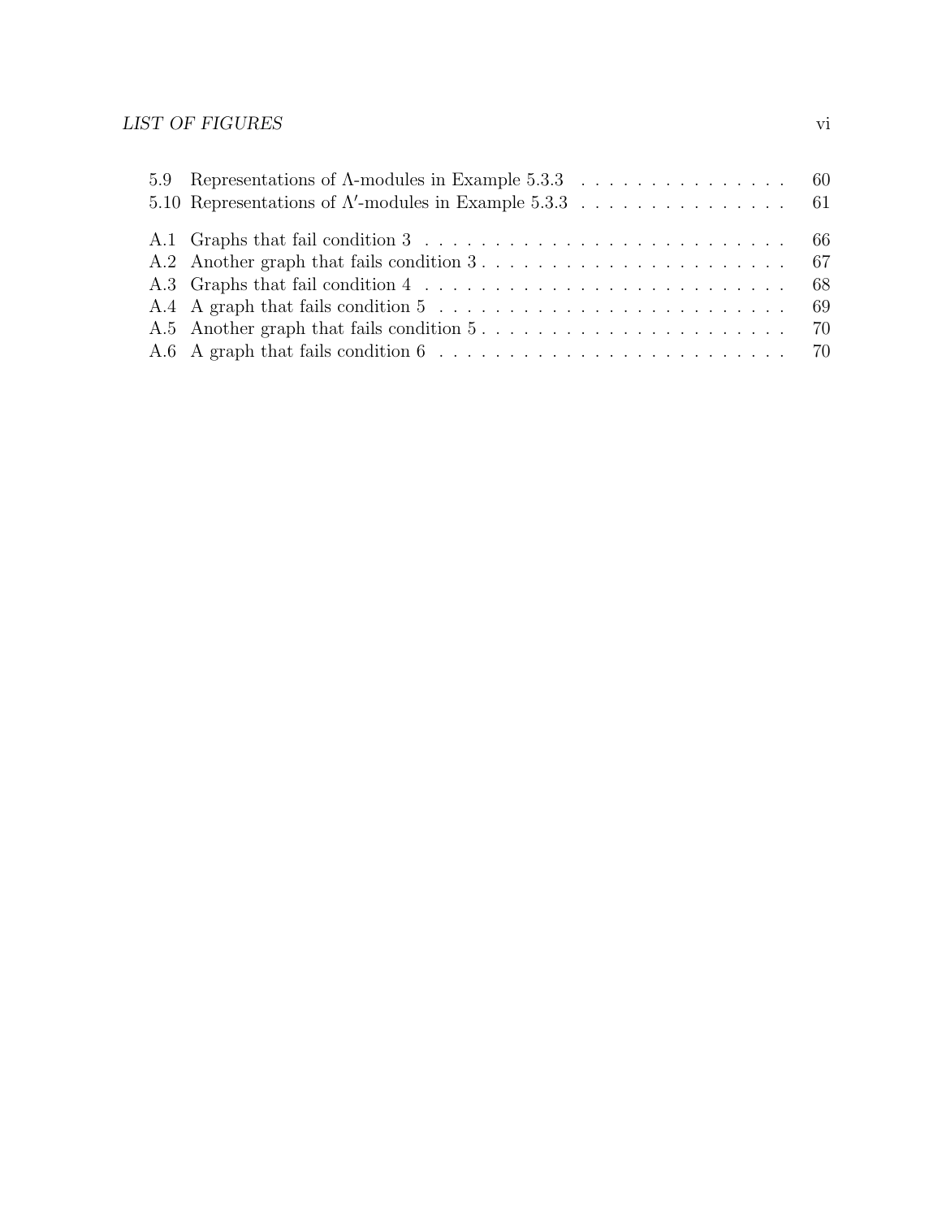5.9 Representations of $\Lambda$-modules in Example 5.3.3 . . . . . . . . . . . . . . . . 60
5.10 Representations of $\Lambda'$-modules in Example 5.3.3 . . . . . . . . . . . . . . . . 61

A.1 Graphs that fail condition 3 . . . . . . . . . . . . . . . . . . . . . . . . . . . 66
A.2 Another graph that fails condition 3 . . . . . . . . . . . . . . . . . . . . . . . 67
A.3 Graphs that fail condition 4 . . . . . . . . . . . . . . . . . . . . . . . . . . . 68
A.4 A graph that fails condition 5 . . . . . . . . . . . . . . . . . . . . . . . . . . 69
A.5 Another graph that fails condition 5 . . . . . . . . . . . . . . . . . . . . . . . 70
A.6 A graph that fails condition 6 . . . . . . . . . . . . . . . . . . . . . . . . . . 70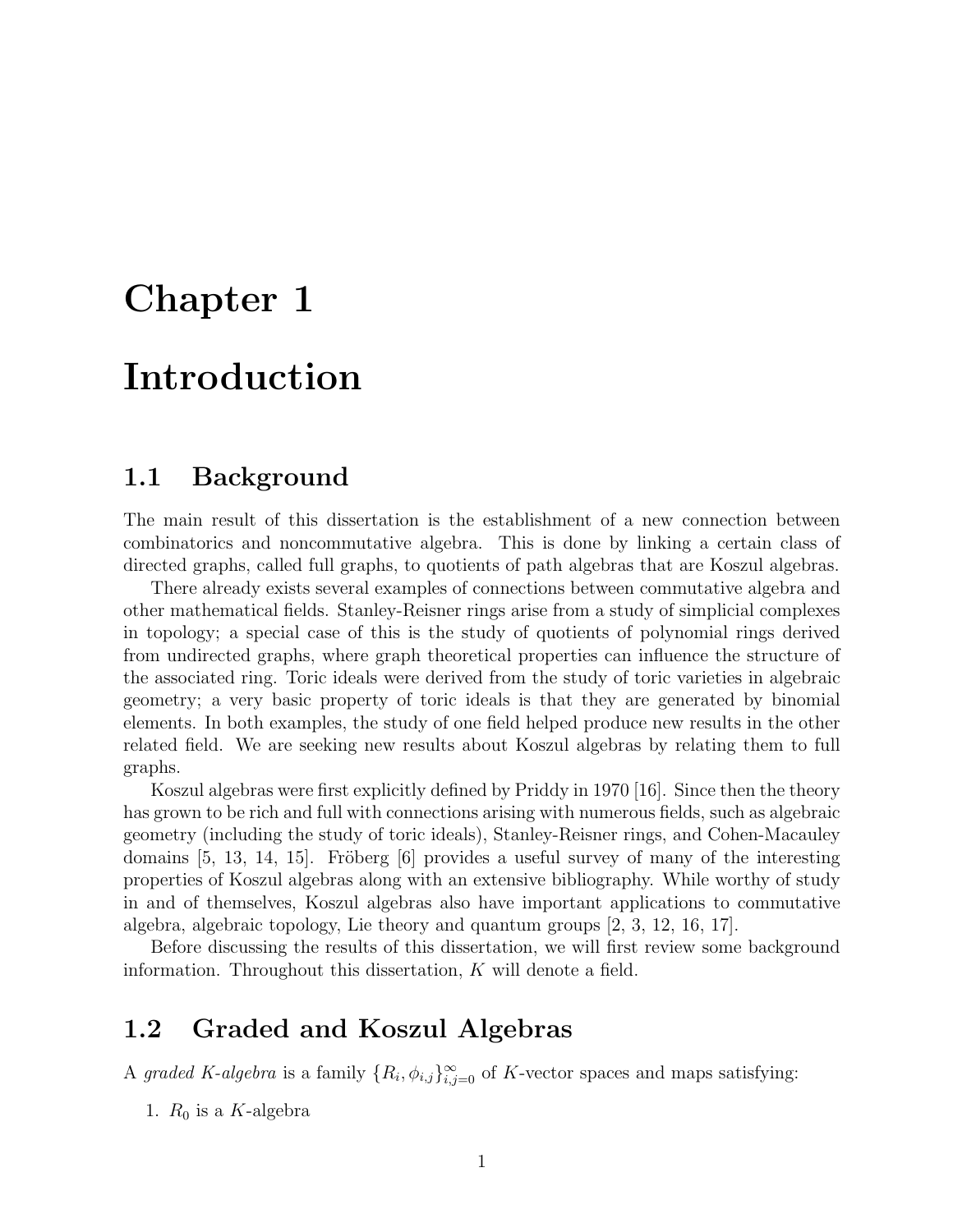# Chapter 1

# Introduction

## 1.1 Background

The main result of this dissertation is the establishment of a new connection between combinatorics and noncommutative algebra. This is done by linking a certain class of directed graphs, called full graphs, to quotients of path algebras that are Koszul algebras.

There already exists several examples of connections between commutative algebra and other mathematical fields. Stanley-Reisner rings arise from a study of simplicial complexes in topology; a special case of this is the study of quotients of polynomial rings derived from undirected graphs, where graph theoretical properties can influence the structure of the associated ring. Toric ideals were derived from the study of toric varieties in algebraic geometry; a very basic property of toric ideals is that they are generated by binomial elements. In both examples, the study of one field helped produce new results in the other related field. We are seeking new results about Koszul algebras by relating them to full graphs.

Koszul algebras were first explicitly defined by Priddy in 1970 [16]. Since then the theory has grown to be rich and full with connections arising with numerous fields, such as algebraic geometry (including the study of toric ideals), Stanley-Reisner rings, and Cohen-Macauley domains [5, 13, 14, 15]. Fröberg [6] provides a useful survey of many of the interesting properties of Koszul algebras along with an extensive bibliography. While worthy of study in and of themselves, Koszul algebras also have important applications to commutative algebra, algebraic topology, Lie theory and quantum groups [2, 3, 12, 16, 17].

Before discussing the results of this dissertation, we will first review some background information. Throughout this dissertation, $K$ will denote a field.

## 1.2 Graded and Koszul Algebras

A *graded K-algebra* is a family $\{R_i, \phi_{i,j}\}_{i,j=0}^{\infty}$ of $K$-vector spaces and maps satisfying:

1. $R_0$ is a $K$-algebra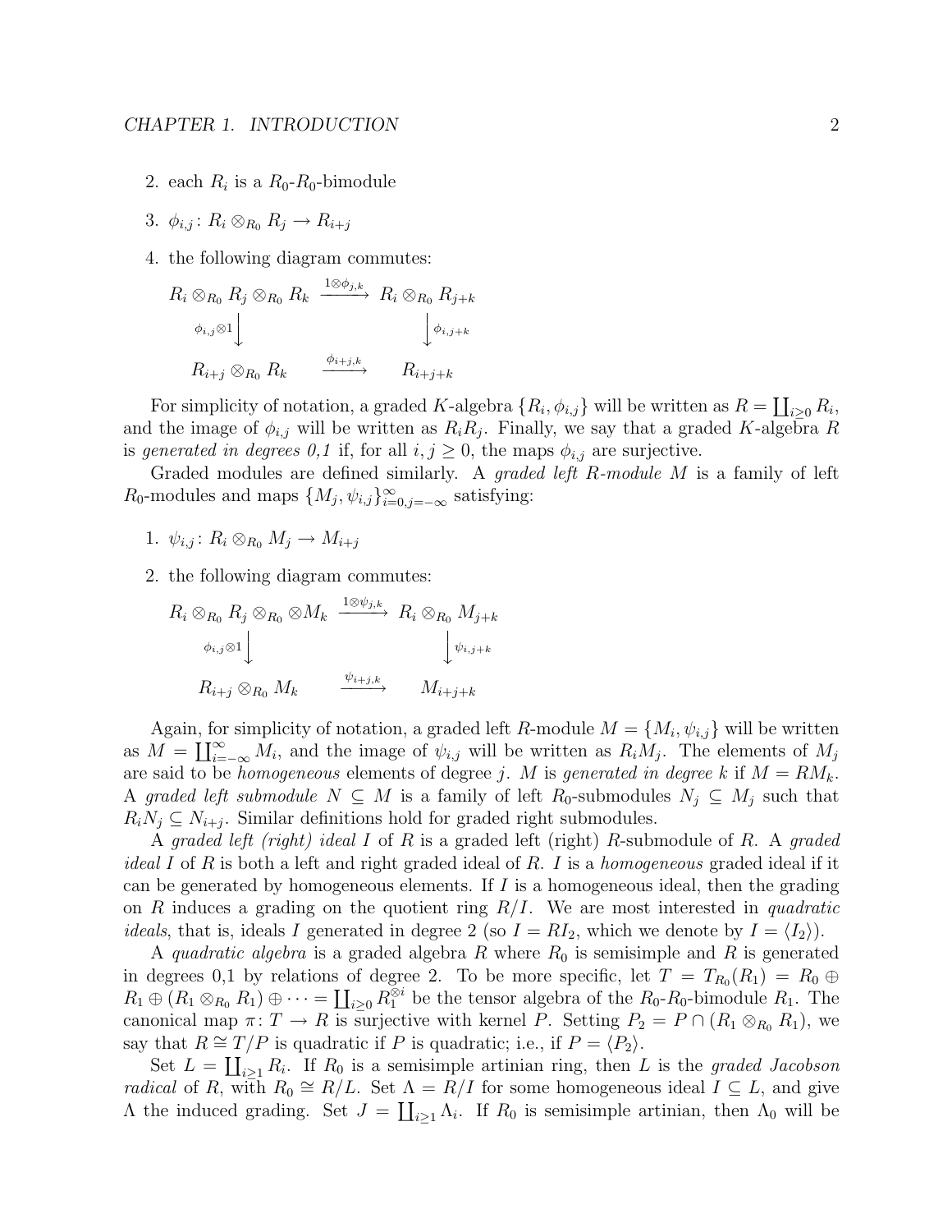2. each $R_i$ is a $R_0$-$R_0$-bimodule

3. $\phi_{i,j}\colon R_i \otimes_{R_0} R_j \to R_{i+j}$

4. the following diagram commutes:

$$\begin{array}{ccc} R_i \otimes_{R_0} R_j \otimes_{R_0} R_k & \xrightarrow{1\otimes\phi_{j,k}} & R_i \otimes_{R_0} R_{j+k} \\ {\scriptstyle \phi_{i,j}\otimes 1}\big\downarrow & & \big\downarrow{\scriptstyle \phi_{i,j+k}} \\ R_{i+j} \otimes_{R_0} R_k & \xrightarrow{\phi_{i+j,k}} & R_{i+j+k} \end{array}$$

For simplicity of notation, a graded $K$-algebra $\{R_i, \phi_{i,j}\}$ will be written as $R = \coprod_{i\geq 0} R_i$, and the image of $\phi_{i,j}$ will be written as $R_iR_j$. Finally, we say that a graded $K$-algebra $R$ is *generated in degrees 0,1* if, for all $i, j \geq 0$, the maps $\phi_{i,j}$ are surjective.

Graded modules are defined similarly. A *graded left $R$-module* $M$ is a family of left $R_0$-modules and maps $\{M_j, \psi_{i,j}\}_{i=0,j=-\infty}^{\infty}$ satisfying:

1. $\psi_{i,j}\colon R_i \otimes_{R_0} M_j \to M_{i+j}$

2. the following diagram commutes:

$$\begin{array}{ccc} R_i \otimes_{R_0} R_j \otimes_{R_0} \otimes M_k & \xrightarrow{1\otimes\psi_{j,k}} & R_i \otimes_{R_0} M_{j+k} \\ {\scriptstyle \phi_{i,j}\otimes 1}\big\downarrow & & \big\downarrow{\scriptstyle \psi_{i,j+k}} \\ R_{i+j} \otimes_{R_0} M_k & \xrightarrow{\psi_{i+j,k}} & M_{i+j+k} \end{array}$$

Again, for simplicity of notation, a graded left $R$-module $M = \{M_i, \psi_{i,j}\}$ will be written as $M = \coprod_{i=-\infty}^{\infty} M_i$, and the image of $\psi_{i,j}$ will be written as $R_iM_j$. The elements of $M_j$ are said to be *homogeneous* elements of degree $j$. $M$ is *generated in degree $k$* if $M = RM_k$. A *graded left submodule* $N \subseteq M$ is a family of left $R_0$-submodules $N_j \subseteq M_j$ such that $R_iN_j \subseteq N_{i+j}$. Similar definitions hold for graded right submodules.

A *graded left (right) ideal* $I$ of $R$ is a graded left (right) $R$-submodule of $R$. A *graded ideal* $I$ of $R$ is both a left and right graded ideal of $R$. $I$ is a *homogeneous* graded ideal if it can be generated by homogeneous elements. If $I$ is a homogeneous ideal, then the grading on $R$ induces a grading on the quotient ring $R/I$. We are most interested in *quadratic ideals*, that is, ideals $I$ generated in degree 2 (so $I = RI_2$, which we denote by $I = \langle I_2 \rangle$).

A *quadratic algebra* is a graded algebra $R$ where $R_0$ is semisimple and $R$ is generated in degrees 0,1 by relations of degree 2. To be more specific, let $T = T_{R_0}(R_1) = R_0 \oplus R_1 \oplus (R_1 \otimes_{R_0} R_1) \oplus \cdots = \coprod_{i\geq 0} R_1^{\otimes i}$ be the tensor algebra of the $R_0$-$R_0$-bimodule $R_1$. The canonical map $\pi\colon T \to R$ is surjective with kernel $P$. Setting $P_2 = P \cap (R_1 \otimes_{R_0} R_1)$, we say that $R \cong T/P$ is quadratic if $P$ is quadratic; i.e., if $P = \langle P_2 \rangle$.

Set $L = \coprod_{i\geq 1} R_i$. If $R_0$ is a semisimple artinian ring, then $L$ is the *graded Jacobson radical* of $R$, with $R_0 \cong R/L$. Set $\Lambda = R/I$ for some homogeneous ideal $I \subseteq L$, and give $\Lambda$ the induced grading. Set $J = \coprod_{i\geq 1} \Lambda_i$. If $R_0$ is semisimple artinian, then $\Lambda_0$ will be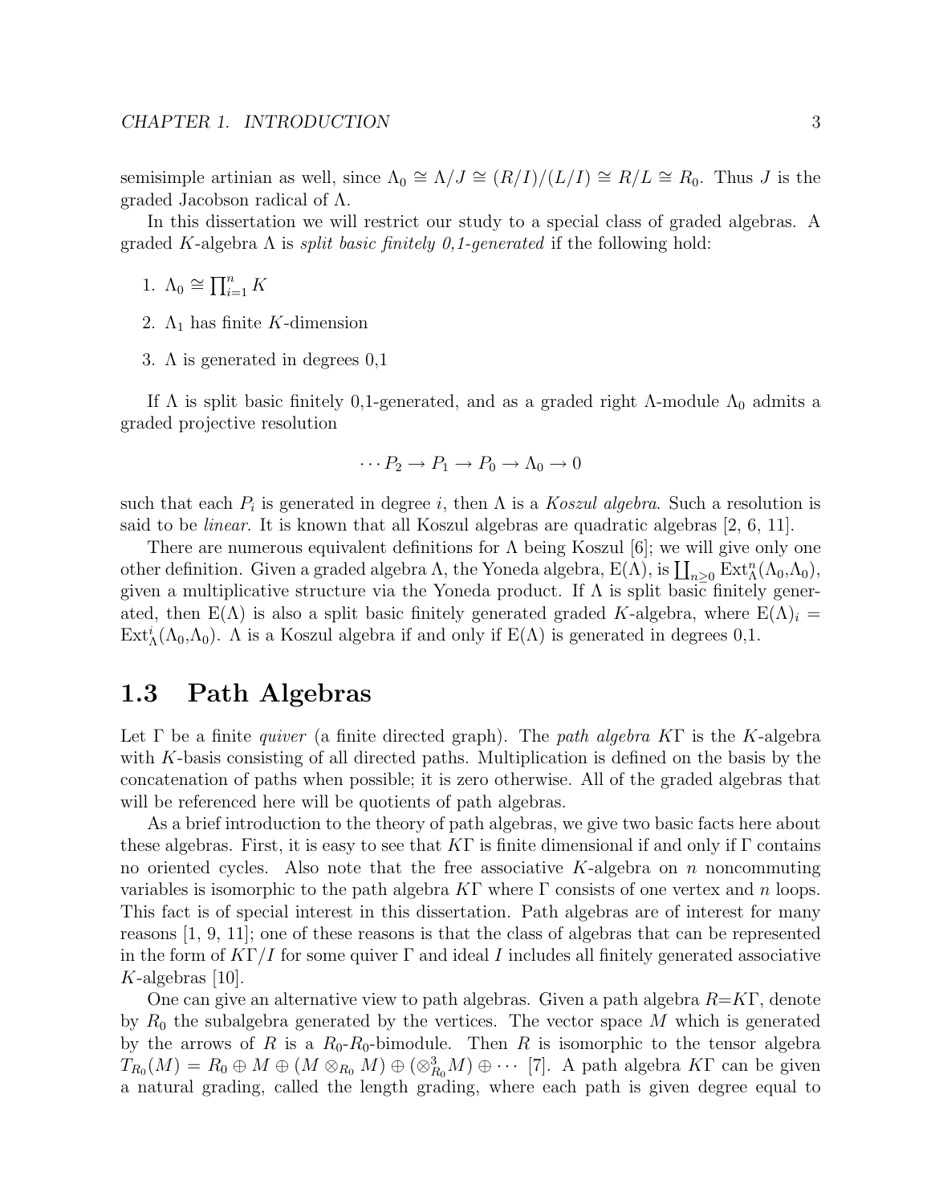semisimple artinian as well, since $\Lambda_0 \cong \Lambda/J \cong (R/I)/(L/I) \cong R/L \cong R_0$. Thus $J$ is the graded Jacobson radical of $\Lambda$.

In this dissertation we will restrict our study to a special class of graded algebras. A graded $K$-algebra $\Lambda$ is *split basic finitely 0,1-generated* if the following hold:

1. $\Lambda_0 \cong \prod_{i=1}^{n} K$
2. $\Lambda_1$ has finite $K$-dimension
3. $\Lambda$ is generated in degrees 0,1

If $\Lambda$ is split basic finitely 0,1-generated, and as a graded right $\Lambda$-module $\Lambda_0$ admits a graded projective resolution

$$\cdots P_2 \to P_1 \to P_0 \to \Lambda_0 \to 0$$

such that each $P_i$ is generated in degree $i$, then $\Lambda$ is a *Koszul algebra*. Such a resolution is said to be *linear*. It is known that all Koszul algebras are quadratic algebras [2, 6, 11].

There are numerous equivalent definitions for $\Lambda$ being Koszul [6]; we will give only one other definition. Given a graded algebra $\Lambda$, the Yoneda algebra, $\mathrm{E}(\Lambda)$, is $\coprod_{n\geq 0} \mathrm{Ext}^n_\Lambda(\Lambda_0,\Lambda_0)$, given a multiplicative structure via the Yoneda product. If $\Lambda$ is split basic finitely generated, then $\mathrm{E}(\Lambda)$ is also a split basic finitely generated graded $K$-algebra, where $\mathrm{E}(\Lambda)_i = \mathrm{Ext}^i_\Lambda(\Lambda_0,\Lambda_0)$. $\Lambda$ is a Koszul algebra if and only if $\mathrm{E}(\Lambda)$ is generated in degrees 0,1.

## 1.3 Path Algebras

Let $\Gamma$ be a finite *quiver* (a finite directed graph). The *path algebra* $K\Gamma$ is the $K$-algebra with $K$-basis consisting of all directed paths. Multiplication is defined on the basis by the concatenation of paths when possible; it is zero otherwise. All of the graded algebras that will be referenced here will be quotients of path algebras.

As a brief introduction to the theory of path algebras, we give two basic facts here about these algebras. First, it is easy to see that $K\Gamma$ is finite dimensional if and only if $\Gamma$ contains no oriented cycles. Also note that the free associative $K$-algebra on $n$ noncommuting variables is isomorphic to the path algebra $K\Gamma$ where $\Gamma$ consists of one vertex and $n$ loops. This fact is of special interest in this dissertation. Path algebras are of interest for many reasons [1, 9, 11]; one of these reasons is that the class of algebras that can be represented in the form of $K\Gamma/I$ for some quiver $\Gamma$ and ideal $I$ includes all finitely generated associative $K$-algebras [10].

One can give an alternative view to path algebras. Given a path algebra $R$=$K\Gamma$, denote by $R_0$ the subalgebra generated by the vertices. The vector space $M$ which is generated by the arrows of $R$ is a $R_0$-$R_0$-bimodule. Then $R$ is isomorphic to the tensor algebra $T_{R_0}(M) = R_0 \oplus M \oplus (M \otimes_{R_0} M) \oplus (\otimes^3_{R_0} M) \oplus \cdots$ [7]. A path algebra $K\Gamma$ can be given a natural grading, called the length grading, where each path is given degree equal to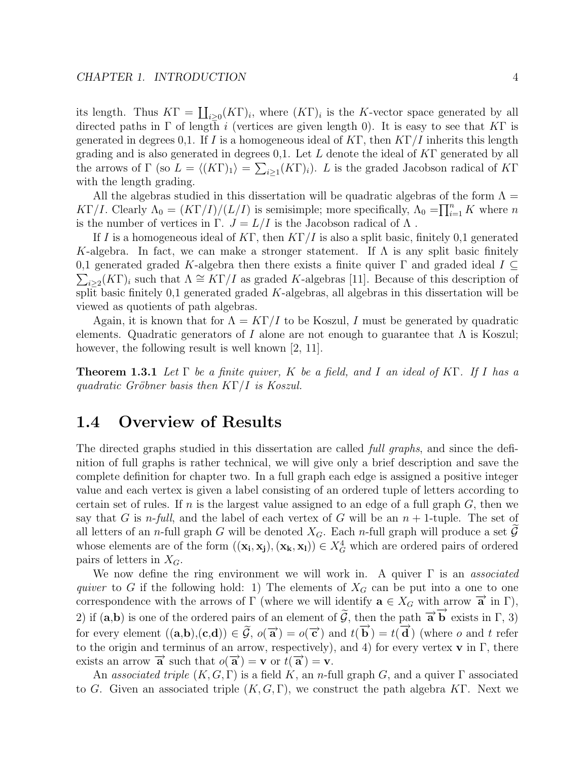its length. Thus $K\Gamma = \coprod_{i\geq 0}(K\Gamma)_i$, where $(K\Gamma)_i$ is the $K$-vector space generated by all directed paths in $\Gamma$ of length $i$ (vertices are given length 0). It is easy to see that $K\Gamma$ is generated in degrees 0,1. If $I$ is a homogeneous ideal of $K\Gamma$, then $K\Gamma/I$ inherits this length grading and is also generated in degrees 0,1. Let $L$ denote the ideal of $K\Gamma$ generated by all the arrows of $\Gamma$ (so $L = \langle (K\Gamma)_1 \rangle = \sum_{i\geq 1}(K\Gamma)_i$). $L$ is the graded Jacobson radical of $K\Gamma$ with the length grading.

All the algebras studied in this dissertation will be quadratic algebras of the form $\Lambda = K\Gamma/I$. Clearly $\Lambda_0 = (K\Gamma/I)/(L/I)$ is semisimple; more specifically, $\Lambda_0 = \prod_{i=1}^n K$ where $n$ is the number of vertices in $\Gamma$. $J = L/I$ is the Jacobson radical of $\Lambda$ .

If $I$ is a homogeneous ideal of $K\Gamma$, then $K\Gamma/I$ is also a split basic, finitely 0,1 generated $K$-algebra. In fact, we can make a stronger statement. If $\Lambda$ is any split basic finitely 0,1 generated graded $K$-algebra then there exists a finite quiver $\Gamma$ and graded ideal $I \subseteq \sum_{i\geq 2}(K\Gamma)_i$ such that $\Lambda \cong K\Gamma/I$ as graded $K$-algebras [11]. Because of this description of split basic finitely 0,1 generated graded $K$-algebras, all algebras in this dissertation will be viewed as quotients of path algebras.

Again, it is known that for $\Lambda = K\Gamma/I$ to be Koszul, $I$ must be generated by quadratic elements. Quadratic generators of $I$ alone are not enough to guarantee that $\Lambda$ is Koszul; however, the following result is well known [2, 11].

**Theorem 1.3.1** *Let $\Gamma$ be a finite quiver, $K$ be a field, and $I$ an ideal of $K\Gamma$. If $I$ has a quadratic Gröbner basis then $K\Gamma/I$ is Koszul.*

## 1.4 Overview of Results

The directed graphs studied in this dissertation are called *full graphs*, and since the definition of full graphs is rather technical, we will give only a brief description and save the complete definition for chapter two. In a full graph each edge is assigned a positive integer value and each vertex is given a label consisting of an ordered tuple of letters according to certain set of rules. If $n$ is the largest value assigned to an edge of a full graph $G$, then we say that $G$ is *n-full*, and the label of each vertex of $G$ will be an $n+1$-tuple. The set of all letters of an $n$-full graph $G$ will be denoted $X_G$. Each $n$-full graph will produce a set $\widetilde{\mathcal{G}}$ whose elements are of the form $((\mathbf{x_i}, \mathbf{x_j}), (\mathbf{x_k}, \mathbf{x_l})) \in X_G^4$ which are ordered pairs of ordered pairs of letters in $X_G$.

We now define the ring environment we will work in. A quiver $\Gamma$ is an *associated quiver* to $G$ if the following hold: 1) The elements of $X_G$ can be put into a one to one correspondence with the arrows of $\Gamma$ (where we will identify $\mathbf{a} \in X_G$ with arrow $\overrightarrow{\mathbf{a}}$ in $\Gamma$), 2) if ($\mathbf{a}$,$\mathbf{b}$) is one of the ordered pairs of an element of $\widetilde{\mathcal{G}}$, then the path $\overrightarrow{\mathbf{a}}\,\overrightarrow{\mathbf{b}}$ exists in $\Gamma$, 3) for every element (($\mathbf{a}$,$\mathbf{b}$),($\mathbf{c}$,$\mathbf{d}$)) $\in \widetilde{\mathcal{G}}$, $o(\overrightarrow{\mathbf{a}}) = o(\overrightarrow{\mathbf{c}})$ and $t(\overrightarrow{\mathbf{b}}) = t(\overrightarrow{\mathbf{d}})$ (where $o$ and $t$ refer to the origin and terminus of an arrow, respectively), and 4) for every vertex $\mathbf{v}$ in $\Gamma$, there exists an arrow $\overrightarrow{\mathbf{a}}$ such that $o(\overrightarrow{\mathbf{a}}) = \mathbf{v}$ or $t(\overrightarrow{\mathbf{a}}) = \mathbf{v}$.

An *associated triple* $(K, G, \Gamma)$ is a field $K$, an $n$-full graph $G$, and a quiver $\Gamma$ associated to $G$. Given an associated triple $(K, G, \Gamma)$, we construct the path algebra $K\Gamma$. Next we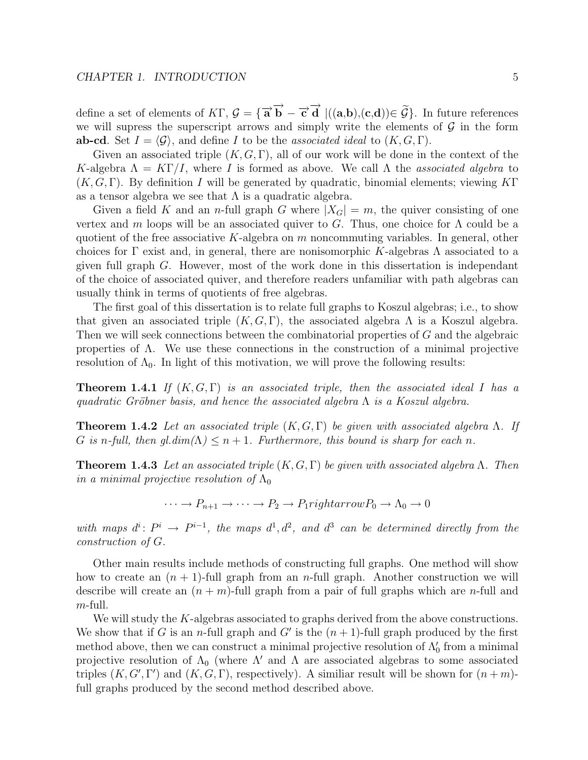define a set of elements of $K\Gamma$, $\mathcal{G} = \{ \overrightarrow{\mathbf{a}}\,\overrightarrow{\mathbf{b}} - \overrightarrow{\mathbf{c}}\,\overrightarrow{\mathbf{d}} \;|((\mathbf{a},\mathbf{b}),(\mathbf{c},\mathbf{d}))\in \widetilde{\mathcal{G}}\}$. In future references we will supress the superscript arrows and simply write the elements of $\mathcal{G}$ in the form **ab-cd**. Set $I = \langle \mathcal{G} \rangle$, and define $I$ to be the *associated ideal* to $(K, G, \Gamma)$.

Given an associated triple $(K, G, \Gamma)$, all of our work will be done in the context of the $K$-algebra $\Lambda = K\Gamma/I$, where $I$ is formed as above. We call $\Lambda$ the *associated algebra* to $(K, G, \Gamma)$. By definition $I$ will be generated by quadratic, binomial elements; viewing $K\Gamma$ as a tensor algebra we see that $\Lambda$ is a quadratic algebra.

Given a field $K$ and an $n$-full graph $G$ where $|X_G| = m$, the quiver consisting of one vertex and $m$ loops will be an associated quiver to $G$. Thus, one choice for $\Lambda$ could be a quotient of the free associative $K$-algebra on $m$ noncommuting variables. In general, other choices for $\Gamma$ exist and, in general, there are nonisomorphic $K$-algebras $\Lambda$ associated to a given full graph $G$. However, most of the work done in this dissertation is independant of the choice of associated quiver, and therefore readers unfamiliar with path algebras can usually think in terms of quotients of free algebras.

The first goal of this dissertation is to relate full graphs to Koszul algebras; i.e., to show that given an associated triple $(K, G, \Gamma)$, the associated algebra $\Lambda$ is a Koszul algebra. Then we will seek connections between the combinatorial properties of $G$ and the algebraic properties of $\Lambda$. We use these connections in the construction of a minimal projective resolution of $\Lambda_0$. In light of this motivation, we will prove the following results:

**Theorem 1.4.1** *If $(K, G, \Gamma)$ is an associated triple, then the associated ideal $I$ has a quadratic Gröbner basis, and hence the associated algebra $\Lambda$ is a Koszul algebra.*

**Theorem 1.4.2** *Let an associated triple $(K, G, \Gamma)$ be given with associated algebra $\Lambda$. If $G$ is n-full, then gl.dim($\Lambda$) $\leq n + 1$. Furthermore, this bound is sharp for each $n$.*

**Theorem 1.4.3** *Let an associated triple $(K, G, \Gamma)$ be given with associated algebra $\Lambda$. Then in a minimal projective resolution of $\Lambda_0$*

$$\cdots \to P_{n+1} \to \cdots \to P_2 \to P_1 rightarrow P_0 \to \Lambda_0 \to 0$$

*with maps $d^i \colon P^i \to P^{i-1}$, the maps $d^1, d^2$, and $d^3$ can be determined directly from the construction of $G$.*

Other main results include methods of constructing full graphs. One method will show how to create an $(n + 1)$-full graph from an $n$-full graph. Another construction we will describe will create an $(n + m)$-full graph from a pair of full graphs which are $n$-full and $m$-full.

We will study the $K$-algebras associated to graphs derived from the above constructions. We show that if $G$ is an $n$-full graph and $G'$ is the $(n + 1)$-full graph produced by the first method above, then we can construct a minimal projective resolution of $\Lambda'_0$ from a minimal projective resolution of $\Lambda_0$ (where $\Lambda'$ and $\Lambda$ are associated algebras to some associated triples $(K, G', \Gamma')$ and $(K, G, \Gamma)$, respectively). A similiar result will be shown for $(n + m)$-full graphs produced by the second method described above.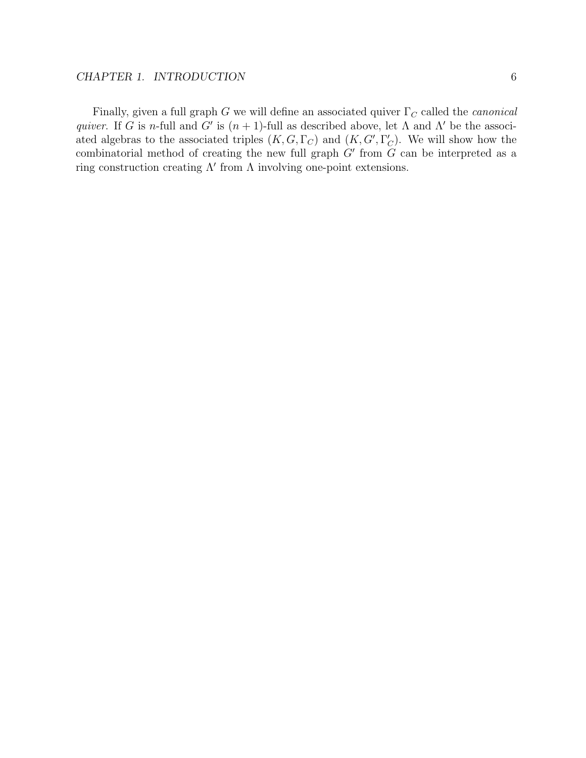Finally, given a full graph $G$ we will define an associated quiver $\Gamma_C$ called the *canonical quiver*. If $G$ is $n$-full and $G'$ is $(n+1)$-full as described above, let $\Lambda$ and $\Lambda'$ be the associated algebras to the associated triples $(K, G, \Gamma_C)$ and $(K, G', \Gamma'_C)$. We will show how the combinatorial method of creating the new full graph $G'$ from $G$ can be interpreted as a ring construction creating $\Lambda'$ from $\Lambda$ involving one-point extensions.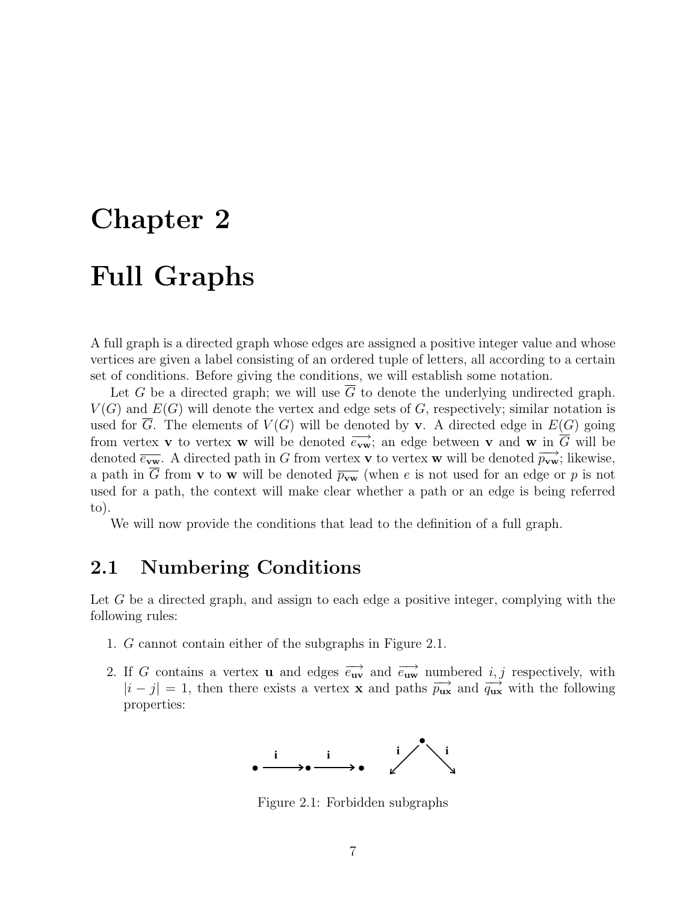# Chapter 2

# Full Graphs

A full graph is a directed graph whose edges are assigned a positive integer value and whose vertices are given a label consisting of an ordered tuple of letters, all according to a certain set of conditions. Before giving the conditions, we will establish some notation.

Let $G$ be a directed graph; we will use $\overline{G}$ to denote the underlying undirected graph. $V(G)$ and $E(G)$ will denote the vertex and edge sets of $G$, respectively; similar notation is used for $\overline{G}$. The elements of $V(G)$ will be denoted by $\mathbf{v}$. A directed edge in $E(G)$ going from vertex $\mathbf{v}$ to vertex $\mathbf{w}$ will be denoted $\overrightarrow{e_{\mathbf{vw}}}$; an edge between $\mathbf{v}$ and $\mathbf{w}$ in $\overline{G}$ will be denoted $\overline{e_{\mathbf{vw}}}$. A directed path in $G$ from vertex $\mathbf{v}$ to vertex $\mathbf{w}$ will be denoted $\overrightarrow{p_{\mathbf{vw}}}$; likewise, a path in $\overline{G}$ from $\mathbf{v}$ to $\mathbf{w}$ will be denoted $\overline{p_{\mathbf{vw}}}$ (when $e$ is not used for an edge or $p$ is not used for a path, the context will make clear whether a path or an edge is being referred to).

We will now provide the conditions that lead to the definition of a full graph.

## 2.1 Numbering Conditions

Let $G$ be a directed graph, and assign to each edge a positive integer, complying with the following rules:

1. $G$ cannot contain either of the subgraphs in Figure 2.1.

2. If $G$ contains a vertex $\mathbf{u}$ and edges $\overrightarrow{e_{\mathbf{uv}}}$ and $\overrightarrow{e_{\mathbf{uw}}}$ numbered $i, j$ respectively, with $|i - j| = 1$, then there exists a vertex $\mathbf{x}$ and paths $\overrightarrow{p_{\mathbf{ux}}}$ and $\overrightarrow{q_{\mathbf{ux}}}$ with the following properties:

Figure 2.1: Forbidden subgraphs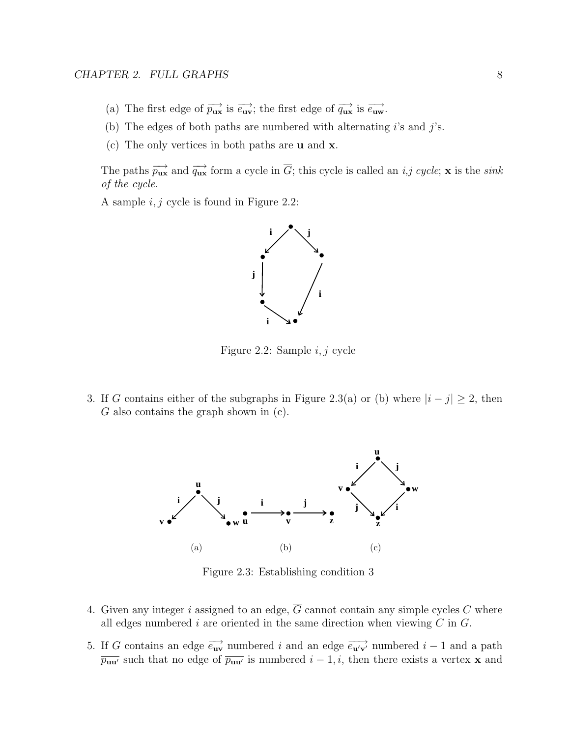(a) The first edge of $\overrightarrow{p_{\mathbf{ux}}}$ is $\overrightarrow{e_{\mathbf{uv}}}$; the first edge of $\overrightarrow{q_{\mathbf{ux}}}$ is $\overrightarrow{e_{\mathbf{uw}}}$.

(b) The edges of both paths are numbered with alternating $i$'s and $j$'s.

(c) The only vertices in both paths are $\mathbf{u}$ and $\mathbf{x}$.

The paths $\overrightarrow{p_{\mathbf{ux}}}$ and $\overrightarrow{q_{\mathbf{ux}}}$ form a cycle in $\overline{G}$; this cycle is called an *i,j cycle*; $\mathbf{x}$ is the *sink of the cycle.*

A sample $i, j$ cycle is found in Figure 2.2:

Figure 2.2: Sample $i, j$ cycle

3. If $G$ contains either of the subgraphs in Figure 2.3(a) or (b) where $|i - j| \geq 2$, then $G$ also contains the graph shown in (c).

Figure 2.3: Establishing condition 3

4. Given any integer $i$ assigned to an edge, $\overline{G}$ cannot contain any simple cycles $C$ where all edges numbered $i$ are oriented in the same direction when viewing $C$ in $G$.

5. If $G$ contains an edge $\overrightarrow{e_{\mathbf{uv}}}$ numbered $i$ and an edge $\overrightarrow{e_{\mathbf{u'v'}}}$ numbered $i - 1$ and a path $\overline{p_{\mathbf{uu'}}}$ such that no edge of $\overline{p_{\mathbf{uu'}}}$ is numbered $i - 1, i$, then there exists a vertex $\mathbf{x}$ and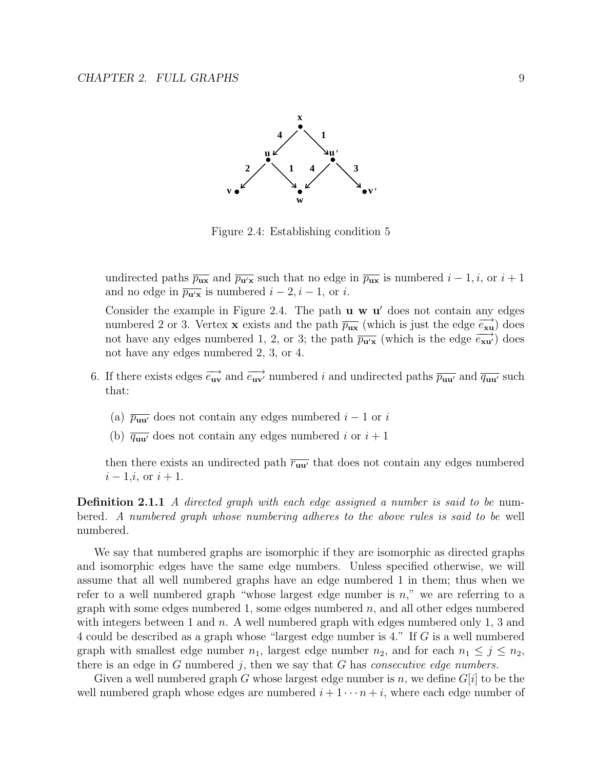Figure 2.4: Establishing condition 5

undirected paths $\overline{p_{\mathbf{ux}}}$ and $\overline{p_{\mathbf{u'x}}}$ such that no edge in $\overline{p_{\mathbf{ux}}}$ is numbered $i-1, i,$ or $i+1$ and no edge in $\overline{p_{\mathbf{u'x}}}$ is numbered $i-2, i-1,$ or $i$.

Consider the example in Figure 2.4. The path **u w u′** does not contain any edges numbered 2 or 3. Vertex **x** exists and the path $\overline{p_{\mathbf{ux}}}$ (which is just the edge $\overrightarrow{e_{\mathbf{xu}}}$) does not have any edges numbered 1, 2, or 3; the path $\overline{p_{\mathbf{u'x}}}$ (which is the edge $\overrightarrow{e_{\mathbf{xu'}}}$) does not have any edges numbered 2, 3, or 4.

6. If there exists edges $\overrightarrow{e_{\mathbf{uv}}}$ and $\overrightarrow{e_{\mathbf{uv'}}}$ numbered $i$ and undirected paths $\overline{p_{\mathbf{uu'}}}$ and $\overline{q_{\mathbf{uu'}}}$ such that:

   (a) $\overline{p_{\mathbf{uu'}}}$ does not contain any edges numbered $i-1$ or $i$

   (b) $\overline{q_{\mathbf{uu'}}}$ does not contain any edges numbered $i$ or $i+1$

   then there exists an undirected path $\overline{r_{\mathbf{uu'}}}$ that does not contain any edges numbered $i-1$,$i$, or $i+1$.

**Definition 2.1.1** *A directed graph with each edge assigned a number is said to be* numbered. *A numbered graph whose numbering adheres to the above rules is said to be* well numbered.

We say that numbered graphs are isomorphic if they are isomorphic as directed graphs and isomorphic edges have the same edge numbers. Unless specified otherwise, we will assume that all well numbered graphs have an edge numbered 1 in them; thus when we refer to a well numbered graph "whose largest edge number is $n$," we are referring to a graph with some edges numbered 1, some edges numbered $n$, and all other edges numbered with integers between 1 and $n$. A well numbered graph with edges numbered only 1, 3 and 4 could be described as a graph whose "largest edge number is 4." If $G$ is a well numbered graph with smallest edge number $n_1$, largest edge number $n_2$, and for each $n_1 \leq j \leq n_2$, there is an edge in $G$ numbered $j$, then we say that $G$ has *consecutive edge numbers.*

Given a well numbered graph $G$ whose largest edge number is $n$, we define $G[i]$ to be the well numbered graph whose edges are numbered $i+1 \cdots n+i$, where each edge number of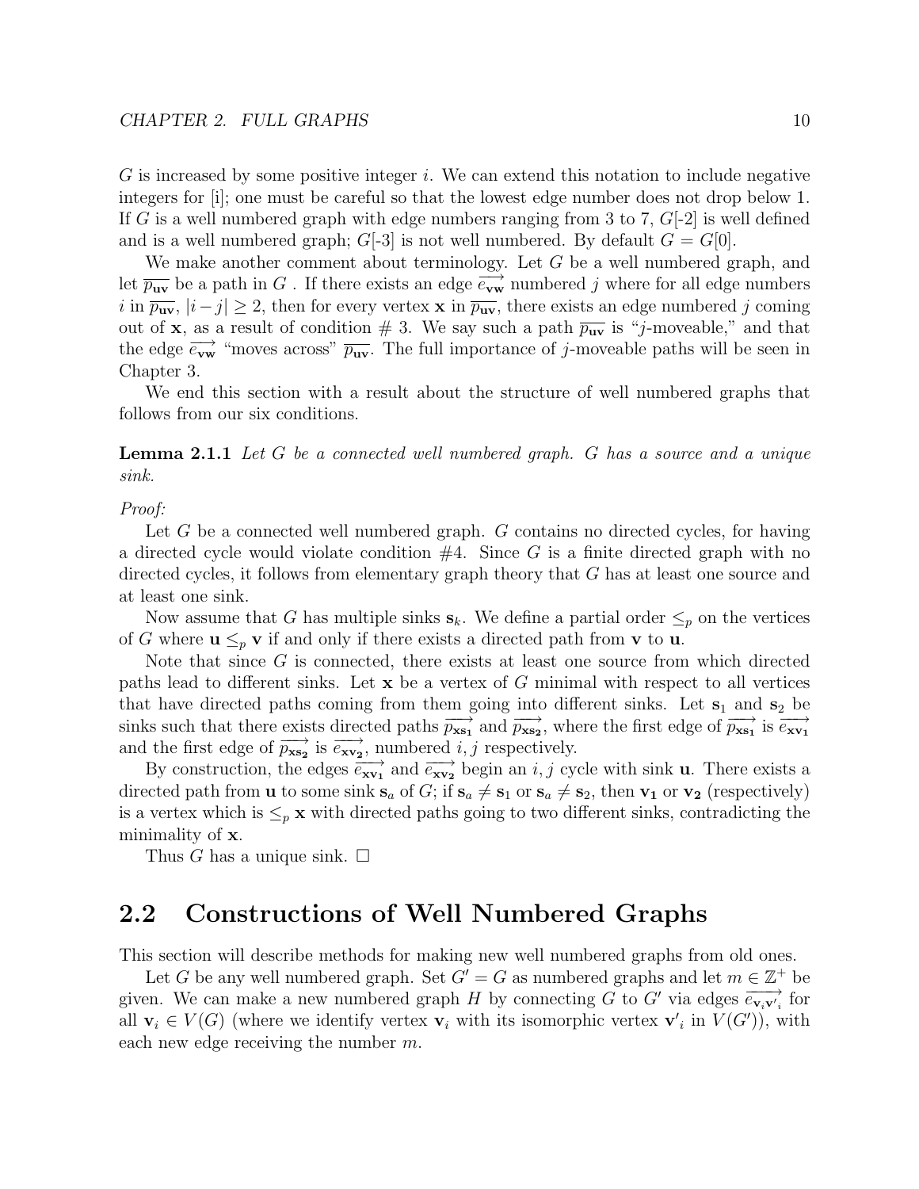$G$ is increased by some positive integer $i$. We can extend this notation to include negative integers for [i]; one must be careful so that the lowest edge number does not drop below 1. If $G$ is a well numbered graph with edge numbers ranging from 3 to 7, $G$[-2] is well defined and is a well numbered graph; $G$[-3] is not well numbered. By default $G = G[0]$.

We make another comment about terminology. Let $G$ be a well numbered graph, and let $\overline{p_{\mathbf{uv}}}$ be a path in $G$ . If there exists an edge $\overrightarrow{e_{\mathbf{vw}}}$ numbered $j$ where for all edge numbers $i$ in $\overline{p_{\mathbf{uv}}}$, $|i - j| \geq 2$, then for every vertex $\mathbf{x}$ in $\overline{p_{\mathbf{uv}}}$, there exists an edge numbered $j$ coming out of $\mathbf{x}$, as a result of condition # 3. We say such a path $\overline{p_{\mathbf{uv}}}$ is "$j$-moveable," and that the edge $\overrightarrow{e_{\mathbf{vw}}}$ "moves across" $\overline{p_{\mathbf{uv}}}$. The full importance of $j$-moveable paths will be seen in Chapter 3.

We end this section with a result about the structure of well numbered graphs that follows from our six conditions.

**Lemma 2.1.1** *Let $G$ be a connected well numbered graph. $G$ has a source and a unique sink.*

*Proof:*

Let $G$ be a connected well numbered graph. $G$ contains no directed cycles, for having a directed cycle would violate condition #4. Since $G$ is a finite directed graph with no directed cycles, it follows from elementary graph theory that $G$ has at least one source and at least one sink.

Now assume that $G$ has multiple sinks $\mathbf{s}_k$. We define a partial order $\leq_p$ on the vertices of $G$ where $\mathbf{u} \leq_p \mathbf{v}$ if and only if there exists a directed path from $\mathbf{v}$ to $\mathbf{u}$.

Note that since $G$ is connected, there exists at least one source from which directed paths lead to different sinks. Let $\mathbf{x}$ be a vertex of $G$ minimal with respect to all vertices that have directed paths coming from them going into different sinks. Let $\mathbf{s}_1$ and $\mathbf{s}_2$ be sinks such that there exists directed paths $\overrightarrow{p_{\mathbf{xs_1}}}$ and $\overrightarrow{p_{\mathbf{xs_2}}}$, where the first edge of $\overrightarrow{p_{\mathbf{xs_1}}}$ is $\overrightarrow{e_{\mathbf{xv_1}}}$ and the first edge of $\overrightarrow{p_{\mathbf{xs_2}}}$ is $\overrightarrow{e_{\mathbf{xv_2}}}$, numbered $i, j$ respectively.

By construction, the edges $\overrightarrow{e_{\mathbf{xv_1}}}$ and $\overrightarrow{e_{\mathbf{xv_2}}}$ begin an $i, j$ cycle with sink $\mathbf{u}$. There exists a directed path from $\mathbf{u}$ to some sink $\mathbf{s}_a$ of $G$; if $\mathbf{s}_a \neq \mathbf{s}_1$ or $\mathbf{s}_a \neq \mathbf{s}_2$, then $\mathbf{v_1}$ or $\mathbf{v_2}$ (respectively) is a vertex which is $\leq_p \mathbf{x}$ with directed paths going to two different sinks, contradicting the minimality of $\mathbf{x}$.

Thus $G$ has a unique sink. $\square$

## 2.2 Constructions of Well Numbered Graphs

This section will describe methods for making new well numbered graphs from old ones.

Let $G$ be any well numbered graph. Set $G' = G$ as numbered graphs and let $m \in \mathbb{Z}^+$ be given. We can make a new numbered graph $H$ by connecting $G$ to $G'$ via edges $\overrightarrow{e_{\mathbf{v}_i\mathbf{v'}_i}}$ for all $\mathbf{v}_i \in V(G)$ (where we identify vertex $\mathbf{v}_i$ with its isomorphic vertex $\mathbf{v'}_i$ in $V(G')$), with each new edge receiving the number $m$.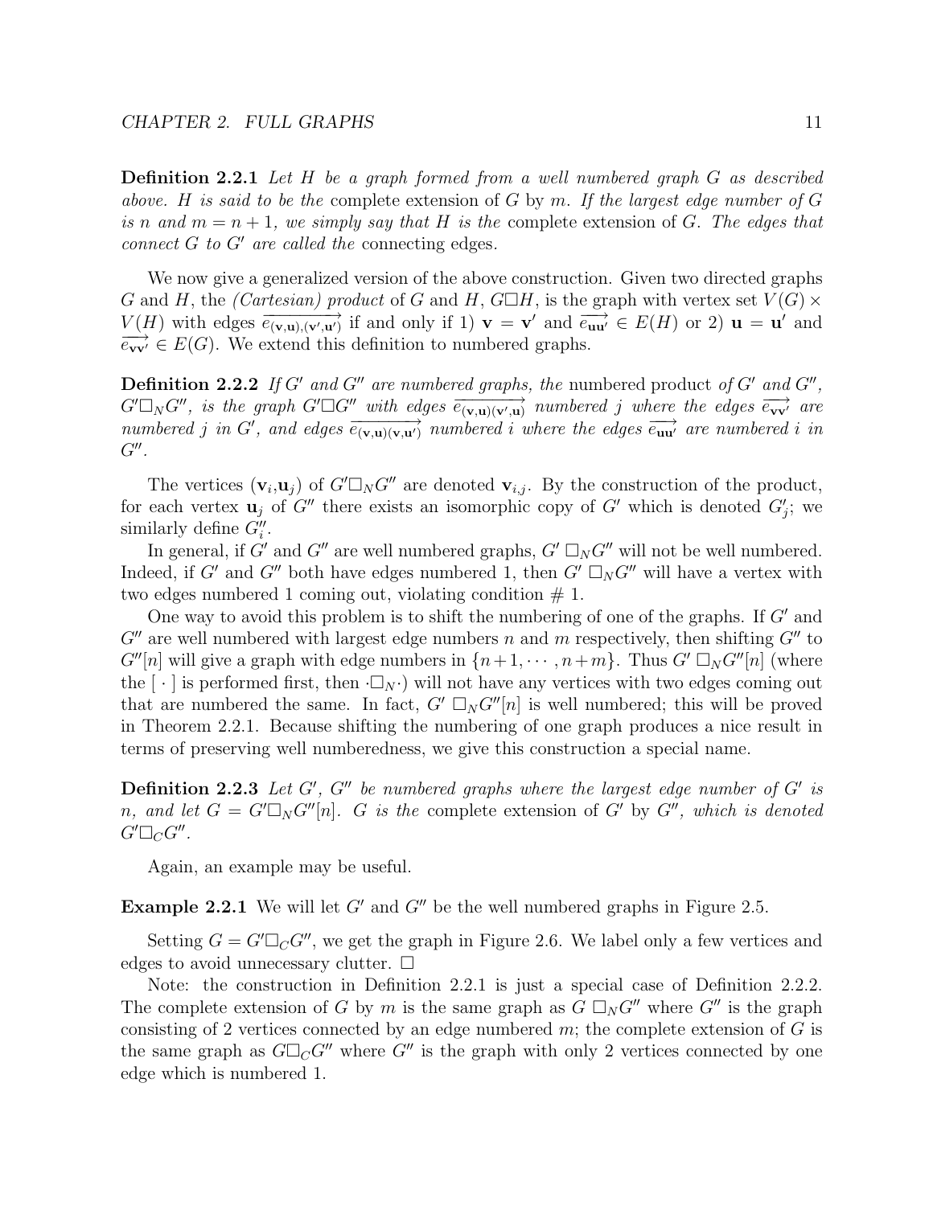**Definition 2.2.1** *Let $H$ be a graph formed from a well numbered graph $G$ as described above. $H$ is said to be the* complete extension of $G$ by $m$. *If the largest edge number of $G$ is $n$ and $m = n+1$, we simply say that $H$ is the* complete extension of $G$. *The edges that connect $G$ to $G'$ are called the* connecting edges.

We now give a generalized version of the above construction. Given two directed graphs $G$ and $H$, the *(Cartesian) product* of $G$ and $H$, $G \square H$, is the graph with vertex set $V(G) \times V(H)$ with edges $\overrightarrow{e_{(\mathbf{v},\mathbf{u}),(\mathbf{v}',\mathbf{u}')}}$ if and only if 1) $\mathbf{v} = \mathbf{v}'$ and $\overrightarrow{e_{\mathbf{u}\mathbf{u}'}} \in E(H)$ or 2) $\mathbf{u} = \mathbf{u}'$ and $\overrightarrow{e_{\mathbf{v}\mathbf{v}'}} \in E(G)$. We extend this definition to numbered graphs.

**Definition 2.2.2** *If $G'$ and $G''$ are numbered graphs, the* numbered product *of $G'$ and $G''$, $G' \square_N G''$, is the graph $G' \square G''$ with edges $\overrightarrow{e_{(\mathbf{v},\mathbf{u})(\mathbf{v}',\mathbf{u})}}$ numbered $j$ where the edges $\overrightarrow{e_{\mathbf{v}\mathbf{v}'}}$ are numbered $j$ in $G'$, and edges $\overrightarrow{e_{(\mathbf{v},\mathbf{u})(\mathbf{v},\mathbf{u}')}}$ numbered $i$ where the edges $\overrightarrow{e_{\mathbf{u}\mathbf{u}'}}$ are numbered $i$ in $G''$.*

The vertices $(\mathbf{v}_i, \mathbf{u}_j)$ of $G' \square_N G''$ are denoted $\mathbf{v}_{i,j}$. By the construction of the product, for each vertex $\mathbf{u}_j$ of $G''$ there exists an isomorphic copy of $G'$ which is denoted $G'_j$; we similarly define $G''_i$.

In general, if $G'$ and $G''$ are well numbered graphs, $G' \square_N G''$ will not be well numbered. Indeed, if $G'$ and $G''$ both have edges numbered 1, then $G' \square_N G''$ will have a vertex with two edges numbered 1 coming out, violating condition # 1.

One way to avoid this problem is to shift the numbering of one of the graphs. If $G'$ and $G''$ are well numbered with largest edge numbers $n$ and $m$ respectively, then shifting $G''$ to $G''[n]$ will give a graph with edge numbers in $\{n+1, \cdots, n+m\}$. Thus $G' \square_N G''[n]$ (where the $[\,\cdot\,]$ is performed first, then $\cdot \square_N \cdot$) will not have any vertices with two edges coming out that are numbered the same. In fact, $G' \square_N G''[n]$ is well numbered; this will be proved in Theorem 2.2.1. Because shifting the numbering of one graph produces a nice result in terms of preserving well numberedness, we give this construction a special name.

**Definition 2.2.3** *Let $G'$, $G''$ be numbered graphs where the largest edge number of $G'$ is $n$, and let $G = G' \square_N G''[n]$. $G$ is the* complete extension of $G'$ by $G''$, *which is denoted $G' \square_C G''$.*

Again, an example may be useful.

**Example 2.2.1** We will let $G'$ and $G''$ be the well numbered graphs in Figure 2.5.

Setting $G = G' \square_C G''$, we get the graph in Figure 2.6. We label only a few vertices and edges to avoid unnecessary clutter. □

Note: the construction in Definition 2.2.1 is just a special case of Definition 2.2.2. The complete extension of $G$ by $m$ is the same graph as $G \square_N G''$ where $G''$ is the graph consisting of 2 vertices connected by an edge numbered $m$; the complete extension of $G$ is the same graph as $G \square_C G''$ where $G''$ is the graph with only 2 vertices connected by one edge which is numbered 1.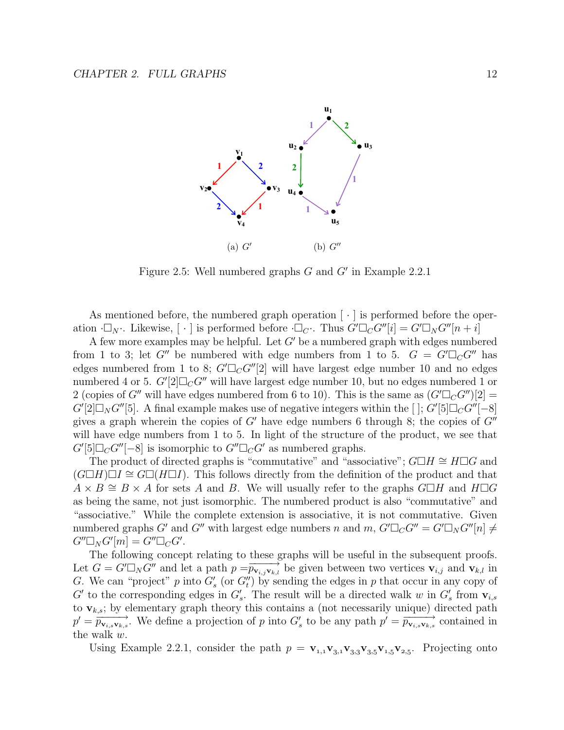(a) $G'$ (b) $G''$

Figure 2.5: Well numbered graphs $G$ and $G'$ in Example 2.2.1

As mentioned before, the numbered graph operation $[\,\cdot\,]$ is performed before the operation $\cdot\square_N\cdot$. Likewise, $[\,\cdot\,]$ is performed before $\cdot\square_C\cdot$. Thus $G'\square_C G''[i] = G'\square_N G''[n+i]$

A few more examples may be helpful. Let $G'$ be a numbered graph with edges numbered from 1 to 3; let $G''$ be numbered with edge numbers from 1 to 5. $G = G'\square_C G''$ has edges numbered from 1 to 8; $G'\square_C G''[2]$ will have largest edge number 10 and no edges numbered 4 or 5. $G'[2]\square_C G''$ will have largest edge number 10, but no edges numbered 1 or 2 (copies of $G''$ will have edges numbered from 6 to 10). This is the same as $(G'\square_C G'')[2] = G'[2]\square_N G''[5]$. A final example makes use of negative integers within the [ ]; $G'[5]\square_C G''[-8]$ gives a graph wherein the copies of $G'$ have edge numbers 6 through 8; the copies of $G''$ will have edge numbers from 1 to 5. In light of the structure of the product, we see that $G'[5]\square_C G''[-8]$ is isomorphic to $G''\square_C G'$ as numbered graphs.

The product of directed graphs is "commutative" and "associative"; $G\square H \cong H\square G$ and $(G\square H)\square I \cong G\square(H\square I)$. This follows directly from the definition of the product and that $A \times B \cong B \times A$ for sets $A$ and $B$. We will usually refer to the graphs $G\square H$ and $H\square G$ as being the same, not just isomorphic. The numbered product is also "commutative" and "associative." While the complete extension is associative, it is not commutative. Given numbered graphs $G'$ and $G''$ with largest edge numbers $n$ and $m$, $G'\square_C G'' = G'\square_N G''[n] \neq G''\square_N G'[m] = G''\square_C G'$.

The following concept relating to these graphs will be useful in the subsequent proofs. Let $G = G'\square_N G''$ and let a path $p = \overrightarrow{p_{\mathbf{v}_{i,j}\mathbf{v}_{k,l}}}$ be given between two vertices $\mathbf{v}_{i,j}$ and $\mathbf{v}_{k,l}$ in $G$. We can "project" $p$ into $G'_s$ (or $G''_t$) by sending the edges in $p$ that occur in any copy of $G'$ to the corresponding edges in $G'_s$. The result will be a directed walk $w$ in $G'_s$ from $\mathbf{v}_{i,s}$ to $\mathbf{v}_{k,s}$; by elementary graph theory this contains a (not necessarily unique) directed path $p' = \overrightarrow{p_{\mathbf{v}_{i,s}\mathbf{v}_{k,s}}}$. We define a projection of $p$ into $G'_s$ to be any path $p' = \overrightarrow{p_{\mathbf{v}_{i,s}\mathbf{v}_{k,s}}}$ contained in the walk $w$.

Using Example 2.2.1, consider the path $p = \mathbf{v}_{1,1}\mathbf{v}_{3,1}\mathbf{v}_{3,3}\mathbf{v}_{3,5}\mathbf{v}_{1,5}\mathbf{v}_{2,5}$. Projecting onto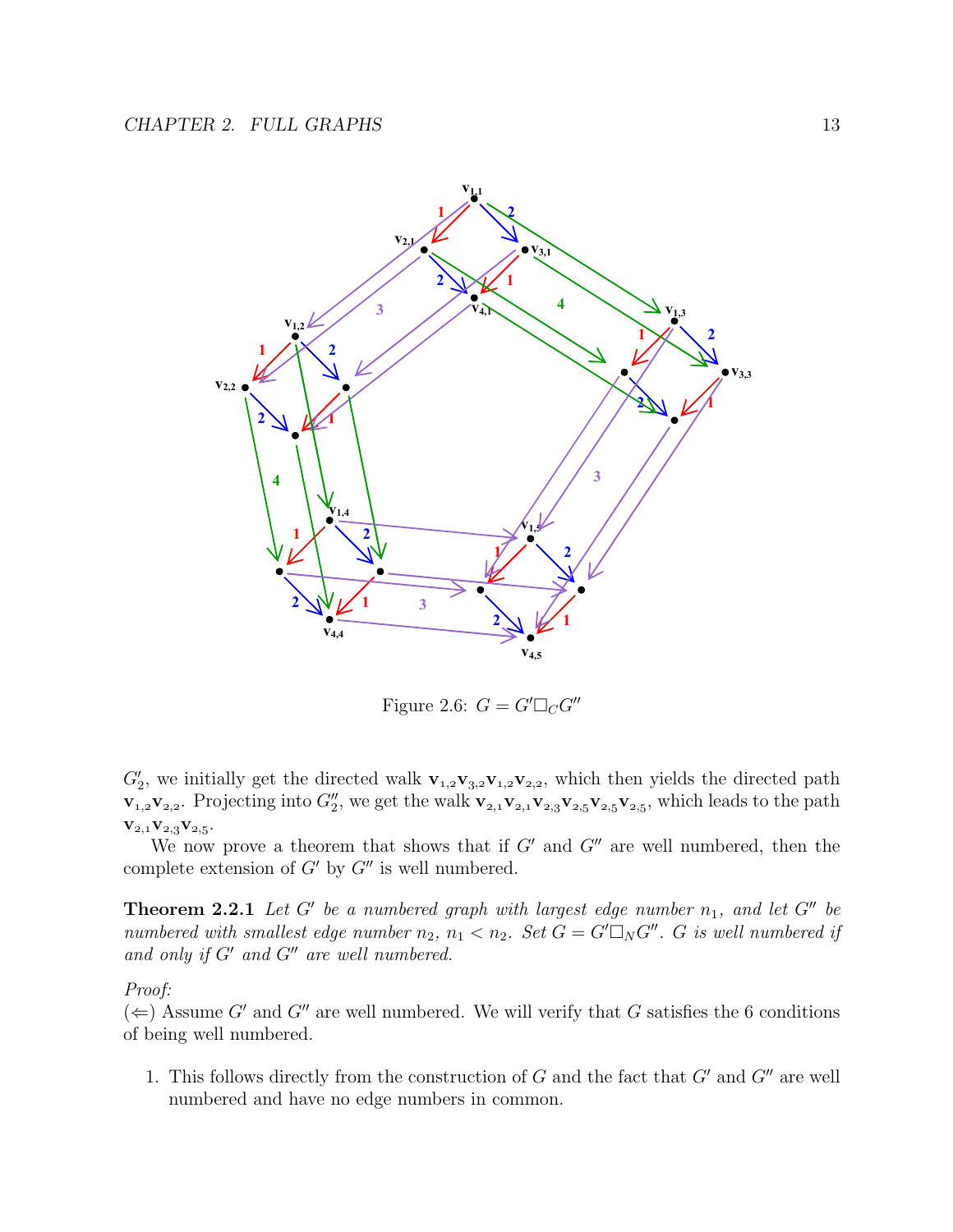Figure 2.6: $G = G' \square_C G''$

$G_2'$, we initially get the directed walk $\mathbf{v}_{1,2}\mathbf{v}_{3,2}\mathbf{v}_{1,2}\mathbf{v}_{2,2}$, which then yields the directed path $\mathbf{v}_{1,2}\mathbf{v}_{2,2}$. Projecting into $G_2''$, we get the walk $\mathbf{v}_{2,1}\mathbf{v}_{2,1}\mathbf{v}_{2,3}\mathbf{v}_{2,5}\mathbf{v}_{2,5}\mathbf{v}_{2,5}$, which leads to the path $\mathbf{v}_{2,1}\mathbf{v}_{2,3}\mathbf{v}_{2,5}$.

We now prove a theorem that shows that if $G'$ and $G''$ are well numbered, then the complete extension of $G'$ by $G''$ is well numbered.

**Theorem 2.2.1** *Let $G'$ be a numbered graph with largest edge number $n_1$, and let $G''$ be numbered with smallest edge number $n_2$, $n_1 < n_2$. Set $G = G' \square_N G''$. $G$ is well numbered if and only if $G'$ and $G''$ are well numbered.*

*Proof:*
($\Leftarrow$) Assume $G'$ and $G''$ are well numbered. We will verify that $G$ satisfies the 6 conditions of being well numbered.

1. This follows directly from the construction of $G$ and the fact that $G'$ and $G''$ are well numbered and have no edge numbers in common.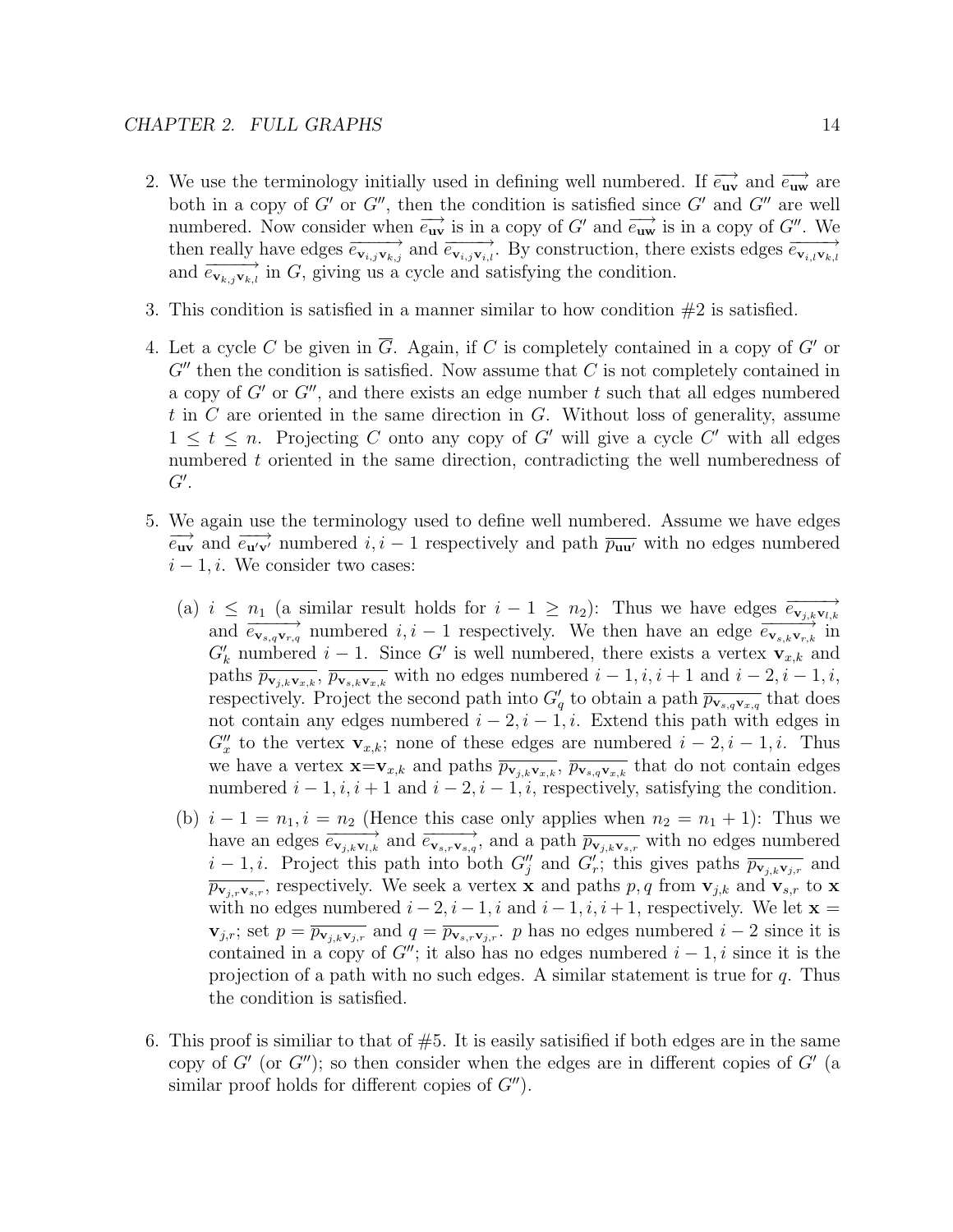2. We use the terminology initially used in defining well numbered. If $\overrightarrow{e_{\mathbf{uv}}}$ and $\overrightarrow{e_{\mathbf{uw}}}$ are both in a copy of $G'$ or $G''$, then the condition is satisfied since $G'$ and $G''$ are well numbered. Now consider when $\overrightarrow{e_{\mathbf{uv}}}$ is in a copy of $G'$ and $\overrightarrow{e_{\mathbf{uw}}}$ is in a copy of $G''$. We then really have edges $\overrightarrow{e_{\mathbf{v}_{i,j}\mathbf{v}_{k,j}}}$ and $\overrightarrow{e_{\mathbf{v}_{i,j}\mathbf{v}_{i,l}}}$. By construction, there exists edges $\overrightarrow{e_{\mathbf{v}_{i,l}\mathbf{v}_{k,l}}}$ and $\overrightarrow{e_{\mathbf{v}_{k,j}\mathbf{v}_{k,l}}}$ in $G$, giving us a cycle and satisfying the condition.

3. This condition is satisfied in a manner similar to how condition #2 is satisfied.

4. Let a cycle $C$ be given in $\overline{G}$. Again, if $C$ is completely contained in a copy of $G'$ or $G''$ then the condition is satisfied. Now assume that $C$ is not completely contained in a copy of $G'$ or $G''$, and there exists an edge number $t$ such that all edges numbered $t$ in $C$ are oriented in the same direction in $G$. Without loss of generality, assume $1 \leq t \leq n$. Projecting $C$ onto any copy of $G'$ will give a cycle $C'$ with all edges numbered $t$ oriented in the same direction, contradicting the well numberedness of $G'$.

5. We again use the terminology used to define well numbered. Assume we have edges $\overrightarrow{e_{\mathbf{uv}}}$ and $\overrightarrow{e_{\mathbf{u'v'}}}$ numbered $i, i-1$ respectively and path $\overline{p_{\mathbf{uu'}}}$ with no edges numbered $i-1, i$. We consider two cases:

   (a) $i \leq n_1$ (a similar result holds for $i-1 \geq n_2$): Thus we have edges $\overrightarrow{e_{\mathbf{v}_{j,k}\mathbf{v}_{l,k}}}$ and $\overrightarrow{e_{\mathbf{v}_{s,q}\mathbf{v}_{r,q}}}$ numbered $i, i-1$ respectively. We then have an edge $\overrightarrow{e_{\mathbf{v}_{s,k}\mathbf{v}_{r,k}}}$ in $G'_k$ numbered $i-1$. Since $G'$ is well numbered, there exists a vertex $\mathbf{v}_{x,k}$ and paths $\overline{p_{\mathbf{v}_{j,k}\mathbf{v}_{x,k}}}$, $\overline{p_{\mathbf{v}_{s,k}\mathbf{v}_{x,k}}}$ with no edges numbered $i-1, i, i+1$ and $i-2, i-1, i$, respectively. Project the second path into $G'_q$ to obtain a path $\overline{p_{\mathbf{v}_{s,q}\mathbf{v}_{x,q}}}$ that does not contain any edges numbered $i-2, i-1, i$. Extend this path with edges in $G''_x$ to the vertex $\mathbf{v}_{x,k}$; none of these edges are numbered $i-2, i-1, i$. Thus we have a vertex $\mathbf{x}$=$\mathbf{v}_{x,k}$ and paths $\overline{p_{\mathbf{v}_{j,k}\mathbf{v}_{x,k}}}$, $\overline{p_{\mathbf{v}_{s,q}\mathbf{v}_{x,k}}}$ that do not contain edges numbered $i-1, i, i+1$ and $i-2, i-1, i$, respectively, satisfying the condition.

   (b) $i-1 = n_1, i = n_2$ (Hence this case only applies when $n_2 = n_1 + 1$): Thus we have an edges $\overrightarrow{e_{\mathbf{v}_{j,k}\mathbf{v}_{l,k}}}$ and $\overrightarrow{e_{\mathbf{v}_{s,r}\mathbf{v}_{s,q}}}$, and a path $\overline{p_{\mathbf{v}_{j,k}\mathbf{v}_{s,r}}}$ with no edges numbered $i-1, i$. Project this path into both $G''_j$ and $G'_r$; this gives paths $\overline{p_{\mathbf{v}_{j,k}\mathbf{v}_{j,r}}}$ and $\overline{p_{\mathbf{v}_{j,r}\mathbf{v}_{s,r}}}$, respectively. We seek a vertex $\mathbf{x}$ and paths $p, q$ from $\mathbf{v}_{j,k}$ and $\mathbf{v}_{s,r}$ to $\mathbf{x}$ with no edges numbered $i-2, i-1, i$ and $i-1, i, i+1$, respectively. We let $\mathbf{x} = \mathbf{v}_{j,r}$; set $p = \overline{p_{\mathbf{v}_{j,k}\mathbf{v}_{j,r}}}$ and $q = \overline{p_{\mathbf{v}_{s,r}\mathbf{v}_{j,r}}}$. $p$ has no edges numbered $i-2$ since it is contained in a copy of $G''$; it also has no edges numbered $i-1, i$ since it is the projection of a path with no such edges. A similar statement is true for $q$. Thus the condition is satisfied.

6. This proof is similiar to that of #5. It is easily satisified if both edges are in the same copy of $G'$ (or $G''$); so then consider when the edges are in different copies of $G'$ (a similar proof holds for different copies of $G''$).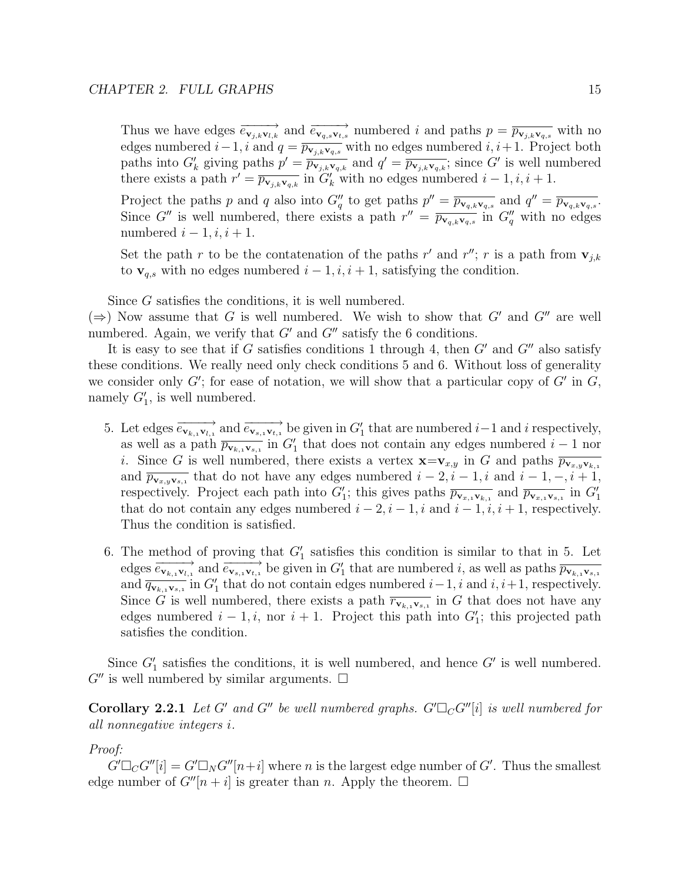Thus we have edges $\overrightarrow{e_{\mathbf{v}_{j,k}\mathbf{v}_{l,k}}}$ and $\overrightarrow{e_{\mathbf{v}_{q,s}\mathbf{v}_{t,s}}}$ numbered $i$ and paths $p = \overline{p_{\mathbf{v}_{j,k}\mathbf{v}_{q,s}}}$ with no edges numbered $i-1, i$ and $q = \overline{p_{\mathbf{v}_{j,k}\mathbf{v}_{q,s}}}$ with no edges numbered $i, i+1$. Project both paths into $G'_k$ giving paths $p' = \overline{p_{\mathbf{v}_{j,k}\mathbf{v}_{q,k}}}$ and $q' = \overline{p_{\mathbf{v}_{j,k}\mathbf{v}_{q,k}}}$; since $G'$ is well numbered there exists a path $r' = \overline{p_{\mathbf{v}_{j,k}\mathbf{v}_{q,k}}}$ in $G'_k$ with no edges numbered $i-1, i, i+1$.

Project the paths $p$ and $q$ also into $G''_q$ to get paths $p'' = \overline{p_{\mathbf{v}_{q,k}\mathbf{v}_{q,s}}}$ and $q'' = \overline{p_{\mathbf{v}_{q,k}\mathbf{v}_{q,s}}}$. Since $G''$ is well numbered, there exists a path $r'' = \overline{p_{\mathbf{v}_{q,k}\mathbf{v}_{q,s}}}$ in $G''_q$ with no edges numbered $i-1, i, i+1$.

Set the path $r$ to be the contatenation of the paths $r'$ and $r''$; $r$ is a path from $\mathbf{v}_{j,k}$ to $\mathbf{v}_{q,s}$ with no edges numbered $i-1, i, i+1$, satisfying the condition.

Since $G$ satisfies the conditions, it is well numbered.

($\Rightarrow$) Now assume that $G$ is well numbered. We wish to show that $G'$ and $G''$ are well numbered. Again, we verify that $G'$ and $G''$ satisfy the 6 conditions.

It is easy to see that if $G$ satisfies conditions 1 through 4, then $G'$ and $G''$ also satisfy these conditions. We really need only check conditions 5 and 6. Without loss of generality we consider only $G'$; for ease of notation, we will show that a particular copy of $G'$ in $G$, namely $G'_1$, is well numbered.

5. Let edges $\overrightarrow{e_{\mathbf{v}_{k,1}\mathbf{v}_{l,1}}}$ and $\overrightarrow{e_{\mathbf{v}_{s,1}\mathbf{v}_{t,1}}}$ be given in $G'_1$ that are numbered $i-1$ and $i$ respectively, as well as a path $\overline{p_{\mathbf{v}_{k,1}\mathbf{v}_{s,1}}}$ in $G'_1$ that does not contain any edges numbered $i-1$ nor $i$. Since $G$ is well numbered, there exists a vertex $\mathbf{x}=\mathbf{v}_{x,y}$ in $G$ and paths $\overline{p_{\mathbf{v}_{x,y}\mathbf{v}_{k,1}}}$ and $\overline{p_{\mathbf{v}_{x,y}\mathbf{v}_{s,1}}}$ that do not have any edges numbered $i-2, i-1, i$ and $i-1, -, i+1$, respectively. Project each path into $G'_1$; this gives paths $\overline{p_{\mathbf{v}_{x,1}\mathbf{v}_{k,1}}}$ and $\overline{p_{\mathbf{v}_{x,1}\mathbf{v}_{s,1}}}$ in $G'_1$ that do not contain any edges numbered $i-2, i-1, i$ and $i-1, i, i+1$, respectively. Thus the condition is satisfied.

6. The method of proving that $G'_1$ satisfies this condition is similar to that in 5. Let edges $\overrightarrow{e_{\mathbf{v}_{k,1}\mathbf{v}_{l,1}}}$ and $\overrightarrow{e_{\mathbf{v}_{s,1}\mathbf{v}_{t,1}}}$ be given in $G'_1$ that are numbered $i$, as well as paths $\overline{p_{\mathbf{v}_{k,1}\mathbf{v}_{s,1}}}$ and $\overline{q_{\mathbf{v}_{k,1}\mathbf{v}_{s,1}}}$ in $G'_1$ that do not contain edges numbered $i-1, i$ and $i, i+1$, respectively. Since $G$ is well numbered, there exists a path $\overline{r_{\mathbf{v}_{k,1}\mathbf{v}_{s,1}}}$ in $G$ that does not have any edges numbered $i-1, i$, nor $i+1$. Project this path into $G'_1$; this projected path satisfies the condition.

Since $G'_1$ satisfies the conditions, it is well numbered, and hence $G'$ is well numbered. $G''$ is well numbered by similar arguments. $\Box$

**Corollary 2.2.1** *Let $G'$ and $G''$ be well numbered graphs. $G'\Box_C G''[i]$ is well numbered for all nonnegative integers $i$.*

*Proof:*

$G'\Box_C G''[i] = G'\Box_N G''[n+i]$ where $n$ is the largest edge number of $G'$. Thus the smallest edge number of $G''[n+i]$ is greater than $n$. Apply the theorem. $\Box$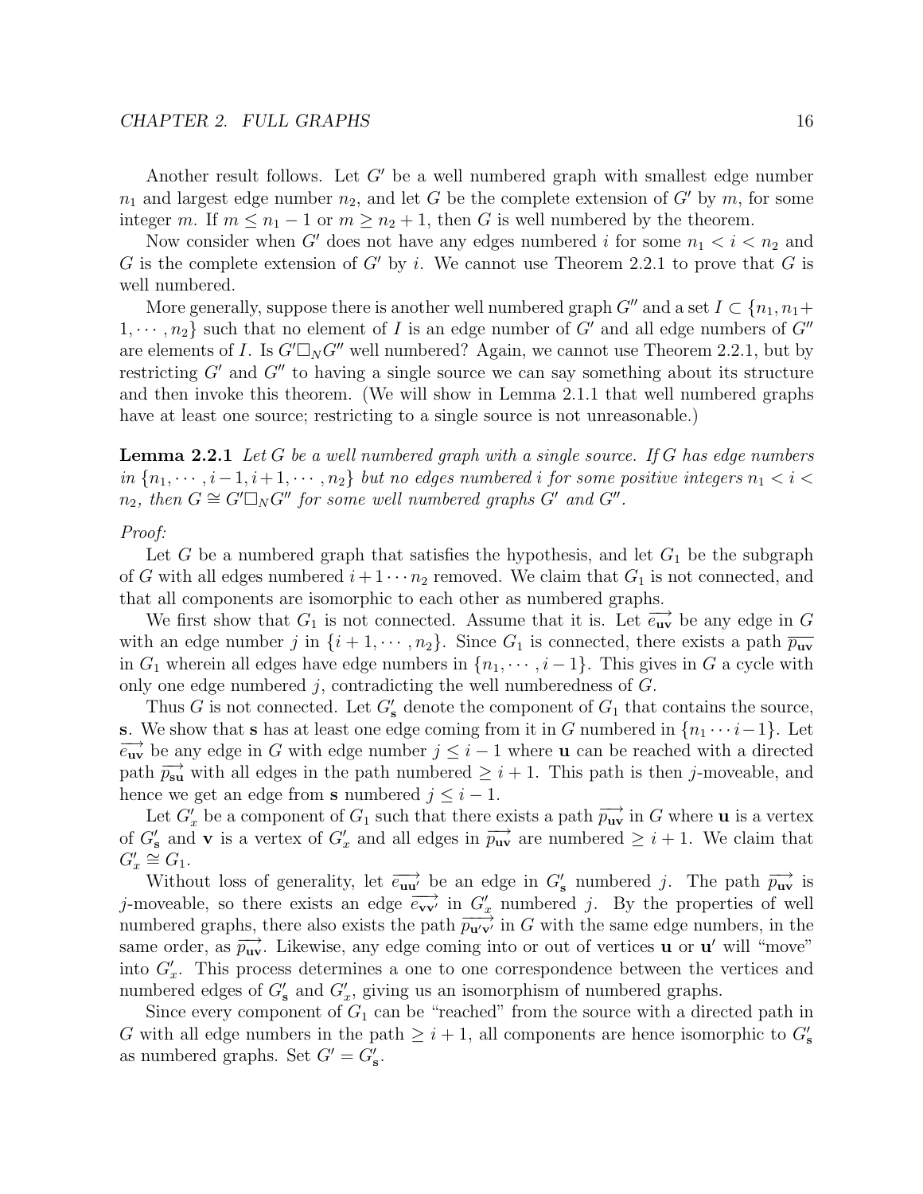Another result follows. Let $G'$ be a well numbered graph with smallest edge number $n_1$ and largest edge number $n_2$, and let $G$ be the complete extension of $G'$ by $m$, for some integer $m$. If $m \leq n_1 - 1$ or $m \geq n_2 + 1$, then $G$ is well numbered by the theorem.

Now consider when $G'$ does not have any edges numbered $i$ for some $n_1 < i < n_2$ and $G$ is the complete extension of $G'$ by $i$. We cannot use Theorem 2.2.1 to prove that $G$ is well numbered.

More generally, suppose there is another well numbered graph $G''$ and a set $I \subset \{n_1, n_1 + 1, \cdots, n_2\}$ such that no element of $I$ is an edge number of $G'$ and all edge numbers of $G''$ are elements of $I$. Is $G' \square_N G''$ well numbered? Again, we cannot use Theorem 2.2.1, but by restricting $G'$ and $G''$ to having a single source we can say something about its structure and then invoke this theorem. (We will show in Lemma 2.1.1 that well numbered graphs have at least one source; restricting to a single source is not unreasonable.)

**Lemma 2.2.1** *Let $G$ be a well numbered graph with a single source. If $G$ has edge numbers in $\{n_1, \cdots, i-1, i+1, \cdots, n_2\}$ but no edges numbered $i$ for some positive integers $n_1 < i < n_2$, then $G \cong G' \square_N G''$ for some well numbered graphs $G'$ and $G''$.*

*Proof:*

Let $G$ be a numbered graph that satisfies the hypothesis, and let $G_1$ be the subgraph of $G$ with all edges numbered $i + 1 \cdots n_2$ removed. We claim that $G_1$ is not connected, and that all components are isomorphic to each other as numbered graphs.

We first show that $G_1$ is not connected. Assume that it is. Let $\overrightarrow{e_{\mathbf{uv}}}$ be any edge in $G$ with an edge number $j$ in $\{i + 1, \cdots, n_2\}$. Since $G_1$ is connected, there exists a path $\overline{p_{\mathbf{uv}}}$ in $G_1$ wherein all edges have edge numbers in $\{n_1, \cdots, i-1\}$. This gives in $G$ a cycle with only one edge numbered $j$, contradicting the well numberedness of $G$.

Thus $G$ is not connected. Let $G'_{\mathbf{s}}$ denote the component of $G_1$ that contains the source, $\mathbf{s}$. We show that $\mathbf{s}$ has at least one edge coming from it in $G$ numbered in $\{n_1 \cdots i-1\}$. Let $\overrightarrow{e_{\mathbf{uv}}}$ be any edge in $G$ with edge number $j \leq i - 1$ where $\mathbf{u}$ can be reached with a directed path $\overrightarrow{p_{\mathbf{su}}}$ with all edges in the path numbered $\geq i + 1$. This path is then $j$-moveable, and hence we get an edge from $\mathbf{s}$ numbered $j \leq i - 1$.

Let $G'_x$ be a component of $G_1$ such that there exists a path $\overrightarrow{p_{\mathbf{uv}}}$ in $G$ where $\mathbf{u}$ is a vertex of $G'_{\mathbf{s}}$ and $\mathbf{v}$ is a vertex of $G'_x$ and all edges in $\overrightarrow{p_{\mathbf{uv}}}$ are numbered $\geq i + 1$. We claim that $G'_x \cong G_1$.

Without loss of generality, let $\overrightarrow{e_{\mathbf{uu'}}}$ be an edge in $G'_{\mathbf{s}}$ numbered $j$. The path $\overrightarrow{p_{\mathbf{uv}}}$ is $j$-moveable, so there exists an edge $\overrightarrow{e_{\mathbf{vv'}}}$ in $G'_x$ numbered $j$. By the properties of well numbered graphs, there also exists the path $\overrightarrow{p_{\mathbf{u'v'}}}$ in $G$ with the same edge numbers, in the same order, as $\overrightarrow{p_{\mathbf{uv}}}$. Likewise, any edge coming into or out of vertices $\mathbf{u}$ or $\mathbf{u'}$ will "move" into $G'_x$. This process determines a one to one correspondence between the vertices and numbered edges of $G'_{\mathbf{s}}$ and $G'_x$, giving us an isomorphism of numbered graphs.

Since every component of $G_1$ can be "reached" from the source with a directed path in $G$ with all edge numbers in the path $\geq i + 1$, all components are hence isomorphic to $G'_{\mathbf{s}}$ as numbered graphs. Set $G' = G'_{\mathbf{s}}$.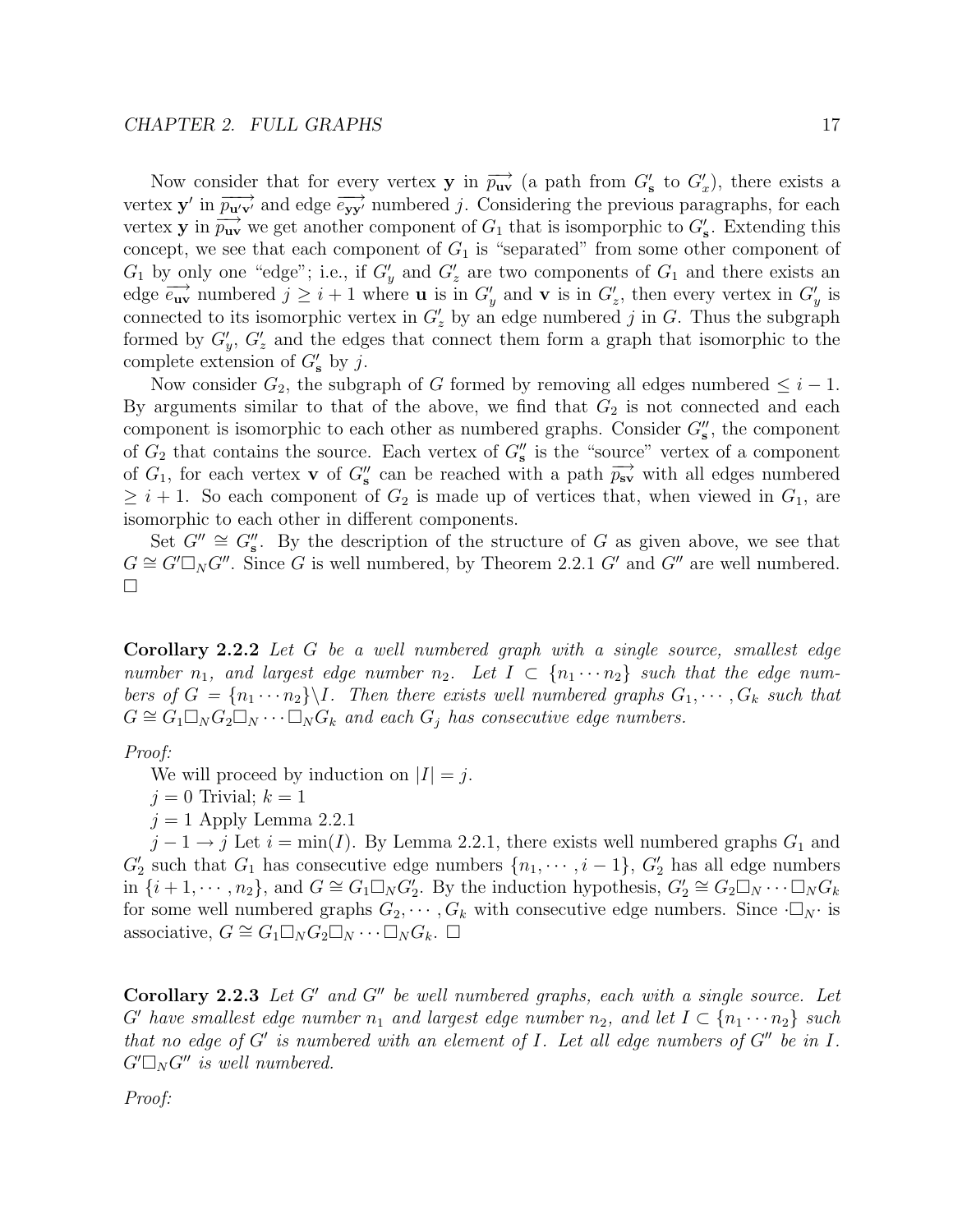Now consider that for every vertex $\mathbf{y}$ in $\overrightarrow{p_{\mathbf{uv}}}$ (a path from $G'_{\mathbf{s}}$ to $G'_x$), there exists a vertex $\mathbf{y}'$ in $\overrightarrow{p_{\mathbf{u'v'}}}$ and edge $\overrightarrow{e_{\mathbf{yy'}}}$ numbered $j$. Considering the previous paragraphs, for each vertex $\mathbf{y}$ in $\overrightarrow{p_{\mathbf{uv}}}$ we get another component of $G_1$ that is isompporphic to $G'_{\mathbf{s}}$. Extending this concept, we see that each component of $G_1$ is "separated" from some other component of $G_1$ by only one "edge"; i.e., if $G'_y$ and $G'_z$ are two components of $G_1$ and there exists an edge $\overrightarrow{e_{\mathbf{uv}}}$ numbered $j \geq i+1$ where $\mathbf{u}$ is in $G'_y$ and $\mathbf{v}$ is in $G'_z$, then every vertex in $G'_y$ is connected to its isomorphic vertex in $G'_z$ by an edge numbered $j$ in $G$. Thus the subgraph formed by $G'_y$, $G'_z$ and the edges that connect them form a graph that isomorphic to the complete extension of $G'_{\mathbf{s}}$ by $j$.

Now consider $G_2$, the subgraph of $G$ formed by removing all edges numbered $\leq i-1$. By arguments similar to that of the above, we find that $G_2$ is not connected and each component is isomorphic to each other as numbered graphs. Consider $G''_{\mathbf{s}}$, the component of $G_2$ that contains the source. Each vertex of $G''_{\mathbf{s}}$ is the "source" vertex of a component of $G_1$, for each vertex $\mathbf{v}$ of $G''_{\mathbf{s}}$ can be reached with a path $\overrightarrow{p_{\mathbf{sv}}}$ with all edges numbered $\geq i+1$. So each component of $G_2$ is made up of vertices that, when viewed in $G_1$, are isomorphic to each other in different components.

Set $G'' \cong G''_{\mathbf{s}}$. By the description of the structure of $G$ as given above, we see that $G \cong G' \square_N G''$. Since $G$ is well numbered, by Theorem 2.2.1 $G'$ and $G''$ are well numbered. $\square$

**Corollary 2.2.2** *Let $G$ be a well numbered graph with a single source, smallest edge number $n_1$, and largest edge number $n_2$. Let $I \subset \{n_1 \cdots n_2\}$ such that the edge numbers of $G = \{n_1 \cdots n_2\} \backslash I$. Then there exists well numbered graphs $G_1, \cdots, G_k$ such that $G \cong G_1 \square_N G_2 \square_N \cdots \square_N G_k$ and each $G_j$ has consecutive edge numbers.*

*Proof:*

We will proceed by induction on $|I| = j$.

$j = 0$ Trivial; $k = 1$

$j = 1$ Apply Lemma 2.2.1

$j-1 \to j$ Let $i = \min(I)$. By Lemma 2.2.1, there exists well numbered graphs $G_1$ and $G'_2$ such that $G_1$ has consecutive edge numbers $\{n_1, \cdots, i-1\}$, $G'_2$ has all edge numbers in $\{i+1, \cdots, n_2\}$, and $G \cong G_1 \square_N G'_2$. By the induction hypothesis, $G'_2 \cong G_2 \square_N \cdots \square_N G_k$ for some well numbered graphs $G_2, \cdots, G_k$ with consecutive edge numbers. Since $\cdot \square_N \cdot$ is associative, $G \cong G_1 \square_N G_2 \square_N \cdots \square_N G_k$. $\square$

**Corollary 2.2.3** *Let $G'$ and $G''$ be well numbered graphs, each with a single source. Let $G'$ have smallest edge number $n_1$ and largest edge number $n_2$, and let $I \subset \{n_1 \cdots n_2\}$ such that no edge of $G'$ is numbered with an element of $I$. Let all edge numbers of $G''$ be in $I$. $G' \square_N G''$ is well numbered.*

*Proof:*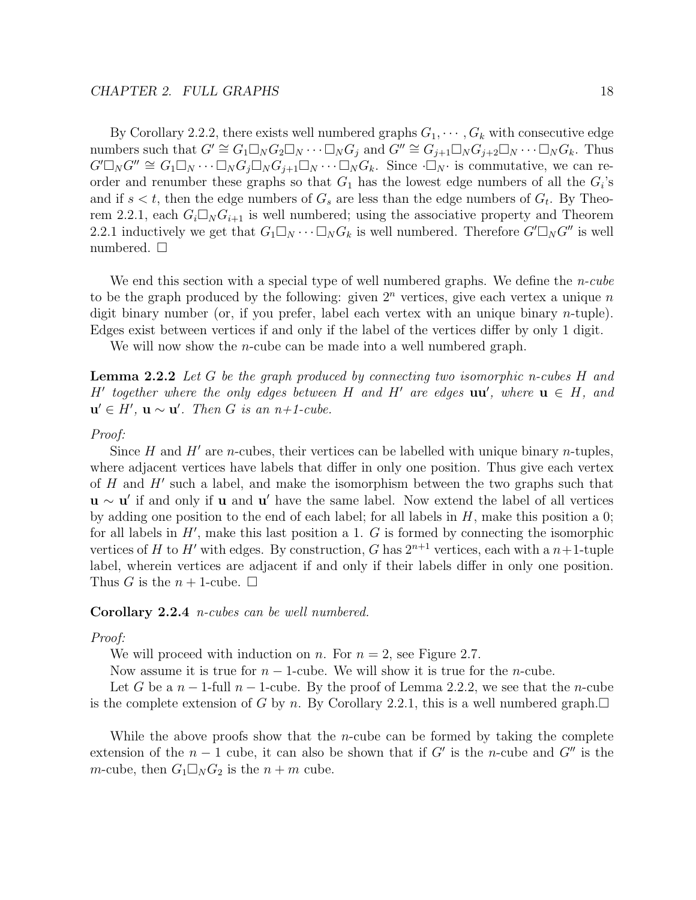By Corollary 2.2.2, there exists well numbered graphs $G_1, \cdots, G_k$ with consecutive edge numbers such that $G' \cong G_1 \square_N G_2 \square_N \cdots \square_N G_j$ and $G'' \cong G_{j+1} \square_N G_{j+2} \square_N \cdots \square_N G_k$. Thus $G' \square_N G'' \cong G_1 \square_N \cdots \square_N G_j \square_N G_{j+1} \square_N \cdots \square_N G_k$. Since $\cdot \square_N \cdot$ is commutative, we can reorder and renumber these graphs so that $G_1$ has the lowest edge numbers of all the $G_i$'s and if $s < t$, then the edge numbers of $G_s$ are less than the edge numbers of $G_t$. By Theorem 2.2.1, each $G_i \square_N G_{i+1}$ is well numbered; using the associative property and Theorem 2.2.1 inductively we get that $G_1 \square_N \cdots \square_N G_k$ is well numbered. Therefore $G' \square_N G''$ is well numbered. □

We end this section with a special type of well numbered graphs. We define the *n-cube* to be the graph produced by the following: given $2^n$ vertices, give each vertex a unique $n$ digit binary number (or, if you prefer, label each vertex with an unique binary $n$-tuple). Edges exist between vertices if and only if the label of the vertices differ by only 1 digit.

We will now show the $n$-cube can be made into a well numbered graph.

**Lemma 2.2.2** *Let $G$ be the graph produced by connecting two isomorphic n-cubes $H$ and $H'$ together where the only edges between $H$ and $H'$ are edges $\mathbf{uu'}$, where $\mathbf{u} \in H$, and $\mathbf{u'} \in H'$, $\mathbf{u} \sim \mathbf{u'}$. Then $G$ is an n+1-cube.*

*Proof:*

Since $H$ and $H'$ are $n$-cubes, their vertices can be labelled with unique binary $n$-tuples, where adjacent vertices have labels that differ in only one position. Thus give each vertex of $H$ and $H'$ such a label, and make the isomorphism between the two graphs such that $\mathbf{u} \sim \mathbf{u'}$ if and only if $\mathbf{u}$ and $\mathbf{u'}$ have the same label. Now extend the label of all vertices by adding one position to the end of each label; for all labels in $H$, make this position a 0; for all labels in $H'$, make this last position a 1. $G$ is formed by connecting the isomorphic vertices of $H$ to $H'$ with edges. By construction, $G$ has $2^{n+1}$ vertices, each with a $n+1$-tuple label, wherein vertices are adjacent if and only if their labels differ in only one position. Thus $G$ is the $n+1$-cube. □

**Corollary 2.2.4** *n-cubes can be well numbered.*

*Proof:*

We will proceed with induction on $n$. For $n = 2$, see Figure 2.7.

Now assume it is true for $n-1$-cube. We will show it is true for the $n$-cube.

Let $G$ be a $n-1$-full $n-1$-cube. By the proof of Lemma 2.2.2, we see that the $n$-cube is the complete extension of $G$ by $n$. By Corollary 2.2.1, this is a well numbered graph.□

While the above proofs show that the $n$-cube can be formed by taking the complete extension of the $n-1$ cube, it can also be shown that if $G'$ is the $n$-cube and $G''$ is the $m$-cube, then $G_1 \square_N G_2$ is the $n+m$ cube.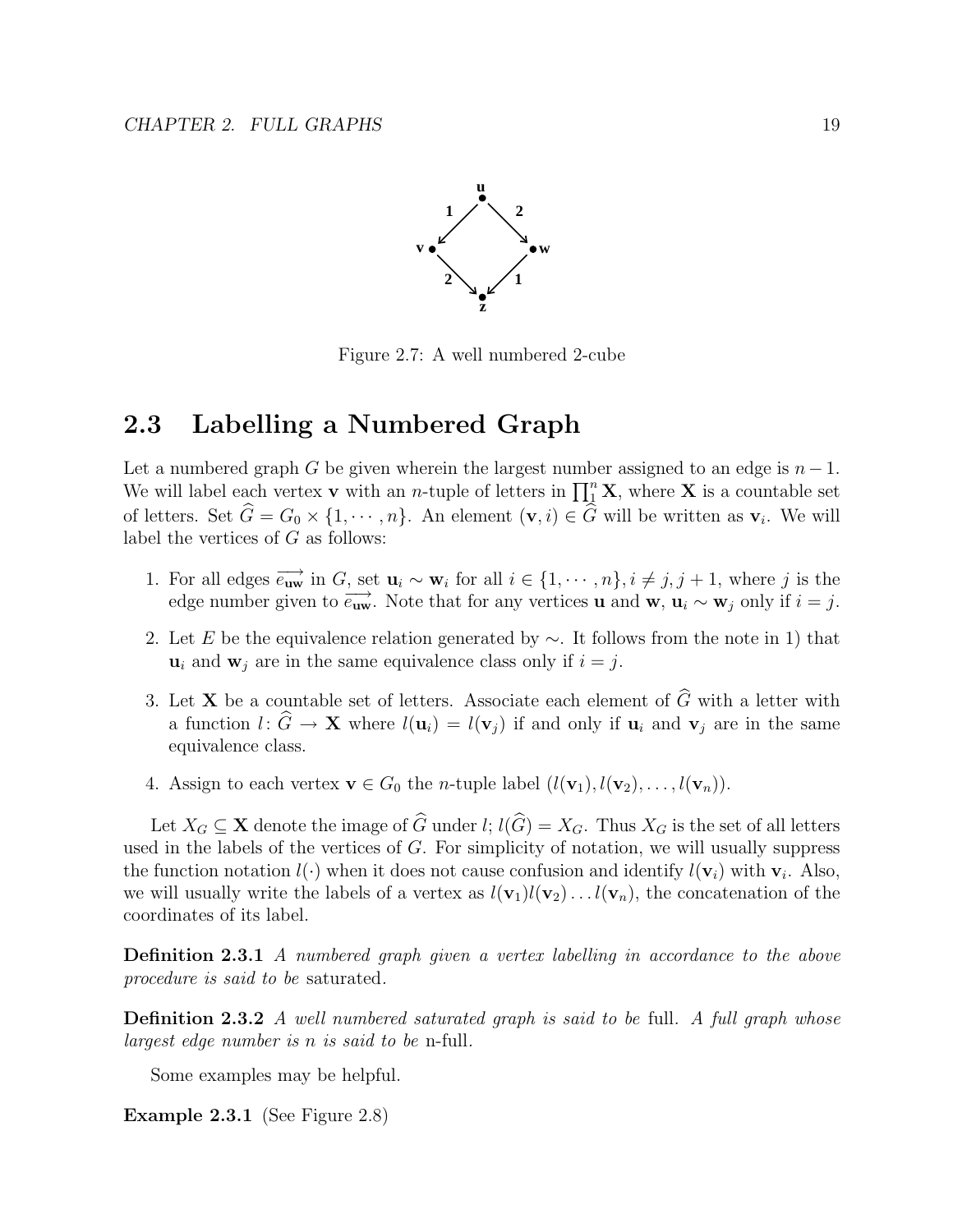Figure 2.7: A well numbered 2-cube

## 2.3 Labelling a Numbered Graph

Let a numbered graph $G$ be given wherein the largest number assigned to an edge is $n-1$. We will label each vertex $\mathbf{v}$ with an $n$-tuple of letters in $\prod_1^n \mathbf{X}$, where $\mathbf{X}$ is a countable set of letters. Set $\widehat{G} = G_0 \times \{1, \cdots, n\}$. An element $(\mathbf{v}, i) \in \widehat{G}$ will be written as $\mathbf{v}_i$. We will label the vertices of $G$ as follows:

1. For all edges $\overrightarrow{e_{\mathbf{uw}}}$ in $G$, set $\mathbf{u}_i \sim \mathbf{w}_i$ for all $i \in \{1, \cdots, n\}, i \neq j, j+1$, where $j$ is the edge number given to $\overrightarrow{e_{\mathbf{uw}}}$. Note that for any vertices $\mathbf{u}$ and $\mathbf{w}$, $\mathbf{u}_i \sim \mathbf{w}_j$ only if $i = j$.
2. Let $E$ be the equivalence relation generated by $\sim$. It follows from the note in 1) that $\mathbf{u}_i$ and $\mathbf{w}_j$ are in the same equivalence class only if $i = j$.
3. Let $\mathbf{X}$ be a countable set of letters. Associate each element of $\widehat{G}$ with a letter with a function $l\colon \widehat{G} \to \mathbf{X}$ where $l(\mathbf{u}_i) = l(\mathbf{v}_j)$ if and only if $\mathbf{u}_i$ and $\mathbf{v}_j$ are in the same equivalence class.
4. Assign to each vertex $\mathbf{v} \in G_0$ the $n$-tuple label $(l(\mathbf{v}_1), l(\mathbf{v}_2), \ldots, l(\mathbf{v}_n))$.

Let $X_G \subseteq \mathbf{X}$ denote the image of $\widehat{G}$ under $l$; $l(\widehat{G}) = X_G$. Thus $X_G$ is the set of all letters used in the labels of the vertices of $G$. For simplicity of notation, we will usually suppress the function notation $l(\cdot)$ when it does not cause confusion and identify $l(\mathbf{v}_i)$ with $\mathbf{v}_i$. Also, we will usually write the labels of a vertex as $l(\mathbf{v}_1)l(\mathbf{v}_2)\ldots l(\mathbf{v}_n)$, the concatenation of the coordinates of its label.

**Definition 2.3.1** *A numbered graph given a vertex labelling in accordance to the above procedure is said to be* saturated.

**Definition 2.3.2** *A well numbered saturated graph is said to be* full. *A full graph whose largest edge number is n is said to be* n-full.

Some examples may be helpful.

**Example 2.3.1** (See Figure 2.8)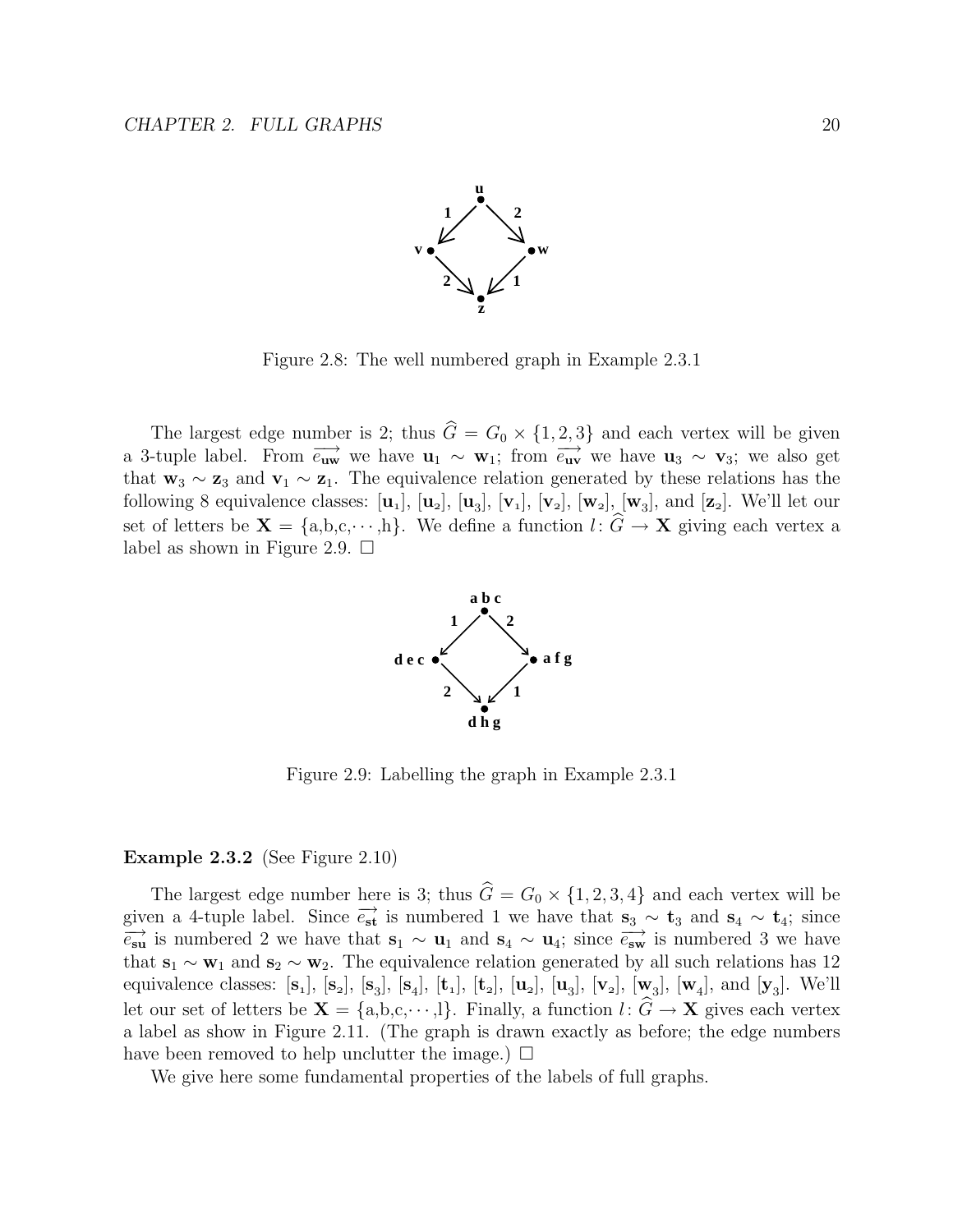Figure 2.8: The well numbered graph in Example 2.3.1

The largest edge number is 2; thus $\widehat{G} = G_0 \times \{1, 2, 3\}$ and each vertex will be given a 3-tuple label. From $\overrightarrow{e_{\mathbf{uw}}}$ we have $\mathbf{u}_1 \sim \mathbf{w}_1$; from $\overrightarrow{e_{\mathbf{uv}}}$ we have $\mathbf{u}_3 \sim \mathbf{v}_3$; we also get that $\mathbf{w}_3 \sim \mathbf{z}_3$ and $\mathbf{v}_1 \sim \mathbf{z}_1$. The equivalence relation generated by these relations has the following 8 equivalence classes: $[\mathbf{u}_1]$, $[\mathbf{u}_2]$, $[\mathbf{u}_3]$, $[\mathbf{v}_1]$, $[\mathbf{v}_2]$, $[\mathbf{w}_2]$, $[\mathbf{w}_3]$, and $[\mathbf{z}_2]$. We'll let our set of letters be $\mathbf{X} = \{\text{a,b,c,}\cdots\text{,h}\}$. We define a function $l \colon \widehat{G} \to \mathbf{X}$ giving each vertex a label as shown in Figure 2.9. □

Figure 2.9: Labelling the graph in Example 2.3.1

**Example 2.3.2** (See Figure 2.10)

The largest edge number here is 3; thus $\widehat{G} = G_0 \times \{1, 2, 3, 4\}$ and each vertex will be given a 4-tuple label. Since $\overrightarrow{e_{\mathbf{st}}}$ is numbered 1 we have that $\mathbf{s}_3 \sim \mathbf{t}_3$ and $\mathbf{s}_4 \sim \mathbf{t}_4$; since $\overrightarrow{e_{\mathbf{su}}}$ is numbered 2 we have that $\mathbf{s}_1 \sim \mathbf{u}_1$ and $\mathbf{s}_4 \sim \mathbf{u}_4$; since $\overrightarrow{e_{\mathbf{sw}}}$ is numbered 3 we have that $\mathbf{s}_1 \sim \mathbf{w}_1$ and $\mathbf{s}_2 \sim \mathbf{w}_2$. The equivalence relation generated by all such relations has 12 equivalence classes: $[\mathbf{s}_1]$, $[\mathbf{s}_2]$, $[\mathbf{s}_3]$, $[\mathbf{s}_4]$, $[\mathbf{t}_1]$, $[\mathbf{t}_2]$, $[\mathbf{u}_2]$, $[\mathbf{u}_3]$, $[\mathbf{v}_2]$, $[\mathbf{w}_3]$, $[\mathbf{w}_4]$, and $[\mathbf{y}_3]$. We'll let our set of letters be $\mathbf{X} = \{\text{a,b,c,}\cdots\text{,l}\}$. Finally, a function $l \colon \widehat{G} \to \mathbf{X}$ gives each vertex a label as show in Figure 2.11. (The graph is drawn exactly as before; the edge numbers have been removed to help unclutter the image.) □

We give here some fundamental properties of the labels of full graphs.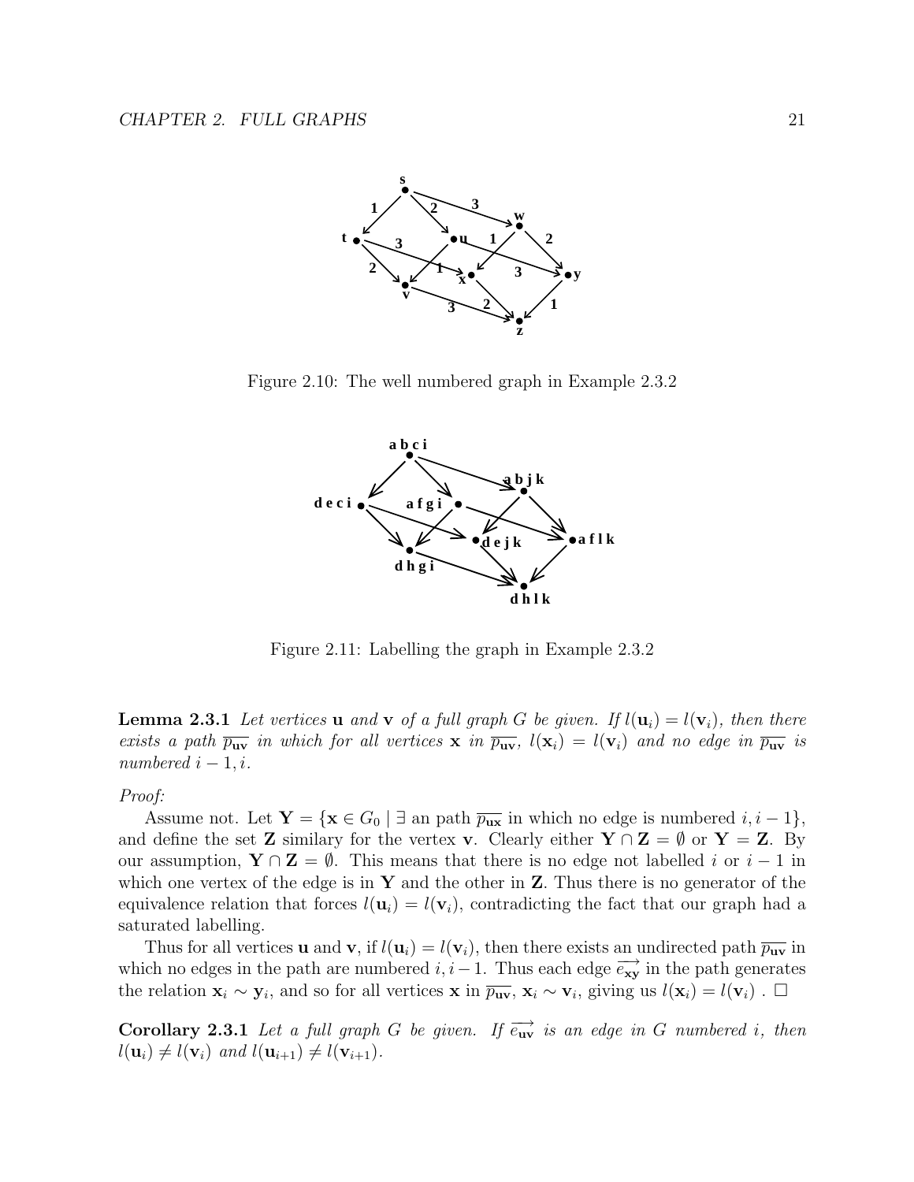Figure 2.10: The well numbered graph in Example 2.3.2

Figure 2.11: Labelling the graph in Example 2.3.2

**Lemma 2.3.1** *Let vertices* $\mathbf{u}$ *and* $\mathbf{v}$ *of a full graph* $G$ *be given. If* $l(\mathbf{u}_i) = l(\mathbf{v}_i)$*, then there exists a path* $\overline{p_{\mathbf{uv}}}$ *in which for all vertices* $\mathbf{x}$ *in* $\overline{p_{\mathbf{uv}}}$*,* $l(\mathbf{x}_i) = l(\mathbf{v}_i)$ *and no edge in* $\overline{p_{\mathbf{uv}}}$ *is numbered* $i-1, i$.

*Proof:*

Assume not. Let $\mathbf{Y} = \{\mathbf{x} \in G_0 \mid \exists$ an path $\overline{p_{\mathbf{ux}}}$ in which no edge is numbered $i, i-1\}$, and define the set $\mathbf{Z}$ similary for the vertex $\mathbf{v}$. Clearly either $\mathbf{Y} \cap \mathbf{Z} = \emptyset$ or $\mathbf{Y} = \mathbf{Z}$. By our assumption, $\mathbf{Y} \cap \mathbf{Z} = \emptyset$. This means that there is no edge not labelled $i$ or $i-1$ in which one vertex of the edge is in $\mathbf{Y}$ and the other in $\mathbf{Z}$. Thus there is no generator of the equivalence relation that forces $l(\mathbf{u}_i) = l(\mathbf{v}_i)$, contradicting the fact that our graph had a saturated labelling.

Thus for all vertices $\mathbf{u}$ and $\mathbf{v}$, if $l(\mathbf{u}_i) = l(\mathbf{v}_i)$, then there exists an undirected path $\overline{p_{\mathbf{uv}}}$ in which no edges in the path are numbered $i, i-1$. Thus each edge $\overrightarrow{e_{\mathbf{xy}}}$ in the path generates the relation $\mathbf{x}_i \sim \mathbf{y}_i$, and so for all vertices $\mathbf{x}$ in $\overline{p_{\mathbf{uv}}}$, $\mathbf{x}_i \sim \mathbf{v}_i$, giving us $l(\mathbf{x}_i) = l(\mathbf{v}_i)$ . $\square$

**Corollary 2.3.1** *Let a full graph* $G$ *be given. If* $\overrightarrow{e_{\mathbf{uv}}}$ *is an edge in* $G$ *numbered* $i$*, then* $l(\mathbf{u}_i) \neq l(\mathbf{v}_i)$ *and* $l(\mathbf{u}_{i+1}) \neq l(\mathbf{v}_{i+1})$.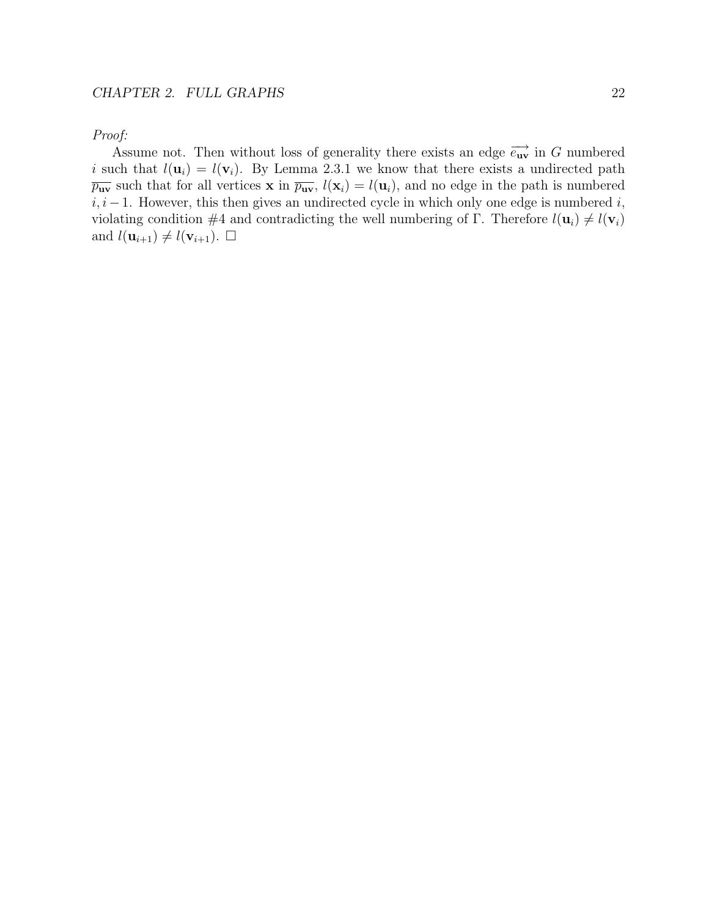*Proof:*

Assume not. Then without loss of generality there exists an edge $\overrightarrow{e_{\mathbf{uv}}}$ in $G$ numbered $i$ such that $l(\mathbf{u}_i) = l(\mathbf{v}_i)$. By Lemma 2.3.1 we know that there exists a undirected path $\overline{p_{\mathbf{uv}}}$ such that for all vertices $\mathbf{x}$ in $\overline{p_{\mathbf{uv}}}$, $l(\mathbf{x}_i) = l(\mathbf{u}_i)$, and no edge in the path is numbered $i, i-1$. However, this then gives an undirected cycle in which only one edge is numbered $i$, violating condition #4 and contradicting the well numbering of $\Gamma$. Therefore $l(\mathbf{u}_i) \neq l(\mathbf{v}_i)$ and $l(\mathbf{u}_{i+1}) \neq l(\mathbf{v}_{i+1})$. $\square$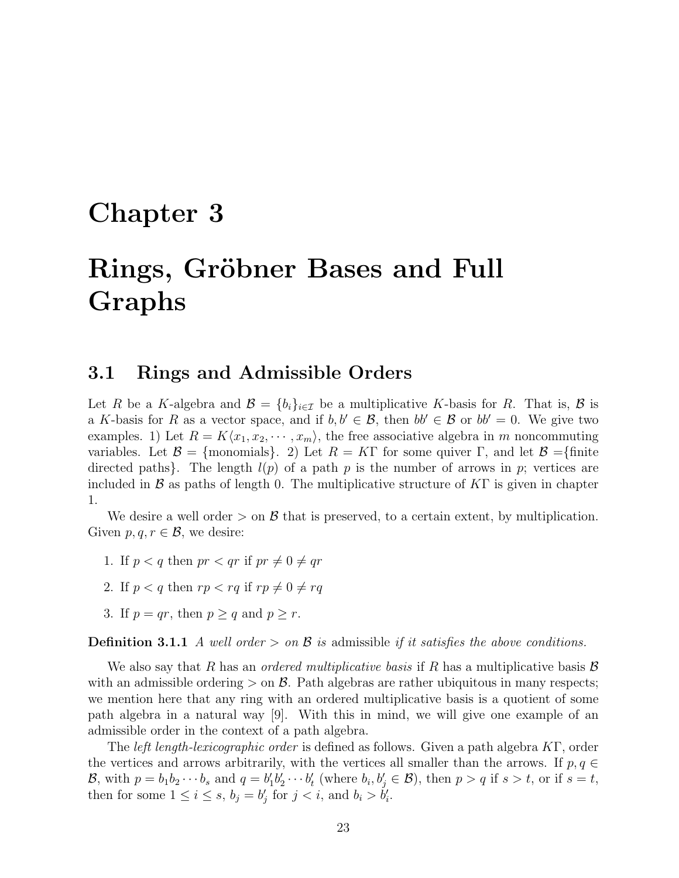# Chapter 3

# Rings, Gröbner Bases and Full Graphs

## 3.1 Rings and Admissible Orders

Let $R$ be a $K$-algebra and $\mathcal{B} = \{b_i\}_{i \in \mathcal{I}}$ be a multiplicative $K$-basis for $R$. That is, $\mathcal{B}$ is a $K$-basis for $R$ as a vector space, and if $b, b' \in \mathcal{B}$, then $bb' \in \mathcal{B}$ or $bb' = 0$. We give two examples. 1) Let $R = K\langle x_1, x_2, \cdots, x_m \rangle$, the free associative algebra in $m$ noncommuting variables. Let $\mathcal{B} = \{\text{monomials}\}$. 2) Let $R = K\Gamma$ for some quiver $\Gamma$, and let $\mathcal{B} = \{\text{finite directed paths}\}$. The length $l(p)$ of a path $p$ is the number of arrows in $p$; vertices are included in $\mathcal{B}$ as paths of length 0. The multiplicative structure of $K\Gamma$ is given in chapter 1.

We desire a well order $>$ on $\mathcal{B}$ that is preserved, to a certain extent, by multiplication. Given $p, q, r \in \mathcal{B}$, we desire:

1. If $p < q$ then $pr < qr$ if $pr \neq 0 \neq qr$
2. If $p < q$ then $rp < rq$ if $rp \neq 0 \neq rq$
3. If $p = qr$, then $p \geq q$ and $p \geq r$.

**Definition 3.1.1** *A well order $>$ on $\mathcal{B}$ is* admissible *if it satisfies the above conditions.*

We also say that $R$ has an *ordered multiplicative basis* if $R$ has a multiplicative basis $\mathcal{B}$ with an admissible ordering $>$ on $\mathcal{B}$. Path algebras are rather ubiquitous in many respects; we mention here that any ring with an ordered multiplicative basis is a quotient of some path algebra in a natural way [9]. With this in mind, we will give one example of an admissible order in the context of a path algebra.

The *left length-lexicographic order* is defined as follows. Given a path algebra $K\Gamma$, order the vertices and arrows arbitrarily, with the vertices all smaller than the arrows. If $p, q \in \mathcal{B}$, with $p = b_1 b_2 \cdots b_s$ and $q = b'_1 b'_2 \cdots b'_t$ (where $b_i, b'_j \in \mathcal{B}$), then $p > q$ if $s > t$, or if $s = t$, then for some $1 \leq i \leq s$, $b_j = b'_j$ for $j < i$, and $b_i > b'_i$.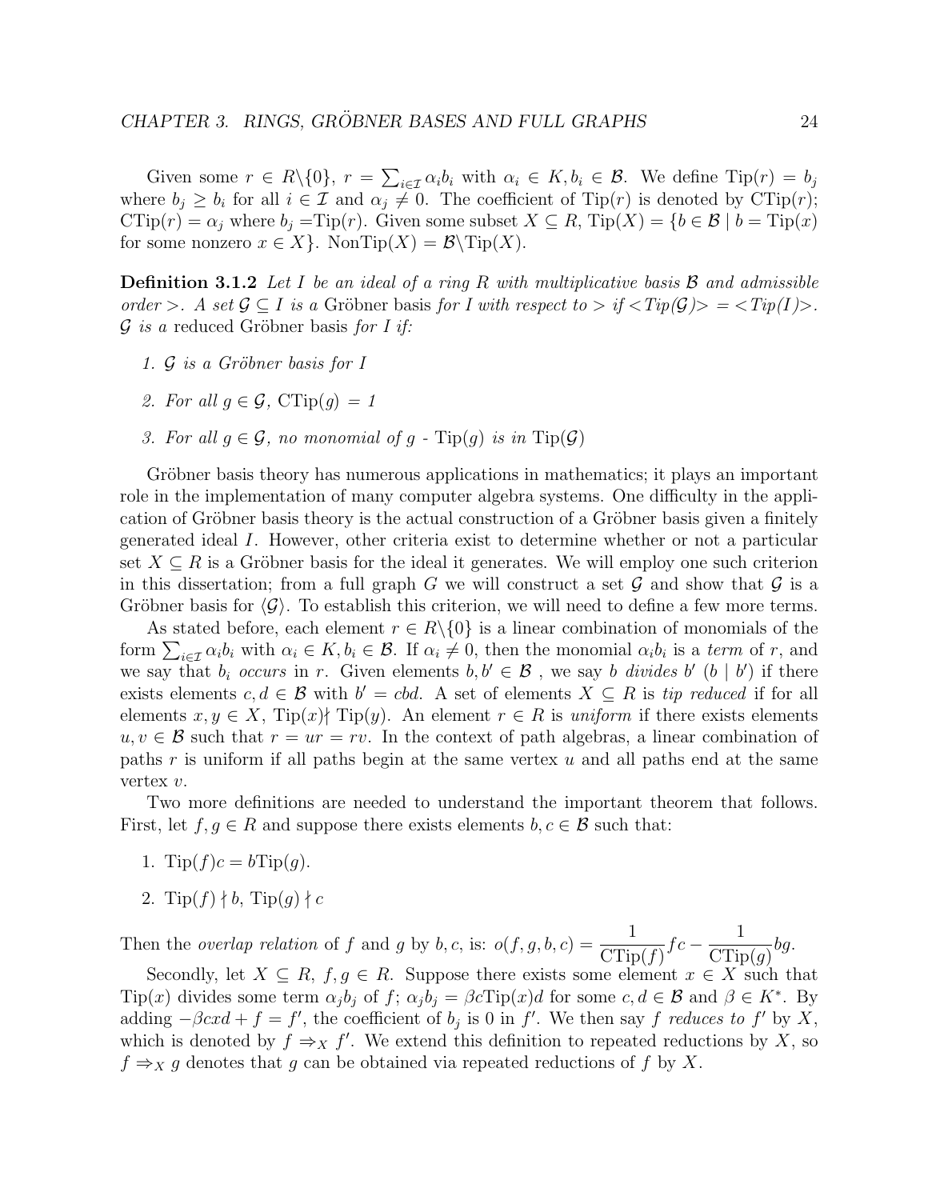Given some $r \in R\backslash\{0\}$, $r = \sum_{i\in\mathcal{I}} \alpha_i b_i$ with $\alpha_i \in K, b_i \in \mathcal{B}$. We define $\text{Tip}(r) = b_j$ where $b_j \geq b_i$ for all $i \in \mathcal{I}$ and $\alpha_j \neq 0$. The coefficient of $\text{Tip}(r)$ is denoted by $\text{CTip}(r)$; $\text{CTip}(r) = \alpha_j$ where $b_j = \text{Tip}(r)$. Given some subset $X \subseteq R$, $\text{Tip}(X) = \{b \in \mathcal{B} \mid b = \text{Tip}(x)$ for some nonzero $x \in X\}$. $\text{NonTip}(X) = \mathcal{B}\backslash\text{Tip}(X)$.

**Definition 3.1.2** *Let $I$ be an ideal of a ring $R$ with multiplicative basis $\mathcal{B}$ and admissible order $>$. A set $\mathcal{G} \subseteq I$ is a* Gröbner basis *for $I$ with respect to $>$ if $<Tip(\mathcal{G})> = <Tip(I)>$. $\mathcal{G}$ is a* reduced Gröbner basis *for $I$ if:*

1. *$\mathcal{G}$ is a Gröbner basis for $I$*
2. *For all $g \in \mathcal{G}$, $\text{CTip}(g) = 1$*
3. *For all $g \in \mathcal{G}$, no monomial of $g$ - $\text{Tip}(g)$ is in $\text{Tip}(\mathcal{G})$*

Gröbner basis theory has numerous applications in mathematics; it plays an important role in the implementation of many computer algebra systems. One difficulty in the application of Gröbner basis theory is the actual construction of a Gröbner basis given a finitely generated ideal $I$. However, other criteria exist to determine whether or not a particular set $X \subseteq R$ is a Gröbner basis for the ideal it generates. We will employ one such criterion in this dissertation; from a full graph $G$ we will construct a set $\mathcal{G}$ and show that $\mathcal{G}$ is a Gröbner basis for $\langle\mathcal{G}\rangle$. To establish this criterion, we will need to define a few more terms.

As stated before, each element $r \in R\backslash\{0\}$ is a linear combination of monomials of the form $\sum_{i\in\mathcal{I}} \alpha_i b_i$ with $\alpha_i \in K, b_i \in \mathcal{B}$. If $\alpha_i \neq 0$, then the monomial $\alpha_i b_i$ is a *term* of $r$, and we say that $b_i$ *occurs* in $r$. Given elements $b, b' \in \mathcal{B}$ , we say $b$ *divides* $b'$ ($b \mid b'$) if there exists elements $c, d \in \mathcal{B}$ with $b' = cbd$. A set of elements $X \subseteq R$ is *tip reduced* if for all elements $x, y \in X$, $\text{Tip}(x) \nmid \text{Tip}(y)$. An element $r \in R$ is *uniform* if there exists elements $u, v \in \mathcal{B}$ such that $r = ur = rv$. In the context of path algebras, a linear combination of paths $r$ is uniform if all paths begin at the same vertex $u$ and all paths end at the same vertex $v$.

Two more definitions are needed to understand the important theorem that follows. First, let $f, g \in R$ and suppose there exists elements $b, c \in \mathcal{B}$ such that:

1. $\text{Tip}(f)c = b\text{Tip}(g)$.
2. $\text{Tip}(f) \nmid b$, $\text{Tip}(g) \nmid c$

Then the *overlap relation* of $f$ and $g$ by $b, c$, is: $o(f, g, b, c) = \dfrac{1}{\text{CTip}(f)} fc - \dfrac{1}{\text{CTip}(g)} bg$.

Secondly, let $X \subseteq R$, $f, g \in R$. Suppose there exists some element $x \in X$ such that $\text{Tip}(x)$ divides some term $\alpha_j b_j$ of $f$; $\alpha_j b_j = \beta c \text{Tip}(x) d$ for some $c, d \in \mathcal{B}$ and $\beta \in K^*$. By adding $-\beta cxd + f = f'$, the coefficient of $b_j$ is 0 in $f'$. We then say $f$ *reduces to* $f'$ by $X$, which is denoted by $f \Rightarrow_X f'$. We extend this definition to repeated reductions by $X$, so $f \Rightarrow_X g$ denotes that $g$ can be obtained via repeated reductions of $f$ by $X$.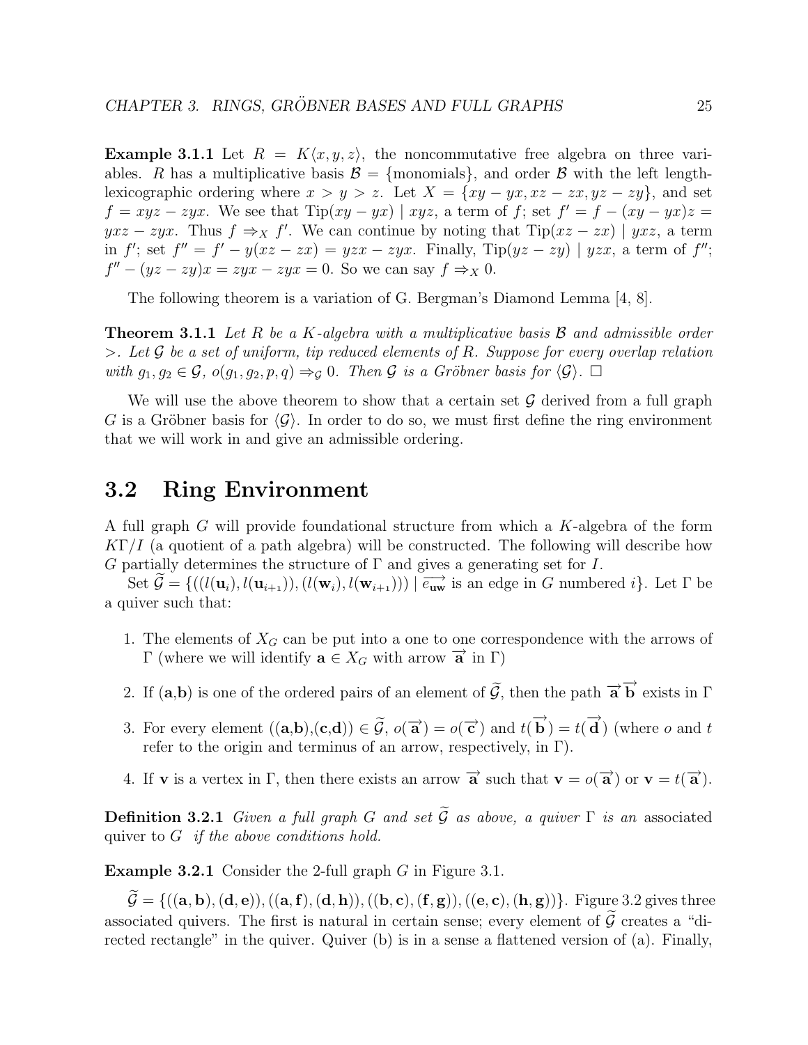**Example 3.1.1** Let $R = K\langle x, y, z\rangle$, the noncommutative free algebra on three variables. $R$ has a multiplicative basis $\mathcal{B} = \{\text{monomials}\}$, and order $\mathcal{B}$ with the left length-lexicographic ordering where $x > y > z$. Let $X = \{xy - yx, xz - zx, yz - zy\}$, and set $f = xyz - zyx$. We see that $\text{Tip}(xy - yx) \mid xyz$, a term of $f$; set $f' = f - (xy - yx)z = yxz - zyx$. Thus $f \Rightarrow_X f'$. We can continue by noting that $\text{Tip}(xz - zx) \mid yxz$, a term in $f'$; set $f'' = f' - y(xz - zx) = yzx - zyx$. Finally, $\text{Tip}(yz - zy) \mid yzx$, a term of $f''$; $f'' - (yz - zy)x = zyx - zyx = 0$. So we can say $f \Rightarrow_X 0$.

The following theorem is a variation of G. Bergman's Diamond Lemma [4, 8].

**Theorem 3.1.1** *Let $R$ be a $K$-algebra with a multiplicative basis $\mathcal{B}$ and admissible order $>$. Let $\mathcal{G}$ be a set of uniform, tip reduced elements of $R$. Suppose for every overlap relation with $g_1, g_2 \in \mathcal{G}$, $o(g_1, g_2, p, q) \Rightarrow_{\mathcal{G}} 0$. Then $\mathcal{G}$ is a Gröbner basis for $\langle \mathcal{G}\rangle$.* $\square$

We will use the above theorem to show that a certain set $\mathcal{G}$ derived from a full graph $G$ is a Gröbner basis for $\langle \mathcal{G}\rangle$. In order to do so, we must first define the ring environment that we will work in and give an admissible ordering.

## 3.2 Ring Environment

A full graph $G$ will provide foundational structure from which a $K$-algebra of the form $K\Gamma/I$ (a quotient of a path algebra) will be constructed. The following will describe how $G$ partially determines the structure of $\Gamma$ and gives a generating set for $I$.

Set $\widetilde{\mathcal{G}} = \{((l(\mathbf{u}_i), l(\mathbf{u}_{i+1})), (l(\mathbf{w}_i), l(\mathbf{w}_{i+1}))) \mid \overrightarrow{e_{\mathbf{uw}}} \text{ is an edge in } G \text{ numbered } i\}$. Let $\Gamma$ be a quiver such that:

1. The elements of $X_G$ can be put into a one to one correspondence with the arrows of $\Gamma$ (where we will identify $\mathbf{a} \in X_G$ with arrow $\overrightarrow{\mathbf{a}}$ in $\Gamma$)
2. If $(\mathbf{a},\mathbf{b})$ is one of the ordered pairs of an element of $\widetilde{\mathcal{G}}$, then the path $\overrightarrow{\mathbf{a}}\overrightarrow{\mathbf{b}}$ exists in $\Gamma$
3. For every element $((\mathbf{a},\mathbf{b}),(\mathbf{c},\mathbf{d})) \in \widetilde{\mathcal{G}}$, $o(\overrightarrow{\mathbf{a}}) = o(\overrightarrow{\mathbf{c}})$ and $t(\overrightarrow{\mathbf{b}}) = t(\overrightarrow{\mathbf{d}})$ (where $o$ and $t$ refer to the origin and terminus of an arrow, respectively, in $\Gamma$).
4. If $\mathbf{v}$ is a vertex in $\Gamma$, then there exists an arrow $\overrightarrow{\mathbf{a}}$ such that $\mathbf{v} = o(\overrightarrow{\mathbf{a}})$ or $\mathbf{v} = t(\overrightarrow{\mathbf{a}})$.

**Definition 3.2.1** *Given a full graph $G$ and set $\widetilde{\mathcal{G}}$ as above, a quiver $\Gamma$ is an* associated quiver to $G$ *if the above conditions hold.*

**Example 3.2.1** Consider the 2-full graph $G$ in Figure 3.1.

$\widetilde{\mathcal{G}} = \{((\mathbf{a},\mathbf{b}),(\mathbf{d},\mathbf{e})), ((\mathbf{a},\mathbf{f}),(\mathbf{d},\mathbf{h})), ((\mathbf{b},\mathbf{c}),(\mathbf{f},\mathbf{g})), ((\mathbf{e},\mathbf{c}),(\mathbf{h},\mathbf{g}))\}$. Figure 3.2 gives three associated quivers. The first is natural in certain sense; every element of $\widetilde{\mathcal{G}}$ creates a "directed rectangle" in the quiver. Quiver (b) is in a sense a flattened version of (a). Finally,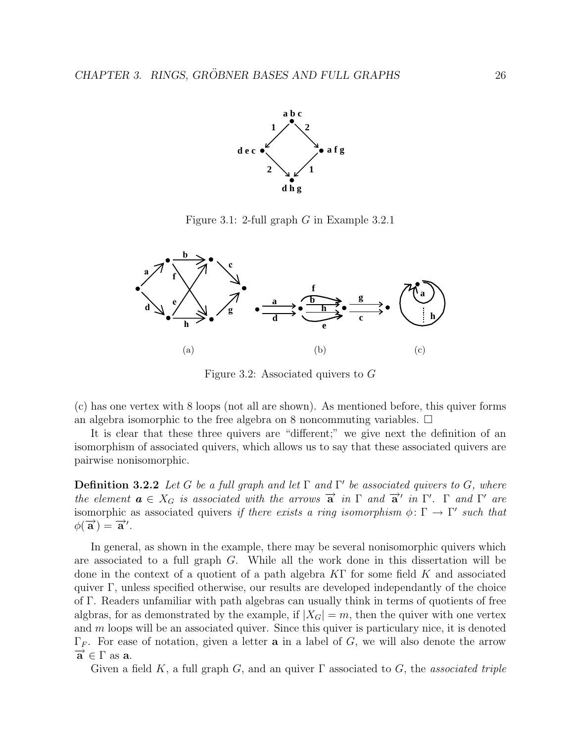Figure 3.1: 2-full graph $G$ in Example 3.2.1

(a)

(b)

(c)

Figure 3.2: Associated quivers to $G$

(c) has one vertex with 8 loops (not all are shown). As mentioned before, this quiver forms an algebra isomorphic to the free algebra on 8 noncommuting variables. □

It is clear that these three quivers are "different;" we give next the definition of an isomorphism of associated quivers, which allows us to say that these associated quivers are pairwise nonisomorphic.

**Definition 3.2.2** *Let $G$ be a full graph and let $\Gamma$ and $\Gamma'$ be associated quivers to $G$, where the element $\boldsymbol{a} \in X_G$ is associated with the arrows $\overrightarrow{\mathbf{a}}$ in $\Gamma$ and $\overrightarrow{\mathbf{a}}'$ in $\Gamma'$. $\Gamma$ and $\Gamma'$ are* isomorphic as associated quivers *if there exists a ring isomorphism $\phi\colon \Gamma \to \Gamma'$ such that $\phi(\overrightarrow{\mathbf{a}}) = \overrightarrow{\mathbf{a}}'$.*

In general, as shown in the example, there may be several nonisomorphic quivers which are associated to a full graph $G$. While all the work done in this dissertation will be done in the context of a quotient of a path algebra $K\Gamma$ for some field $K$ and associated quiver $\Gamma$, unless specified otherwise, our results are developed independantly of the choice of $\Gamma$. Readers unfamiliar with path algebras can usually think in terms of quotients of free algbras, for as demonstrated by the example, if $|X_G| = m$, then the quiver with one vertex and $m$ loops will be an associated quiver. Since this quiver is particulary nice, it is denoted $\Gamma_F$. For ease of notation, given a letter $\mathbf{a}$ in a label of $G$, we will also denote the arrow $\overrightarrow{\mathbf{a}} \in \Gamma$ as $\mathbf{a}$.

Given a field $K$, a full graph $G$, and an quiver $\Gamma$ associated to $G$, the *associated triple*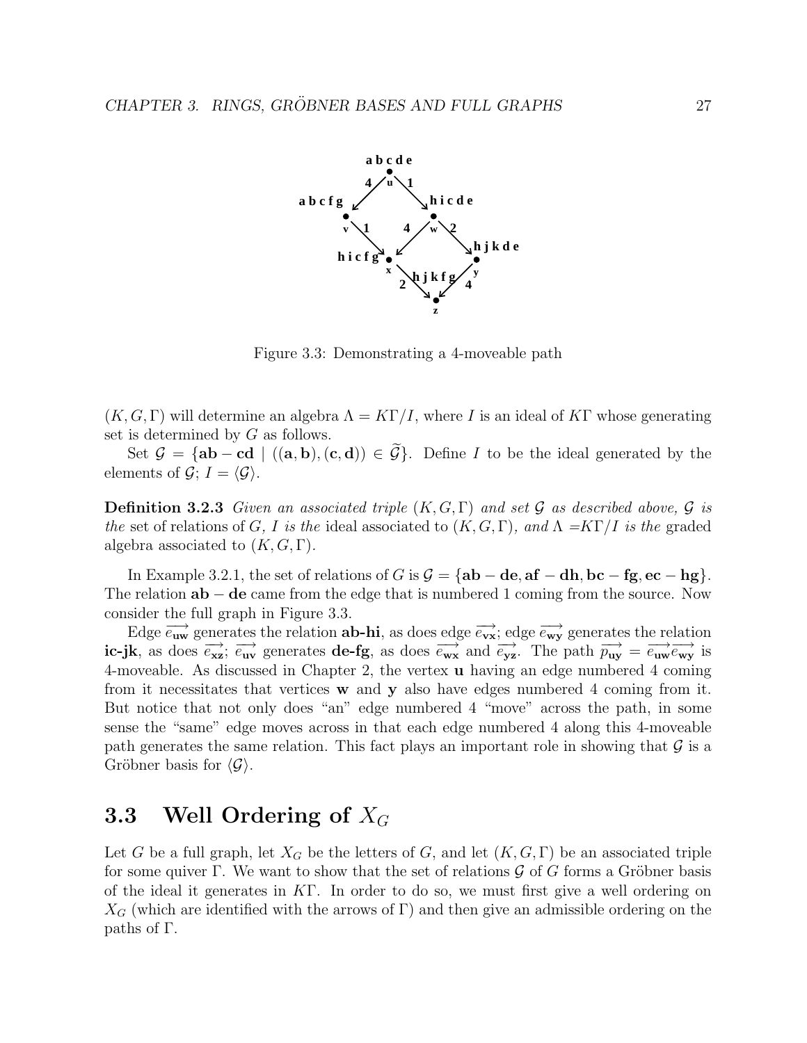Figure 3.3: Demonstrating a 4-moveable path

$(K, G, \Gamma)$ will determine an algebra $\Lambda = K\Gamma/I$, where $I$ is an ideal of $K\Gamma$ whose generating set is determined by $G$ as follows.

Set $\mathcal{G} = \{\mathbf{ab} - \mathbf{cd} \mid ((\mathbf{a}, \mathbf{b}), (\mathbf{c}, \mathbf{d})) \in \widetilde{\mathcal{G}}\}$. Define $I$ to be the ideal generated by the elements of $\mathcal{G}$; $I = \langle \mathcal{G} \rangle$.

**Definition 3.2.3** *Given an associated triple* $(K, G, \Gamma)$ *and set* $\mathcal{G}$ *as described above,* $\mathcal{G}$ *is the* set of relations of $G$*,* $I$ *is the* ideal associated to $(K, G, \Gamma)$*, and* $\Lambda = K\Gamma/I$ *is the* graded algebra associated to $(K, G, \Gamma)$.

In Example 3.2.1, the set of relations of $G$ is $\mathcal{G} = \{\mathbf{ab} - \mathbf{de}, \mathbf{af} - \mathbf{dh}, \mathbf{bc} - \mathbf{fg}, \mathbf{ec} - \mathbf{hg}\}$. The relation $\mathbf{ab} - \mathbf{de}$ came from the edge that is numbered 1 coming from the source. Now consider the full graph in Figure 3.3.

Edge $\overrightarrow{e_{\mathbf{uw}}}$ generates the relation **ab-hi**, as does edge $\overrightarrow{e_{\mathbf{vx}}}$; edge $\overrightarrow{e_{\mathbf{wy}}}$ generates the relation **ic-jk**, as does $\overrightarrow{e_{\mathbf{xz}}}$; $\overrightarrow{e_{\mathbf{uv}}}$ generates **de-fg**, as does $\overrightarrow{e_{\mathbf{wx}}}$ and $\overrightarrow{e_{\mathbf{yz}}}$. The path $\overrightarrow{p_{\mathbf{uy}}} = \overrightarrow{e_{\mathbf{uw}}}\overrightarrow{e_{\mathbf{wy}}}$ is 4-moveable. As discussed in Chapter 2, the vertex **u** having an edge numbered 4 coming from it necessitates that vertices **w** and **y** also have edges numbered 4 coming from it. But notice that not only does "an" edge numbered 4 "move" across the path, in some sense the "same" edge moves across in that each edge numbered 4 along this 4-moveable path generates the same relation. This fact plays an important role in showing that $\mathcal{G}$ is a Gröbner basis for $\langle \mathcal{G} \rangle$.

## 3.3 Well Ordering of $X_G$

Let $G$ be a full graph, let $X_G$ be the letters of $G$, and let $(K, G, \Gamma)$ be an associated triple for some quiver $\Gamma$. We want to show that the set of relations $\mathcal{G}$ of $G$ forms a Gröbner basis of the ideal it generates in $K\Gamma$. In order to do so, we must first give a well ordering on $X_G$ (which are identified with the arrows of $\Gamma$) and then give an admissible ordering on the paths of $\Gamma$.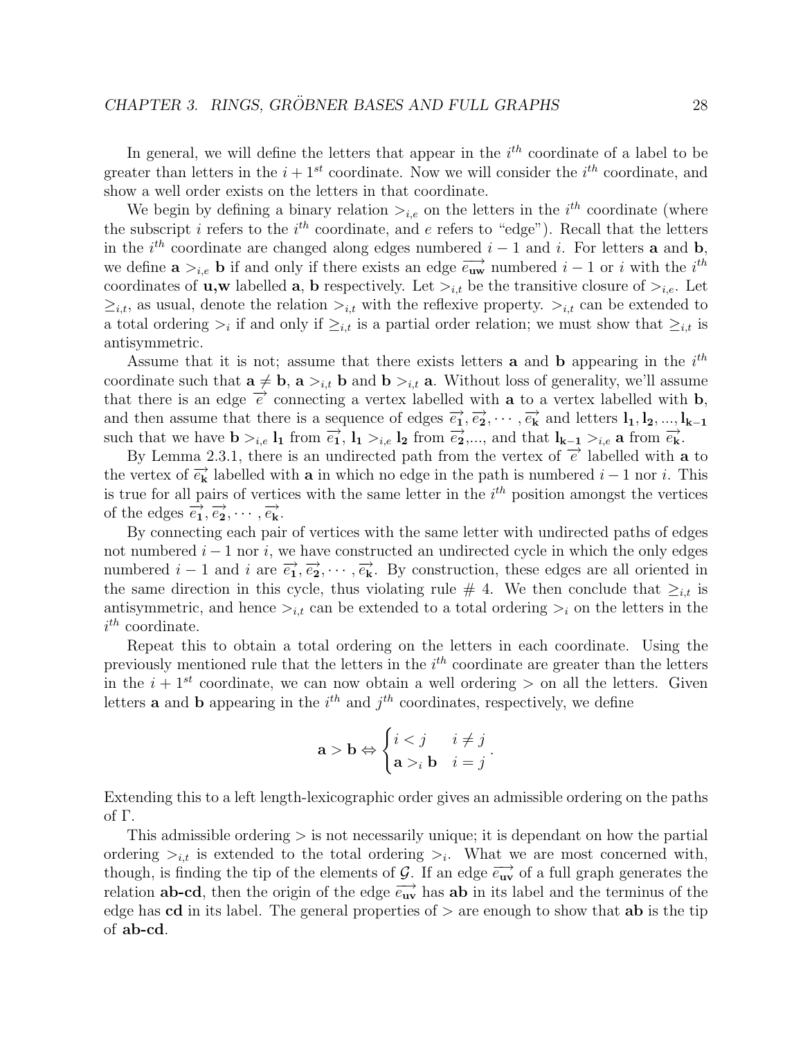In general, we will define the letters that appear in the $i^{th}$ coordinate of a label to be greater than letters in the $i+1^{st}$ coordinate. Now we will consider the $i^{th}$ coordinate, and show a well order exists on the letters in that coordinate.

We begin by defining a binary relation $>_{i,e}$ on the letters in the $i^{th}$ coordinate (where the subscript $i$ refers to the $i^{th}$ coordinate, and $e$ refers to "edge"). Recall that the letters in the $i^{th}$ coordinate are changed along edges numbered $i-1$ and $i$. For letters $\mathbf{a}$ and $\mathbf{b}$, we define $\mathbf{a} >_{i,e} \mathbf{b}$ if and only if there exists an edge $\overrightarrow{e_{\mathbf{uw}}}$ numbered $i-1$ or $i$ with the $i^{th}$ coordinates of **u,w** labelled $\mathbf{a}$, $\mathbf{b}$ respectively. Let $>_{i,t}$ be the transitive closure of $>_{i,e}$. Let $\geq_{i,t}$, as usual, denote the relation $>_{i,t}$ with the reflexive property. $>_{i,t}$ can be extended to a total ordering $>_i$ if and only if $\geq_{i,t}$ is a partial order relation; we must show that $\geq_{i,t}$ is antisymmetric.

Assume that it is not; assume that there exists letters $\mathbf{a}$ and $\mathbf{b}$ appearing in the $i^{th}$ coordinate such that $\mathbf{a} \neq \mathbf{b}$, $\mathbf{a} >_{i,t} \mathbf{b}$ and $\mathbf{b} >_{i,t} \mathbf{a}$. Without loss of generality, we'll assume that there is an edge $\overrightarrow{e}$ connecting a vertex labelled with $\mathbf{a}$ to a vertex labelled with $\mathbf{b}$, and then assume that there is a sequence of edges $\overrightarrow{e_1}, \overrightarrow{e_2}, \cdots, \overrightarrow{e_k}$ and letters $\mathbf{l_1}, \mathbf{l_2}, ..., \mathbf{l_{k-1}}$ such that we have $\mathbf{b} >_{i,e} \mathbf{l_1}$ from $\overrightarrow{e_1}$, $\mathbf{l_1} >_{i,e} \mathbf{l_2}$ from $\overrightarrow{e_2}$,..., and that $\mathbf{l_{k-1}} >_{i,e} \mathbf{a}$ from $\overrightarrow{e_k}$.

By Lemma 2.3.1, there is an undirected path from the vertex of $\overrightarrow{e}$ labelled with $\mathbf{a}$ to the vertex of $\overrightarrow{e_k}$ labelled with $\mathbf{a}$ in which no edge in the path is numbered $i-1$ nor $i$. This is true for all pairs of vertices with the same letter in the $i^{th}$ position amongst the vertices of the edges $\overrightarrow{e_1}, \overrightarrow{e_2}, \cdots, \overrightarrow{e_k}$.

By connecting each pair of vertices with the same letter with undirected paths of edges not numbered $i-1$ nor $i$, we have constructed an undirected cycle in which the only edges numbered $i-1$ and $i$ are $\overrightarrow{e_1}, \overrightarrow{e_2}, \cdots, \overrightarrow{e_k}$. By construction, these edges are all oriented in the same direction in this cycle, thus violating rule # 4. We then conclude that $\geq_{i,t}$ is antisymmetric, and hence $>_{i,t}$ can be extended to a total ordering $>_i$ on the letters in the $i^{th}$ coordinate.

Repeat this to obtain a total ordering on the letters in each coordinate. Using the previously mentioned rule that the letters in the $i^{th}$ coordinate are greater than the letters in the $i+1^{st}$ coordinate, we can now obtain a well ordering $>$ on all the letters. Given letters $\mathbf{a}$ and $\mathbf{b}$ appearing in the $i^{th}$ and $j^{th}$ coordinates, respectively, we define

$$\mathbf{a} > \mathbf{b} \Leftrightarrow \begin{cases} i < j & i \neq j \\ \mathbf{a} >_i \mathbf{b} & i = j \end{cases}.$$

Extending this to a left length-lexicographic order gives an admissible ordering on the paths of $\Gamma$.

This admissible ordering $>$ is not necessarily unique; it is dependant on how the partial ordering $>_{i,t}$ is extended to the total ordering $>_i$. What we are most concerned with, though, is finding the tip of the elements of $\mathcal{G}$. If an edge $\overrightarrow{e_{\mathbf{uv}}}$ of a full graph generates the relation **ab-cd**, then the origin of the edge $\overrightarrow{e_{\mathbf{uv}}}$ has **ab** in its label and the terminus of the edge has **cd** in its label. The general properties of $>$ are enough to show that **ab** is the tip of **ab-cd**.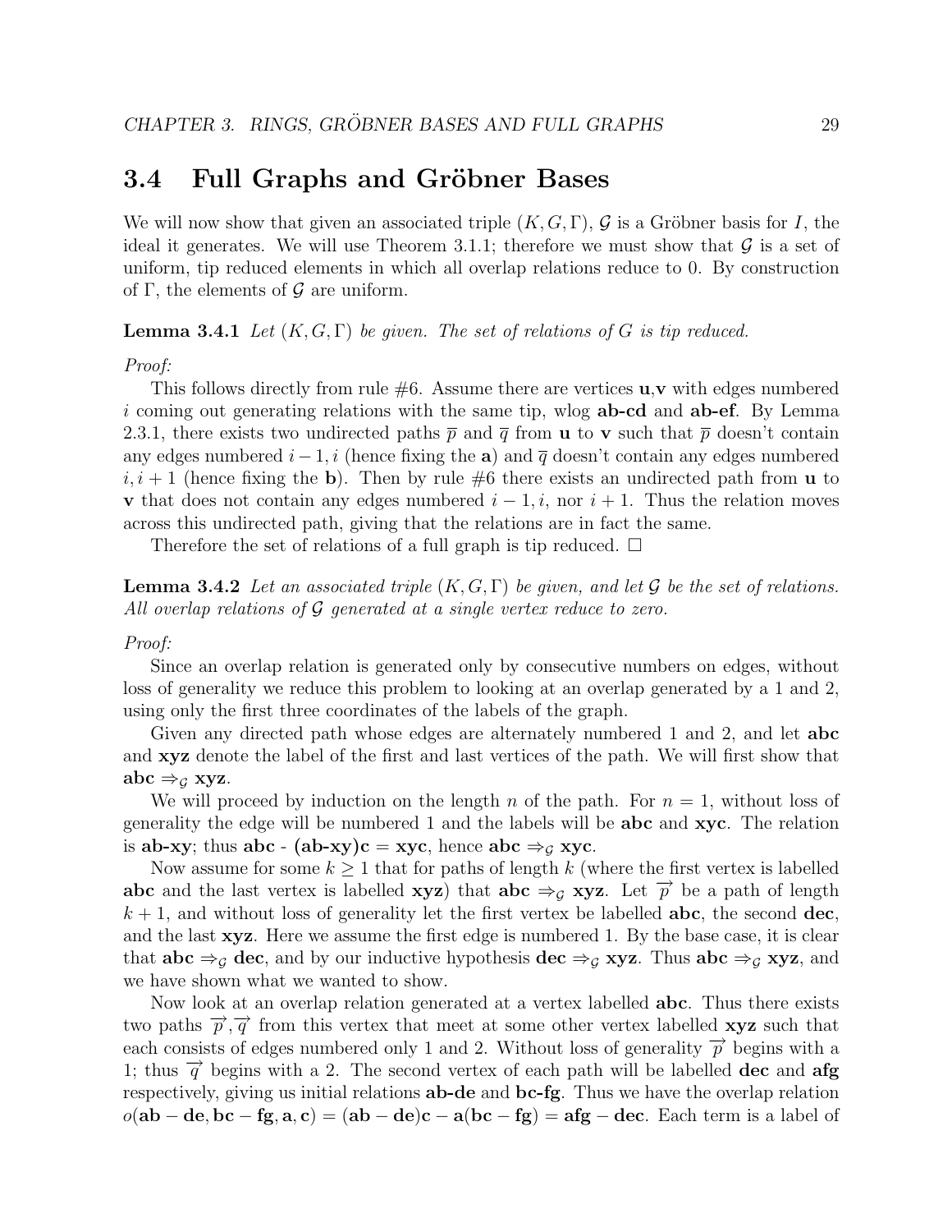## 3.4 Full Graphs and Gröbner Bases

We will now show that given an associated triple $(K, G, \Gamma)$, $\mathcal{G}$ is a Gröbner basis for $I$, the ideal it generates. We will use Theorem 3.1.1; therefore we must show that $\mathcal{G}$ is a set of uniform, tip reduced elements in which all overlap relations reduce to 0. By construction of $\Gamma$, the elements of $\mathcal{G}$ are uniform.

**Lemma 3.4.1** *Let $(K, G, \Gamma)$ be given. The set of relations of $G$ is tip reduced.*

*Proof:*

This follows directly from rule #6. Assume there are vertices **u**,**v** with edges numbered $i$ coming out generating relations with the same tip, wlog **ab-cd** and **ab-ef**. By Lemma 2.3.1, there exists two undirected paths $\overline{p}$ and $\overline{q}$ from **u** to **v** such that $\overline{p}$ doesn't contain any edges numbered $i-1, i$ (hence fixing the **a**) and $\overline{q}$ doesn't contain any edges numbered $i, i+1$ (hence fixing the **b**). Then by rule #6 there exists an undirected path from **u** to **v** that does not contain any edges numbered $i-1, i$, nor $i+1$. Thus the relation moves across this undirected path, giving that the relations are in fact the same.

Therefore the set of relations of a full graph is tip reduced. $\square$

**Lemma 3.4.2** *Let an associated triple $(K, G, \Gamma)$ be given, and let $\mathcal{G}$ be the set of relations. All overlap relations of $\mathcal{G}$ generated at a single vertex reduce to zero.*

*Proof:*

Since an overlap relation is generated only by consecutive numbers on edges, without loss of generality we reduce this problem to looking at an overlap generated by a 1 and 2, using only the first three coordinates of the labels of the graph.

Given any directed path whose edges are alternately numbered 1 and 2, and let **abc** and **xyz** denote the label of the first and last vertices of the path. We will first show that **abc** $\Rightarrow_{\mathcal{G}}$ **xyz**.

We will proceed by induction on the length $n$ of the path. For $n = 1$, without loss of generality the edge will be numbered 1 and the labels will be **abc** and **xyc**. The relation is **ab-xy**; thus **abc** - **(ab-xy)c** = **xyc**, hence **abc** $\Rightarrow_{\mathcal{G}}$ **xyc**.

Now assume for some $k \geq 1$ that for paths of length $k$ (where the first vertex is labelled **abc** and the last vertex is labelled **xyz**) that **abc** $\Rightarrow_{\mathcal{G}}$ **xyz**. Let $\overrightarrow{p}$ be a path of length $k+1$, and without loss of generality let the first vertex be labelled **abc**, the second **dec**, and the last **xyz**. Here we assume the first edge is numbered 1. By the base case, it is clear that **abc** $\Rightarrow_{\mathcal{G}}$ **dec**, and by our inductive hypothesis **dec** $\Rightarrow_{\mathcal{G}}$ **xyz**. Thus **abc** $\Rightarrow_{\mathcal{G}}$ **xyz**, and we have shown what we wanted to show.

Now look at an overlap relation generated at a vertex labelled **abc**. Thus there exists two paths $\overrightarrow{p}, \overrightarrow{q}$ from this vertex that meet at some other vertex labelled **xyz** such that each consists of edges numbered only 1 and 2. Without loss of generality $\overrightarrow{p}$ begins with a 1; thus $\overrightarrow{q}$ begins with a 2. The second vertex of each path will be labelled **dec** and **afg** respectively, giving us initial relations **ab-de** and **bc-fg**. Thus we have the overlap relation $o(\mathbf{ab} - \mathbf{de}, \mathbf{bc} - \mathbf{fg}, \mathbf{a}, \mathbf{c}) = (\mathbf{ab} - \mathbf{de})\mathbf{c} - \mathbf{a}(\mathbf{bc} - \mathbf{fg}) = \mathbf{afg} - \mathbf{dec}$. Each term is a label of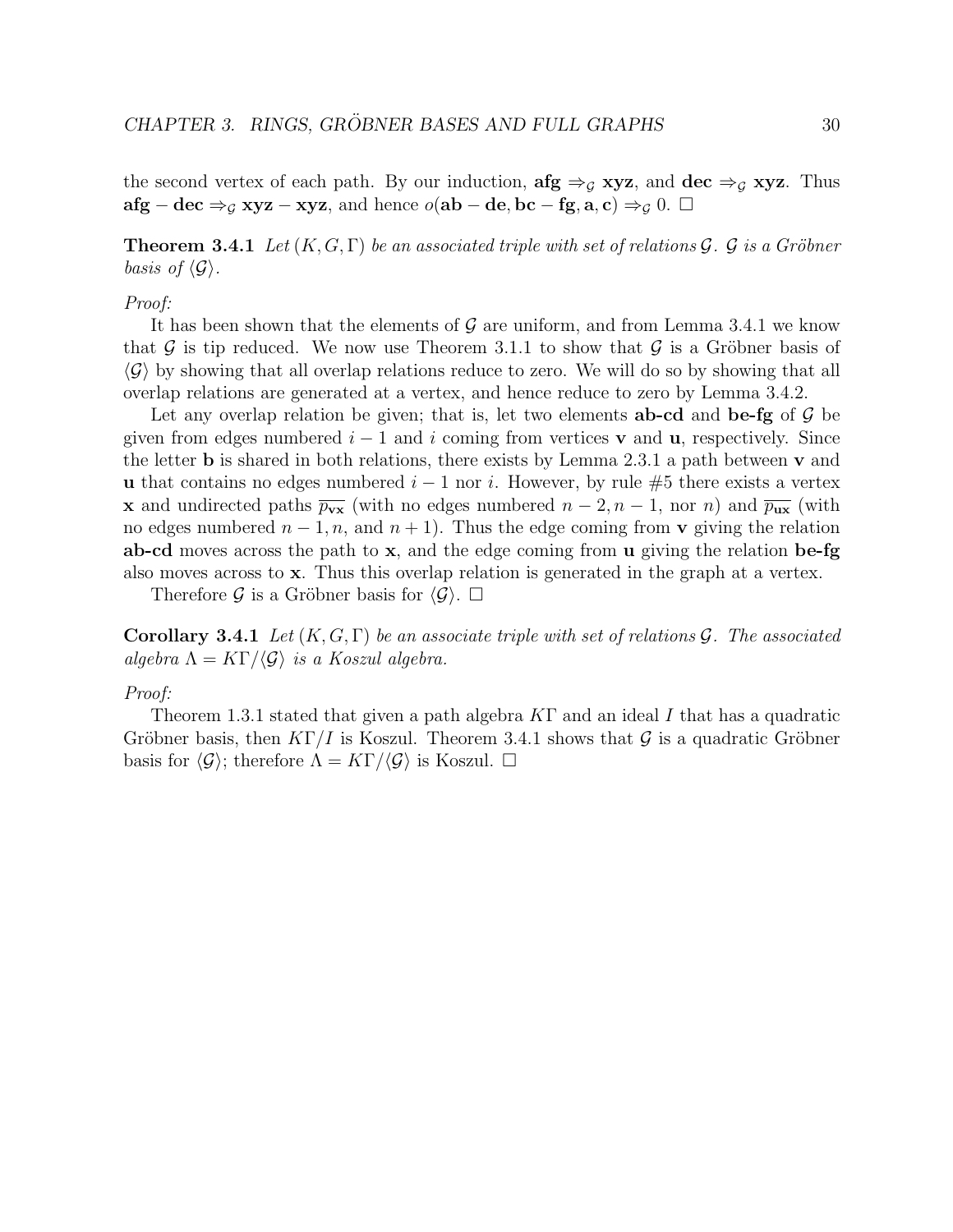the second vertex of each path. By our induction, $\mathbf{afg} \Rightarrow_{\mathcal{G}} \mathbf{xyz}$, and $\mathbf{dec} \Rightarrow_{\mathcal{G}} \mathbf{xyz}$. Thus $\mathbf{afg} - \mathbf{dec} \Rightarrow_{\mathcal{G}} \mathbf{xyz} - \mathbf{xyz}$, and hence $o(\mathbf{ab} - \mathbf{de}, \mathbf{bc} - \mathbf{fg}, \mathbf{a}, \mathbf{c}) \Rightarrow_{\mathcal{G}} 0$. $\square$

**Theorem 3.4.1** *Let $(K, G, \Gamma)$ be an associated triple with set of relations $\mathcal{G}$. $\mathcal{G}$ is a Gröbner basis of $\langle \mathcal{G} \rangle$.*

*Proof:*

It has been shown that the elements of $\mathcal{G}$ are uniform, and from Lemma 3.4.1 we know that $\mathcal{G}$ is tip reduced. We now use Theorem 3.1.1 to show that $\mathcal{G}$ is a Gröbner basis of $\langle \mathcal{G} \rangle$ by showing that all overlap relations reduce to zero. We will do so by showing that all overlap relations are generated at a vertex, and hence reduce to zero by Lemma 3.4.2.

Let any overlap relation be given; that is, let two elements **ab-cd** and **be-fg** of $\mathcal{G}$ be given from edges numbered $i - 1$ and $i$ coming from vertices $\mathbf{v}$ and $\mathbf{u}$, respectively. Since the letter **b** is shared in both relations, there exists by Lemma 2.3.1 a path between $\mathbf{v}$ and $\mathbf{u}$ that contains no edges numbered $i - 1$ nor $i$. However, by rule #5 there exists a vertex $\mathbf{x}$ and undirected paths $\overline{p_{\mathbf{vx}}}$ (with no edges numbered $n - 2, n - 1$, nor $n$) and $\overline{p_{\mathbf{ux}}}$ (with no edges numbered $n - 1, n$, and $n + 1$). Thus the edge coming from $\mathbf{v}$ giving the relation **ab-cd** moves across the path to $\mathbf{x}$, and the edge coming from $\mathbf{u}$ giving the relation **be-fg** also moves across to $\mathbf{x}$. Thus this overlap relation is generated in the graph at a vertex.

Therefore $\mathcal{G}$ is a Gröbner basis for $\langle \mathcal{G} \rangle$. $\square$

**Corollary 3.4.1** *Let $(K, G, \Gamma)$ be an associate triple with set of relations $\mathcal{G}$. The associated algebra $\Lambda = K\Gamma / \langle \mathcal{G} \rangle$ is a Koszul algebra.*

*Proof:*

Theorem 1.3.1 stated that given a path algebra $K\Gamma$ and an ideal $I$ that has a quadratic Gröbner basis, then $K\Gamma / I$ is Koszul. Theorem 3.4.1 shows that $\mathcal{G}$ is a quadratic Gröbner basis for $\langle \mathcal{G} \rangle$; therefore $\Lambda = K\Gamma / \langle \mathcal{G} \rangle$ is Koszul. $\square$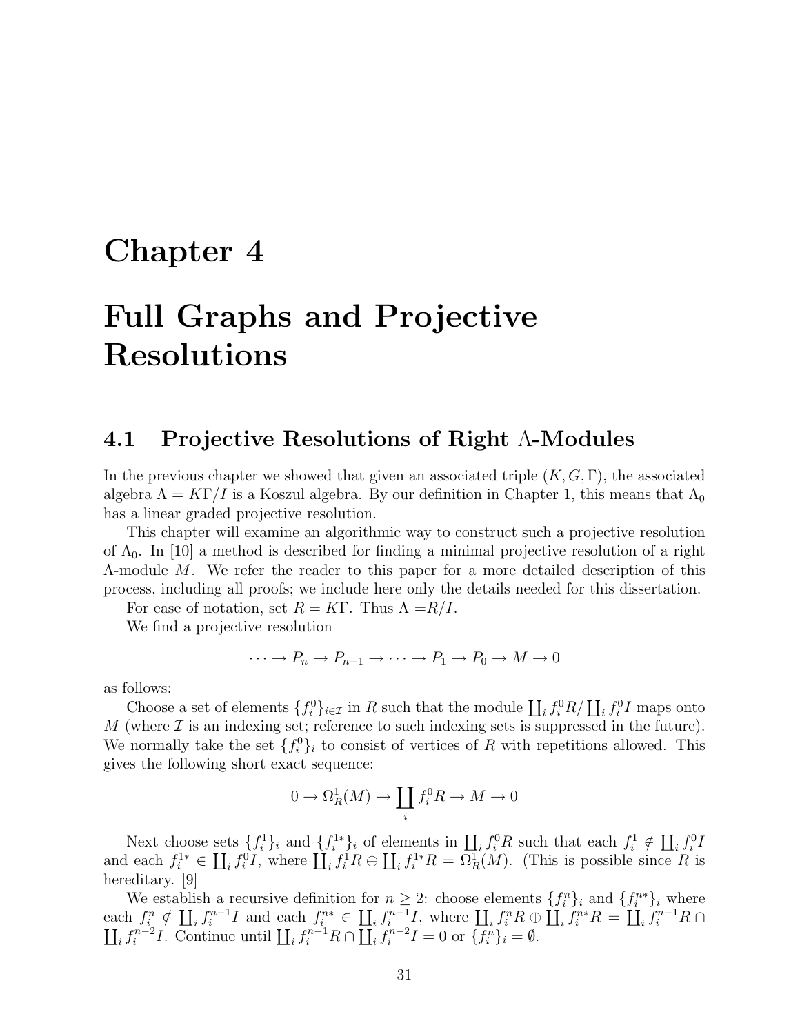# Chapter 4

# Full Graphs and Projective Resolutions

## 4.1 Projective Resolutions of Right $\Lambda$-Modules

In the previous chapter we showed that given an associated triple $(K, G, \Gamma)$, the associated algebra $\Lambda = K\Gamma/I$ is a Koszul algebra. By our definition in Chapter 1, this means that $\Lambda_0$ has a linear graded projective resolution.

This chapter will examine an algorithmic way to construct such a projective resolution of $\Lambda_0$. In [10] a method is described for finding a minimal projective resolution of a right $\Lambda$-module $M$. We refer the reader to this paper for a more detailed description of this process, including all proofs; we include here only the details needed for this dissertation.

For ease of notation, set $R = K\Gamma$. Thus $\Lambda = R/I$.

We find a projective resolution

$$\cdots \to P_n \to P_{n-1} \to \cdots \to P_1 \to P_0 \to M \to 0$$

as follows:

Choose a set of elements $\{f_i^0\}_{i \in \mathcal{I}}$ in $R$ such that the module $\coprod_i f_i^0 R / \coprod_i f_i^0 I$ maps onto $M$ (where $\mathcal{I}$ is an indexing set; reference to such indexing sets is suppressed in the future). We normally take the set $\{f_i^0\}_i$ to consist of vertices of $R$ with repetitions allowed. This gives the following short exact sequence:

$$0 \to \Omega_R^1(M) \to \coprod_i f_i^0 R \to M \to 0$$

Next choose sets $\{f_i^1\}_i$ and $\{f_i^{1*}\}_i$ of elements in $\coprod_i f_i^0 R$ such that each $f_i^1 \notin \coprod_i f_i^0 I$ and each $f_i^{1*} \in \coprod_i f_i^0 I$, where $\coprod_i f_i^1 R \oplus \coprod_i f_i^{1*} R = \Omega_R^1(M)$. (This is possible since $R$ is hereditary. [9]

We establish a recursive definition for $n \geq 2$: choose elements $\{f_i^n\}_i$ and $\{f_i^{n*}\}_i$ where each $f_i^n \notin \coprod_i f_i^{n-1} I$ and each $f_i^{n*} \in \coprod_i f_i^{n-1} I$, where $\coprod_i f_i^n R \oplus \coprod_i f_i^{n*} R = \coprod_i f_i^{n-1} R \cap \coprod_i f_i^{n-2} I$. Continue until $\coprod_i f_i^{n-1} R \cap \coprod_i f_i^{n-2} I = 0$ or $\{f_i^n\}_i = \emptyset$.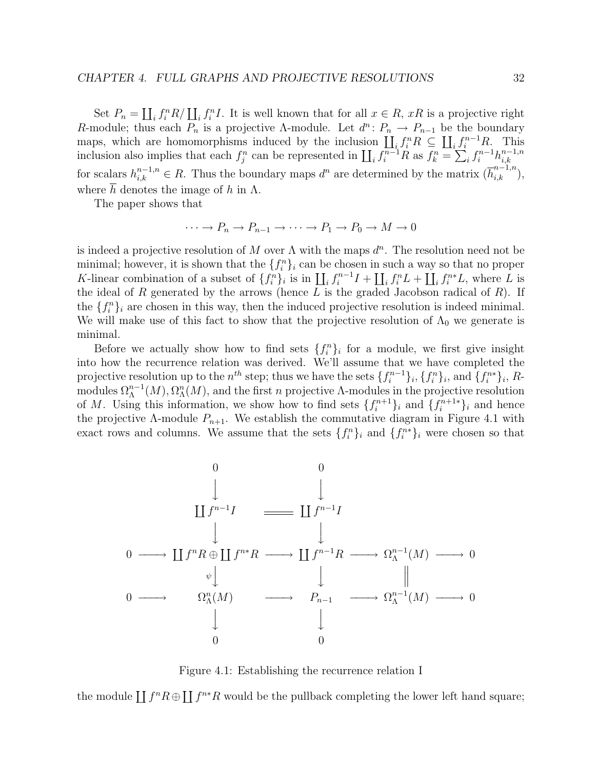Set $P_n = \coprod_i f_i^n R / \coprod_i f_i^n I$. It is well known that for all $x \in R$, $xR$ is a projective right $R$-module; thus each $P_n$ is a projective $\Lambda$-module. Let $d^n \colon P_n \to P_{n-1}$ be the boundary maps, which are homomorphisms induced by the inclusion $\coprod_i f_i^n R \subseteq \coprod_i f_i^{n-1} R$. This inclusion also implies that each $f_j^n$ can be represented in $\coprod_i f_i^{n-1} R$ as $f_k^n = \sum_i f_i^{n-1} h_{i,k}^{n-1,n}$ for scalars $h_{i,k}^{n-1,n} \in R$. Thus the boundary maps $d^n$ are determined by the matrix $(\overline{h}_{i,k}^{n-1,n})$, where $\overline{h}$ denotes the image of $h$ in $\Lambda$.

The paper shows that

$$\cdots \to P_n \to P_{n-1} \to \cdots \to P_1 \to P_0 \to M \to 0$$

is indeed a projective resolution of $M$ over $\Lambda$ with the maps $d^n$. The resolution need not be minimal; however, it is shown that the $\{f_i^n\}_i$ can be chosen in such a way so that no proper $K$-linear combination of a subset of $\{f_i^n\}_i$ is in $\coprod_i f_i^{n-1} I + \coprod_i f_i^n L + \coprod_i f_i^{n*} L$, where $L$ is the ideal of $R$ generated by the arrows (hence $L$ is the graded Jacobson radical of $R$). If the $\{f_i^n\}_i$ are chosen in this way, then the induced projective resolution is indeed minimal. We will make use of this fact to show that the projective resolution of $\Lambda_0$ we generate is minimal.

Before we actually show how to find sets $\{f_i^n\}_i$ for a module, we first give insight into how the recurrence relation was derived. We'll assume that we have completed the projective resolution up to the $n^{th}$ step; thus we have the sets $\{f_i^{n-1}\}_i, \{f_i^n\}_i$, and $\{f_i^{n*}\}_i$, $R$-modules $\Omega_\Lambda^{n-1}(M), \Omega_\Lambda^n(M)$, and the first $n$ projective $\Lambda$-modules in the projective resolution of $M$. Using this information, we show how to find sets $\{f_i^{n+1}\}_i$ and $\{f_i^{n+1*}\}_i$ and hence the projective $\Lambda$-module $P_{n+1}$. We establish the commutative diagram in Figure 4.1 with exact rows and columns. We assume that the sets $\{f_i^n\}_i$ and $\{f_i^{n*}\}_i$ were chosen so that

$$\begin{array}{ccccccccc}
 & & 0 & & 0 & & & & \\
 & & \downarrow & & \downarrow & & & & \\
 & & \coprod f^{n-1} I & = & \coprod f^{n-1} I & & & & \\
 & & \downarrow & & \downarrow & & & & \\
0 & \longrightarrow & \coprod f^n R \oplus \coprod f^{n*} R & \longrightarrow & \coprod f^{n-1} R & \longrightarrow & \Omega_\Lambda^{n-1}(M) & \longrightarrow & 0 \\
 & & \psi \downarrow & & \downarrow & & \| & & \\
0 & \longrightarrow & \Omega_\Lambda^n(M) & \longrightarrow & P_{n-1} & \longrightarrow & \Omega_\Lambda^{n-1}(M) & \longrightarrow & 0 \\
 & & \downarrow & & \downarrow & & & & \\
 & & 0 & & 0 & & & &
\end{array}$$

Figure 4.1: Establishing the recurrence relation I

the module $\coprod f^n R \oplus \coprod f^{n*} R$ would be the pullback completing the lower left hand square;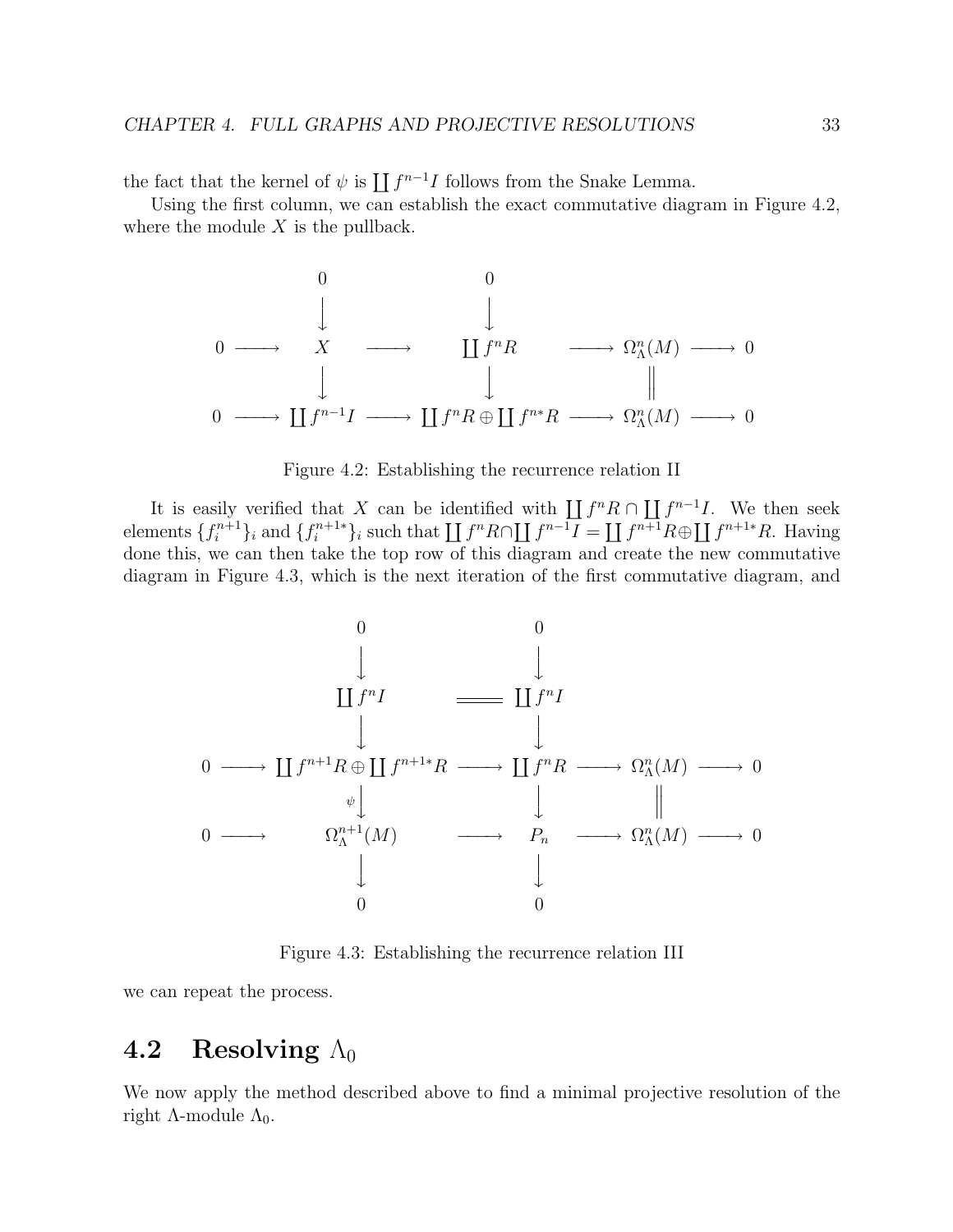the fact that the kernel of $\psi$ is $\coprod f^{n-1}I$ follows from the Snake Lemma.

Using the first column, we can establish the exact commutative diagram in Figure 4.2, where the module $X$ is the pullback.

$$
\begin{array}{ccccccccc}
 & & 0 & & 0 & & & & \\
 & & \downarrow & & \downarrow & & & & \\
0 & \longrightarrow & X & \longrightarrow & \coprod f^n R & \longrightarrow & \Omega^n_\Lambda(M) & \longrightarrow & 0 \\
 & & \downarrow & & \downarrow & & \| & & \\
0 & \longrightarrow & \coprod f^{n-1} I & \longrightarrow & \coprod f^n R \oplus \coprod f^{n*} R & \longrightarrow & \Omega^n_\Lambda(M) & \longrightarrow & 0
\end{array}
$$

Figure 4.2: Establishing the recurrence relation II

It is easily verified that $X$ can be identified with $\coprod f^n R \cap \coprod f^{n-1} I$. We then seek elements $\{f_i^{n+1}\}_i$ and $\{f_i^{n+1*}\}_i$ such that $\coprod f^n R \cap \coprod f^{n-1} I = \coprod f^{n+1} R \oplus \coprod f^{n+1*} R$. Having done this, we can then take the top row of this diagram and create the new commutative diagram in Figure 4.3, which is the next iteration of the first commutative diagram, and

$$
\begin{array}{ccccccccc}
 & & 0 & & 0 & & & & \\
 & & \downarrow & & \downarrow & & & & \\
 & & \coprod f^n I & = & \coprod f^n I & & & & \\
 & & \downarrow & & \downarrow & & & & \\
0 & \longrightarrow & \coprod f^{n+1} R \oplus \coprod f^{n+1*} R & \longrightarrow & \coprod f^n R & \longrightarrow & \Omega^n_\Lambda(M) & \longrightarrow & 0 \\
 & & \psi \downarrow & & \downarrow & & \| & & \\
0 & \longrightarrow & \Omega^{n+1}_\Lambda(M) & \longrightarrow & P_n & \longrightarrow & \Omega^n_\Lambda(M) & \longrightarrow & 0 \\
 & & \downarrow & & \downarrow & & & & \\
 & & 0 & & 0 & & & &
\end{array}
$$

Figure 4.3: Establishing the recurrence relation III

we can repeat the process.

## 4.2 Resolving $\Lambda_0$

We now apply the method described above to find a minimal projective resolution of the right $\Lambda$-module $\Lambda_0$.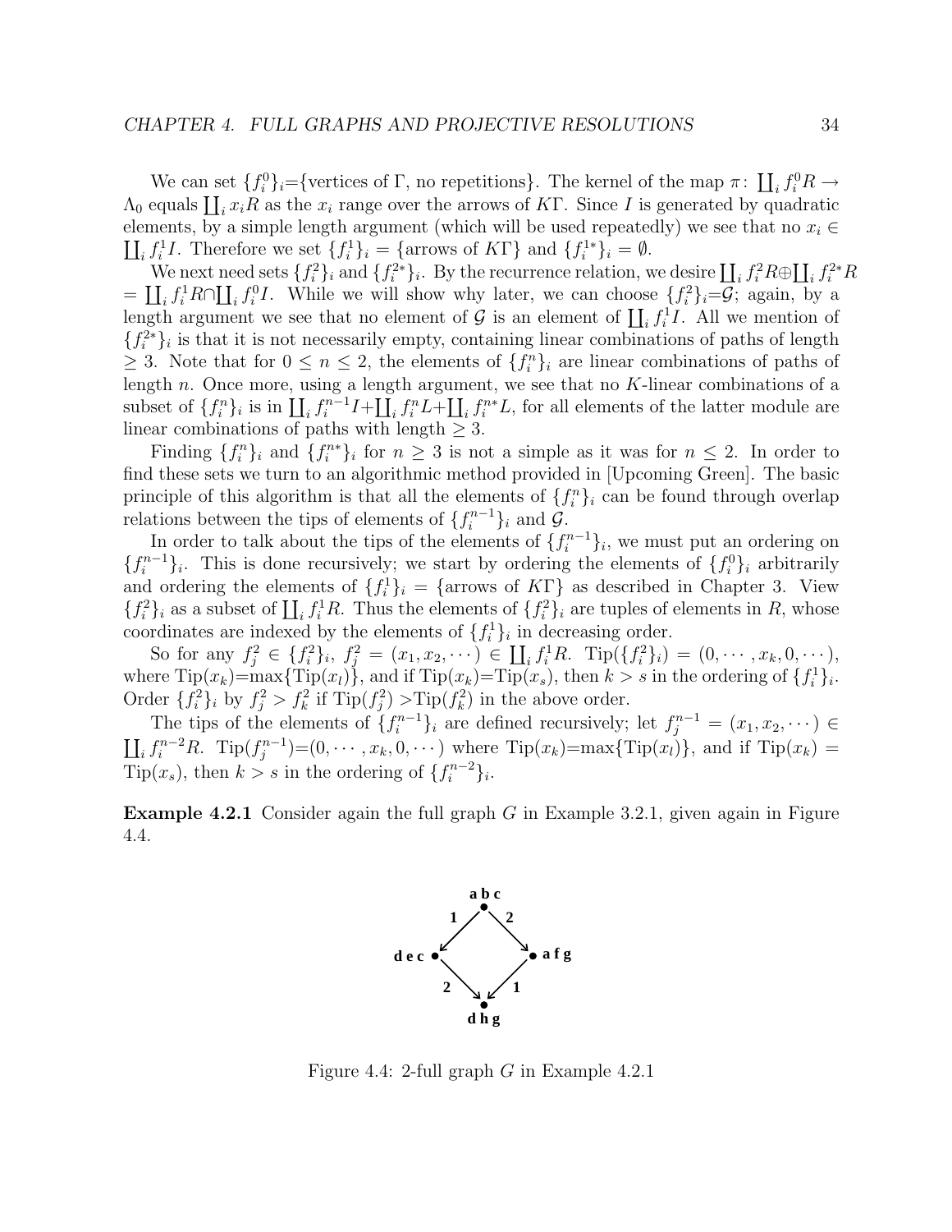We can set $\{f_i^0\}_i$={vertices of $\Gamma$, no repetitions}. The kernel of the map $\pi\colon \coprod_i f_i^0 R \to \Lambda_0$ equals $\coprod_i x_i R$ as the $x_i$ range over the arrows of $K\Gamma$. Since $I$ is generated by quadratic elements, by a simple length argument (which will be used repeatedly) we see that no $x_i \in \coprod_i f_i^1 I$. Therefore we set $\{f_i^1\}_i = \{\text{arrows of } K\Gamma\}$ and $\{f_i^{1*}\}_i = \emptyset$.

We next need sets $\{f_i^2\}_i$ and $\{f_i^{2*}\}_i$. By the recurrence relation, we desire $\coprod_i f_i^2 R \oplus \coprod_i f_i^{2*} R = \coprod_i f_i^1 R \cap \coprod_i f_i^0 I$. While we will show why later, we can choose $\{f_i^2\}_i$=$\mathcal{G}$; again, by a length argument we see that no element of $\mathcal{G}$ is an element of $\coprod_i f_i^1 I$. All we mention of $\{f_i^{2*}\}_i$ is that it is not necessarily empty, containing linear combinations of paths of length $\geq 3$. Note that for $0 \leq n \leq 2$, the elements of $\{f_i^n\}_i$ are linear combinations of paths of length $n$. Once more, using a length argument, we see that no $K$-linear combinations of a subset of $\{f_i^n\}_i$ is in $\coprod_i f_i^{n-1} I + \coprod_i f_i^n L + \coprod_i f_i^{n*} L$, for all elements of the latter module are linear combinations of paths with length $\geq 3$.

Finding $\{f_i^n\}_i$ and $\{f_i^{n*}\}_i$ for $n \geq 3$ is not a simple as it was for $n \leq 2$. In order to find these sets we turn to an algorithmic method provided in [Upcoming Green]. The basic principle of this algorithm is that all the elements of $\{f_i^n\}_i$ can be found through overlap relations between the tips of elements of $\{f_i^{n-1}\}_i$ and $\mathcal{G}$.

In order to talk about the tips of the elements of $\{f_i^{n-1}\}_i$, we must put an ordering on $\{f_i^{n-1}\}_i$. This is done recursively; we start by ordering the elements of $\{f_i^0\}_i$ arbitrarily and ordering the elements of $\{f_i^1\}_i = \{\text{arrows of } K\Gamma\}$ as described in Chapter 3. View $\{f_i^2\}_i$ as a subset of $\coprod_i f_i^1 R$. Thus the elements of $\{f_i^2\}_i$ are tuples of elements in $R$, whose coordinates are indexed by the elements of $\{f_i^1\}_i$ in decreasing order.

So for any $f_j^2 \in \{f_i^2\}_i$, $f_j^2 = (x_1, x_2, \cdots) \in \coprod_i f_i^1 R$. $\text{Tip}(\{f_i^2\}_i) = (0, \cdots, x_k, 0, \cdots)$, where $\text{Tip}(x_k)$=$\max\{\text{Tip}(x_l)\}$, and if $\text{Tip}(x_k)$=$\text{Tip}(x_s)$, then $k > s$ in the ordering of $\{f_i^1\}_i$. Order $\{f_i^2\}_i$ by $f_j^2 > f_k^2$ if $\text{Tip}(f_j^2)$ >$\text{Tip}(f_k^2)$ in the above order.

The tips of the elements of $\{f_i^{n-1}\}_i$ are defined recursively; let $f_j^{n-1} = (x_1, x_2, \cdots) \in \coprod_i f_i^{n-2} R$. $\text{Tip}(f_j^{n-1})$=$(0, \cdots, x_k, 0, \cdots)$ where $\text{Tip}(x_k)$=$\max\{\text{Tip}(x_l)\}$, and if $\text{Tip}(x_k) = \text{Tip}(x_s)$, then $k > s$ in the ordering of $\{f_i^{n-2}\}_i$.

**Example 4.2.1** Consider again the full graph $G$ in Example 3.2.1, given again in Figure 4.4.

Figure 4.4: 2-full graph $G$ in Example 4.2.1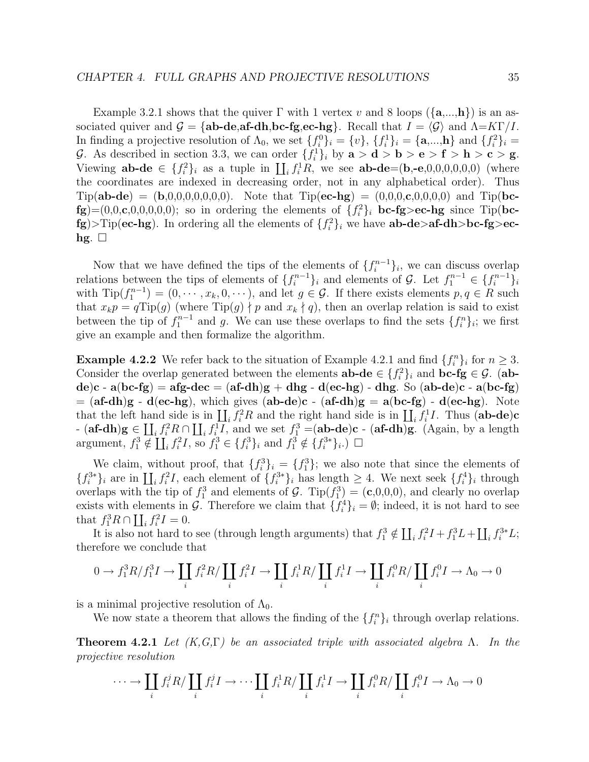Example 3.2.1 shows that the quiver $\Gamma$ with 1 vertex $v$ and 8 loops ($\{\mathbf{a},...,\mathbf{h}\}$) is an associated quiver and $\mathcal{G} = \{\mathbf{ab\text{-}de},\mathbf{af\text{-}dh},\mathbf{bc\text{-}fg},\mathbf{ec\text{-}hg}\}$. Recall that $I = \langle\mathcal{G}\rangle$ and $\Lambda$=$K\Gamma/I$. In finding a projective resolution of $\Lambda_0$, we set $\{f_i^0\}_i = \{v\}$, $\{f_i^1\}_i = \{\mathbf{a},...,\mathbf{h}\}$ and $\{f_i^2\}_i = \mathcal{G}$. As described in section 3.3, we can order $\{f_i^1\}_i$ by $\mathbf{a} > \mathbf{d} > \mathbf{b} > \mathbf{e} > \mathbf{f} > \mathbf{h} > \mathbf{c} > \mathbf{g}$. Viewing $\mathbf{ab\text{-}de} \in \{f_i^2\}_i$ as a tuple in $\coprod_i f_i^1 R$, we see $\mathbf{ab\text{-}de}$=($\mathbf{b}$,-$\mathbf{e}$,0,0,0,0,0,0) (where the coordinates are indexed in decreasing order, not in any alphabetical order). Thus Tip($\mathbf{ab\text{-}de}$) = ($\mathbf{b}$,0,0,0,0,0,0,0). Note that Tip($\mathbf{ec\text{-}hg}$) = (0,0,0,$\mathbf{c}$,0,0,0,0) and Tip($\mathbf{bc\text{-}fg}$)=(0,0,$\mathbf{c}$,0,0,0,0,0); so in ordering the elements of $\{f_i^2\}_i$ $\mathbf{bc\text{-}fg}$>$\mathbf{ec\text{-}hg}$ since Tip($\mathbf{bc\text{-}fg}$)>Tip($\mathbf{ec\text{-}hg}$). In ordering all the elements of $\{f_i^2\}_i$ we have $\mathbf{ab\text{-}de}$>$\mathbf{af\text{-}dh}$>$\mathbf{bc\text{-}fg}$>$\mathbf{ec\text{-}hg}$. $\square$

Now that we have defined the tips of the elements of $\{f_i^{n-1}\}_i$, we can discuss overlap relations between the tips of elements of $\{f_i^{n-1}\}_i$ and elements of $\mathcal{G}$. Let $f_1^{n-1} \in \{f_i^{n-1}\}_i$ with Tip($f_1^{n-1}$) = $(0,\cdots,x_k,0,\cdots)$, and let $g \in \mathcal{G}$. If there exists elements $p, q \in R$ such that $x_k p = q\text{Tip}(g)$ (where Tip($g$) $\nmid p$ and $x_k \nmid q$), then an overlap relation is said to exist between the tip of $f_1^{n-1}$ and $g$. We can use these overlaps to find the sets $\{f_i^n\}_i$; we first give an example and then formalize the algorithm.

**Example 4.2.2** We refer back to the situation of Example 4.2.1 and find $\{f_i^n\}_i$ for $n \geq 3$. Consider the overlap generated between the elements $\mathbf{ab\text{-}de} \in \{f_i^2\}_i$ and $\mathbf{bc\text{-}fg} \in \mathcal{G}$. ($\mathbf{ab\text{-}de}$)$\mathbf{c}$ - $\mathbf{a}$($\mathbf{bc\text{-}fg}$) = $\mathbf{afg\text{-}dec}$ = ($\mathbf{af\text{-}dh}$)$\mathbf{g}$ + $\mathbf{dhg}$ - $\mathbf{d}$($\mathbf{ec\text{-}hg}$) - $\mathbf{dhg}$. So ($\mathbf{ab\text{-}de}$)$\mathbf{c}$ - $\mathbf{a}$($\mathbf{bc\text{-}fg}$) = ($\mathbf{af\text{-}dh}$)$\mathbf{g}$ - $\mathbf{d}$($\mathbf{ec\text{-}hg}$), which gives ($\mathbf{ab\text{-}de}$)$\mathbf{c}$ - ($\mathbf{af\text{-}dh}$)$\mathbf{g}$ = $\mathbf{a}$($\mathbf{bc\text{-}fg}$) - $\mathbf{d}$($\mathbf{ec\text{-}hg}$). Note that the left hand side is in $\coprod_i f_i^2 R$ and the right hand side is in $\coprod_i f_i^1 I$. Thus ($\mathbf{ab\text{-}de}$)$\mathbf{c}$ - ($\mathbf{af\text{-}dh}$)$\mathbf{g} \in \coprod_i f_i^2 R \cap \coprod_i f_i^1 I$, and we set $f_1^3$ =($\mathbf{ab\text{-}de}$)$\mathbf{c}$ - ($\mathbf{af\text{-}dh}$)$\mathbf{g}$. (Again, by a length argument, $f_1^3 \notin \coprod_i f_i^2 I$, so $f_1^3 \in \{f_i^3\}_i$ and $f_1^3 \notin \{f_i^{3*}\}_i$.) $\square$

We claim, without proof, that $\{f_i^3\}_i = \{f_1^3\}$; we also note that since the elements of $\{f_i^{3*}\}_i$ are in $\coprod_i f_i^2 I$, each element of $\{f_i^{3*}\}_i$ has length $\geq 4$. We next seek $\{f_i^4\}_i$ through overlaps with the tip of $f_1^3$ and elements of $\mathcal{G}$. Tip($f_1^3$) = ($\mathbf{c}$,0,0,0), and clearly no overlap exists with elements in $\mathcal{G}$. Therefore we claim that $\{f_i^4\}_i = \emptyset$; indeed, it is not hard to see that $f_1^3 R \cap \coprod_i f_i^2 I = 0$.

It is also not hard to see (through length arguments) that $f_1^3 \notin \coprod_i f_i^2 I + f_1^3 L + \coprod_i f_i^{3*} L$; therefore we conclude that

$$0 \to f_1^3 R/f_1^3 I \to \coprod_i f_i^2 R/\coprod_i f_i^2 I \to \coprod_i f_i^1 R/\coprod_i f_i^1 I \to \coprod_i f_i^0 R/\coprod_i f_i^0 I \to \Lambda_0 \to 0$$

is a minimal projective resolution of $\Lambda_0$.

We now state a theorem that allows the finding of the $\{f_i^n\}_i$ through overlap relations.

**Theorem 4.2.1** *Let (K,G,$\Gamma$) be an associated triple with associated algebra $\Lambda$. In the projective resolution*

$$\cdots \to \coprod_i f_i^j R/\coprod_i f_i^j I \to \cdots \coprod_i f_i^1 R/\coprod_i f_i^1 I \to \coprod_i f_i^0 R/\coprod_i f_i^0 I \to \Lambda_0 \to 0$$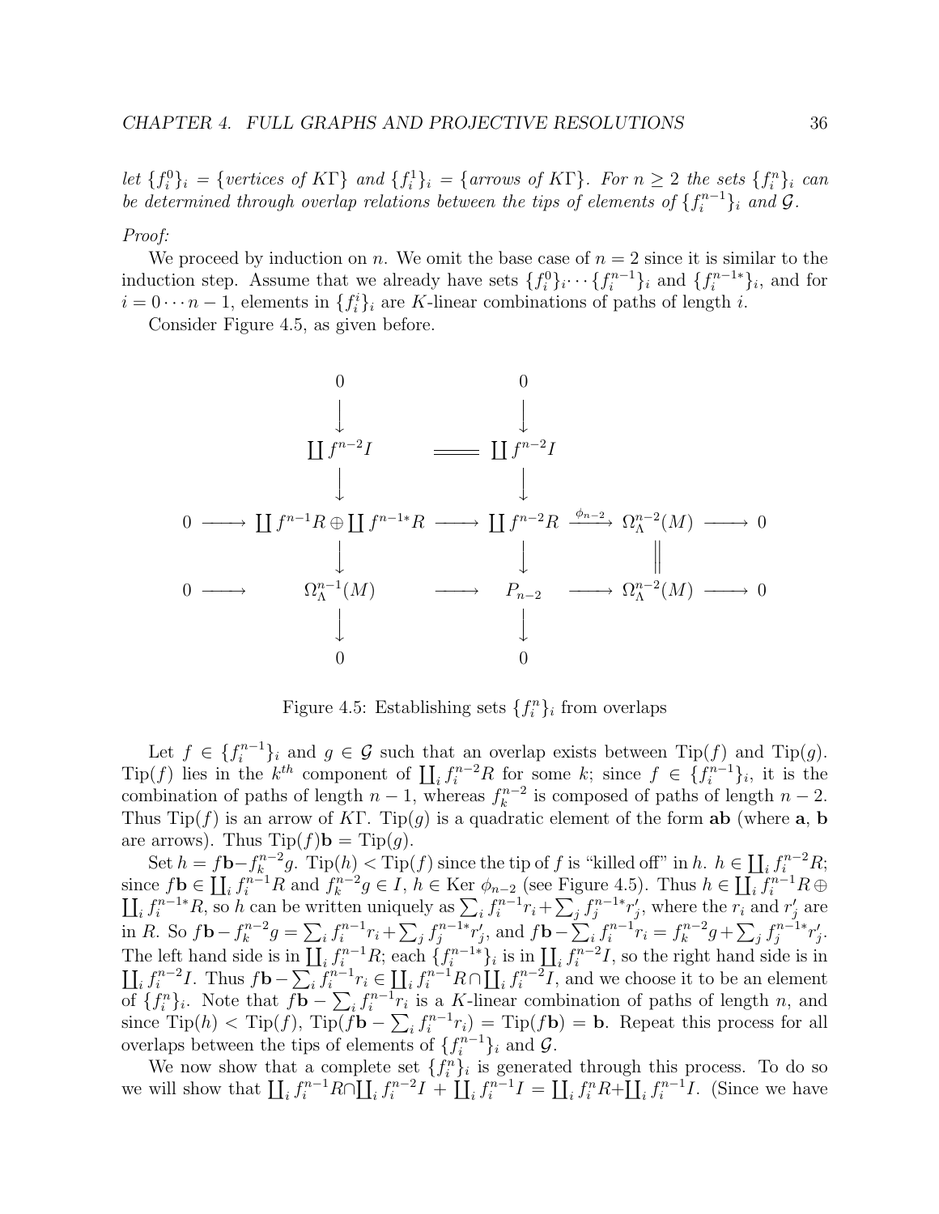*let* $\{f_i^0\}_i = \{$*vertices of* $K\Gamma\}$ *and* $\{f_i^1\}_i = \{$*arrows of* $K\Gamma\}$*. For* $n \geq 2$ *the sets* $\{f_i^n\}_i$ *can be determined through overlap relations between the tips of elements of* $\{f_i^{n-1}\}_i$ *and* $\mathcal{G}$*.*

*Proof:*

We proceed by induction on $n$. We omit the base case of $n = 2$ since it is similar to the induction step. Assume that we already have sets $\{f_i^0\}_i \cdots \{f_i^{n-1}\}_i$ and $\{f_i^{n-1*}\}_i$, and for $i = 0 \cdots n-1$, elements in $\{f_i^i\}_i$ are $K$-linear combinations of paths of length $i$.

Consider Figure 4.5, as given before.

$$
\begin{array}{ccccccccc}
 & & 0 & & 0 & & & & \\
 & & \downarrow & & \downarrow & & & & \\
 & & \coprod f^{n-2}I & = & \coprod f^{n-2}I & & & & \\
 & & \downarrow & & \downarrow & & & & \\
0 & \longrightarrow & \coprod f^{n-1}R \oplus \coprod f^{n-1*}R & \longrightarrow & \coprod f^{n-2}R & \xrightarrow{\phi_{n-2}} & \Omega_\Lambda^{n-2}(M) & \longrightarrow & 0 \\
 & & \downarrow & & \downarrow & & \| & & \\
0 & \longrightarrow & \Omega_\Lambda^{n-1}(M) & \longrightarrow & P_{n-2} & \longrightarrow & \Omega_\Lambda^{n-2}(M) & \longrightarrow & 0 \\
 & & \downarrow & & \downarrow & & & & \\
 & & 0 & & 0 & & & &
\end{array}
$$

Figure 4.5: Establishing sets $\{f_i^n\}_i$ from overlaps

Let $f \in \{f_i^{n-1}\}_i$ and $g \in \mathcal{G}$ such that an overlap exists between $\text{Tip}(f)$ and $\text{Tip}(g)$. $\text{Tip}(f)$ lies in the $k^{th}$ component of $\coprod_i f_i^{n-2}R$ for some $k$; since $f \in \{f_i^{n-1}\}_i$, it is the combination of paths of length $n-1$, whereas $f_k^{n-2}$ is composed of paths of length $n-2$. Thus $\text{Tip}(f)$ is an arrow of $K\Gamma$. $\text{Tip}(g)$ is a quadratic element of the form $\mathbf{ab}$ (where $\mathbf{a}$, $\mathbf{b}$ are arrows). Thus $\text{Tip}(f)\mathbf{b} = \text{Tip}(g)$.

Set $h = f\mathbf{b} - f_k^{n-2}g$. $\text{Tip}(h) < \text{Tip}(f)$ since the tip of $f$ is "killed off" in $h$. $h \in \coprod_i f_i^{n-2}R$; since $f\mathbf{b} \in \coprod_i f_i^{n-1}R$ and $f_k^{n-2}g \in I$, $h \in \text{Ker}\ \phi_{n-2}$ (see Figure 4.5). Thus $h \in \coprod_i f_i^{n-1}R \oplus \coprod_i f_i^{n-1*}R$, so $h$ can be written uniquely as $\sum_i f_i^{n-1}r_i + \sum_j f_j^{n-1*}r'_j$, where the $r_i$ and $r'_j$ are in $R$. So $f\mathbf{b} - f_k^{n-2}g = \sum_i f_i^{n-1}r_i + \sum_j f_j^{n-1*}r'_j$, and $f\mathbf{b} - \sum_i f_i^{n-1}r_i = f_k^{n-2}g + \sum_j f_j^{n-1*}r'_j$. The left hand side is in $\coprod_i f_i^{n-1}R$; each $\{f_i^{n-1*}\}_i$ is in $\coprod_i f_i^{n-2}I$, so the right hand side is in $\coprod_i f_i^{n-2}I$. Thus $f\mathbf{b} - \sum_i f_i^{n-1}r_i \in \coprod_i f_i^{n-1}R \cap \coprod_i f_i^{n-2}I$, and we choose it to be an element of $\{f_i^n\}_i$. Note that $f\mathbf{b} - \sum_i f_i^{n-1}r_i$ is a $K$-linear combination of paths of length $n$, and since $\text{Tip}(h) < \text{Tip}(f)$, $\text{Tip}(f\mathbf{b} - \sum_i f_i^{n-1}r_i) = \text{Tip}(f\mathbf{b}) = \mathbf{b}$. Repeat this process for all overlaps between the tips of elements of $\{f_i^{n-1}\}_i$ and $\mathcal{G}$.

We now show that a complete set $\{f_i^n\}_i$ is generated through this process. To do so we will show that $\coprod_i f_i^{n-1}R \cap \coprod_i f_i^{n-2}I + \coprod_i f_i^{n-1}I = \coprod_i f_i^nR + \coprod_i f_i^{n-1}I$. (Since we have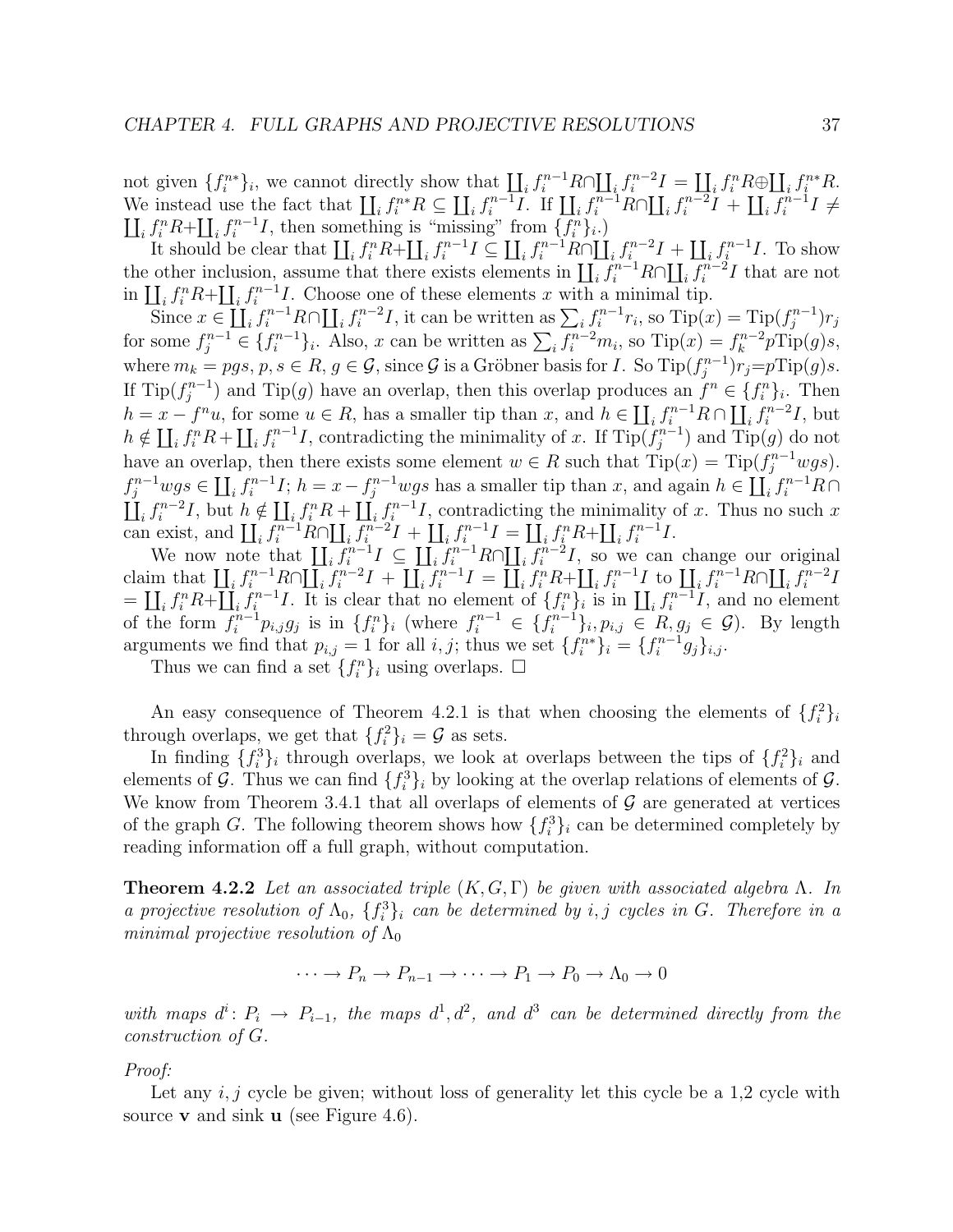not given $\{f_i^{n*}\}_i$, we cannot directly show that $\coprod_i f_i^{n-1}R \cap \coprod_i f_i^{n-2}I = \coprod_i f_i^n R \oplus \coprod_i f_i^{n*}R$. We instead use the fact that $\coprod_i f_i^{n*}R \subseteq \coprod_i f_i^{n-1}I$. If $\coprod_i f_i^{n-1}R \cap \coprod_i f_i^{n-2}I + \coprod_i f_i^{n-1}I \neq \coprod_i f_i^n R + \coprod_i f_i^{n-1}I$, then something is "missing" from $\{f_i^n\}_i$.)

It should be clear that $\coprod_i f_i^n R + \coprod_i f_i^{n-1}I \subseteq \coprod_i f_i^{n-1}R \cap \coprod_i f_i^{n-2}I + \coprod_i f_i^{n-1}I$. To show the other inclusion, assume that there exists elements in $\coprod_i f_i^{n-1}R \cap \coprod_i f_i^{n-2}I$ that are not in $\coprod_i f_i^n R + \coprod_i f_i^{n-1}I$. Choose one of these elements $x$ with a minimal tip.

Since $x \in \coprod_i f_i^{n-1}R \cap \coprod_i f_i^{n-2}I$, it can be written as $\sum_i f_i^{n-1}r_i$, so $\text{Tip}(x) = \text{Tip}(f_j^{n-1})r_j$ for some $f_j^{n-1} \in \{f_i^{n-1}\}_i$. Also, $x$ can be written as $\sum_i f_i^{n-2}m_i$, so $\text{Tip}(x) = f_k^{n-2}p\text{Tip}(g)s$, where $m_k = pgs$, $p, s \in R$, $g \in \mathcal{G}$, since $\mathcal{G}$ is a Gröbner basis for $I$. So $\text{Tip}(f_j^{n-1})r_j = p\text{Tip}(g)s$. If $\text{Tip}(f_j^{n-1})$ and $\text{Tip}(g)$ have an overlap, then this overlap produces an $f^n \in \{f_i^n\}_i$. Then $h = x - f^n u$, for some $u \in R$, has a smaller tip than $x$, and $h \in \coprod_i f_i^{n-1}R \cap \coprod_i f_i^{n-2}I$, but $h \notin \coprod_i f_i^n R + \coprod_i f_i^{n-1}I$, contradicting the minimality of $x$. If $\text{Tip}(f_j^{n-1})$ and $\text{Tip}(g)$ do not have an overlap, then there exists some element $w \in R$ such that $\text{Tip}(x) = \text{Tip}(f_j^{n-1}wgs)$. $f_j^{n-1}wgs \in \coprod_i f_i^{n-1}I$; $h = x - f_j^{n-1}wgs$ has a smaller tip than $x$, and again $h \in \coprod_i f_i^{n-1}R \cap \coprod_i f_i^{n-2}I$, but $h \notin \coprod_i f_i^n R + \coprod_i f_i^{n-1}I$, contradicting the minimality of $x$. Thus no such $x$ can exist, and $\coprod_i f_i^{n-1}R \cap \coprod_i f_i^{n-2}I + \coprod_i f_i^{n-1}I = \coprod_i f_i^n R + \coprod_i f_i^{n-1}I$.

We now note that $\coprod_i f_i^{n-1}I \subseteq \coprod_i f_i^{n-1}R \cap \coprod_i f_i^{n-2}I$, so we can change our original claim that $\coprod_i f_i^{n-1}R \cap \coprod_i f_i^{n-2}I + \coprod_i f_i^{n-1}I = \coprod_i f_i^n R + \coprod_i f_i^{n-1}I$ to $\coprod_i f_i^{n-1}R \cap \coprod_i f_i^{n-2}I = \coprod_i f_i^n R + \coprod_i f_i^{n-1}I$. It is clear that no element of $\{f_i^n\}_i$ is in $\coprod_i f_i^{n-1}I$, and no element of the form $f_i^{n-1}p_{i,j}g_j$ is in $\{f_i^n\}_i$ (where $f_i^{n-1} \in \{f_i^{n-1}\}_i, p_{i,j} \in R, g_j \in \mathcal{G}$). By length arguments we find that $p_{i,j} = 1$ for all $i, j$; thus we set $\{f_i^{n*}\}_i = \{f_i^{n-1}g_j\}_{i,j}$.

Thus we can find a set $\{f_i^n\}_i$ using overlaps. $\square$

An easy consequence of Theorem 4.2.1 is that when choosing the elements of $\{f_i^2\}_i$ through overlaps, we get that $\{f_i^2\}_i = \mathcal{G}$ as sets.

In finding $\{f_i^3\}_i$ through overlaps, we look at overlaps between the tips of $\{f_i^2\}_i$ and elements of $\mathcal{G}$. Thus we can find $\{f_i^3\}_i$ by looking at the overlap relations of elements of $\mathcal{G}$. We know from Theorem 3.4.1 that all overlaps of elements of $\mathcal{G}$ are generated at vertices of the graph $G$. The following theorem shows how $\{f_i^3\}_i$ can be determined completely by reading information off a full graph, without computation.

**Theorem 4.2.2** *Let an associated triple $(K, G, \Gamma)$ be given with associated algebra $\Lambda$. In a projective resolution of $\Lambda_0$, $\{f_i^3\}_i$ can be determined by $i, j$ cycles in $G$. Therefore in a minimal projective resolution of $\Lambda_0$*

$$\cdots \to P_n \to P_{n-1} \to \cdots \to P_1 \to P_0 \to \Lambda_0 \to 0$$

*with maps $d^i \colon P_i \to P_{i-1}$, the maps $d^1, d^2$, and $d^3$ can be determined directly from the construction of $G$.*

*Proof:*

Let any $i, j$ cycle be given; without loss of generality let this cycle be a 1,2 cycle with source $\mathbf{v}$ and sink $\mathbf{u}$ (see Figure 4.6).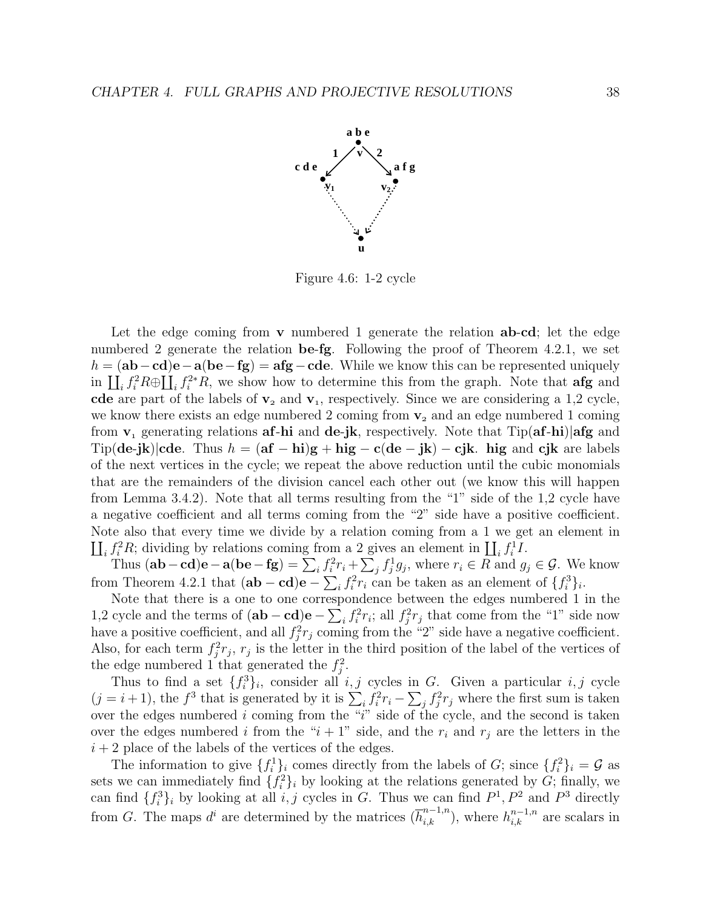Figure 4.6: 1-2 cycle

Let the edge coming from **v** numbered 1 generate the relation **ab**-**cd**; let the edge numbered 2 generate the relation **be**-**fg**. Following the proof of Theorem 4.2.1, we set $h = (\mathbf{ab} - \mathbf{cd})\mathbf{e} - \mathbf{a}(\mathbf{be} - \mathbf{fg}) = \mathbf{afg} - \mathbf{cde}$. While we know this can be represented uniquely in $\coprod_i f_i^2 R \oplus \coprod_i f_i^{2*} R$, we show how to determine this from the graph. Note that **afg** and **cde** are part of the labels of $\mathbf{v}_2$ and $\mathbf{v}_1$, respectively. Since we are considering a 1,2 cycle, we know there exists an edge numbered 2 coming from $\mathbf{v}_2$ and an edge numbered 1 coming from $\mathbf{v}_1$ generating relations **af**-**hi** and **de**-**jk**, respectively. Note that Tip(**af**-**hi**)|**afg** and Tip(**de**-**jk**)|**cde**. Thus $h = (\mathbf{af} - \mathbf{hi})\mathbf{g} + \mathbf{hig} - \mathbf{c}(\mathbf{de} - \mathbf{jk}) - \mathbf{cjk}$. **hig** and **cjk** are labels of the next vertices in the cycle; we repeat the above reduction until the cubic monomials that are the remainders of the division cancel each other out (we know this will happen from Lemma 3.4.2). Note that all terms resulting from the "1" side of the 1,2 cycle have a negative coefficient and all terms coming from the "2" side have a positive coefficient. Note also that every time we divide by a relation coming from a 1 we get an element in $\coprod_i f_i^2 R$; dividing by relations coming from a 2 gives an element in $\coprod_i f_i^1 I$.

Thus $(\mathbf{ab} - \mathbf{cd})\mathbf{e} - \mathbf{a}(\mathbf{be} - \mathbf{fg}) = \sum_i f_i^2 r_i + \sum_j f_j^1 g_j$, where $r_i \in R$ and $g_j \in \mathcal{G}$. We know from Theorem 4.2.1 that $(\mathbf{ab} - \mathbf{cd})\mathbf{e} - \sum_i f_i^2 r_i$ can be taken as an element of $\{f_i^3\}_i$.

Note that there is a one to one correspondence between the edges numbered 1 in the 1,2 cycle and the terms of $(\mathbf{ab} - \mathbf{cd})\mathbf{e} - \sum_i f_i^2 r_i$; all $f_j^2 r_j$ that come from the "1" side now have a positive coefficient, and all $f_j^2 r_j$ coming from the "2" side have a negative coefficient. Also, for each term $f_j^2 r_j$, $r_j$ is the letter in the third position of the label of the vertices of the edge numbered 1 that generated the $f_j^2$.

Thus to find a set $\{f_i^3\}_i$, consider all $i,j$ cycles in $G$. Given a particular $i,j$ cycle $(j = i+1)$, the $f^3$ that is generated by it is $\sum_i f_i^2 r_i - \sum_j f_j^2 r_j$ where the first sum is taken over the edges numbered $i$ coming from the "$i$" side of the cycle, and the second is taken over the edges numbered $i$ from the "$i+1$" side, and the $r_i$ and $r_j$ are the letters in the $i+2$ place of the labels of the vertices of the edges.

The information to give $\{f_i^1\}_i$ comes directly from the labels of $G$; since $\{f_i^2\}_i = \mathcal{G}$ as sets we can immediately find $\{f_i^2\}_i$ by looking at the relations generated by $G$; finally, we can find $\{f_i^3\}_i$ by looking at all $i,j$ cycles in $G$. Thus we can find $P^1, P^2$ and $P^3$ directly from $G$. The maps $d^i$ are determined by the matrices $(\overline{h}_{i,k}^{n-1,n})$, where $h_{i,k}^{n-1,n}$ are scalars in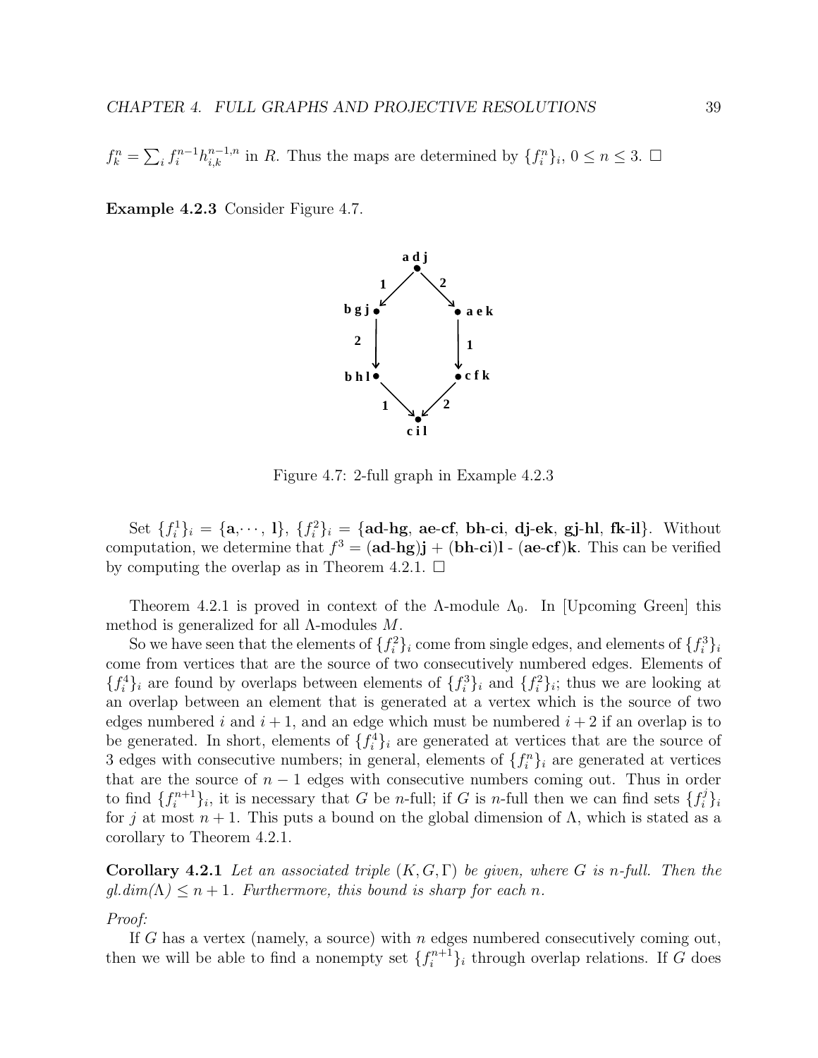$f_k^n = \sum_i f_i^{n-1} h_{i,k}^{n-1,n}$ in $R$. Thus the maps are determined by $\{f_i^n\}_i$, $0 \leq n \leq 3$. □

**Example 4.2.3** Consider Figure 4.7.

Figure 4.7: 2-full graph in Example 4.2.3

Set $\{f_i^1\}_i$ = {**a**,$\cdots$, **l**}, $\{f_i^2\}_i$ = {**ad-hg**, **ae-cf**, **bh-ci**, **dj-ek**, **gj-hl**, **fk-il**}. Without computation, we determine that $f^3$ = (**ad-hg**)**j** + (**bh-ci**)**l** - (**ae-cf**)**k**. This can be verified by computing the overlap as in Theorem 4.2.1. □

Theorem 4.2.1 is proved in context of the $\Lambda$-module $\Lambda_0$. In [Upcoming Green] this method is generalized for all $\Lambda$-modules $M$.

So we have seen that the elements of $\{f_i^2\}_i$ come from single edges, and elements of $\{f_i^3\}_i$ come from vertices that are the source of two consecutively numbered edges. Elements of $\{f_i^4\}_i$ are found by overlaps between elements of $\{f_i^3\}_i$ and $\{f_i^2\}_i$; thus we are looking at an overlap between an element that is generated at a vertex which is the source of two edges numbered $i$ and $i+1$, and an edge which must be numbered $i+2$ if an overlap is to be generated. In short, elements of $\{f_i^4\}_i$ are generated at vertices that are the source of 3 edges with consecutive numbers; in general, elements of $\{f_i^n\}_i$ are generated at vertices that are the source of $n-1$ edges with consecutive numbers coming out. Thus in order to find $\{f_i^{n+1}\}_i$, it is necessary that $G$ be $n$-full; if $G$ is $n$-full then we can find sets $\{f_i^j\}_i$ for $j$ at most $n+1$. This puts a bound on the global dimension of $\Lambda$, which is stated as a corollary to Theorem 4.2.1.

**Corollary 4.2.1** *Let an associated triple $(K, G, \Gamma)$ be given, where $G$ is $n$-full. Then the gl.dim($\Lambda$) $\leq n+1$. Furthermore, this bound is sharp for each $n$.*

*Proof:*

If $G$ has a vertex (namely, a source) with $n$ edges numbered consecutively coming out, then we will be able to find a nonempty set $\{f_i^{n+1}\}_i$ through overlap relations. If $G$ does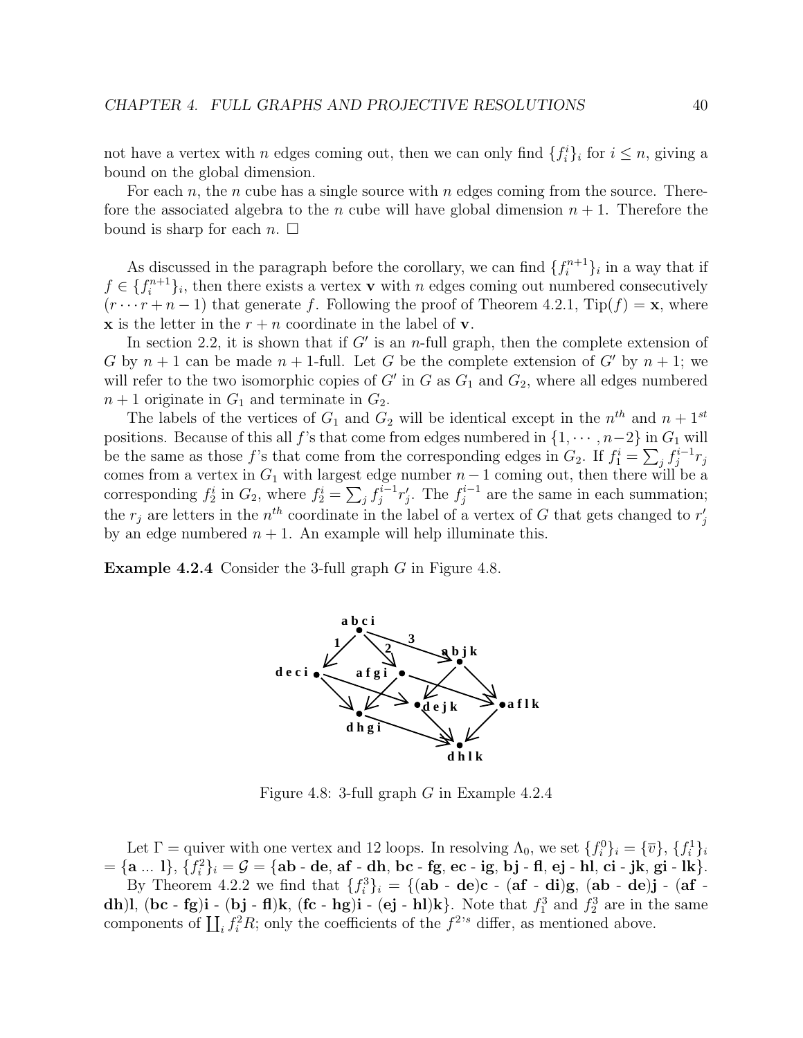not have a vertex with $n$ edges coming out, then we can only find $\{f_i^i\}_i$ for $i \leq n$, giving a bound on the global dimension.

For each $n$, the $n$ cube has a single source with $n$ edges coming from the source. Therefore the associated algebra to the $n$ cube will have global dimension $n+1$. Therefore the bound is sharp for each $n$. $\square$

As discussed in the paragraph before the corollary, we can find $\{f_i^{n+1}\}_i$ in a way that if $f \in \{f_i^{n+1}\}_i$, then there exists a vertex $\mathbf{v}$ with $n$ edges coming out numbered consecutively $(r \cdots r+n-1)$ that generate $f$. Following the proof of Theorem 4.2.1, $\text{Tip}(f) = \mathbf{x}$, where $\mathbf{x}$ is the letter in the $r+n$ coordinate in the label of $\mathbf{v}$.

In section 2.2, it is shown that if $G'$ is an $n$-full graph, then the complete extension of $G$ by $n+1$ can be made $n+1$-full. Let $G$ be the complete extension of $G'$ by $n+1$; we will refer to the two isomorphic copies of $G'$ in $G$ as $G_1$ and $G_2$, where all edges numbered $n+1$ originate in $G_1$ and terminate in $G_2$.

The labels of the vertices of $G_1$ and $G_2$ will be identical except in the $n^{th}$ and $n+1^{st}$ positions. Because of this all $f$'s that come from edges numbered in $\{1, \cdots, n-2\}$ in $G_1$ will be the same as those $f$'s that come from the corresponding edges in $G_2$. If $f_1^i = \sum_j f_j^{i-1} r_j$ comes from a vertex in $G_1$ with largest edge number $n-1$ coming out, then there will be a corresponding $f_2^i$ in $G_2$, where $f_2^i = \sum_j f_j^{i-1} r_j'$. The $f_j^{i-1}$ are the same in each summation; the $r_j$ are letters in the $n^{th}$ coordinate in the label of a vertex of $G$ that gets changed to $r_j'$ by an edge numbered $n+1$. An example will help illuminate this.

**Example 4.2.4** Consider the 3-full graph $G$ in Figure 4.8.

Figure 4.8: 3-full graph $G$ in Example 4.2.4

Let $\Gamma$ = quiver with one vertex and 12 loops. In resolving $\Lambda_0$, we set $\{f_i^0\}_i = \{\overline{v}\}$, $\{f_i^1\}_i$ = $\{$**a** ... **l**$\}$, $\{f_i^2\}_i = \mathcal{G} = \{$**ab** - **de**, **af** - **dh**, **bc** - **fg**, **ec** - **ig**, **bj** - **fl**, **ej** - **hl**, **ci** - **jk**, **gi** - **lk**$\}$.

By Theorem 4.2.2 we find that $\{f_i^3\}_i = \{$(**ab** - **de**)**c** - (**af** - **di**)**g**, (**ab** - **de**)**j** - (**af** - **dh**)**l**, (**bc** - **fg**)**i** - (**bj** - **fl**)**k**, (**fc** - **hg**)**i** - (**ej** - **hl**)**k**$\}$. Note that $f_1^3$ and $f_2^3$ are in the same components of $\coprod_i f_i^2 R$; only the coefficients of the $f^{2}$'s differ, as mentioned above.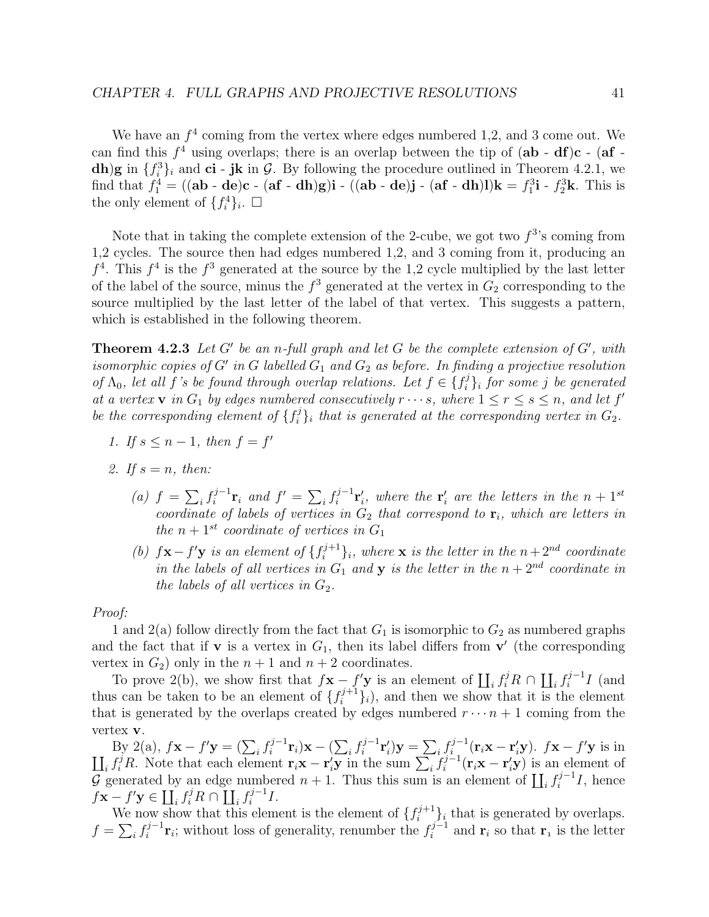We have an $f^4$ coming from the vertex where edges numbered 1,2, and 3 come out. We can find this $f^4$ using overlaps; there is an overlap between the tip of $(\mathbf{ab} - \mathbf{df})\mathbf{c} - (\mathbf{af} - \mathbf{dh})\mathbf{g}$ in $\{f_i^3\}_i$ and $\mathbf{ci} - \mathbf{jk}$ in $\mathcal{G}$. By following the procedure outlined in Theorem 4.2.1, we find that $f_1^4 = ((\mathbf{ab} - \mathbf{de})\mathbf{c} - (\mathbf{af} - \mathbf{dh})\mathbf{g})\mathbf{i} - ((\mathbf{ab} - \mathbf{de})\mathbf{j} - (\mathbf{af} - \mathbf{dh})\mathbf{l})\mathbf{k} = f_1^3\mathbf{i} - f_2^3\mathbf{k}$. This is the only element of $\{f_i^4\}_i$. □

Note that in taking the complete extension of the 2-cube, we got two $f^3$'s coming from 1,2 cycles. The source then had edges numbered 1,2, and 3 coming from it, producing an $f^4$. This $f^4$ is the $f^3$ generated at the source by the 1,2 cycle multiplied by the last letter of the label of the source, minus the $f^3$ generated at the vertex in $G_2$ corresponding to the source multiplied by the last letter of the label of that vertex. This suggests a pattern, which is established in the following theorem.

**Theorem 4.2.3** *Let $G'$ be an n-full graph and let $G$ be the complete extension of $G'$, with isomorphic copies of $G'$ in $G$ labelled $G_1$ and $G_2$ as before. In finding a projective resolution of $\Lambda_0$, let all $f$'s be found through overlap relations. Let $f \in \{f_i^j\}_i$ for some $j$ be generated at a vertex $\mathbf{v}$ in $G_1$ by edges numbered consecutively $r \cdots s$, where $1 \le r \le s \le n$, and let $f'$ be the corresponding element of $\{f_i^j\}_i$ that is generated at the corresponding vertex in $G_2$.*

1. *If $s \le n-1$, then $f = f'$*
2. *If $s = n$, then:*
   - (a) *$f = \sum_i f_i^{j-1}\mathbf{r}_i$ and $f' = \sum_i f_i^{j-1}\mathbf{r}'_i$, where the $\mathbf{r}'_i$ are the letters in the $n+1^{st}$ coordinate of labels of vertices in $G_2$ that correspond to $\mathbf{r}_i$, which are letters in the $n+1^{st}$ coordinate of vertices in $G_1$*
   - (b) *$f\mathbf{x} - f'\mathbf{y}$ is an element of $\{f_i^{j+1}\}_i$, where $\mathbf{x}$ is the letter in the $n+2^{nd}$ coordinate in the labels of all vertices in $G_1$ and $\mathbf{y}$ is the letter in the $n+2^{nd}$ coordinate in the labels of all vertices in $G_2$.*

*Proof:*

1 and 2(a) follow directly from the fact that $G_1$ is isomorphic to $G_2$ as numbered graphs and the fact that if $\mathbf{v}$ is a vertex in $G_1$, then its label differs from $\mathbf{v}'$ (the corresponding vertex in $G_2$) only in the $n+1$ and $n+2$ coordinates.

To prove 2(b), we show first that $f\mathbf{x} - f'\mathbf{y}$ is an element of $\coprod_i f_i^j R \cap \coprod_i f_i^{j-1} I$ (and thus can be taken to be an element of $\{f_i^{j+1}\}_i$), and then we show that it is the element that is generated by the overlaps created by edges numbered $r \cdots n+1$ coming from the vertex $\mathbf{v}$.

By 2(a), $f\mathbf{x} - f'\mathbf{y} = (\sum_i f_i^{j-1}\mathbf{r}_i)\mathbf{x} - (\sum_i f_i^{j-1}\mathbf{r}'_i)\mathbf{y} = \sum_i f_i^{j-1}(\mathbf{r}_i\mathbf{x} - \mathbf{r}'_i\mathbf{y})$. $f\mathbf{x} - f'\mathbf{y}$ is in $\coprod_i f_i^j R$. Note that each element $\mathbf{r}_i\mathbf{x} - \mathbf{r}'_i\mathbf{y}$ in the sum $\sum_i f_i^{j-1}(\mathbf{r}_i\mathbf{x} - \mathbf{r}'_i\mathbf{y})$ is an element of $\mathcal{G}$ generated by an edge numbered $n+1$. Thus this sum is an element of $\coprod_i f_i^{j-1} I$, hence $f\mathbf{x} - f'\mathbf{y} \in \coprod_i f_i^j R \cap \coprod_i f_i^{j-1} I$.

We now show that this element is the element of $\{f_i^{j+1}\}_i$ that is generated by overlaps. $f = \sum_i f_i^{j-1}\mathbf{r}_i$; without loss of generality, renumber the $f_i^{j-1}$ and $\mathbf{r}_i$ so that $\mathbf{r}_1$ is the letter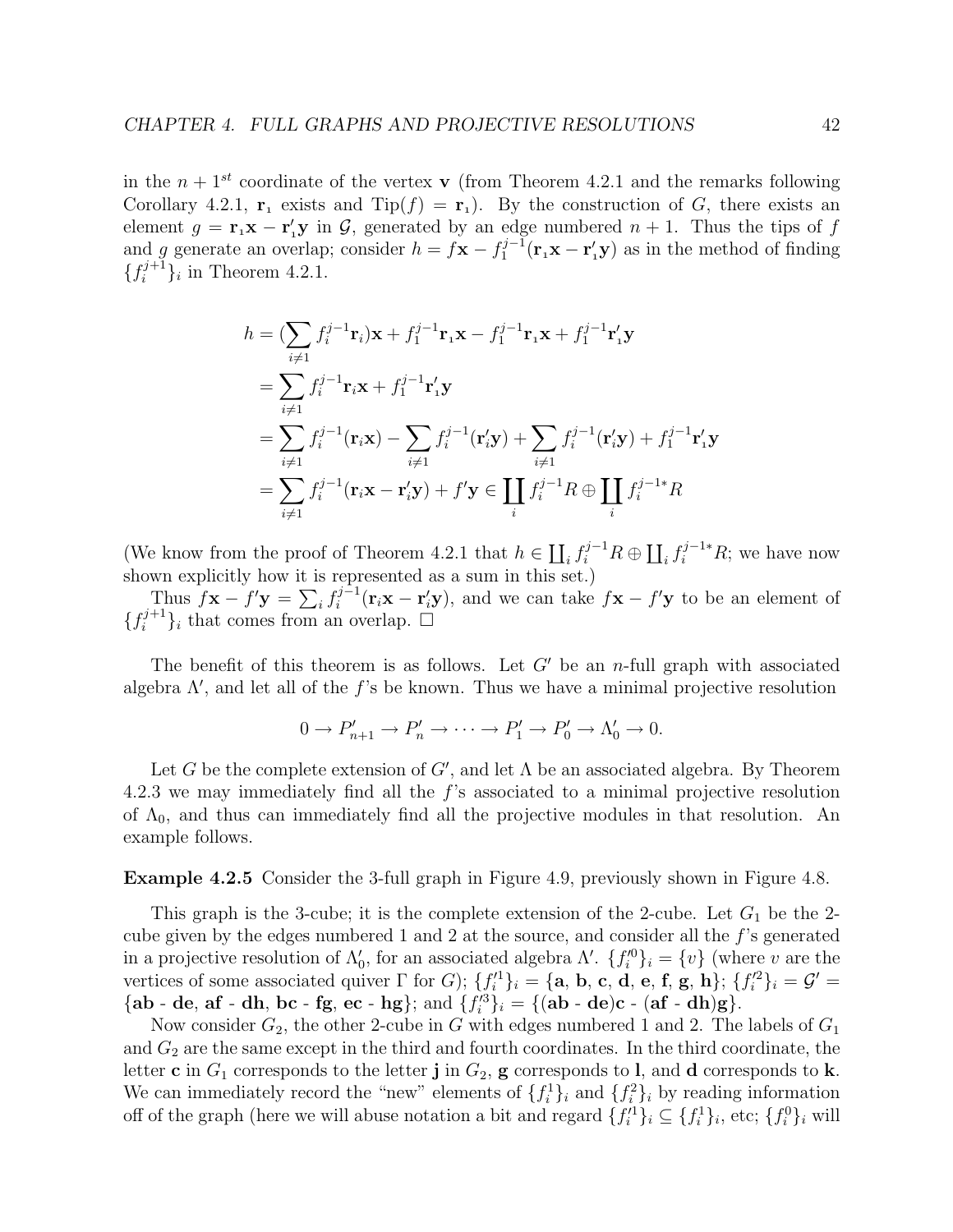in the $n+1^{st}$ coordinate of the vertex $\mathbf{v}$ (from Theorem 4.2.1 and the remarks following Corollary 4.2.1, $\mathbf{r}_1$ exists and $\text{Tip}(f) = \mathbf{r}_1$). By the construction of $G$, there exists an element $g = \mathbf{r}_1\mathbf{x} - \mathbf{r}'_1\mathbf{y}$ in $\mathcal{G}$, generated by an edge numbered $n+1$. Thus the tips of $f$ and $g$ generate an overlap; consider $h = f\mathbf{x} - f_1^{j-1}(\mathbf{r}_1\mathbf{x} - \mathbf{r}'_1\mathbf{y})$ as in the method of finding $\{f_i^{j+1}\}_i$ in Theorem 4.2.1.

$$
\begin{aligned}
h &= (\sum_{i\neq 1} f_i^{j-1}\mathbf{r}_i)\mathbf{x} + f_1^{j-1}\mathbf{r}_1\mathbf{x} - f_1^{j-1}\mathbf{r}_1\mathbf{x} + f_1^{j-1}\mathbf{r}'_1\mathbf{y} \\
&= \sum_{i\neq 1} f_i^{j-1}\mathbf{r}_i\mathbf{x} + f_1^{j-1}\mathbf{r}'_1\mathbf{y} \\
&= \sum_{i\neq 1} f_i^{j-1}(\mathbf{r}_i\mathbf{x}) - \sum_{i\neq 1} f_i^{j-1}(\mathbf{r}'_i\mathbf{y}) + \sum_{i\neq 1} f_i^{j-1}(\mathbf{r}'_i\mathbf{y}) + f_1^{j-1}\mathbf{r}'_1\mathbf{y} \\
&= \sum_{i\neq 1} f_i^{j-1}(\mathbf{r}_i\mathbf{x} - \mathbf{r}'_i\mathbf{y}) + f'\mathbf{y} \in \coprod_i f_i^{j-1}R \oplus \coprod_i f_i^{j-1*}R
\end{aligned}
$$

(We know from the proof of Theorem 4.2.1 that $h \in \coprod_i f_i^{j-1}R \oplus \coprod_i f_i^{j-1*}R$; we have now shown explicitly how it is represented as a sum in this set.)

Thus $f\mathbf{x} - f'\mathbf{y} = \sum_i f_i^{j-1}(\mathbf{r}_i\mathbf{x} - \mathbf{r}'_i\mathbf{y})$, and we can take $f\mathbf{x} - f'\mathbf{y}$ to be an element of $\{f_i^{j+1}\}_i$ that comes from an overlap. □

The benefit of this theorem is as follows. Let $G'$ be an $n$-full graph with associated algebra $\Lambda'$, and let all of the $f$'s be known. Thus we have a minimal projective resolution

$$0 \to P'_{n+1} \to P'_n \to \cdots \to P'_1 \to P'_0 \to \Lambda'_0 \to 0.$$

Let $G$ be the complete extension of $G'$, and let $\Lambda$ be an associated algebra. By Theorem 4.2.3 we may immediately find all the $f$'s associated to a minimal projective resolution of $\Lambda_0$, and thus can immediately find all the projective modules in that resolution. An example follows.

**Example 4.2.5** Consider the 3-full graph in Figure 4.9, previously shown in Figure 4.8.

This graph is the 3-cube; it is the complete extension of the 2-cube. Let $G_1$ be the 2-cube given by the edges numbered 1 and 2 at the source, and consider all the $f$'s generated in a projective resolution of $\Lambda'_0$, for an associated algebra $\Lambda'$. $\{f_i'^0\}_i = \{v\}$ (where $v$ are the vertices of some associated quiver $\Gamma$ for $G$); $\{f_i'^1\}_i = \{\mathbf{a}, \mathbf{b}, \mathbf{c}, \mathbf{d}, \mathbf{e}, \mathbf{f}, \mathbf{g}, \mathbf{h}\}$; $\{f_i'^2\}_i = \mathcal{G}' = \{\mathbf{ab} - \mathbf{de}, \mathbf{af} - \mathbf{dh}, \mathbf{bc} - \mathbf{fg}, \mathbf{ec} - \mathbf{hg}\}$; and $\{f_i'^3\}_i = \{(\mathbf{ab} - \mathbf{de})\mathbf{c} - (\mathbf{af} - \mathbf{dh})\mathbf{g}\}$.

Now consider $G_2$, the other 2-cube in $G$ with edges numbered 1 and 2. The labels of $G_1$ and $G_2$ are the same except in the third and fourth coordinates. In the third coordinate, the letter $\mathbf{c}$ in $G_1$ corresponds to the letter $\mathbf{j}$ in $G_2$, $\mathbf{g}$ corresponds to $\mathbf{l}$, and $\mathbf{d}$ corresponds to $\mathbf{k}$. We can immediately record the "new" elements of $\{f_i^1\}_i$ and $\{f_i^2\}_i$ by reading information off of the graph (here we will abuse notation a bit and regard $\{f_i'^1\}_i \subseteq \{f_i^1\}_i$, etc; $\{f_i^0\}_i$ will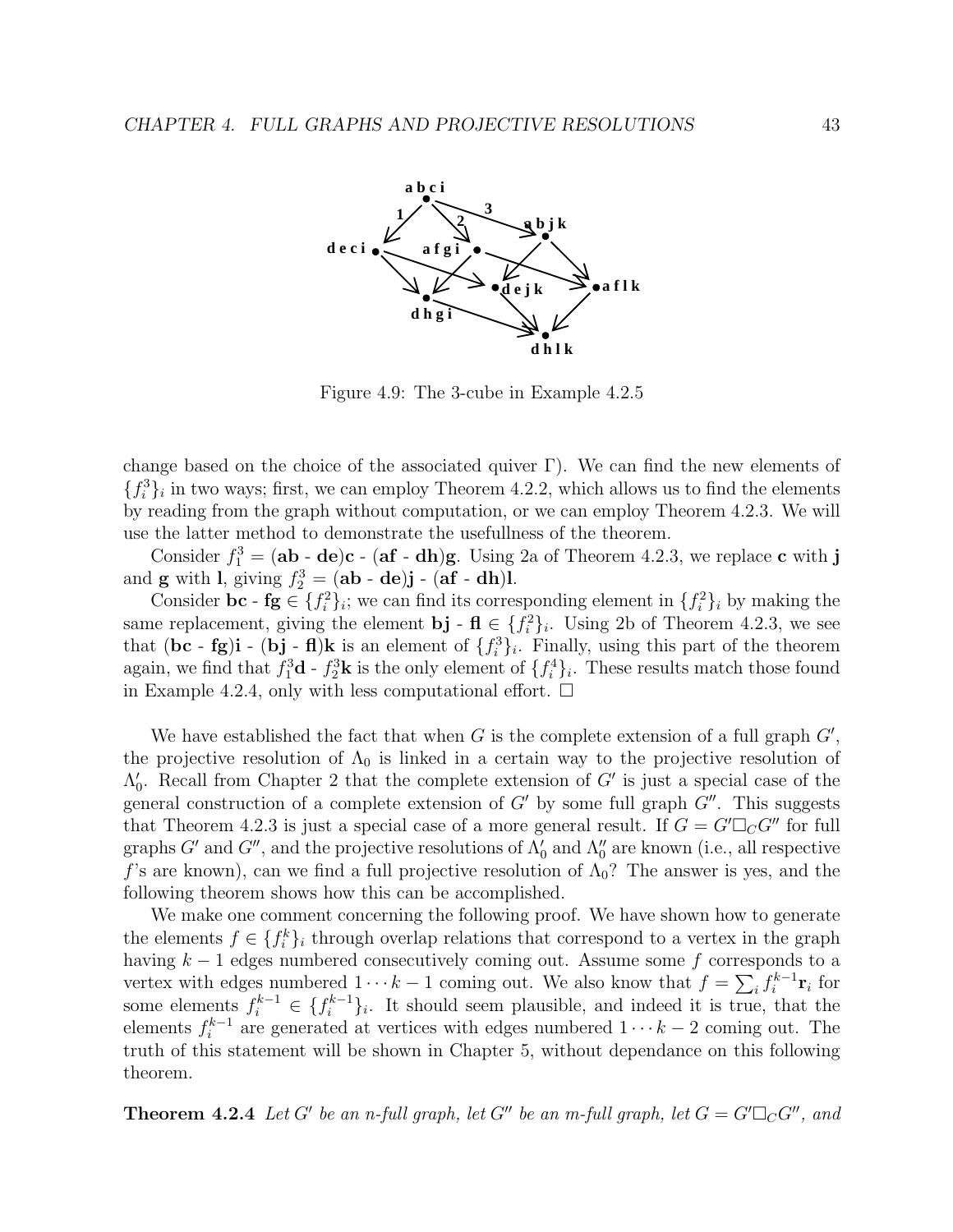Figure 4.9: The 3-cube in Example 4.2.5

change based on the choice of the associated quiver Γ). We can find the new elements of $\{f_i^3\}_i$ in two ways; first, we can employ Theorem 4.2.2, which allows us to find the elements by reading from the graph without computation, or we can employ Theorem 4.2.3. We will use the latter method to demonstrate the usefullness of the theorem.

Consider $f_1^3 = (\mathbf{ab} - \mathbf{de})\mathbf{c} - (\mathbf{af} - \mathbf{dh})\mathbf{g}$. Using 2a of Theorem 4.2.3, we replace **c** with **j** and **g** with **l**, giving $f_2^3 = (\mathbf{ab} - \mathbf{de})\mathbf{j} - (\mathbf{af} - \mathbf{dh})\mathbf{l}$.

Consider $\mathbf{bc} - \mathbf{fg} \in \{f_i^2\}_i$; we can find its corresponding element in $\{f_i^2\}_i$ by making the same replacement, giving the element $\mathbf{bj} - \mathbf{fl} \in \{f_i^2\}_i$. Using 2b of Theorem 4.2.3, we see that $(\mathbf{bc} - \mathbf{fg})\mathbf{i} - (\mathbf{bj} - \mathbf{fl})\mathbf{k}$ is an element of $\{f_i^3\}_i$. Finally, using this part of the theorem again, we find that $f_1^3\mathbf{d} - f_2^3\mathbf{k}$ is the only element of $\{f_i^4\}_i$. These results match those found in Example 4.2.4, only with less computational effort. □

We have established the fact that when $G$ is the complete extension of a full graph $G'$, the projective resolution of $\Lambda_0$ is linked in a certain way to the projective resolution of $\Lambda_0'$. Recall from Chapter 2 that the complete extension of $G'$ is just a special case of the general construction of a complete extension of $G'$ by some full graph $G''$. This suggests that Theorem 4.2.3 is just a special case of a more general result. If $G = G' \square_C G''$ for full graphs $G'$ and $G''$, and the projective resolutions of $\Lambda_0'$ and $\Lambda_0''$ are known (i.e., all respective $f$'s are known), can we find a full projective resolution of $\Lambda_0$? The answer is yes, and the following theorem shows how this can be accomplished.

We make one comment concerning the following proof. We have shown how to generate the elements $f \in \{f_i^k\}_i$ through overlap relations that correspond to a vertex in the graph having $k-1$ edges numbered consecutively coming out. Assume some $f$ corresponds to a vertex with edges numbered $1 \cdots k-1$ coming out. We also know that $f = \sum_i f_i^{k-1}\mathbf{r}_i$ for some elements $f_i^{k-1} \in \{f_i^{k-1}\}_i$. It should seem plausible, and indeed it is true, that the elements $f_i^{k-1}$ are generated at vertices with edges numbered $1 \cdots k-2$ coming out. The truth of this statement will be shown in Chapter 5, without dependance on this following theorem.

**Theorem 4.2.4** *Let $G'$ be an n-full graph, let $G''$ be an m-full graph, let $G = G' \square_C G''$, and*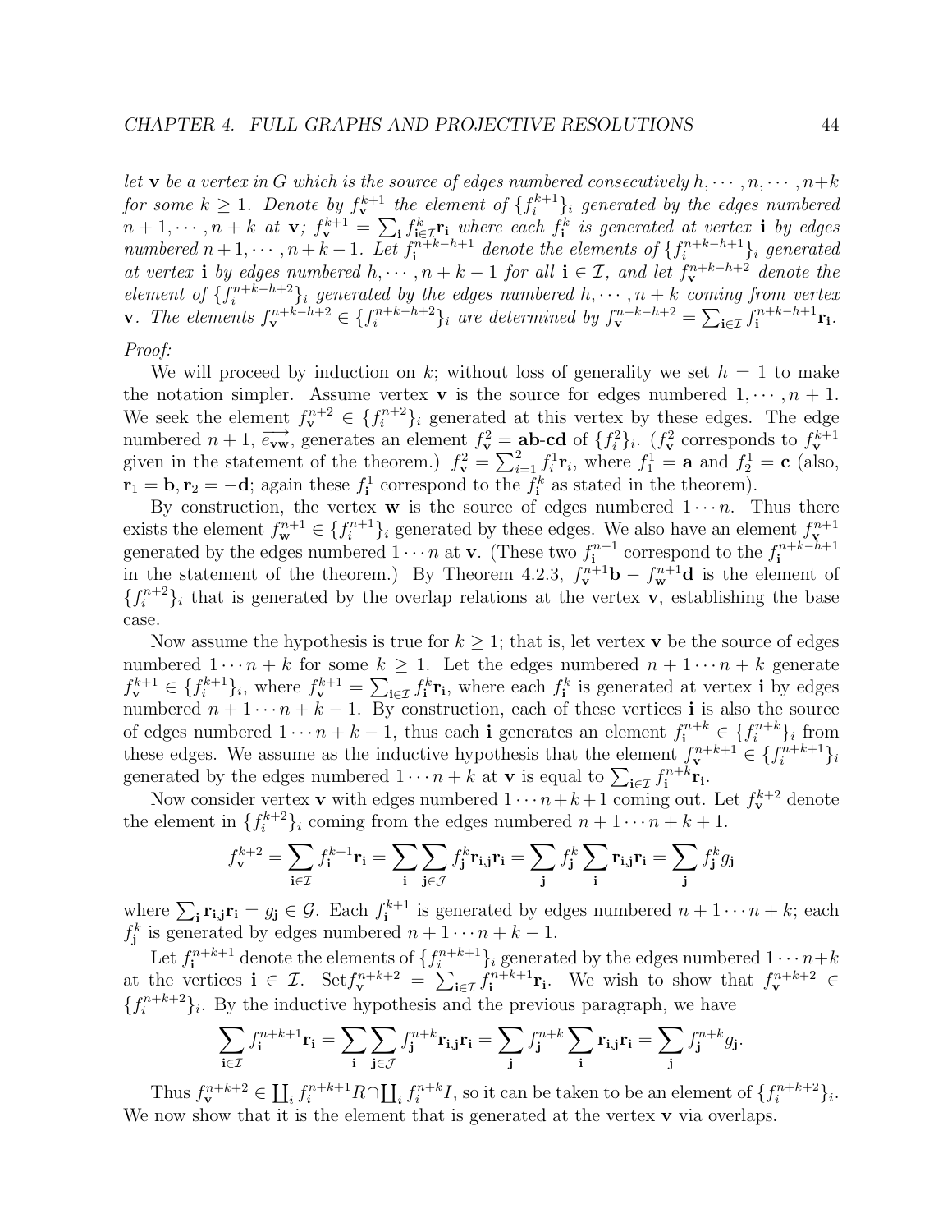*let $\mathbf{v}$ be a vertex in $G$ which is the source of edges numbered consecutively $h, \cdots, n, \cdots, n+k$ for some $k \geq 1$. Denote by $f_{\mathbf{v}}^{k+1}$ the element of $\{f_i^{k+1}\}_i$ generated by the edges numbered $n+1, \cdots, n+k$ at $\mathbf{v}$; $f_{\mathbf{v}}^{k+1} = \sum_{\mathbf{i}} f_{\mathbf{i} \in \mathcal{I}}^{k} \mathbf{r_i}$ where each $f_{\mathbf{i}}^{k}$ is generated at vertex $\mathbf{i}$ by edges numbered $n+1, \cdots, n+k-1$. Let $f_{\mathbf{i}}^{n+k-h+1}$ denote the elements of $\{f_i^{n+k-h+1}\}_i$ generated at vertex $\mathbf{i}$ by edges numbered $h, \cdots, n+k-1$ for all $\mathbf{i} \in \mathcal{I}$, and let $f_{\mathbf{v}}^{n+k-h+2}$ denote the element of $\{f_i^{n+k-h+2}\}_i$ generated by the edges numbered $h, \cdots, n+k$ coming from vertex $\mathbf{v}$. The elements $f_{\mathbf{v}}^{n+k-h+2} \in \{f_i^{n+k-h+2}\}_i$ are determined by $f_{\mathbf{v}}^{n+k-h+2} = \sum_{\mathbf{i} \in \mathcal{I}} f_{\mathbf{i}}^{n+k-h+1} \mathbf{r_i}$.*

*Proof:*

We will proceed by induction on $k$; without loss of generality we set $h = 1$ to make the notation simpler. Assume vertex $\mathbf{v}$ is the source for edges numbered $1, \cdots, n+1$. We seek the element $f_{\mathbf{v}}^{n+2} \in \{f_i^{n+2}\}_i$ generated at this vertex by these edges. The edge numbered $n+1$, $\overrightarrow{e_{\mathbf{vw}}}$, generates an element $f_{\mathbf{v}}^2 = \mathbf{ab}\text{-}\mathbf{cd}$ of $\{f_i^2\}_i$. ($f_{\mathbf{v}}^2$ corresponds to $f_{\mathbf{v}}^{k+1}$ given in the statement of the theorem.) $f_{\mathbf{v}}^2 = \sum_{i=1}^{2} f_i^1 \mathbf{r}_i$, where $f_1^1 = \mathbf{a}$ and $f_2^1 = \mathbf{c}$ (also, $\mathbf{r}_1 = \mathbf{b}, \mathbf{r}_2 = -\mathbf{d}$; again these $f_i^1$ correspond to the $f_{\mathbf{i}}^k$ as stated in the theorem).

By construction, the vertex $\mathbf{w}$ is the source of edges numbered $1 \cdots n$. Thus there exists the element $f_{\mathbf{w}}^{n+1} \in \{f_i^{n+1}\}_i$ generated by these edges. We also have an element $f_{\mathbf{v}}^{n+1}$ generated by the edges numbered $1 \cdots n$ at $\mathbf{v}$. (These two $f_{\mathbf{i}}^{n+1}$ correspond to the $f_{\mathbf{i}}^{n+k-h+1}$ in the statement of the theorem.) By Theorem 4.2.3, $f_{\mathbf{v}}^{n+1}\mathbf{b} - f_{\mathbf{w}}^{n+1}\mathbf{d}$ is the element of $\{f_i^{n+2}\}_i$ that is generated by the overlap relations at the vertex $\mathbf{v}$, establishing the base case.

Now assume the hypothesis is true for $k \geq 1$; that is, let vertex $\mathbf{v}$ be the source of edges numbered $1 \cdots n+k$ for some $k \geq 1$. Let the edges numbered $n+1 \cdots n+k$ generate $f_{\mathbf{v}}^{k+1} \in \{f_i^{k+1}\}_i$, where $f_{\mathbf{v}}^{k+1} = \sum_{\mathbf{i} \in \mathcal{I}} f_{\mathbf{i}}^k \mathbf{r_i}$, where each $f_{\mathbf{i}}^k$ is generated at vertex $\mathbf{i}$ by edges numbered $n+1 \cdots n+k-1$. By construction, each of these vertices $\mathbf{i}$ is also the source of edges numbered $1 \cdots n+k-1$, thus each $\mathbf{i}$ generates an element $f_{\mathbf{i}}^{n+k} \in \{f_i^{n+k}\}_i$ from these edges. We assume as the inductive hypothesis that the element $f_{\mathbf{v}}^{n+k+1} \in \{f_i^{n+k+1}\}_i$ generated by the edges numbered $1 \cdots n+k$ at $\mathbf{v}$ is equal to $\sum_{\mathbf{i} \in \mathcal{I}} f_{\mathbf{i}}^{n+k} \mathbf{r_i}$.

Now consider vertex $\mathbf{v}$ with edges numbered $1 \cdots n+k+1$ coming out. Let $f_{\mathbf{v}}^{k+2}$ denote the element in $\{f_i^{k+2}\}_i$ coming from the edges numbered $n+1 \cdots n+k+1$.

$$f_{\mathbf{v}}^{k+2} = \sum_{\mathbf{i} \in \mathcal{I}} f_{\mathbf{i}}^{k+1} \mathbf{r_i} = \sum_{\mathbf{i}} \sum_{\mathbf{j} \in \mathcal{J}} f_{\mathbf{j}}^{k} \mathbf{r_{i,j}} \mathbf{r_i} = \sum_{\mathbf{j}} f_{\mathbf{j}}^{k} \sum_{\mathbf{i}} \mathbf{r_{i,j}} \mathbf{r_i} = \sum_{\mathbf{j}} f_{\mathbf{j}}^{k} g_{\mathbf{j}}$$

where $\sum_{\mathbf{i}} \mathbf{r_{i,j}} \mathbf{r_i} = g_{\mathbf{j}} \in \mathcal{G}$. Each $f_{\mathbf{i}}^{k+1}$ is generated by edges numbered $n+1 \cdots n+k$; each $f_{\mathbf{j}}^{k}$ is generated by edges numbered $n+1 \cdots n+k-1$.

Let $f_{\mathbf{i}}^{n+k+1}$ denote the elements of $\{f_i^{n+k+1}\}_i$ generated by the edges numbered $1 \cdots n+k$ at the vertices $\mathbf{i} \in \mathcal{I}$. Set $f_{\mathbf{v}}^{n+k+2} = \sum_{\mathbf{i} \in \mathcal{I}} f_{\mathbf{i}}^{n+k+1} \mathbf{r_i}$. We wish to show that $f_{\mathbf{v}}^{n+k+2} \in \{f_i^{n+k+2}\}_i$. By the inductive hypothesis and the previous paragraph, we have

$$\sum_{\mathbf{i} \in \mathcal{I}} f_{\mathbf{i}}^{n+k+1} \mathbf{r_i} = \sum_{\mathbf{i}} \sum_{\mathbf{j} \in \mathcal{J}} f_{\mathbf{j}}^{n+k} \mathbf{r_{i,j}} \mathbf{r_i} = \sum_{\mathbf{j}} f_{\mathbf{j}}^{n+k} \sum_{\mathbf{i}} \mathbf{r_{i,j}} \mathbf{r_i} = \sum_{\mathbf{j}} f_{\mathbf{j}}^{n+k} g_{\mathbf{j}}.$$

Thus $f_{\mathbf{v}}^{n+k+2} \in \coprod_i f_i^{n+k+1} R \cap \coprod_i f_i^{n+k} I$, so it can be taken to be an element of $\{f_i^{n+k+2}\}_i$. We now show that it is the element that is generated at the vertex $\mathbf{v}$ via overlaps.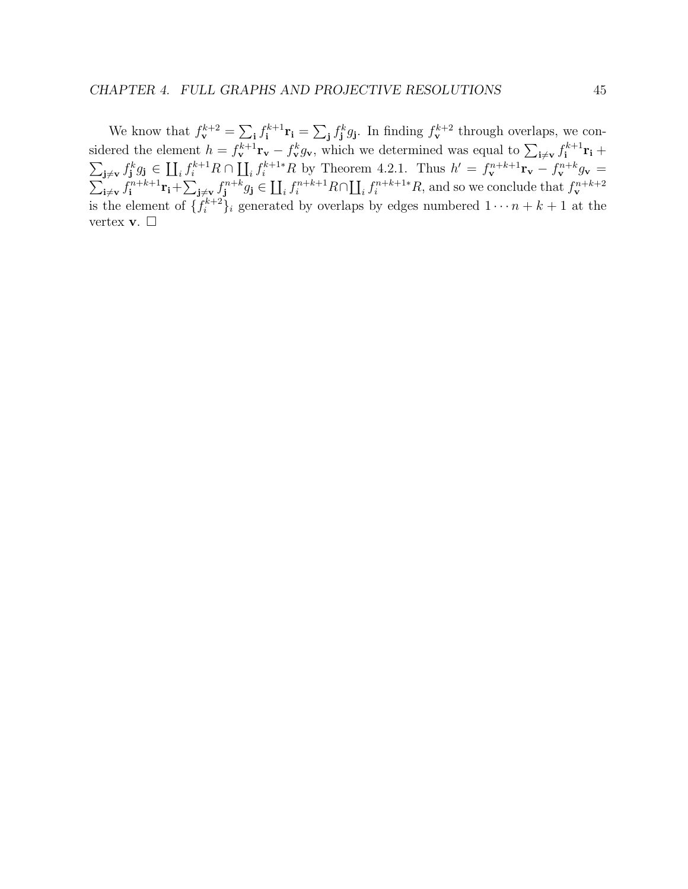We know that $f_{\mathbf{v}}^{k+2} = \sum_{\mathbf{i}} f_{\mathbf{i}}^{k+1}\mathbf{r}_{\mathbf{i}} = \sum_{\mathbf{j}} f_{\mathbf{j}}^{k} g_{\mathbf{j}}$. In finding $f_{\mathbf{v}}^{k+2}$ through overlaps, we considered the element $h = f_{\mathbf{v}}^{k+1}\mathbf{r}_{\mathbf{v}} - f_{\mathbf{v}}^{k} g_{\mathbf{v}}$, which we determined was equal to $\sum_{\mathbf{i}\neq\mathbf{v}} f_{\mathbf{i}}^{k+1}\mathbf{r}_{\mathbf{i}} + \sum_{\mathbf{j}\neq\mathbf{v}} f_{\mathbf{j}}^{k} g_{\mathbf{j}} \in \coprod_i f_i^{k+1} R \cap \coprod_i f_i^{k+1*} R$ by Theorem 4.2.1. Thus $h' = f_{\mathbf{v}}^{n+k+1}\mathbf{r}_{\mathbf{v}} - f_{\mathbf{v}}^{n+k} g_{\mathbf{v}} = \sum_{\mathbf{i}\neq\mathbf{v}} f_{\mathbf{i}}^{n+k+1}\mathbf{r}_{\mathbf{i}} + \sum_{\mathbf{j}\neq\mathbf{v}} f_{\mathbf{j}}^{n+k} g_{\mathbf{j}} \in \coprod_i f_i^{n+k+1} R \cap \coprod_i f_i^{n+k+1*} R$, and so we conclude that $f_{\mathbf{v}}^{n+k+2}$ is the element of $\{f_i^{k+2}\}_i$ generated by overlaps by edges numbered $1 \cdots n+k+1$ at the vertex $\mathbf{v}$. $\square$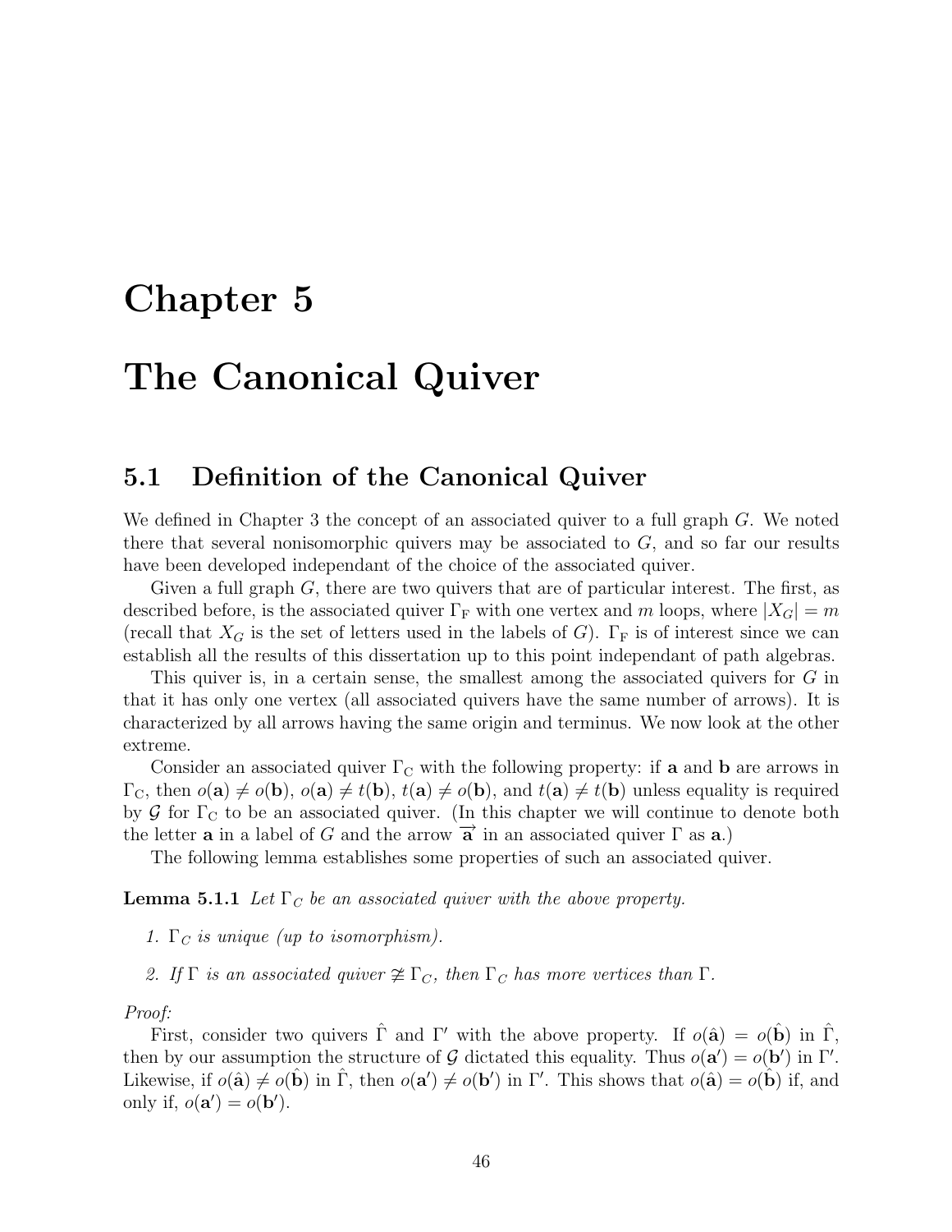# Chapter 5

# The Canonical Quiver

## 5.1 Definition of the Canonical Quiver

We defined in Chapter 3 the concept of an associated quiver to a full graph $G$. We noted there that several nonisomorphic quivers may be associated to $G$, and so far our results have been developed independant of the choice of the associated quiver.

Given a full graph $G$, there are two quivers that are of particular interest. The first, as described before, is the associated quiver $\Gamma_{\mathrm{F}}$ with one vertex and $m$ loops, where $|X_G| = m$ (recall that $X_G$ is the set of letters used in the labels of $G$). $\Gamma_{\mathrm{F}}$ is of interest since we can establish all the results of this dissertation up to this point independant of path algebras.

This quiver is, in a certain sense, the smallest among the associated quivers for $G$ in that it has only one vertex (all associated quivers have the same number of arrows). It is characterized by all arrows having the same origin and terminus. We now look at the other extreme.

Consider an associated quiver $\Gamma_{\mathrm{C}}$ with the following property: if $\mathbf{a}$ and $\mathbf{b}$ are arrows in $\Gamma_{\mathrm{C}}$, then $o(\mathbf{a}) \neq o(\mathbf{b})$, $o(\mathbf{a}) \neq t(\mathbf{b})$, $t(\mathbf{a}) \neq o(\mathbf{b})$, and $t(\mathbf{a}) \neq t(\mathbf{b})$ unless equality is required by $\mathcal{G}$ for $\Gamma_{\mathrm{C}}$ to be an associated quiver. (In this chapter we will continue to denote both the letter $\mathbf{a}$ in a label of $G$ and the arrow $\overrightarrow{\mathbf{a}}$ in an associated quiver $\Gamma$ as $\mathbf{a}$.)

The following lemma establishes some properties of such an associated quiver.

**Lemma 5.1.1** *Let $\Gamma_C$ be an associated quiver with the above property.*

1. *$\Gamma_C$ is unique (up to isomorphism).*
2. *If $\Gamma$ is an associated quiver $\ncong \Gamma_C$, then $\Gamma_C$ has more vertices than $\Gamma$.*

*Proof:*

First, consider two quivers $\hat{\Gamma}$ and $\Gamma'$ with the above property. If $o(\hat{\mathbf{a}}) = o(\hat{\mathbf{b}})$ in $\hat{\Gamma}$, then by our assumption the structure of $\mathcal{G}$ dictated this equality. Thus $o(\mathbf{a}') = o(\mathbf{b}')$ in $\Gamma'$. Likewise, if $o(\hat{\mathbf{a}}) \neq o(\hat{\mathbf{b}})$ in $\hat{\Gamma}$, then $o(\mathbf{a}') \neq o(\mathbf{b}')$ in $\Gamma'$. This shows that $o(\hat{\mathbf{a}}) = o(\hat{\mathbf{b}})$ if, and only if, $o(\mathbf{a}') = o(\mathbf{b}')$.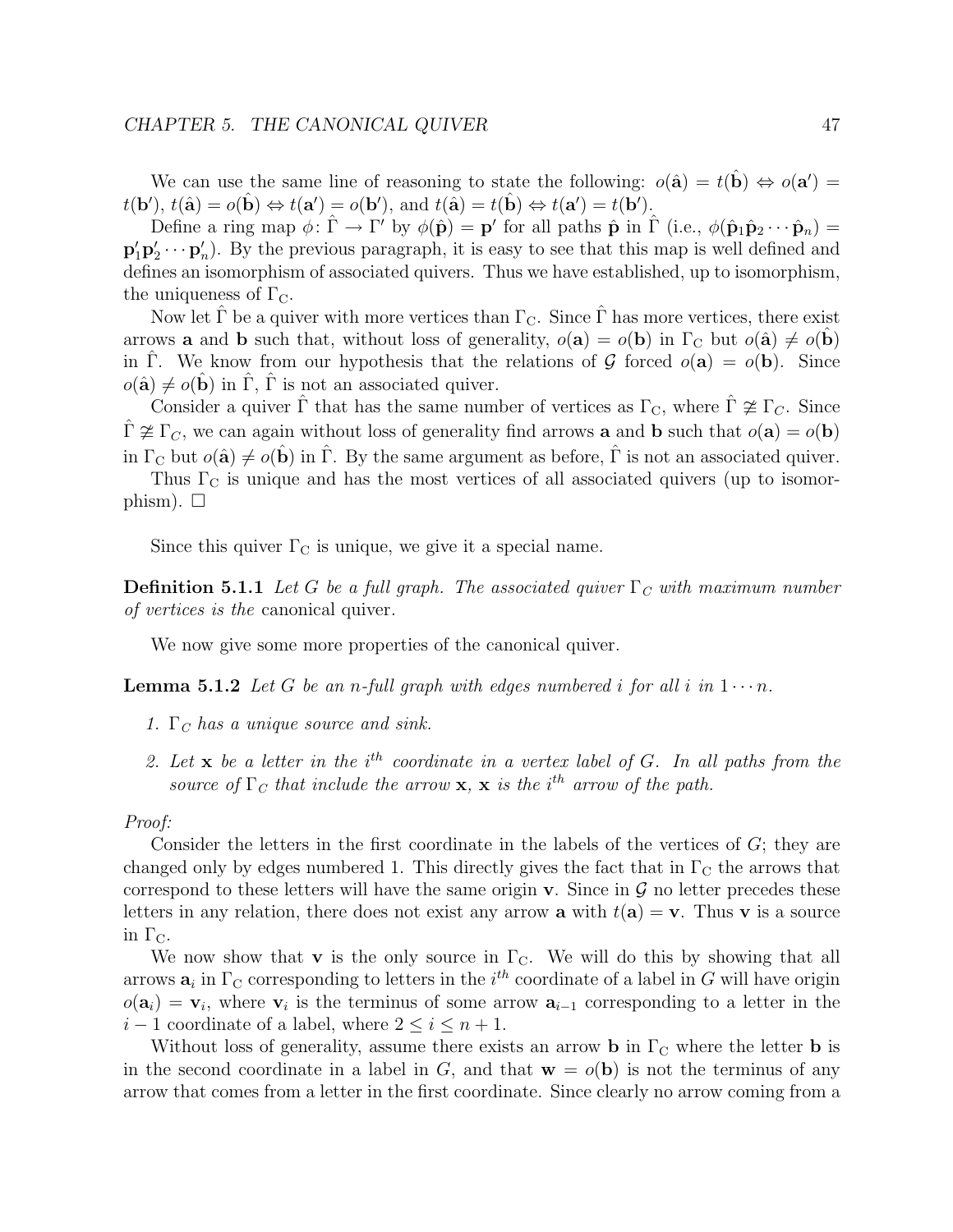We can use the same line of reasoning to state the following: $o(\hat{\mathbf{a}}) = t(\hat{\mathbf{b}}) \Leftrightarrow o(\mathbf{a}') = t(\mathbf{b}')$, $t(\hat{\mathbf{a}}) = o(\hat{\mathbf{b}}) \Leftrightarrow t(\mathbf{a}') = o(\mathbf{b}')$, and $t(\hat{\mathbf{a}}) = t(\hat{\mathbf{b}}) \Leftrightarrow t(\mathbf{a}') = t(\mathbf{b}')$.

Define a ring map $\phi\colon \hat{\Gamma} \to \Gamma'$ by $\phi(\hat{\mathbf{p}}) = \mathbf{p}'$ for all paths $\hat{\mathbf{p}}$ in $\hat{\Gamma}$ (i.e., $\phi(\hat{\mathbf{p}}_1\hat{\mathbf{p}}_2\cdots\hat{\mathbf{p}}_n) = \mathbf{p}'_1\mathbf{p}'_2\cdots\mathbf{p}'_n$). By the previous paragraph, it is easy to see that this map is well defined and defines an isomorphism of associated quivers. Thus we have established, up to isomorphism, the uniqueness of $\Gamma_{\mathrm{C}}$.

Now let $\hat{\Gamma}$ be a quiver with more vertices than $\Gamma_{\mathrm{C}}$. Since $\hat{\Gamma}$ has more vertices, there exist arrows $\mathbf{a}$ and $\mathbf{b}$ such that, without loss of generality, $o(\mathbf{a}) = o(\mathbf{b})$ in $\Gamma_{\mathrm{C}}$ but $o(\hat{\mathbf{a}}) \neq o(\hat{\mathbf{b}})$ in $\hat{\Gamma}$. We know from our hypothesis that the relations of $\mathcal{G}$ forced $o(\mathbf{a}) = o(\mathbf{b})$. Since $o(\hat{\mathbf{a}}) \neq o(\hat{\mathbf{b}})$ in $\hat{\Gamma}$, $\hat{\Gamma}$ is not an associated quiver.

Consider a quiver $\hat{\Gamma}$ that has the same number of vertices as $\Gamma_{\mathrm{C}}$, where $\hat{\Gamma} \ncong \Gamma_C$. Since $\hat{\Gamma} \ncong \Gamma_C$, we can again without loss of generality find arrows $\mathbf{a}$ and $\mathbf{b}$ such that $o(\mathbf{a}) = o(\mathbf{b})$ in $\Gamma_{\mathrm{C}}$ but $o(\hat{\mathbf{a}}) \neq o(\hat{\mathbf{b}})$ in $\hat{\Gamma}$. By the same argument as before, $\hat{\Gamma}$ is not an associated quiver.

Thus $\Gamma_{\mathrm{C}}$ is unique and has the most vertices of all associated quivers (up to isomorphism). $\square$

Since this quiver $\Gamma_{\mathrm{C}}$ is unique, we give it a special name.

**Definition 5.1.1** *Let $G$ be a full graph. The associated quiver $\Gamma_C$ with maximum number of vertices is the* canonical quiver.

We now give some more properties of the canonical quiver.

**Lemma 5.1.2** *Let $G$ be an $n$-full graph with edges numbered $i$ for all $i$ in $1\cdots n$.*

1. *$\Gamma_C$ has a unique source and sink.*
2. *Let $\mathbf{x}$ be a letter in the $i^{th}$ coordinate in a vertex label of $G$. In all paths from the source of $\Gamma_C$ that include the arrow $\mathbf{x}$, $\mathbf{x}$ is the $i^{th}$ arrow of the path.*

*Proof:*

Consider the letters in the first coordinate in the labels of the vertices of $G$; they are changed only by edges numbered 1. This directly gives the fact that in $\Gamma_{\mathrm{C}}$ the arrows that correspond to these letters will have the same origin $\mathbf{v}$. Since in $\mathcal{G}$ no letter precedes these letters in any relation, there does not exist any arrow $\mathbf{a}$ with $t(\mathbf{a}) = \mathbf{v}$. Thus $\mathbf{v}$ is a source in $\Gamma_{\mathrm{C}}$.

We now show that $\mathbf{v}$ is the only source in $\Gamma_{\mathrm{C}}$. We will do this by showing that all arrows $\mathbf{a}_i$ in $\Gamma_{\mathrm{C}}$ corresponding to letters in the $i^{th}$ coordinate of a label in $G$ will have origin $o(\mathbf{a}_i) = \mathbf{v}_i$, where $\mathbf{v}_i$ is the terminus of some arrow $\mathbf{a}_{i-1}$ corresponding to a letter in the $i-1$ coordinate of a label, where $2 \leq i \leq n+1$.

Without loss of generality, assume there exists an arrow $\mathbf{b}$ in $\Gamma_{\mathrm{C}}$ where the letter $\mathbf{b}$ is in the second coordinate in a label in $G$, and that $\mathbf{w} = o(\mathbf{b})$ is not the terminus of any arrow that comes from a letter in the first coordinate. Since clearly no arrow coming from a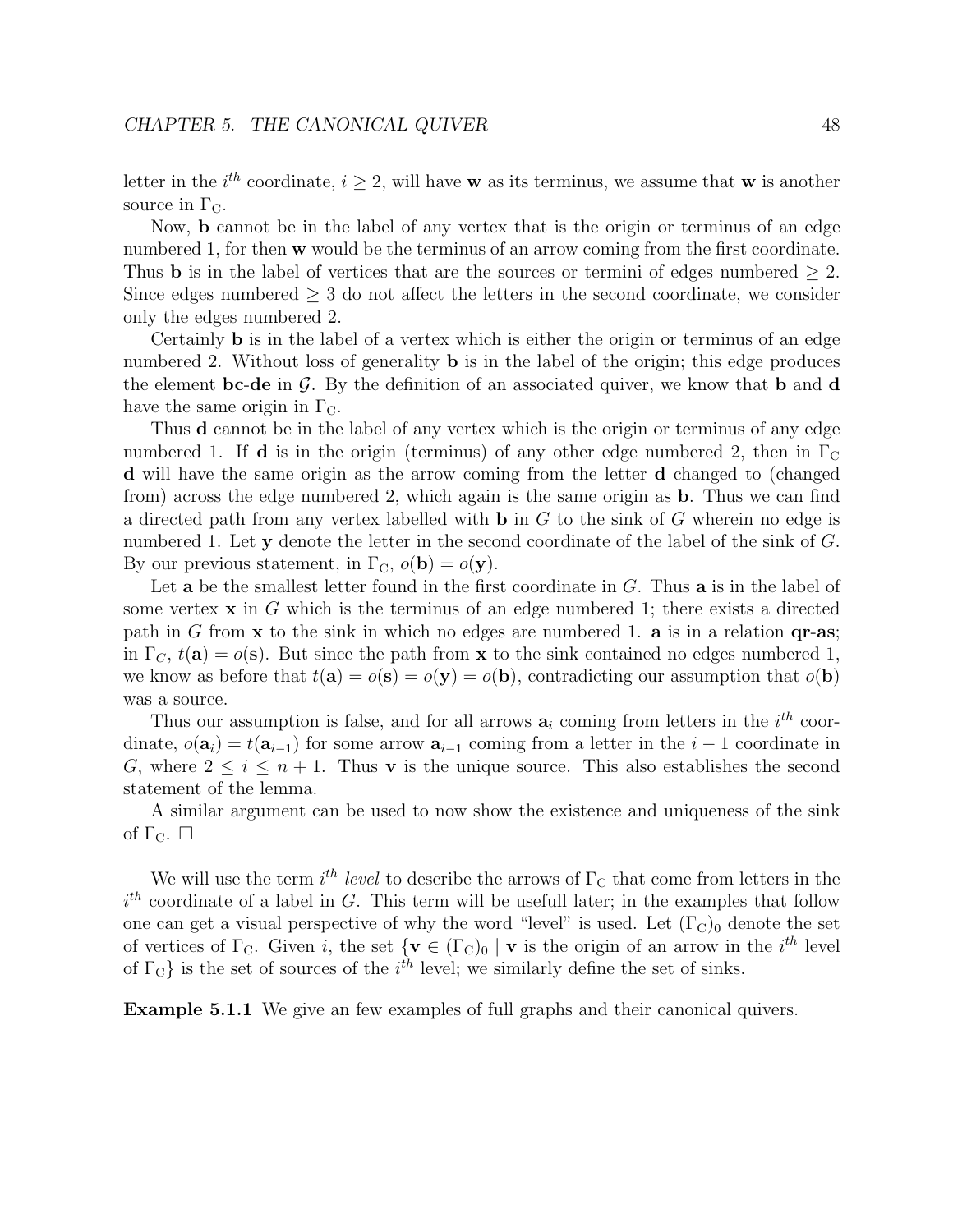letter in the $i^{th}$ coordinate, $i \geq 2$, will have $\mathbf{w}$ as its terminus, we assume that $\mathbf{w}$ is another source in $\Gamma_{\mathrm{C}}$.

Now, $\mathbf{b}$ cannot be in the label of any vertex that is the origin or terminus of an edge numbered 1, for then $\mathbf{w}$ would be the terminus of an arrow coming from the first coordinate. Thus $\mathbf{b}$ is in the label of vertices that are the sources or termini of edges numbered $\geq 2$. Since edges numbered $\geq 3$ do not affect the letters in the second coordinate, we consider only the edges numbered 2.

Certainly $\mathbf{b}$ is in the label of a vertex which is either the origin or terminus of an edge numbered 2. Without loss of generality $\mathbf{b}$ is in the label of the origin; this edge produces the element **bc**-**de** in $\mathcal{G}$. By the definition of an associated quiver, we know that $\mathbf{b}$ and $\mathbf{d}$ have the same origin in $\Gamma_{\mathrm{C}}$.

Thus $\mathbf{d}$ cannot be in the label of any vertex which is the origin or terminus of any edge numbered 1. If $\mathbf{d}$ is in the origin (terminus) of any other edge numbered 2, then in $\Gamma_{\mathrm{C}}$ $\mathbf{d}$ will have the same origin as the arrow coming from the letter $\mathbf{d}$ changed to (changed from) across the edge numbered 2, which again is the same origin as $\mathbf{b}$. Thus we can find a directed path from any vertex labelled with $\mathbf{b}$ in $G$ to the sink of $G$ wherein no edge is numbered 1. Let $\mathbf{y}$ denote the letter in the second coordinate of the label of the sink of $G$. By our previous statement, in $\Gamma_{\mathrm{C}}$, $o(\mathbf{b}) = o(\mathbf{y})$.

Let $\mathbf{a}$ be the smallest letter found in the first coordinate in $G$. Thus $\mathbf{a}$ is in the label of some vertex $\mathbf{x}$ in $G$ which is the terminus of an edge numbered 1; there exists a directed path in $G$ from $\mathbf{x}$ to the sink in which no edges are numbered 1. $\mathbf{a}$ is in a relation **qr**-**as**; in $\Gamma_C$, $t(\mathbf{a}) = o(\mathbf{s})$. But since the path from $\mathbf{x}$ to the sink contained no edges numbered 1, we know as before that $t(\mathbf{a}) = o(\mathbf{s}) = o(\mathbf{y}) = o(\mathbf{b})$, contradicting our assumption that $o(\mathbf{b})$ was a source.

Thus our assumption is false, and for all arrows $\mathbf{a}_i$ coming from letters in the $i^{th}$ coordinate, $o(\mathbf{a}_i) = t(\mathbf{a}_{i-1})$ for some arrow $\mathbf{a}_{i-1}$ coming from a letter in the $i-1$ coordinate in $G$, where $2 \leq i \leq n+1$. Thus $\mathbf{v}$ is the unique source. This also establishes the second statement of the lemma.

A similar argument can be used to now show the existence and uniqueness of the sink of $\Gamma_{\mathrm{C}}$. $\square$

We will use the term *$i^{th}$ level* to describe the arrows of $\Gamma_{\mathrm{C}}$ that come from letters in the $i^{th}$ coordinate of a label in $G$. This term will be usefull later; in the examples that follow one can get a visual perspective of why the word "level" is used. Let $(\Gamma_{\mathrm{C}})_0$ denote the set of vertices of $\Gamma_{\mathrm{C}}$. Given $i$, the set $\{\mathbf{v} \in (\Gamma_{\mathrm{C}})_0 \mid \mathbf{v}$ is the origin of an arrow in the $i^{th}$ level of $\Gamma_{\mathrm{C}}\}$ is the set of sources of the $i^{th}$ level; we similarly define the set of sinks.

**Example 5.1.1** We give an few examples of full graphs and their canonical quivers.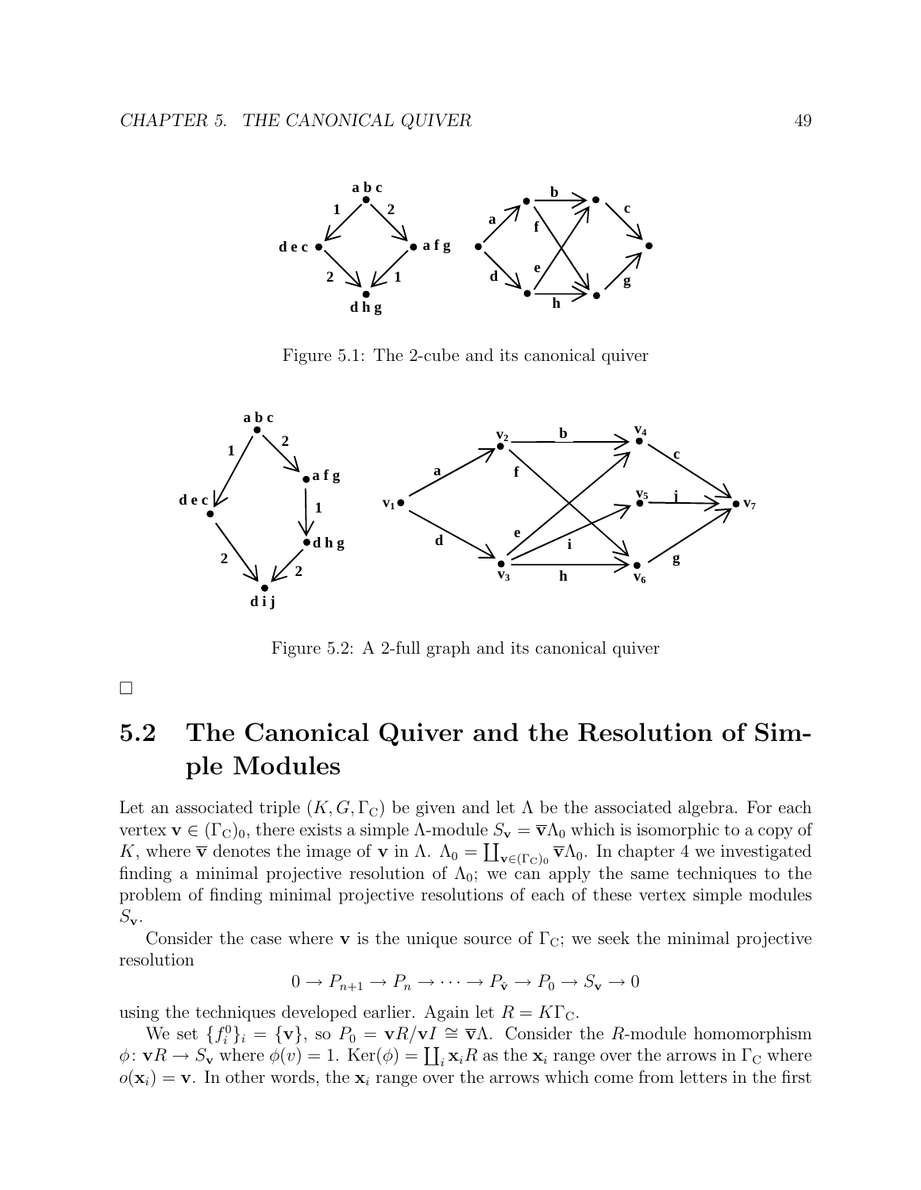Figure 5.1: The 2-cube and its canonical quiver

Figure 5.2: A 2-full graph and its canonical quiver

□

## 5.2 The Canonical Quiver and the Resolution of Simple Modules

Let an associated triple $(K, G, \Gamma_C)$ be given and let $\Lambda$ be the associated algebra. For each vertex $\mathbf{v} \in (\Gamma_C)_0$, there exists a simple $\Lambda$-module $S_{\mathbf{v}} = \overline{\mathbf{v}}\Lambda_0$ which is isomorphic to a copy of $K$, where $\overline{\mathbf{v}}$ denotes the image of $\mathbf{v}$ in $\Lambda$. $\Lambda_0 = \coprod_{\mathbf{v} \in (\Gamma_C)_0} \overline{\mathbf{v}}\Lambda_0$. In chapter 4 we investigated finding a minimal projective resolution of $\Lambda_0$; we can apply the same techniques to the problem of finding minimal projective resolutions of each of these vertex simple modules $S_{\mathbf{v}}$.

Consider the case where $\mathbf{v}$ is the unique source of $\Gamma_C$; we seek the minimal projective resolution

$$0 \to P_{n+1} \to P_n \to \cdots \to P_{\hat{\mathbf{v}}} \to P_0 \to S_{\mathbf{v}} \to 0$$

using the techniques developed earlier. Again let $R = K\Gamma_C$.

We set $\{f_i^0\}_i = \{\mathbf{v}\}$, so $P_0 = \mathbf{v}R/\mathbf{v}I \cong \overline{\mathbf{v}}\Lambda$. Consider the $R$-module homomorphism $\phi\colon \mathbf{v}R \to S_{\mathbf{v}}$ where $\phi(v) = 1$. $\mathrm{Ker}(\phi) = \coprod_i \mathbf{x}_i R$ as the $\mathbf{x}_i$ range over the arrows in $\Gamma_C$ where $o(\mathbf{x}_i) = \mathbf{v}$. In other words, the $\mathbf{x}_i$ range over the arrows which come from letters in the first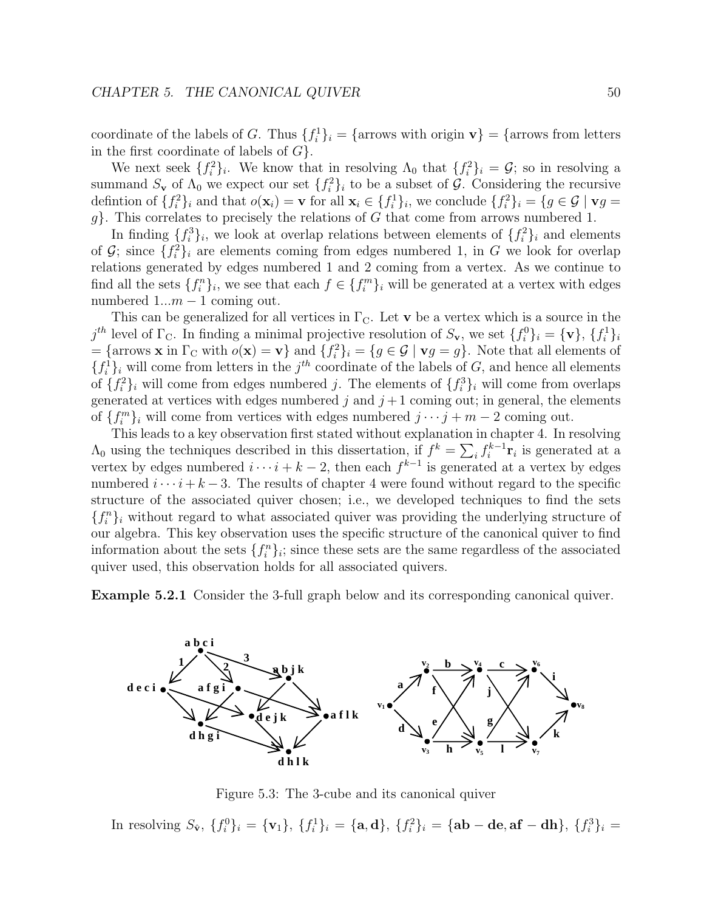coordinate of the labels of $G$. Thus $\{f_i^1\}_i$ = {arrows with origin $\mathbf{v}$} = {arrows from letters in the first coordinate of labels of $G$}.

We next seek $\{f_i^2\}_i$. We know that in resolving $\Lambda_0$ that $\{f_i^2\}_i = \mathcal{G}$; so in resolving a summand $S_{\mathbf{v}}$ of $\Lambda_0$ we expect our set $\{f_i^2\}_i$ to be a subset of $\mathcal{G}$. Considering the recursive defintion of $\{f_i^2\}_i$ and that $o(\mathbf{x}_i) = \mathbf{v}$ for all $\mathbf{x}_i \in \{f_i^1\}_i$, we conclude $\{f_i^2\}_i = \{g \in \mathcal{G} \mid \mathbf{v}g = g\}$. This correlates to precisely the relations of $G$ that come from arrows numbered 1.

In finding $\{f_i^3\}_i$, we look at overlap relations between elements of $\{f_i^2\}_i$ and elements of $\mathcal{G}$; since $\{f_i^2\}_i$ are elements coming from edges numbered 1, in $G$ we look for overlap relations generated by edges numbered 1 and 2 coming from a vertex. As we continue to find all the sets $\{f_i^n\}_i$, we see that each $f \in \{f_i^m\}_i$ will be generated at a vertex with edges numbered $1 \ldots m-1$ coming out.

This can be generalized for all vertices in $\Gamma_{\mathrm{C}}$. Let $\mathbf{v}$ be a vertex which is a source in the $j^{th}$ level of $\Gamma_{\mathrm{C}}$. In finding a minimal projective resolution of $S_{\mathbf{v}}$, we set $\{f_i^0\}_i = \{\mathbf{v}\}$, $\{f_i^1\}_i$ = {arrows $\mathbf{x}$ in $\Gamma_{\mathrm{C}}$ with $o(\mathbf{x}) = \mathbf{v}$} and $\{f_i^2\}_i = \{g \in \mathcal{G} \mid \mathbf{v}g = g\}$. Note that all elements of $\{f_i^1\}_i$ will come from letters in the $j^{th}$ coordinate of the labels of $G$, and hence all elements of $\{f_i^2\}_i$ will come from edges numbered $j$. The elements of $\{f_i^3\}_i$ will come from overlaps generated at vertices with edges numbered $j$ and $j+1$ coming out; in general, the elements of $\{f_i^m\}_i$ will come from vertices with edges numbered $j \cdots j+m-2$ coming out.

This leads to a key observation first stated without explanation in chapter 4. In resolving $\Lambda_0$ using the techniques described in this dissertation, if $f^k = \sum_i f_i^{k-1}\mathbf{r}_i$ is generated at a vertex by edges numbered $i \cdots i+k-2$, then each $f^{k-1}$ is generated at a vertex by edges numbered $i \cdots i+k-3$. The results of chapter 4 were found without regard to the specific structure of the associated quiver chosen; i.e., we developed techniques to find the sets $\{f_i^n\}_i$ without regard to what associated quiver was providing the underlying structure of our algebra. This key observation uses the specific structure of the canonical quiver to find information about the sets $\{f_i^n\}_i$; since these sets are the same regardless of the associated quiver used, this observation holds for all associated quivers.

**Example 5.2.1** Consider the 3-full graph below and its corresponding canonical quiver.

Figure 5.3: The 3-cube and its canonical quiver

In resolving $S_{\mathbf{\hat{v}}}$, $\{f_i^0\}_i = \{\mathbf{v}_1\}$, $\{f_i^1\}_i = \{\mathbf{a}, \mathbf{d}\}$, $\{f_i^2\}_i = \{\mathbf{ab} - \mathbf{de}, \mathbf{af} - \mathbf{dh}\}$, $\{f_i^3\}_i =$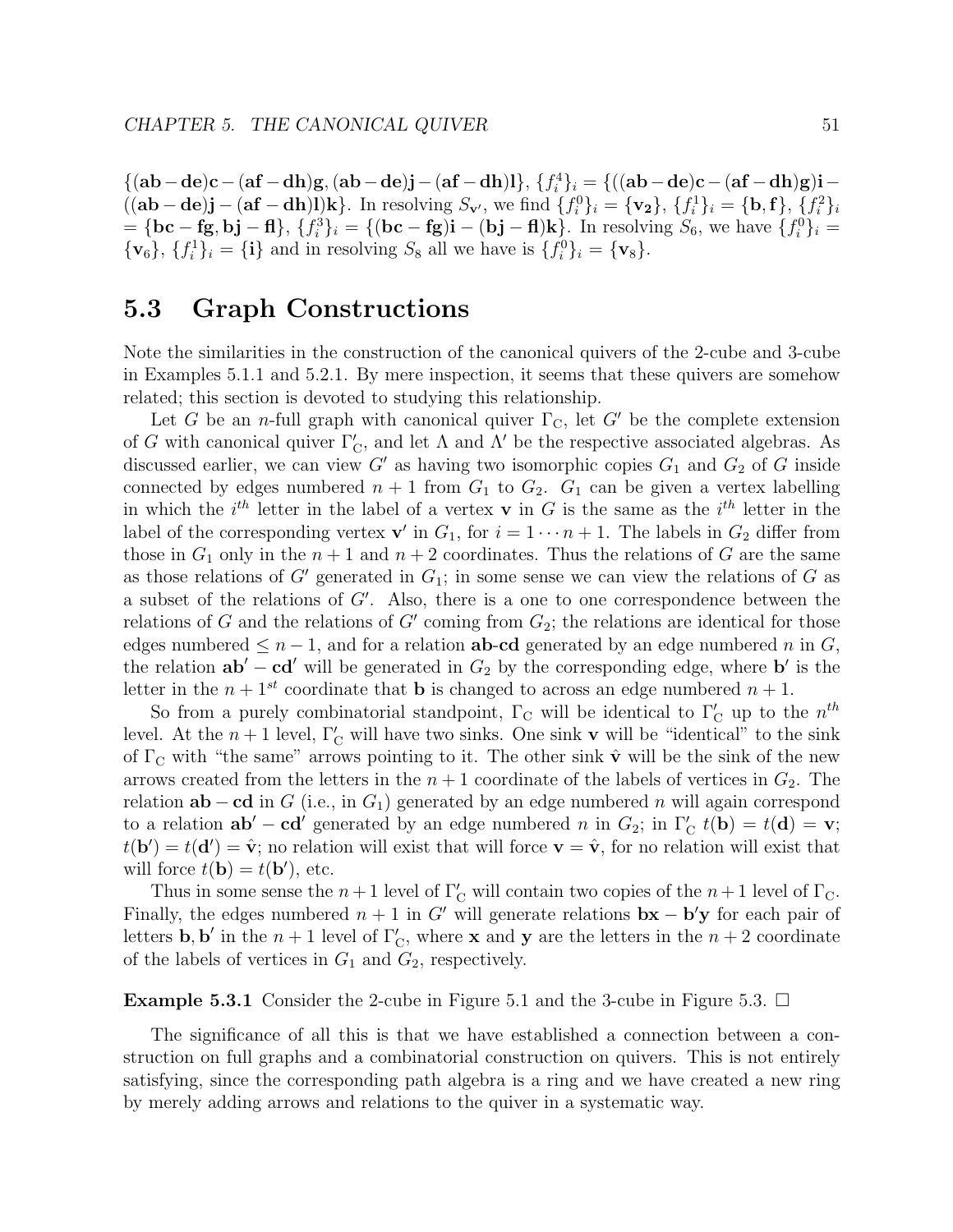$\{(\mathbf{ab}-\mathbf{de})\mathbf{c}-(\mathbf{af}-\mathbf{dh})\mathbf{g}, (\mathbf{ab}-\mathbf{de})\mathbf{j}-(\mathbf{af}-\mathbf{dh})\mathbf{l}\}$, $\{f_i^4\}_i = \{((\mathbf{ab}-\mathbf{de})\mathbf{c}-(\mathbf{af}-\mathbf{dh})\mathbf{g})\mathbf{i}-((\mathbf{ab}-\mathbf{de})\mathbf{j}-(\mathbf{af}-\mathbf{dh})\mathbf{l})\mathbf{k}\}$. In resolving $S_{\mathbf{v}'}$, we find $\{f_i^0\}_i = \{\mathbf{v_2}\}$, $\{f_i^1\}_i = \{\mathbf{b}, \mathbf{f}\}$, $\{f_i^2\}_i = \{\mathbf{bc}-\mathbf{fg}, \mathbf{bj}-\mathbf{fl}\}$, $\{f_i^3\}_i = \{(\mathbf{bc}-\mathbf{fg})\mathbf{i}-(\mathbf{bj}-\mathbf{fl})\mathbf{k}\}$. In resolving $S_6$, we have $\{f_i^0\}_i = \{\mathbf{v}_6\}$, $\{f_i^1\}_i = \{\mathbf{i}\}$ and in resolving $S_8$ all we have is $\{f_i^0\}_i = \{\mathbf{v}_8\}$.

## 5.3 Graph Constructions

Note the similarities in the construction of the canonical quivers of the 2-cube and 3-cube in Examples 5.1.1 and 5.2.1. By mere inspection, it seems that these quivers are somehow related; this section is devoted to studying this relationship.

Let $G$ be an $n$-full graph with canonical quiver $\Gamma_{\mathrm{C}}$, let $G'$ be the complete extension of $G$ with canonical quiver $\Gamma'_{\mathrm{C}}$, and let $\Lambda$ and $\Lambda'$ be the respective associated algebras. As discussed earlier, we can view $G'$ as having two isomorphic copies $G_1$ and $G_2$ of $G$ inside connected by edges numbered $n+1$ from $G_1$ to $G_2$. $G_1$ can be given a vertex labelling in which the $i^{th}$ letter in the label of a vertex $\mathbf{v}$ in $G$ is the same as the $i^{th}$ letter in the label of the corresponding vertex $\mathbf{v}'$ in $G_1$, for $i = 1 \cdots n+1$. The labels in $G_2$ differ from those in $G_1$ only in the $n+1$ and $n+2$ coordinates. Thus the relations of $G$ are the same as those relations of $G'$ generated in $G_1$; in some sense we can view the relations of $G$ as a subset of the relations of $G'$. Also, there is a one to one correspondence between the relations of $G$ and the relations of $G'$ coming from $G_2$; the relations are identical for those edges numbered $\leq n-1$, and for a relation $\mathbf{ab}$-$\mathbf{cd}$ generated by an edge numbered $n$ in $G$, the relation $\mathbf{ab}' - \mathbf{cd}'$ will be generated in $G_2$ by the corresponding edge, where $\mathbf{b}'$ is the letter in the $n+1^{st}$ coordinate that $\mathbf{b}$ is changed to across an edge numbered $n+1$.

So from a purely combinatorial standpoint, $\Gamma_{\mathrm{C}}$ will be identical to $\Gamma'_{\mathrm{C}}$ up to the $n^{th}$ level. At the $n+1$ level, $\Gamma'_{\mathrm{C}}$ will have two sinks. One sink $\mathbf{v}$ will be "identical" to the sink of $\Gamma_{\mathrm{C}}$ with "the same" arrows pointing to it. The other sink $\hat{\mathbf{v}}$ will be the sink of the new arrows created from the letters in the $n+1$ coordinate of the labels of vertices in $G_2$. The relation $\mathbf{ab}-\mathbf{cd}$ in $G$ (i.e., in $G_1$) generated by an edge numbered $n$ will again correspond to a relation $\mathbf{ab}'-\mathbf{cd}'$ generated by an edge numbered $n$ in $G_2$; in $\Gamma'_{\mathrm{C}}$ $t(\mathbf{b}) = t(\mathbf{d}) = \mathbf{v}$; $t(\mathbf{b}') = t(\mathbf{d}') = \hat{\mathbf{v}}$; no relation will exist that will force $\mathbf{v} = \hat{\mathbf{v}}$, for no relation will exist that will force $t(\mathbf{b}) = t(\mathbf{b}')$, etc.

Thus in some sense the $n+1$ level of $\Gamma'_{\mathrm{C}}$ will contain two copies of the $n+1$ level of $\Gamma_{\mathrm{C}}$. Finally, the edges numbered $n+1$ in $G'$ will generate relations $\mathbf{bx}-\mathbf{b}'\mathbf{y}$ for each pair of letters $\mathbf{b}, \mathbf{b}'$ in the $n+1$ level of $\Gamma'_{\mathrm{C}}$, where $\mathbf{x}$ and $\mathbf{y}$ are the letters in the $n+2$ coordinate of the labels of vertices in $G_1$ and $G_2$, respectively.

**Example 5.3.1** Consider the 2-cube in Figure 5.1 and the 3-cube in Figure 5.3. □

The significance of all this is that we have established a connection between a construction on full graphs and a combinatorial construction on quivers. This is not entirely satisfying, since the corresponding path algebra is a ring and we have created a new ring by merely adding arrows and relations to the quiver in a systematic way.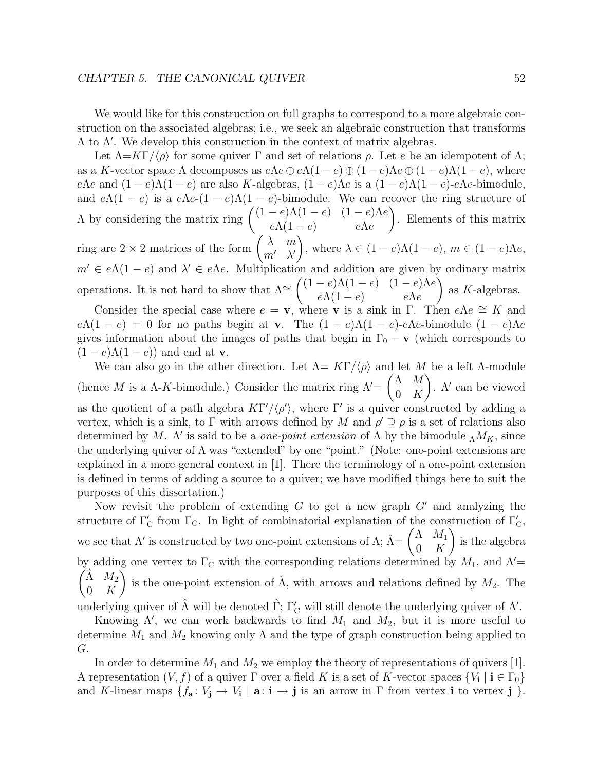We would like for this construction on full graphs to correspond to a more algebraic construction on the associated algebras; i.e., we seek an algebraic construction that transforms $\Lambda$ to $\Lambda'$. We develop this construction in the context of matrix algebras.

Let $\Lambda = K\Gamma/\langle\rho\rangle$ for some quiver $\Gamma$ and set of relations $\rho$. Let $e$ be an idempotent of $\Lambda$; as a $K$-vector space $\Lambda$ decomposes as $e\Lambda e \oplus e\Lambda(1-e) \oplus (1-e)\Lambda e \oplus (1-e)\Lambda(1-e)$, where $e\Lambda e$ and $(1-e)\Lambda(1-e)$ are also $K$-algebras, $(1-e)\Lambda e$ is a $(1-e)\Lambda(1-e)$-$e\Lambda e$-bimodule, and $e\Lambda(1-e)$ is a $e\Lambda e$-$(1-e)\Lambda(1-e)$-bimodule. We can recover the ring structure of $\Lambda$ by considering the matrix ring $\begin{pmatrix} (1-e)\Lambda(1-e) & (1-e)\Lambda e \\ e\Lambda(1-e) & e\Lambda e \end{pmatrix}$. Elements of this matrix ring are $2 \times 2$ matrices of the form $\begin{pmatrix} \lambda & m \\ m' & \lambda' \end{pmatrix}$, where $\lambda \in (1-e)\Lambda(1-e)$, $m \in (1-e)\Lambda e$, $m' \in e\Lambda(1-e)$ and $\lambda' \in e\Lambda e$. Multiplication and addition are given by ordinary matrix operations. It is not hard to show that $\Lambda \cong \begin{pmatrix} (1-e)\Lambda(1-e) & (1-e)\Lambda e \\ e\Lambda(1-e) & e\Lambda e \end{pmatrix}$ as $K$-algebras.

Consider the special case where $e = \overline{\mathbf{v}}$, where $\mathbf{v}$ is a sink in $\Gamma$. Then $e\Lambda e \cong K$ and $e\Lambda(1-e) = 0$ for no paths begin at $\mathbf{v}$. The $(1-e)\Lambda(1-e)$-$e\Lambda e$-bimodule $(1-e)\Lambda e$ gives information about the images of paths that begin in $\Gamma_0 - \mathbf{v}$ (which corresponds to $(1-e)\Lambda(1-e)$) and end at $\mathbf{v}$.

We can also go in the other direction. Let $\Lambda = K\Gamma/\langle\rho\rangle$ and let $M$ be a left $\Lambda$-module (hence $M$ is a $\Lambda$-$K$-bimodule.) Consider the matrix ring $\Lambda' = \begin{pmatrix} \Lambda & M \\ 0 & K \end{pmatrix}$. $\Lambda'$ can be viewed as the quotient of a path algebra $K\Gamma'/\langle\rho'\rangle$, where $\Gamma'$ is a quiver constructed by adding a vertex, which is a sink, to $\Gamma$ with arrows defined by $M$ and $\rho' \supseteq \rho$ is a set of relations also determined by $M$. $\Lambda'$ is said to be a *one-point extension* of $\Lambda$ by the bimodule ${}_\Lambda M_K$, since the underlying quiver of $\Lambda$ was "extended" by one "point." (Note: one-point extensions are explained in a more general context in [1]. There the terminology of a one-point extension is defined in terms of adding a source to a quiver; we have modified things here to suit the purposes of this dissertation.)

Now revisit the problem of extending $G$ to get a new graph $G'$ and analyzing the structure of $\Gamma'_{\mathrm{C}}$ from $\Gamma_{\mathrm{C}}$. In light of combinatorial explanation of the construction of $\Gamma'_{\mathrm{C}}$, we see that $\Lambda'$ is constructed by two one-point extensions of $\Lambda$; $\hat{\Lambda} = \begin{pmatrix} \Lambda & M_1 \\ 0 & K \end{pmatrix}$ is the algebra by adding one vertex to $\Gamma_{\mathrm{C}}$ with the corresponding relations determined by $M_1$, and $\Lambda' = \begin{pmatrix} \hat{\Lambda} & M_2 \\ 0 & K \end{pmatrix}$ is the one-point extension of $\hat{\Lambda}$, with arrows and relations defined by $M_2$. The underlying quiver of $\hat{\Lambda}$ will be denoted $\hat{\Gamma}$; $\Gamma'_{\mathrm{C}}$ will still denote the underlying quiver of $\Lambda'$.

Knowing $\Lambda'$, we can work backwards to find $M_1$ and $M_2$, but it is more useful to determine $M_1$ and $M_2$ knowing only $\Lambda$ and the type of graph construction being applied to $G$.

In order to determine $M_1$ and $M_2$ we employ the theory of representations of quivers [1]. A representation $(V, f)$ of a quiver $\Gamma$ over a field $K$ is a set of $K$-vector spaces $\{V_{\mathbf{i}} \mid \mathbf{i} \in \Gamma_0\}$ and $K$-linear maps $\{f_{\mathbf{a}} \colon V_{\mathbf{j}} \to V_{\mathbf{i}} \mid \mathbf{a} \colon \mathbf{i} \to \mathbf{j}$ is an arrow in $\Gamma$ from vertex $\mathbf{i}$ to vertex $\mathbf{j}$ $\}$.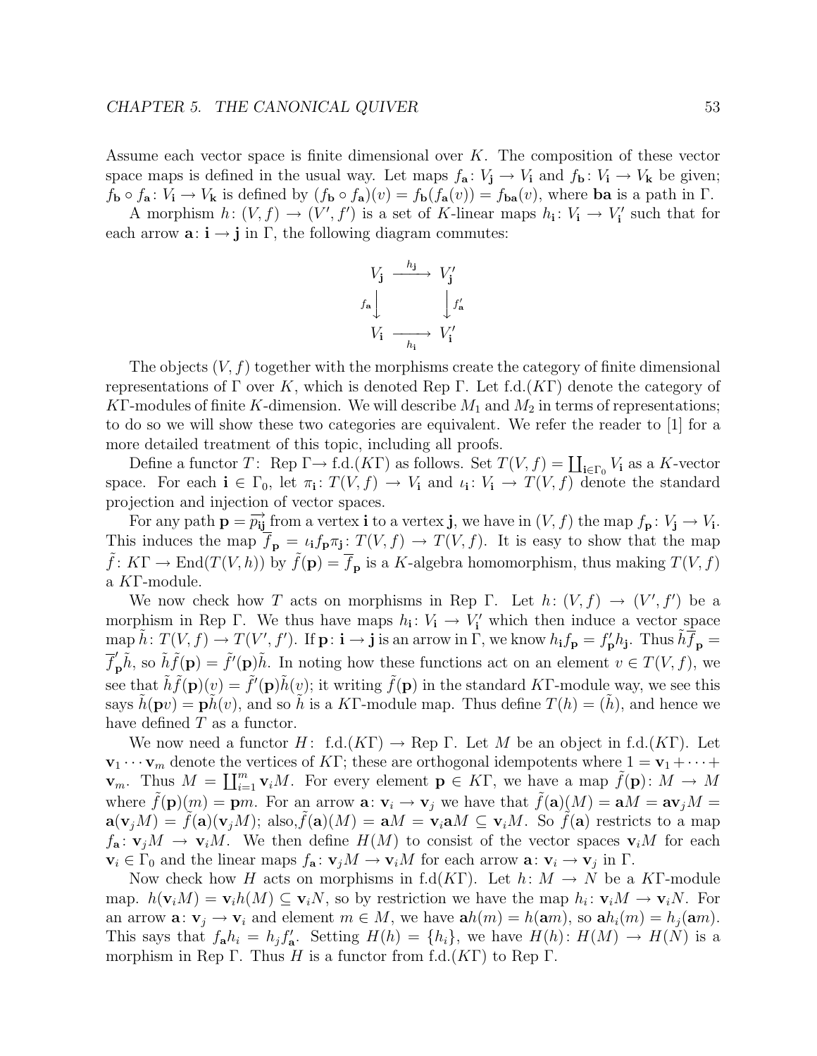Assume each vector space is finite dimensional over $K$. The composition of these vector space maps is defined in the usual way. Let maps $f_{\mathbf{a}}\colon V_{\mathbf{j}} \to V_{\mathbf{i}}$ and $f_{\mathbf{b}}\colon V_{\mathbf{i}} \to V_{\mathbf{k}}$ be given; $f_{\mathbf{b}} \circ f_{\mathbf{a}}\colon V_{\mathbf{i}} \to V_{\mathbf{k}}$ is defined by $(f_{\mathbf{b}} \circ f_{\mathbf{a}})(v) = f_{\mathbf{b}}(f_{\mathbf{a}}(v)) = f_{\mathbf{ba}}(v)$, where $\mathbf{ba}$ is a path in $\Gamma$.

A morphism $h\colon (V, f) \to (V', f')$ is a set of $K$-linear maps $h_{\mathbf{i}}\colon V_{\mathbf{i}} \to V'_{\mathbf{i}}$ such that for each arrow $\mathbf{a}\colon \mathbf{i} \to \mathbf{j}$ in $\Gamma$, the following diagram commutes:

$$\begin{array}{ccc} V_{\mathbf{j}} & \xrightarrow{h_{\mathbf{j}}} & V'_{\mathbf{j}} \\ {\scriptstyle f_{\mathbf{a}}}\downarrow & & \downarrow{\scriptstyle f'_{\mathbf{a}}} \\ V_{\mathbf{i}} & \xrightarrow[h_{\mathbf{i}}]{} & V'_{\mathbf{i}} \end{array}$$

The objects $(V, f)$ together with the morphisms create the category of finite dimensional representations of $\Gamma$ over $K$, which is denoted Rep $\Gamma$. Let f.d.$(K\Gamma)$ denote the category of $K\Gamma$-modules of finite $K$-dimension. We will describe $M_1$ and $M_2$ in terms of representations; to do so we will show these two categories are equivalent. We refer the reader to [1] for a more detailed treatment of this topic, including all proofs.

Define a functor $T\colon$ Rep $\Gamma \to$ f.d.$(K\Gamma)$ as follows. Set $T(V, f) = \coprod_{\mathbf{i} \in \Gamma_0} V_{\mathbf{i}}$ as a $K$-vector space. For each $\mathbf{i} \in \Gamma_0$, let $\pi_{\mathbf{i}}\colon T(V, f) \to V_{\mathbf{i}}$ and $\iota_{\mathbf{i}}\colon V_{\mathbf{i}} \to T(V, f)$ denote the standard projection and injection of vector spaces.

For any path $\mathbf{p} = \overrightarrow{p_{\mathbf{ij}}}$ from a vertex $\mathbf{i}$ to a vertex $\mathbf{j}$, we have in $(V, f)$ the map $f_{\mathbf{p}}\colon V_{\mathbf{j}} \to V_{\mathbf{i}}$. This induces the map $\overline{f}_{\mathbf{p}} = \iota_{\mathbf{i}} f_{\mathbf{p}} \pi_{\mathbf{j}}\colon T(V, f) \to T(V, f)$. It is easy to show that the map $\tilde{f}\colon K\Gamma \to \mathrm{End}(T(V, h))$ by $\tilde{f}(\mathbf{p}) = \overline{f}_{\mathbf{p}}$ is a $K$-algebra homomorphism, thus making $T(V, f)$ a $K\Gamma$-module.

We now check how $T$ acts on morphisms in Rep $\Gamma$. Let $h\colon (V, f) \to (V', f')$ be a morphism in Rep $\Gamma$. We thus have maps $h_{\mathbf{i}}\colon V_{\mathbf{i}} \to V'_{\mathbf{i}}$ which then induce a vector space map $\tilde{h}\colon T(V, f) \to T(V', f')$. If $\mathbf{p}\colon \mathbf{i} \to \mathbf{j}$ is an arrow in $\Gamma$, we know $h_{\mathbf{i}} f_{\mathbf{p}} = f'_{\mathbf{p}} h_{\mathbf{j}}$. Thus $\tilde{h}\overline{f}_{\mathbf{p}} = \overline{f}'_{\mathbf{p}}\tilde{h}$, so $\tilde{h}\tilde{f}(\mathbf{p}) = \tilde{f}'(\mathbf{p})\tilde{h}$. In noting how these functions act on an element $v \in T(V, f)$, we see that $\tilde{h}\tilde{f}(\mathbf{p})(v) = \tilde{f}'(\mathbf{p})\tilde{h}(v)$; it writing $\tilde{f}(\mathbf{p})$ in the standard $K\Gamma$-module way, we see this says $\tilde{h}(\mathbf{p}v) = \mathbf{p}\tilde{h}(v)$, and so $\tilde{h}$ is a $K\Gamma$-module map. Thus define $T(h) = (\tilde{h})$, and hence we have defined $T$ as a functor.

We now need a functor $H\colon$ f.d.$(K\Gamma) \to$ Rep $\Gamma$. Let $M$ be an object in f.d.$(K\Gamma)$. Let $\mathbf{v}_1 \cdots \mathbf{v}_m$ denote the vertices of $K\Gamma$; these are orthogonal idempotents where $1 = \mathbf{v}_1 + \cdots + \mathbf{v}_m$. Thus $M = \coprod_{i=1}^{m} \mathbf{v}_i M$. For every element $\mathbf{p} \in K\Gamma$, we have a map $\tilde{f}(\mathbf{p})\colon M \to M$ where $\tilde{f}(\mathbf{p})(m) = \mathbf{p}m$. For an arrow $\mathbf{a}\colon \mathbf{v}_i \to \mathbf{v}_j$ we have that $\tilde{f}(\mathbf{a})(M) = \mathbf{a}M = \mathbf{a}\mathbf{v}_j M = \mathbf{a}(\mathbf{v}_j M) = \tilde{f}(\mathbf{a})(\mathbf{v}_j M)$; also, $\tilde{f}(\mathbf{a})(M) = \mathbf{a}M = \mathbf{v}_i \mathbf{a} M \subseteq \mathbf{v}_i M$. So $\tilde{f}(\mathbf{a})$ restricts to a map $f_{\mathbf{a}}\colon \mathbf{v}_j M \to \mathbf{v}_i M$. We then define $H(M)$ to consist of the vector spaces $\mathbf{v}_i M$ for each $\mathbf{v}_i \in \Gamma_0$ and the linear maps $f_{\mathbf{a}}\colon \mathbf{v}_j M \to \mathbf{v}_i M$ for each arrow $\mathbf{a}\colon \mathbf{v}_i \to \mathbf{v}_j$ in $\Gamma$.

Now check how $H$ acts on morphisms in f.d$(K\Gamma)$. Let $h\colon M \to N$ be a $K\Gamma$-module map. $h(\mathbf{v}_i M) = \mathbf{v}_i h(M) \subseteq \mathbf{v}_i N$, so by restriction we have the map $h_i\colon \mathbf{v}_i M \to \mathbf{v}_i N$. For an arrow $\mathbf{a}\colon \mathbf{v}_j \to \mathbf{v}_i$ and element $m \in M$, we have $\mathbf{a}h(m) = h(\mathbf{a}m)$, so $\mathbf{a}h_i(m) = h_j(\mathbf{a}m)$. This says that $f_{\mathbf{a}} h_i = h_j f'_{\mathbf{a}}$. Setting $H(h) = \{h_i\}$, we have $H(h)\colon H(M) \to H(N)$ is a morphism in Rep $\Gamma$. Thus $H$ is a functor from f.d.$(K\Gamma)$ to Rep $\Gamma$.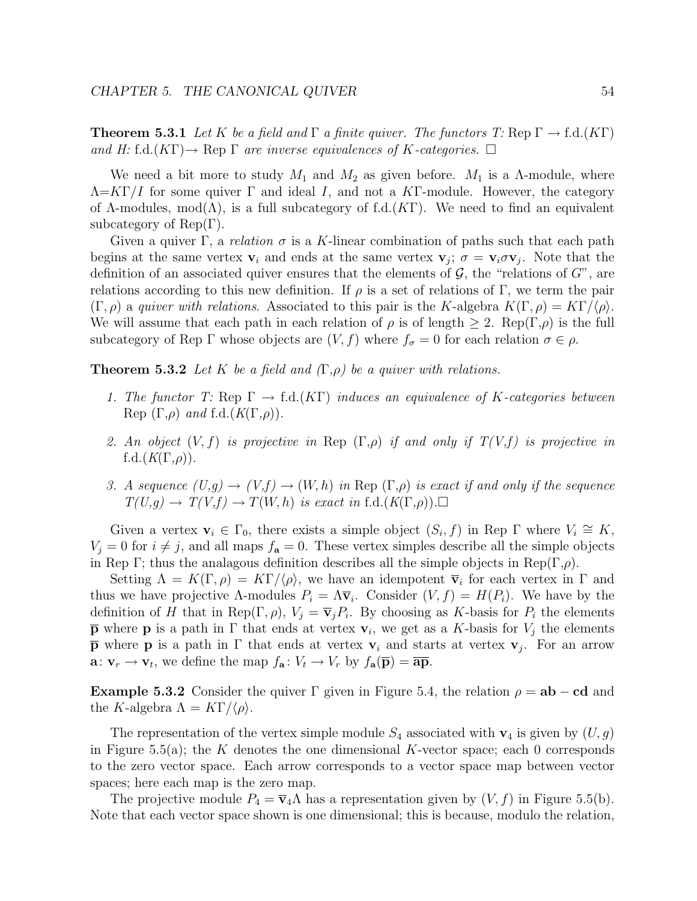**Theorem 5.3.1** *Let $K$ be a field and $\Gamma$ a finite quiver. The functors $T$: Rep $\Gamma \to$ f.d.$(K\Gamma)$ and $H$: f.d.$(K\Gamma) \to$ Rep $\Gamma$ are inverse equivalences of $K$-categories.* $\square$

We need a bit more to study $M_1$ and $M_2$ as given before. $M_1$ is a $\Lambda$-module, where $\Lambda = K\Gamma/I$ for some quiver $\Gamma$ and ideal $I$, and not a $K\Gamma$-module. However, the category of $\Lambda$-modules, mod$(\Lambda)$, is a full subcategory of f.d.$(K\Gamma)$. We need to find an equivalent subcategory of Rep$(\Gamma)$.

Given a quiver $\Gamma$, a *relation* $\sigma$ is a $K$-linear combination of paths such that each path begins at the same vertex $\mathbf{v}_i$ and ends at the same vertex $\mathbf{v}_j$; $\sigma = \mathbf{v}_i \sigma \mathbf{v}_j$. Note that the definition of an associated quiver ensures that the elements of $\mathcal{G}$, the "relations of $G$", are relations according to this new definition. If $\rho$ is a set of relations of $\Gamma$, we term the pair $(\Gamma, \rho)$ a *quiver with relations*. Associated to this pair is the $K$-algebra $K(\Gamma, \rho) = K\Gamma/\langle\rho\rangle$. We will assume that each path in each relation of $\rho$ is of length $\geq 2$. Rep$(\Gamma,\rho)$ is the full subcategory of Rep $\Gamma$ whose objects are $(V, f)$ where $f_\sigma = 0$ for each relation $\sigma \in \rho$.

**Theorem 5.3.2** *Let $K$ be a field and $(\Gamma,\rho)$ be a quiver with relations.*

1. *The functor $T$: Rep $\Gamma \to$ f.d.$(K\Gamma)$ induces an equivalence of $K$-categories between Rep $(\Gamma,\rho)$ and f.d.$(K(\Gamma,\rho))$.*

2. *An object $(V, f)$ is projective in Rep $(\Gamma,\rho)$ if and only if $T(V,f)$ is projective in f.d.$(K(\Gamma,\rho))$.*

3. *A sequence $(U,g) \to (V,f) \to (W, h)$ in Rep $(\Gamma,\rho)$ is exact if and only if the sequence $T(U,g) \to T(V,f) \to T(W, h)$ is exact in f.d.$(K(\Gamma,\rho))$.*$\square$

Given a vertex $\mathbf{v}_i \in \Gamma_0$, there exists a simple object $(S_i, f)$ in Rep $\Gamma$ where $V_i \cong K$, $V_j = 0$ for $i \neq j$, and all maps $f_\mathbf{a} = 0$. These vertex simples describe all the simple objects in Rep $\Gamma$; thus the analagous definition describes all the simple objects in Rep$(\Gamma,\rho)$.

Setting $\Lambda = K(\Gamma, \rho) = K\Gamma/\langle\rho\rangle$, we have an idempotent $\overline{\mathbf{v}}_i$ for each vertex in $\Gamma$ and thus we have projective $\Lambda$-modules $P_i = \Lambda\overline{\mathbf{v}}_i$. Consider $(V, f) = H(P_i)$. We have by the definition of $H$ that in Rep$(\Gamma, \rho)$, $V_j = \overline{\mathbf{v}}_j P_i$. By choosing as $K$-basis for $P_i$ the elements $\overline{\mathbf{p}}$ where $\mathbf{p}$ is a path in $\Gamma$ that ends at vertex $\mathbf{v}_i$, we get as a $K$-basis for $V_j$ the elements $\overline{\mathbf{p}}$ where $\mathbf{p}$ is a path in $\Gamma$ that ends at vertex $\mathbf{v}_i$ and starts at vertex $\mathbf{v}_j$. For an arrow $\mathbf{a}\colon \mathbf{v}_r \to \mathbf{v}_t$, we define the map $f_\mathbf{a}\colon V_t \to V_r$ by $f_\mathbf{a}(\overline{\mathbf{p}}) = \overline{\mathbf{ap}}$.

**Example 5.3.2** Consider the quiver $\Gamma$ given in Figure 5.4, the relation $\rho = \mathbf{ab} - \mathbf{cd}$ and the $K$-algebra $\Lambda = K\Gamma/\langle\rho\rangle$.

The representation of the vertex simple module $S_4$ associated with $\mathbf{v}_4$ is given by $(U, g)$ in Figure 5.5(a); the $K$ denotes the one dimensional $K$-vector space; each 0 corresponds to the zero vector space. Each arrow corresponds to a vector space map between vector spaces; here each map is the zero map.

The projective module $P_4 = \overline{\mathbf{v}}_4\Lambda$ has a representation given by $(V, f)$ in Figure 5.5(b). Note that each vector space shown is one dimensional; this is because, modulo the relation,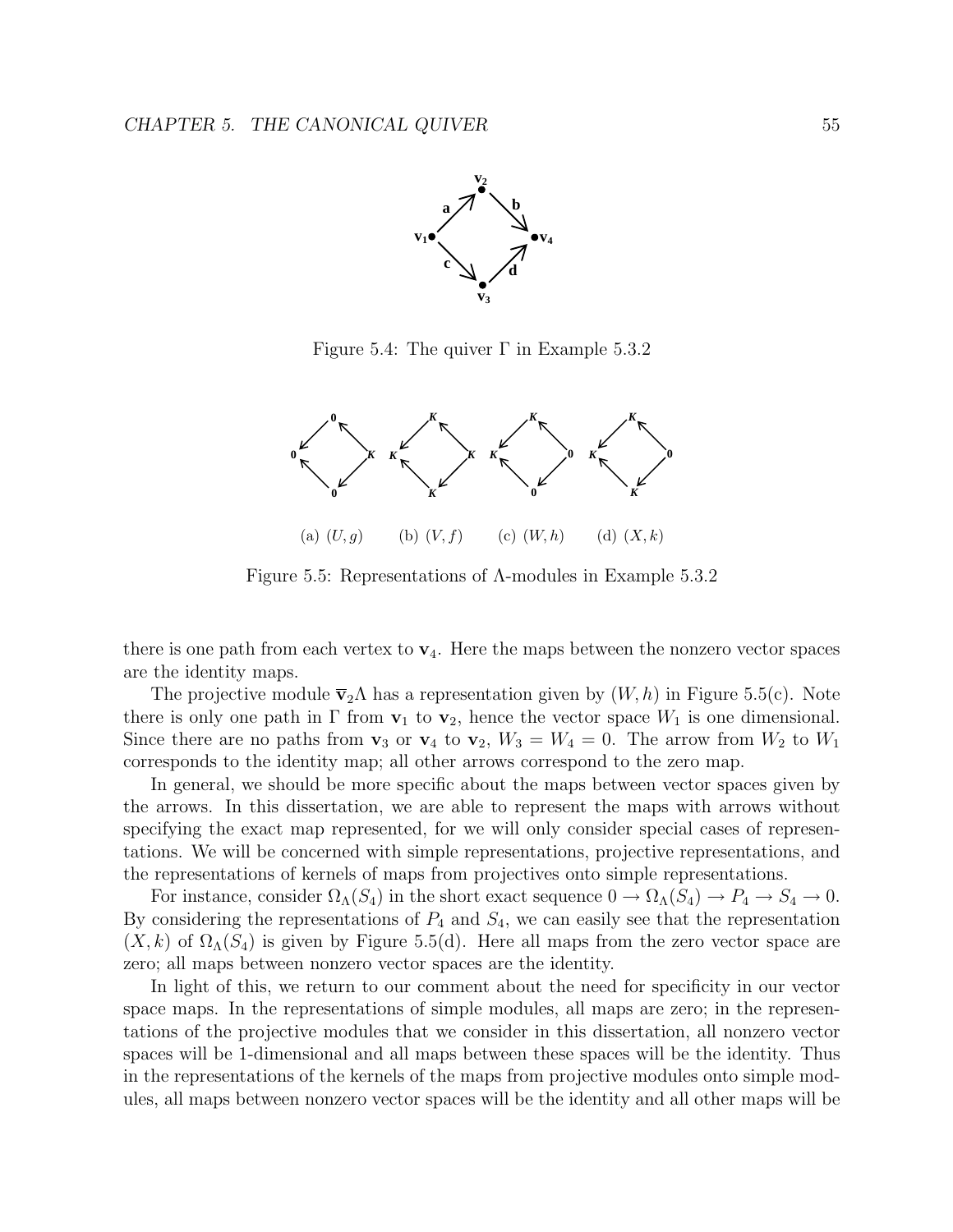Figure 5.4: The quiver $\Gamma$ in Example 5.3.2

(a) $(U, g)$ (b) $(V, f)$ (c) $(W, h)$ (d) $(X, k)$

Figure 5.5: Representations of $\Lambda$-modules in Example 5.3.2

there is one path from each vertex to $\mathbf{v}_4$. Here the maps between the nonzero vector spaces are the identity maps.

The projective module $\overline{\mathbf{v}}_2\Lambda$ has a representation given by $(W, h)$ in Figure 5.5(c). Note there is only one path in $\Gamma$ from $\mathbf{v}_1$ to $\mathbf{v}_2$, hence the vector space $W_1$ is one dimensional. Since there are no paths from $\mathbf{v}_3$ or $\mathbf{v}_4$ to $\mathbf{v}_2$, $W_3 = W_4 = 0$. The arrow from $W_2$ to $W_1$ corresponds to the identity map; all other arrows correspond to the zero map.

In general, we should be more specific about the maps between vector spaces given by the arrows. In this dissertation, we are able to represent the maps with arrows without specifying the exact map represented, for we will only consider special cases of representations. We will be concerned with simple representations, projective representations, and the representations of kernels of maps from projectives onto simple representations.

For instance, consider $\Omega_\Lambda(S_4)$ in the short exact sequence $0 \to \Omega_\Lambda(S_4) \to P_4 \to S_4 \to 0$. By considering the representations of $P_4$ and $S_4$, we can easily see that the representation $(X, k)$ of $\Omega_\Lambda(S_4)$ is given by Figure 5.5(d). Here all maps from the zero vector space are zero; all maps between nonzero vector spaces are the identity.

In light of this, we return to our comment about the need for specificity in our vector space maps. In the representations of simple modules, all maps are zero; in the representations of the projective modules that we consider in this dissertation, all nonzero vector spaces will be 1-dimensional and all maps between these spaces will be the identity. Thus in the representations of the kernels of the maps from projective modules onto simple modules, all maps between nonzero vector spaces will be the identity and all other maps will be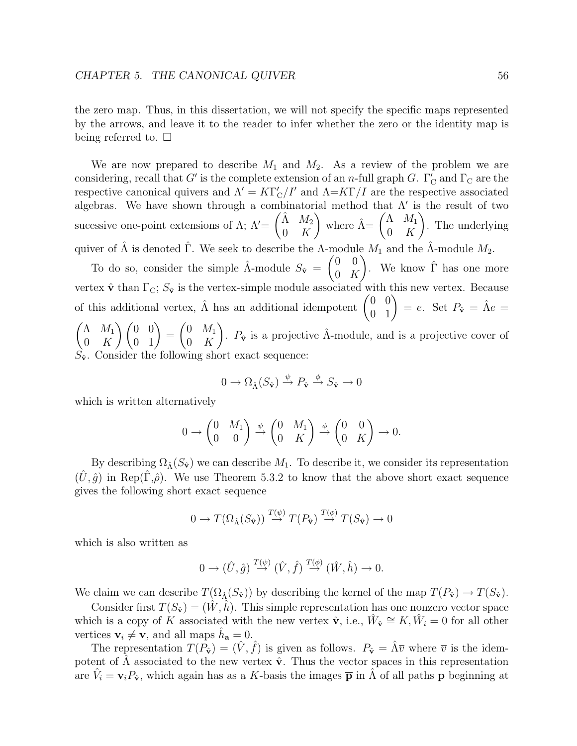the zero map. Thus, in this dissertation, we will not specify the specific maps represented by the arrows, and leave it to the reader to infer whether the zero or the identity map is being referred to. $\square$

We are now prepared to describe $M_1$ and $M_2$. As a review of the problem we are considering, recall that $G'$ is the complete extension of an $n$-full graph $G$. $\Gamma'_{\text{C}}$ and $\Gamma_{\text{C}}$ are the respective canonical quivers and $\Lambda' = K\Gamma'_{\text{C}}/I'$ and $\Lambda = K\Gamma/I$ are the respective associated algebras. We have shown through a combinatorial method that $\Lambda'$ is the result of two sucessive one-point extensions of $\Lambda$; $\Lambda' = \begin{pmatrix} \hat{\Lambda} & M_2 \\ 0 & K \end{pmatrix}$ where $\hat{\Lambda} = \begin{pmatrix} \Lambda & M_1 \\ 0 & K \end{pmatrix}$. The underlying quiver of $\hat{\Lambda}$ is denoted $\hat{\Gamma}$. We seek to describe the $\Lambda$-module $M_1$ and the $\hat{\Lambda}$-module $M_2$.

To do so, consider the simple $\hat{\Lambda}$-module $S_{\hat{\mathbf{v}}} = \begin{pmatrix} 0 & 0 \\ 0 & K \end{pmatrix}$. We know $\hat{\Gamma}$ has one more vertex $\hat{\mathbf{v}}$ than $\Gamma_{\text{C}}$; $S_{\hat{\mathbf{v}}}$ is the vertex-simple module associated with this new vertex. Because of this additional vertex, $\hat{\Lambda}$ has an additional idempotent $\begin{pmatrix} 0 & 0 \\ 0 & 1 \end{pmatrix} = e$. Set $P_{\hat{\mathbf{v}}} = \hat{\Lambda}e = \begin{pmatrix} \Lambda & M_1 \\ 0 & K \end{pmatrix}\begin{pmatrix} 0 & 0 \\ 0 & 1 \end{pmatrix} = \begin{pmatrix} 0 & M_1 \\ 0 & K \end{pmatrix}$. $P_{\hat{\mathbf{v}}}$ is a projective $\hat{\Lambda}$-module, and is a projective cover of $S_{\hat{\mathbf{v}}}$. Consider the following short exact sequence:

$$0 \to \Omega_{\hat{\Lambda}}(S_{\hat{\mathbf{v}}}) \xrightarrow{\psi} P_{\hat{\mathbf{v}}} \xrightarrow{\phi} S_{\hat{\mathbf{v}}} \to 0$$

which is written alternatively

$$0 \to \begin{pmatrix} 0 & M_1 \\ 0 & 0 \end{pmatrix} \xrightarrow{\psi} \begin{pmatrix} 0 & M_1 \\ 0 & K \end{pmatrix} \xrightarrow{\phi} \begin{pmatrix} 0 & 0 \\ 0 & K \end{pmatrix} \to 0.$$

By describing $\Omega_{\hat{\Lambda}}(S_{\hat{\mathbf{v}}})$ we can describe $M_1$. To describe it, we consider its representation $(\hat{U}, \hat{g})$ in Rep($\hat{\Gamma}$,$\hat{\rho}$). We use Theorem 5.3.2 to know that the above short exact sequence gives the following short exact sequence

$$0 \to T(\Omega_{\hat{\Lambda}}(S_{\hat{\mathbf{v}}})) \xrightarrow{T(\psi)} T(P_{\hat{\mathbf{v}}}) \xrightarrow{T(\phi)} T(S_{\hat{\mathbf{v}}}) \to 0$$

which is also written as

$$0 \to (\hat{U}, \hat{g}) \xrightarrow{T(\psi)} (\hat{V}, \hat{f}) \xrightarrow{T(\phi)} (\hat{W}, \hat{h}) \to 0.$$

We claim we can describe $T(\Omega_{\hat{\Lambda}}(S_{\hat{\mathbf{v}}}))$ by describing the kernel of the map $T(P_{\hat{\mathbf{v}}}) \to T(S_{\hat{\mathbf{v}}})$.

Consider first $T(S_{\hat{\mathbf{v}}}) = (\hat{W}, \hat{h})$. This simple representation has one nonzero vector space which is a copy of $K$ associated with the new vertex $\hat{\mathbf{v}}$, i.e., $\hat{W}_{\hat{\mathbf{v}}} \cong K, \hat{W}_i = 0$ for all other vertices $\mathbf{v}_i \neq \mathbf{v}$, and all maps $\hat{h}_{\mathbf{a}} = 0$.

The representation $T(P_{\hat{\mathbf{v}}}) = (\hat{V}, \hat{f})$ is given as follows. $P_{\hat{\mathbf{v}}} = \hat{\Lambda}\overline{v}$ where $\overline{v}$ is the idempotent of $\hat{\Lambda}$ associated to the new vertex $\hat{\mathbf{v}}$. Thus the vector spaces in this representation are $\hat{V}_i = \mathbf{v}_i P_{\hat{\mathbf{v}}}$, which again has as a $K$-basis the images $\overline{\mathbf{p}}$ in $\hat{\Lambda}$ of all paths $\mathbf{p}$ beginning at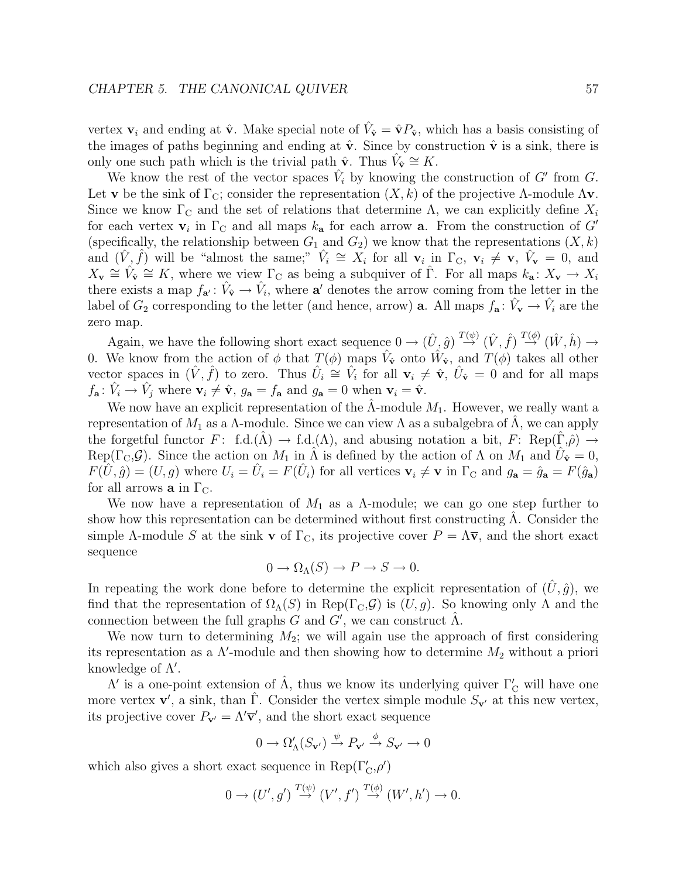vertex $\mathbf{v}_i$ and ending at $\hat{\mathbf{v}}$. Make special note of $\hat{V}_{\hat{\mathbf{v}}} = \hat{\mathbf{v}}P_{\hat{\mathbf{v}}}$, which has a basis consisting of the images of paths beginning and ending at $\hat{\mathbf{v}}$. Since by construction $\hat{\mathbf{v}}$ is a sink, there is only one such path which is the trivial path $\hat{\mathbf{v}}$. Thus $\hat{V}_{\hat{\mathbf{v}}} \cong K$.

We know the rest of the vector spaces $\hat{V}_i$ by knowing the construction of $G'$ from $G$. Let $\mathbf{v}$ be the sink of $\Gamma_{\mathrm{C}}$; consider the representation $(X, k)$ of the projective $\Lambda$-module $\Lambda\mathbf{v}$. Since we know $\Gamma_{\mathrm{C}}$ and the set of relations that determine $\Lambda$, we can explicitly define $X_i$ for each vertex $\mathbf{v}_i$ in $\Gamma_{\mathrm{C}}$ and all maps $k_{\mathbf{a}}$ for each arrow $\mathbf{a}$. From the construction of $G'$ (specifically, the relationship between $G_1$ and $G_2$) we know that the representations $(X, k)$ and $(\hat{V}, \hat{f})$ will be "almost the same;" $\hat{V}_i \cong X_i$ for all $\mathbf{v}_i$ in $\Gamma_{\mathrm{C}}$, $\mathbf{v}_i \neq \mathbf{v}$, $\hat{V}_{\mathbf{v}} = 0$, and $X_{\mathbf{v}} \cong \hat{V}_{\hat{\mathbf{v}}} \cong K$, where we view $\Gamma_{\mathrm{C}}$ as being a subquiver of $\hat{\Gamma}$. For all maps $k_{\mathbf{a}}\colon X_{\mathbf{v}} \to X_i$ there exists a map $f_{\mathbf{a}'}\colon \hat{V}_{\hat{\mathbf{v}}} \to \hat{V}_i$, where $\mathbf{a}'$ denotes the arrow coming from the letter in the label of $G_2$ corresponding to the letter (and hence, arrow) $\mathbf{a}$. All maps $f_{\mathbf{a}}\colon \hat{V}_{\mathbf{v}} \to \hat{V}_i$ are the zero map.

Again, we have the following short exact sequence $0 \to (\hat{U}, \hat{g}) \overset{T(\psi)}{\to} (\hat{V}, \hat{f}) \overset{T(\phi)}{\to} (\hat{W}, \hat{h}) \to 0$. We know from the action of $\phi$ that $T(\phi)$ maps $\hat{V}_{\hat{\mathbf{v}}}$ onto $\hat{W}_{\hat{\mathbf{v}}}$, and $T(\phi)$ takes all other vector spaces in $(\hat{V}, \hat{f})$ to zero. Thus $\hat{U}_i \cong \hat{V}_i$ for all $\mathbf{v}_i \neq \hat{\mathbf{v}}$, $\hat{U}_{\hat{\mathbf{v}}} = 0$ and for all maps $f_{\mathbf{a}}\colon \hat{V}_i \to \hat{V}_j$ where $\mathbf{v}_i \neq \hat{\mathbf{v}}$, $g_{\mathbf{a}} = f_{\mathbf{a}}$ and $g_{\mathbf{a}} = 0$ when $\mathbf{v}_i = \hat{\mathbf{v}}$.

We now have an explicit representation of the $\hat{\Lambda}$-module $M_1$. However, we really want a representation of $M_1$ as a $\Lambda$-module. Since we can view $\Lambda$ as a subalgebra of $\hat{\Lambda}$, we can apply the forgetful functor $F\colon$ f.d.$(\hat{\Lambda}) \to$ f.d.$(\Lambda)$, and abusing notation a bit, $F\colon \mathrm{Rep}(\hat{\Gamma},\hat{\rho}) \to \mathrm{Rep}(\Gamma_{\mathrm{C}},\mathcal{G})$. Since the action on $M_1$ in $\hat{\Lambda}$ is defined by the action of $\Lambda$ on $M_1$ and $\hat{U}_{\hat{\mathbf{v}}} = 0$, $F(\hat{U}, \hat{g}) = (U, g)$ where $U_i = \hat{U}_i = F(\hat{U}_i)$ for all vertices $\mathbf{v}_i \neq \mathbf{v}$ in $\Gamma_{\mathrm{C}}$ and $g_{\mathbf{a}} = \hat{g}_{\mathbf{a}} = F(\hat{g}_{\mathbf{a}})$ for all arrows $\mathbf{a}$ in $\Gamma_{\mathrm{C}}$.

We now have a representation of $M_1$ as a $\Lambda$-module; we can go one step further to show how this representation can be determined without first constructing $\hat{\Lambda}$. Consider the simple $\Lambda$-module $S$ at the sink $\mathbf{v}$ of $\Gamma_{\mathrm{C}}$, its projective cover $P = \Lambda\overline{\mathbf{v}}$, and the short exact sequence

$$0 \to \Omega_{\Lambda}(S) \to P \to S \to 0.$$

In repeating the work done before to determine the explicit representation of $(\hat{U}, \hat{g})$, we find that the representation of $\Omega_{\Lambda}(S)$ in $\mathrm{Rep}(\Gamma_{\mathrm{C}},\mathcal{G})$ is $(U, g)$. So knowing only $\Lambda$ and the connection between the full graphs $G$ and $G'$, we can construct $\hat{\Lambda}$.

We now turn to determining $M_2$; we will again use the approach of first considering its representation as a $\Lambda'$-module and then showing how to determine $M_2$ without a priori knowledge of $\Lambda'$.

$\Lambda'$ is a one-point extension of $\hat{\Lambda}$, thus we know its underlying quiver $\Gamma'_{\mathrm{C}}$ will have one more vertex $\mathbf{v}'$, a sink, than $\hat{\Gamma}$. Consider the vertex simple module $S_{\mathbf{v}'}$ at this new vertex, its projective cover $P_{\mathbf{v}'} = \Lambda'\overline{\mathbf{v}}'$, and the short exact sequence

$$0 \to \Omega'_{\Lambda}(S_{\mathbf{v}'}) \overset{\psi}{\to} P_{\mathbf{v}'} \overset{\phi}{\to} S_{\mathbf{v}'} \to 0$$

which also gives a short exact sequence in $\mathrm{Rep}(\Gamma'_{\mathrm{C}},\rho')$

$$0 \to (U', g') \overset{T(\psi)}{\to} (V', f') \overset{T(\phi)}{\to} (W', h') \to 0.$$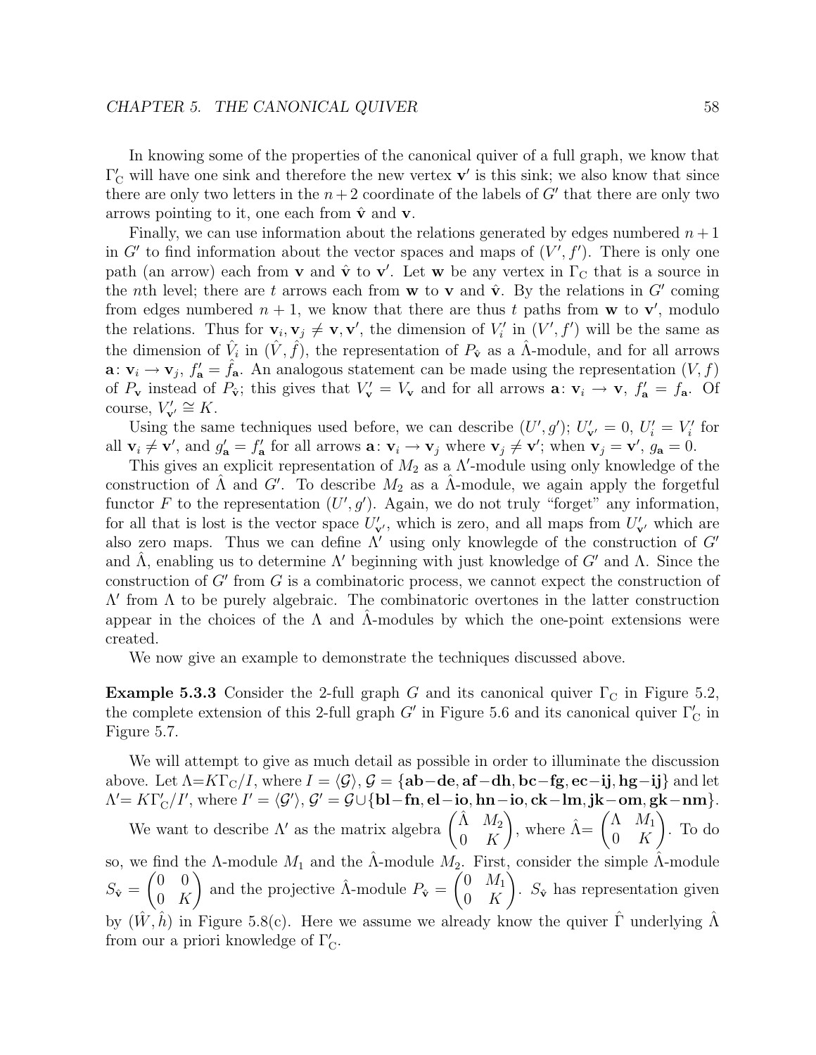In knowing some of the properties of the canonical quiver of a full graph, we know that $\Gamma'_{\mathrm{C}}$ will have one sink and therefore the new vertex $\mathbf{v}'$ is this sink; we also know that since there are only two letters in the $n+2$ coordinate of the labels of $G'$ that there are only two arrows pointing to it, one each from $\hat{\mathbf{v}}$ and $\mathbf{v}$.

Finally, we can use information about the relations generated by edges numbered $n+1$ in $G'$ to find information about the vector spaces and maps of $(V', f')$. There is only one path (an arrow) each from $\mathbf{v}$ and $\hat{\mathbf{v}}$ to $\mathbf{v}'$. Let $\mathbf{w}$ be any vertex in $\Gamma_{\mathrm{C}}$ that is a source in the $n$th level; there are $t$ arrows each from $\mathbf{w}$ to $\mathbf{v}$ and $\hat{\mathbf{v}}$. By the relations in $G'$ coming from edges numbered $n+1$, we know that there are thus $t$ paths from $\mathbf{w}$ to $\mathbf{v}'$, modulo the relations. Thus for $\mathbf{v}_i, \mathbf{v}_j \neq \mathbf{v}, \mathbf{v}'$, the dimension of $V'_i$ in $(V', f')$ will be the same as the dimension of $\hat{V}_i$ in $(\hat{V}, \hat{f})$, the representation of $P_{\hat{\mathbf{v}}}$ as a $\hat{\Lambda}$-module, and for all arrows $\mathbf{a}\colon \mathbf{v}_i \to \mathbf{v}_j$, $f'_{\mathbf{a}} = \hat{f}_{\mathbf{a}}$. An analogous statement can be made using the representation $(V, f)$ of $P_{\mathbf{v}}$ instead of $P_{\hat{\mathbf{v}}}$; this gives that $V'_{\mathbf{v}} = V_{\mathbf{v}}$ and for all arrows $\mathbf{a}\colon \mathbf{v}_i \to \mathbf{v}$, $f'_{\mathbf{a}} = f_{\mathbf{a}}$. Of course, $V'_{\mathbf{v}'} \cong K$.

Using the same techniques used before, we can describe $(U', g')$; $U'_{\mathbf{v}'} = 0$, $U'_i = V'_i$ for all $\mathbf{v}_i \neq \mathbf{v}'$, and $g'_{\mathbf{a}} = f'_{\mathbf{a}}$ for all arrows $\mathbf{a}\colon \mathbf{v}_i \to \mathbf{v}_j$ where $\mathbf{v}_j \neq \mathbf{v}'$; when $\mathbf{v}_j = \mathbf{v}'$, $g_{\mathbf{a}} = 0$.

This gives an explicit representation of $M_2$ as a $\Lambda'$-module using only knowledge of the construction of $\hat{\Lambda}$ and $G'$. To describe $M_2$ as a $\hat{\Lambda}$-module, we again apply the forgetful functor $F$ to the representation $(U', g')$. Again, we do not truly "forget" any information, for all that is lost is the vector space $U'_{\mathbf{v}'}$, which is zero, and all maps from $U'_{\mathbf{v}'}$ which are also zero maps. Thus we can define $\Lambda'$ using only knowlegde of the construction of $G'$ and $\hat{\Lambda}$, enabling us to determine $\Lambda'$ beginning with just knowledge of $G'$ and $\Lambda$. Since the construction of $G'$ from $G$ is a combinatoric process, we cannot expect the construction of $\Lambda'$ from $\Lambda$ to be purely algebraic. The combinatoric overtones in the latter construction appear in the choices of the $\Lambda$ and $\hat{\Lambda}$-modules by which the one-point extensions were created.

We now give an example to demonstrate the techniques discussed above.

**Example 5.3.3** Consider the 2-full graph $G$ and its canonical quiver $\Gamma_{\mathrm{C}}$ in Figure 5.2, the complete extension of this 2-full graph $G'$ in Figure 5.6 and its canonical quiver $\Gamma'_{\mathrm{C}}$ in Figure 5.7.

We will attempt to give as much detail as possible in order to illuminate the discussion above. Let $\Lambda = K\Gamma_{\mathrm{C}}/I$, where $I = \langle \mathcal{G} \rangle$, $\mathcal{G} = \{\mathbf{ab}-\mathbf{de}, \mathbf{af}-\mathbf{dh}, \mathbf{bc}-\mathbf{fg}, \mathbf{ec}-\mathbf{ij}, \mathbf{hg}-\mathbf{ij}\}$ and let $\Lambda' = K\Gamma'_{\mathrm{C}}/I'$, where $I' = \langle \mathcal{G}' \rangle$, $\mathcal{G}' = \mathcal{G} \cup \{\mathbf{bl}-\mathbf{fn}, \mathbf{el}-\mathbf{io}, \mathbf{hn}-\mathbf{io}, \mathbf{ck}-\mathbf{lm}, \mathbf{jk}-\mathbf{om}, \mathbf{gk}-\mathbf{nm}\}$.

We want to describe $\Lambda'$ as the matrix algebra $\begin{pmatrix} \hat{\Lambda} & M_2 \\ 0 & K \end{pmatrix}$, where $\hat{\Lambda} = \begin{pmatrix} \Lambda & M_1 \\ 0 & K \end{pmatrix}$. To do so, we find the $\Lambda$-module $M_1$ and the $\hat{\Lambda}$-module $M_2$. First, consider the simple $\hat{\Lambda}$-module $S_{\hat{\mathbf{v}}} = \begin{pmatrix} 0 & 0 \\ 0 & K \end{pmatrix}$ and the projective $\hat{\Lambda}$-module $P_{\hat{\mathbf{v}}} = \begin{pmatrix} 0 & M_1 \\ 0 & K \end{pmatrix}$. $S_{\hat{\mathbf{v}}}$ has representation given by $(\hat{W}, \hat{h})$ in Figure 5.8(c). Here we assume we already know the quiver $\hat{\Gamma}$ underlying $\hat{\Lambda}$ from our a priori knowledge of $\Gamma'_{\mathrm{C}}$.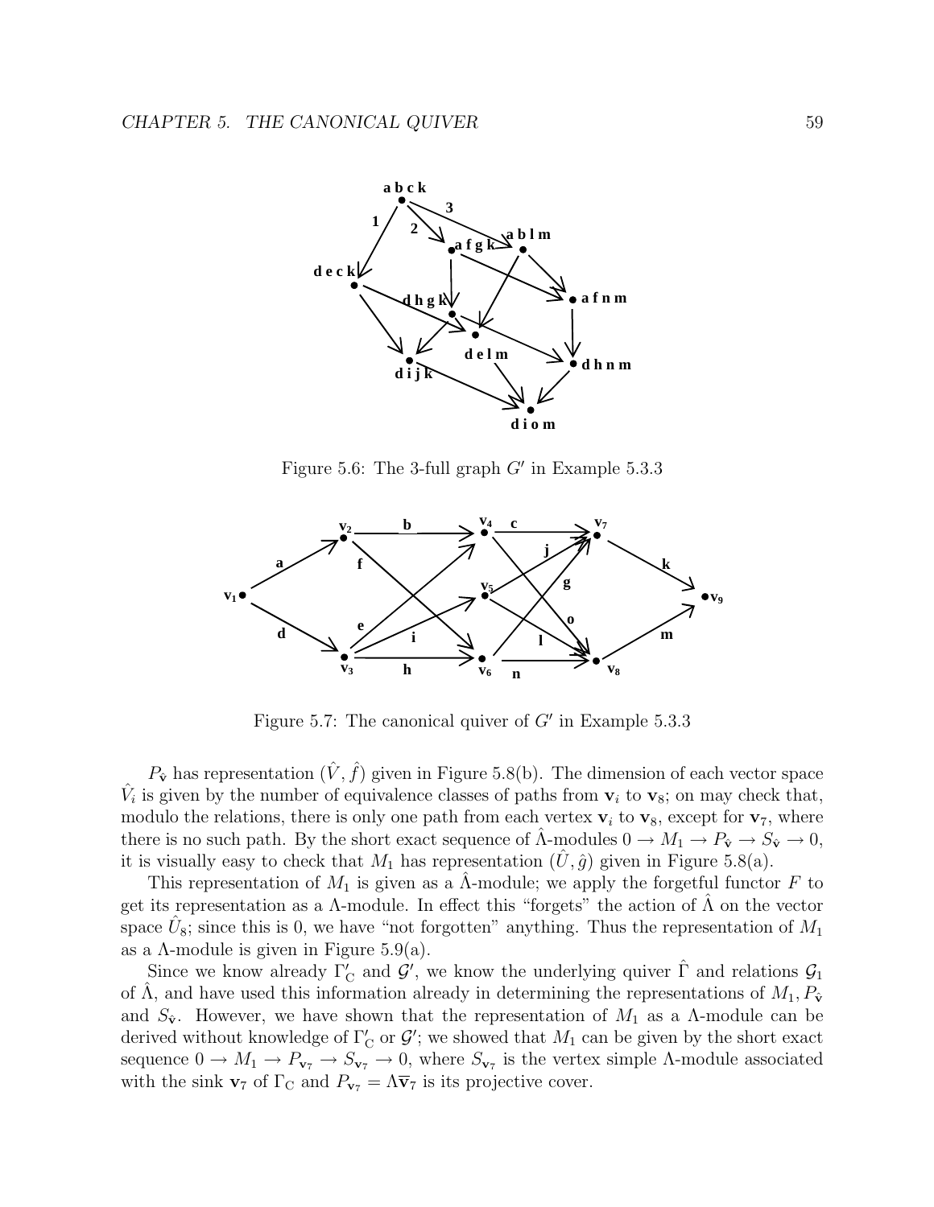Figure 5.6: The 3-full graph $G'$ in Example 5.3.3

Figure 5.7: The canonical quiver of $G'$ in Example 5.3.3

$P_{\hat{\mathbf{v}}}$ has representation $(\hat{V}, \hat{f})$ given in Figure 5.8(b). The dimension of each vector space $\hat{V}_i$ is given by the number of equivalence classes of paths from $\mathbf{v}_i$ to $\mathbf{v}_8$; on may check that, modulo the relations, there is only one path from each vertex $\mathbf{v}_i$ to $\mathbf{v}_8$, except for $\mathbf{v}_7$, where there is no such path. By the short exact sequence of $\hat{\Lambda}$-modules $0 \to M_1 \to P_{\hat{\mathbf{v}}} \to S_{\hat{\mathbf{v}}} \to 0$, it is visually easy to check that $M_1$ has representation $(\hat{U}, \hat{g})$ given in Figure 5.8(a).

This representation of $M_1$ is given as a $\hat{\Lambda}$-module; we apply the forgetful functor $F$ to get its representation as a $\Lambda$-module. In effect this "forgets" the action of $\hat{\Lambda}$ on the vector space $\hat{U}_8$; since this is 0, we have "not forgotten" anything. Thus the representation of $M_1$ as a $\Lambda$-module is given in Figure 5.9(a).

Since we know already $\Gamma'_{\mathrm{C}}$ and $\mathcal{G}'$, we know the underlying quiver $\hat{\Gamma}$ and relations $\mathcal{G}_1$ of $\hat{\Lambda}$, and have used this information already in determining the representations of $M_1, P_{\hat{\mathbf{v}}}$ and $S_{\hat{\mathbf{v}}}$. However, we have shown that the representation of $M_1$ as a $\Lambda$-module can be derived without knowledge of $\Gamma'_{\mathrm{C}}$ or $\mathcal{G}'$; we showed that $M_1$ can be given by the short exact sequence $0 \to M_1 \to P_{\mathbf{v}_7} \to S_{\mathbf{v}_7} \to 0$, where $S_{\mathbf{v}_7}$ is the vertex simple $\Lambda$-module associated with the sink $\mathbf{v}_7$ of $\Gamma_{\mathrm{C}}$ and $P_{\mathbf{v}_7} = \Lambda\overline{\mathbf{v}}_7$ is its projective cover.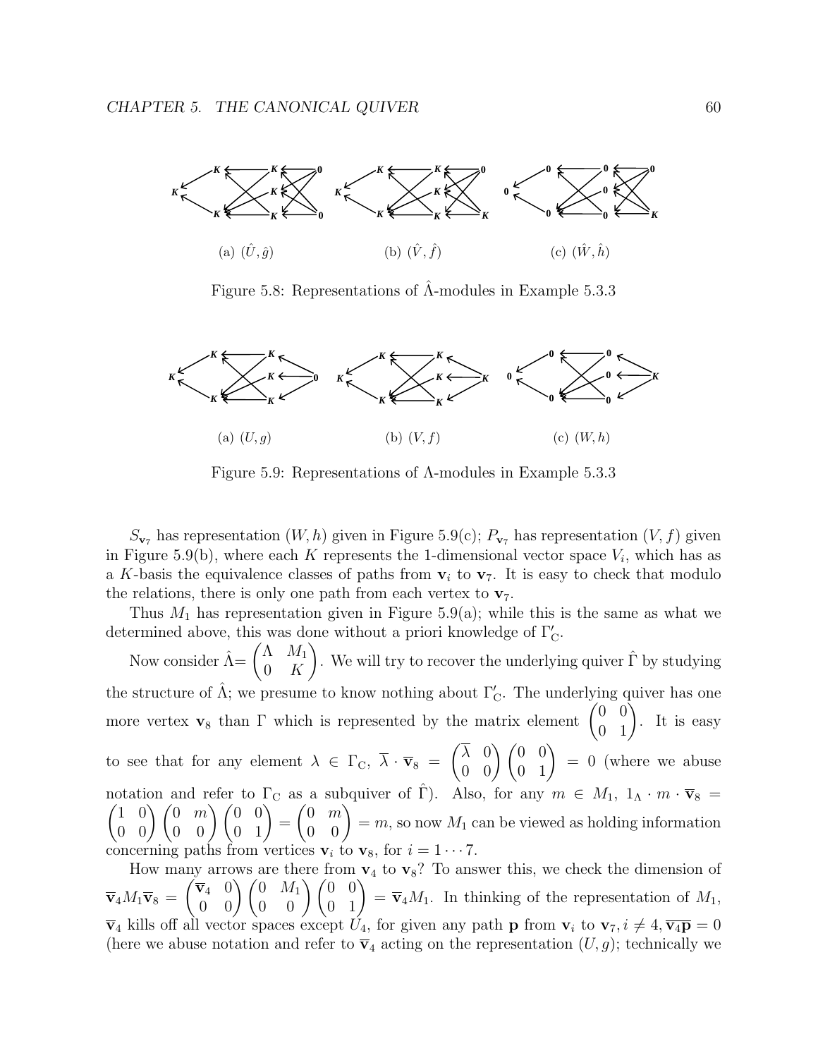(a) $(\hat{U}, \hat{g})$

(b) $(\hat{V}, \hat{f})$

(c) $(\hat{W}, \hat{h})$

Figure 5.8: Representations of $\hat{\Lambda}$-modules in Example 5.3.3

(a) $(U, g)$

(b) $(V, f)$

(c) $(W, h)$

Figure 5.9: Representations of $\Lambda$-modules in Example 5.3.3

$S_{\mathbf{v}_7}$ has representation $(W, h)$ given in Figure 5.9(c); $P_{\mathbf{v}_7}$ has representation $(V, f)$ given in Figure 5.9(b), where each $K$ represents the 1-dimensional vector space $V_i$, which has as a $K$-basis the equivalence classes of paths from $\mathbf{v}_i$ to $\mathbf{v}_7$. It is easy to check that modulo the relations, there is only one path from each vertex to $\mathbf{v}_7$.

Thus $M_1$ has representation given in Figure 5.9(a); while this is the same as what we determined above, this was done without a priori knowledge of $\Gamma'_{\mathrm{C}}$.

Now consider $\hat{\Lambda}= \begin{pmatrix} \Lambda & M_1 \\ 0 & K \end{pmatrix}$. We will try to recover the underlying quiver $\hat{\Gamma}$ by studying the structure of $\hat{\Lambda}$; we presume to know nothing about $\Gamma'_{\mathrm{C}}$. The underlying quiver has one more vertex $\mathbf{v}_8$ than $\Gamma$ which is represented by the matrix element $\begin{pmatrix} 0 & 0 \\ 0 & 1 \end{pmatrix}$. It is easy to see that for any element $\lambda \in \Gamma_{\mathrm{C}}$, $\overline{\lambda} \cdot \overline{\mathbf{v}}_8 = \begin{pmatrix} \overline{\lambda} & 0 \\ 0 & 0 \end{pmatrix} \begin{pmatrix} 0 & 0 \\ 0 & 1 \end{pmatrix} = 0$ (where we abuse notation and refer to $\Gamma_{\mathrm{C}}$ as a subquiver of $\hat{\Gamma}$). Also, for any $m \in M_1$, $1_\Lambda \cdot m \cdot \overline{\mathbf{v}}_8 = \begin{pmatrix} 1 & 0 \\ 0 & 0 \end{pmatrix} \begin{pmatrix} 0 & m \\ 0 & 0 \end{pmatrix} \begin{pmatrix} 0 & 0 \\ 0 & 1 \end{pmatrix} = \begin{pmatrix} 0 & m \\ 0 & 0 \end{pmatrix} = m$, so now $M_1$ can be viewed as holding information concerning paths from vertices $\mathbf{v}_i$ to $\mathbf{v}_8$, for $i = 1 \cdots 7$.

How many arrows are there from $\mathbf{v}_4$ to $\mathbf{v}_8$? To answer this, we check the dimension of $\overline{\mathbf{v}}_4 M_1 \overline{\mathbf{v}}_8 = \begin{pmatrix} \overline{\mathbf{v}}_4 & 0 \\ 0 & 0 \end{pmatrix} \begin{pmatrix} 0 & M_1 \\ 0 & 0 \end{pmatrix} \begin{pmatrix} 0 & 0 \\ 0 & 1 \end{pmatrix} = \overline{\mathbf{v}}_4 M_1$. In thinking of the representation of $M_1$, $\overline{\mathbf{v}}_4$ kills off all vector spaces except $U_4$, for given any path $\mathbf{p}$ from $\mathbf{v}_i$ to $\mathbf{v}_7, i \neq 4, \overline{\mathbf{v}_4 \mathbf{p}} = 0$ (here we abuse notation and refer to $\overline{\mathbf{v}}_4$ acting on the representation $(U, g)$; technically we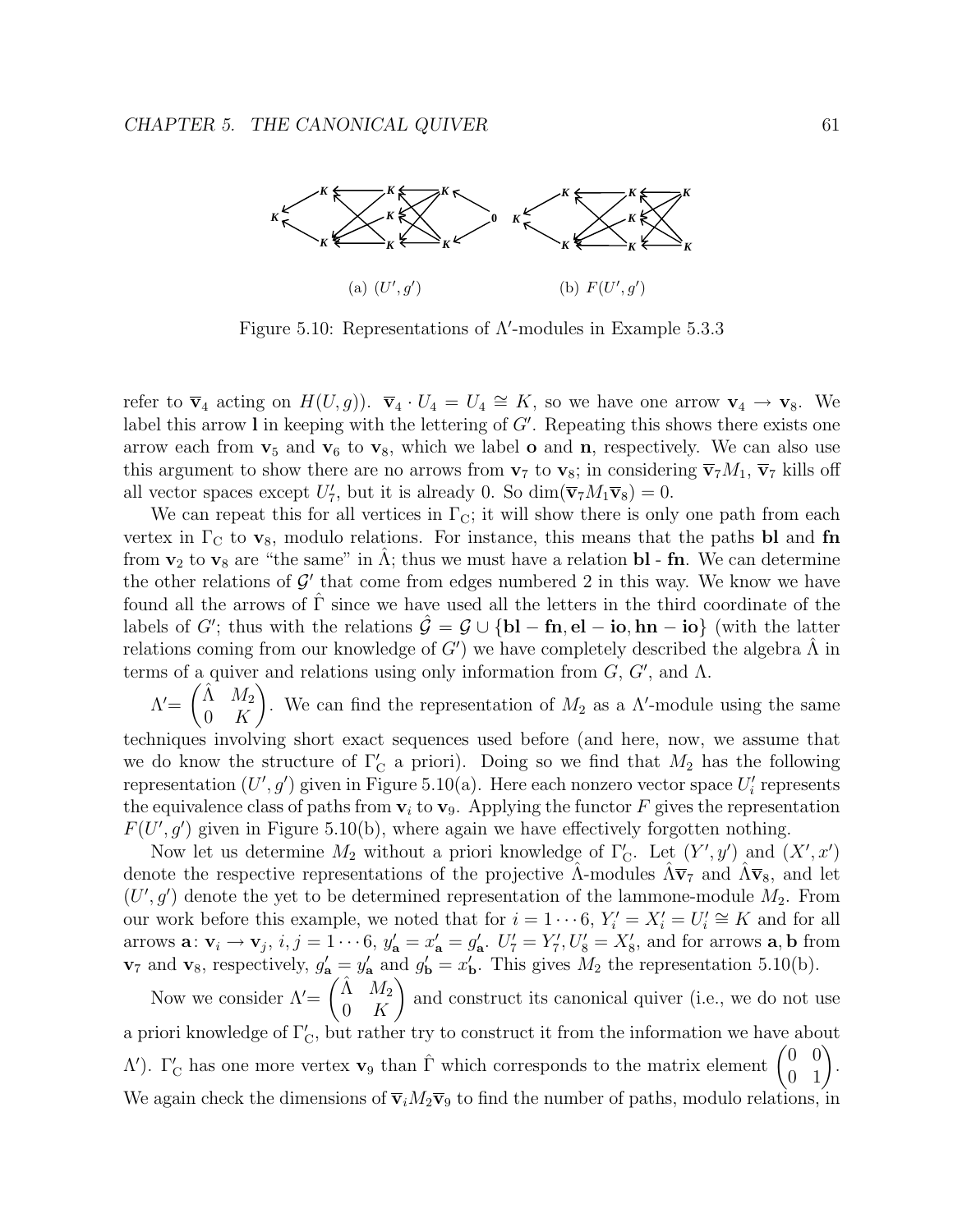(a) $(U', g')$ (b) $F(U', g')$

Figure 5.10: Representations of $\Lambda'$-modules in Example 5.3.3

refer to $\overline{\mathbf{v}}_4$ acting on $H(U,g)$). $\overline{\mathbf{v}}_4 \cdot U_4 = U_4 \cong K$, so we have one arrow $\mathbf{v}_4 \to \mathbf{v}_8$. We label this arrow $\mathbf{l}$ in keeping with the lettering of $G'$. Repeating this shows there exists one arrow each from $\mathbf{v}_5$ and $\mathbf{v}_6$ to $\mathbf{v}_8$, which we label $\mathbf{o}$ and $\mathbf{n}$, respectively. We can also use this argument to show there are no arrows from $\mathbf{v}_7$ to $\mathbf{v}_8$; in considering $\overline{\mathbf{v}}_7 M_1$, $\overline{\mathbf{v}}_7$ kills off all vector spaces except $U_7'$, but it is already 0. So $\dim(\overline{\mathbf{v}}_7 M_1 \overline{\mathbf{v}}_8) = 0$.

We can repeat this for all vertices in $\Gamma_{\mathrm{C}}$; it will show there is only one path from each vertex in $\Gamma_{\mathrm{C}}$ to $\mathbf{v}_8$, modulo relations. For instance, this means that the paths $\mathbf{bl}$ and $\mathbf{fn}$ from $\mathbf{v}_2$ to $\mathbf{v}_8$ are "the same" in $\hat{\Lambda}$; thus we must have a relation $\mathbf{bl}$ - $\mathbf{fn}$. We can determine the other relations of $\mathcal{G}'$ that come from edges numbered 2 in this way. We know we have found all the arrows of $\hat{\Gamma}$ since we have used all the letters in the third coordinate of the labels of $G'$; thus with the relations $\hat{\mathcal{G}} = \mathcal{G} \cup \{\mathbf{bl} - \mathbf{fn}, \mathbf{el} - \mathbf{io}, \mathbf{hn} - \mathbf{io}\}$ (with the latter relations coming from our knowledge of $G'$) we have completely described the algebra $\hat{\Lambda}$ in terms of a quiver and relations using only information from $G$, $G'$, and $\Lambda$.

$\Lambda' = \begin{pmatrix} \hat{\Lambda} & M_2 \\ 0 & K \end{pmatrix}$. We can find the representation of $M_2$ as a $\Lambda'$-module using the same techniques involving short exact sequences used before (and here, now, we assume that we do know the structure of $\Gamma_{\mathrm{C}}'$ a priori). Doing so we find that $M_2$ has the following representation $(U', g')$ given in Figure 5.10(a). Here each nonzero vector space $U_i'$ represents the equivalence class of paths from $\mathbf{v}_i$ to $\mathbf{v}_9$. Applying the functor $F$ gives the representation $F(U', g')$ given in Figure 5.10(b), where again we have effectively forgotten nothing.

Now let us determine $M_2$ without a priori knowledge of $\Gamma_{\mathrm{C}}'$. Let $(Y', y')$ and $(X', x')$ denote the respective representations of the projective $\hat{\Lambda}$-modules $\hat{\Lambda}\overline{\mathbf{v}}_7$ and $\hat{\Lambda}\overline{\mathbf{v}}_8$, and let $(U', g')$ denote the yet to be determined representation of the lammone-module $M_2$. From our work before this example, we noted that for $i = 1 \cdots 6$, $Y_i' = X_i' = U_i' \cong K$ and for all arrows $\mathbf{a}\colon \mathbf{v}_i \to \mathbf{v}_j$, $i, j = 1 \cdots 6$, $y_{\mathbf{a}}' = x_{\mathbf{a}}' = g_{\mathbf{a}}'$. $U_7' = Y_7', U_8' = X_8'$, and for arrows $\mathbf{a}, \mathbf{b}$ from $\mathbf{v}_7$ and $\mathbf{v}_8$, respectively, $g_{\mathbf{a}}' = y_{\mathbf{a}}'$ and $g_{\mathbf{b}}' = x_{\mathbf{b}}'$. This gives $M_2$ the representation 5.10(b).

Now we consider $\Lambda' = \begin{pmatrix} \hat{\Lambda} & M_2 \\ 0 & K \end{pmatrix}$ and construct its canonical quiver (i.e., we do not use a priori knowledge of $\Gamma_{\mathrm{C}}'$, but rather try to construct it from the information we have about $\Lambda'$). $\Gamma_{\mathrm{C}}'$ has one more vertex $\mathbf{v}_9$ than $\hat{\Gamma}$ which corresponds to the matrix element $\begin{pmatrix} 0 & 0 \\ 0 & 1 \end{pmatrix}$. We again check the dimensions of $\overline{\mathbf{v}}_i M_2 \overline{\mathbf{v}}_9$ to find the number of paths, modulo relations, in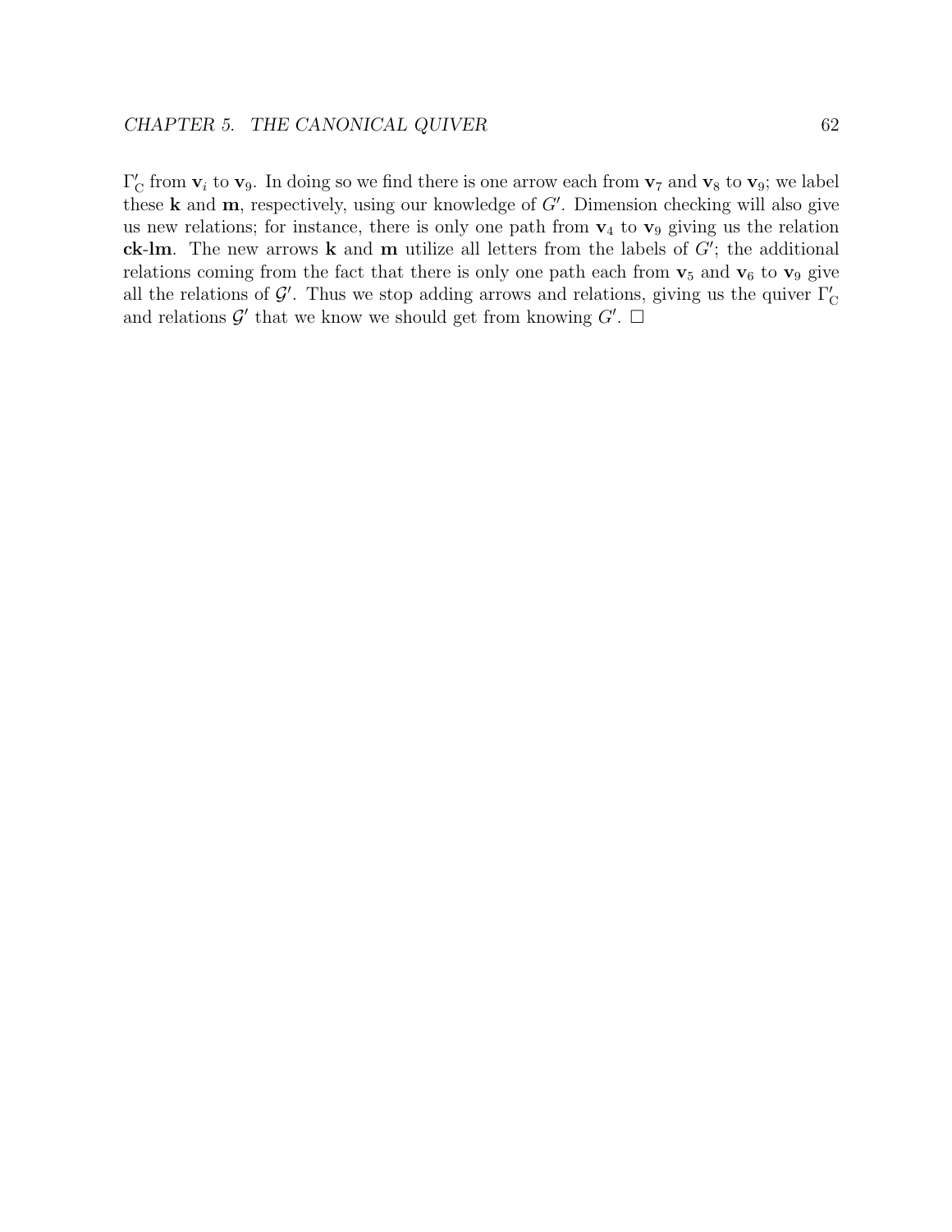$\Gamma'_{\mathrm{C}}$ from $\mathbf{v}_i$ to $\mathbf{v}_9$. In doing so we find there is one arrow each from $\mathbf{v}_7$ and $\mathbf{v}_8$ to $\mathbf{v}_9$; we label these $\mathbf{k}$ and $\mathbf{m}$, respectively, using our knowledge of $G'$. Dimension checking will also give us new relations; for instance, there is only one path from $\mathbf{v}_4$ to $\mathbf{v}_9$ giving us the relation **ck**-**lm**. The new arrows $\mathbf{k}$ and $\mathbf{m}$ utilize all letters from the labels of $G'$; the additional relations coming from the fact that there is only one path each from $\mathbf{v}_5$ and $\mathbf{v}_6$ to $\mathbf{v}_9$ give all the relations of $\mathcal{G}'$. Thus we stop adding arrows and relations, giving us the quiver $\Gamma'_{\mathrm{C}}$ and relations $\mathcal{G}'$ that we know we should get from knowing $G'$. $\square$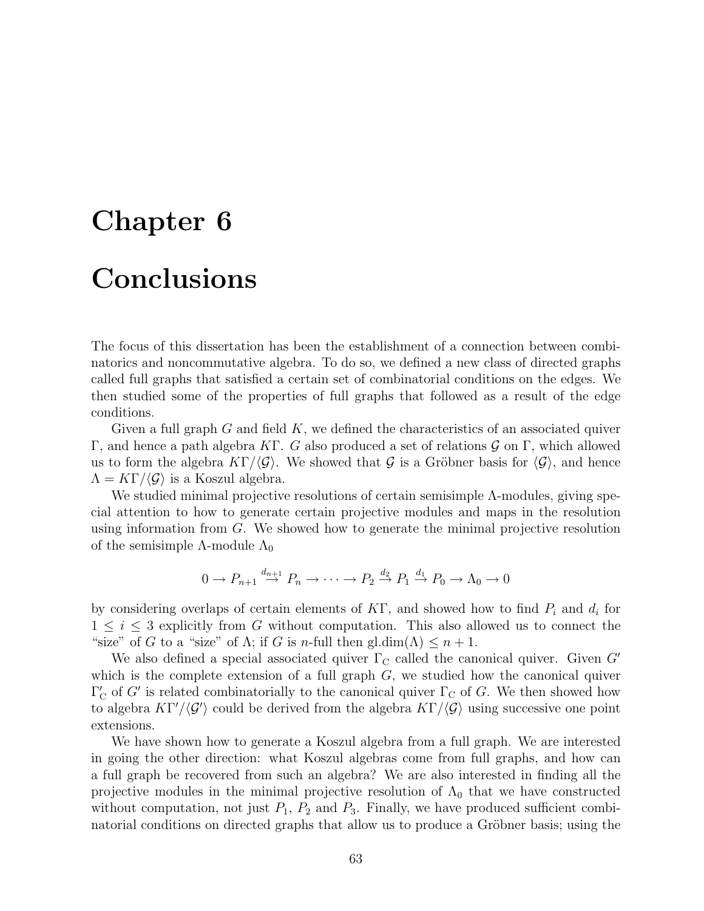# Chapter 6

# Conclusions

The focus of this dissertation has been the establishment of a connection between combinatorics and noncommutative algebra. To do so, we defined a new class of directed graphs called full graphs that satisfied a certain set of combinatorial conditions on the edges. We then studied some of the properties of full graphs that followed as a result of the edge conditions.

Given a full graph $G$ and field $K$, we defined the characteristics of an associated quiver $\Gamma$, and hence a path algebra $K\Gamma$. $G$ also produced a set of relations $\mathcal{G}$ on $\Gamma$, which allowed us to form the algebra $K\Gamma/\langle\mathcal{G}\rangle$. We showed that $\mathcal{G}$ is a Gröbner basis for $\langle\mathcal{G}\rangle$, and hence $\Lambda = K\Gamma/\langle\mathcal{G}\rangle$ is a Koszul algebra.

We studied minimal projective resolutions of certain semisimple $\Lambda$-modules, giving special attention to how to generate certain projective modules and maps in the resolution using information from $G$. We showed how to generate the minimal projective resolution of the semisimple $\Lambda$-module $\Lambda_0$

$$0 \to P_{n+1} \xrightarrow{d_{n+1}} P_n \to \cdots \to P_2 \xrightarrow{d_2} P_1 \xrightarrow{d_1} P_0 \to \Lambda_0 \to 0$$

by considering overlaps of certain elements of $K\Gamma$, and showed how to find $P_i$ and $d_i$ for $1 \leq i \leq 3$ explicitly from $G$ without computation. This also allowed us to connect the "size" of $G$ to a "size" of $\Lambda$; if $G$ is $n$-full then $\text{gl.dim}(\Lambda) \leq n+1$.

We also defined a special associated quiver $\Gamma_{\text{C}}$ called the canonical quiver. Given $G'$ which is the complete extension of a full graph $G$, we studied how the canonical quiver $\Gamma'_{\text{C}}$ of $G'$ is related combinatorially to the canonical quiver $\Gamma_{\text{C}}$ of $G$. We then showed how to algebra $K\Gamma'/\langle\mathcal{G}'\rangle$ could be derived from the algebra $K\Gamma/\langle\mathcal{G}\rangle$ using successive one point extensions.

We have shown how to generate a Koszul algebra from a full graph. We are interested in going the other direction: what Koszul algebras come from full graphs, and how can a full graph be recovered from such an algebra? We are also interested in finding all the projective modules in the minimal projective resolution of $\Lambda_0$ that we have constructed without computation, not just $P_1$, $P_2$ and $P_3$. Finally, we have produced sufficient combinatorial conditions on directed graphs that allow us to produce a Gröbner basis; using the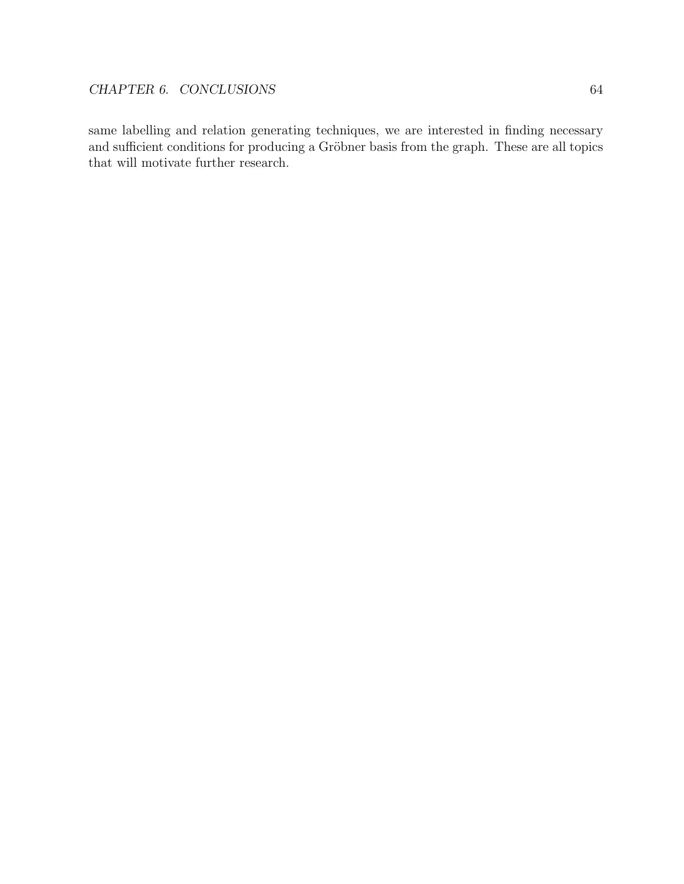same labelling and relation generating techniques, we are interested in finding necessary and sufficient conditions for producing a Gröbner basis from the graph. These are all topics that will motivate further research.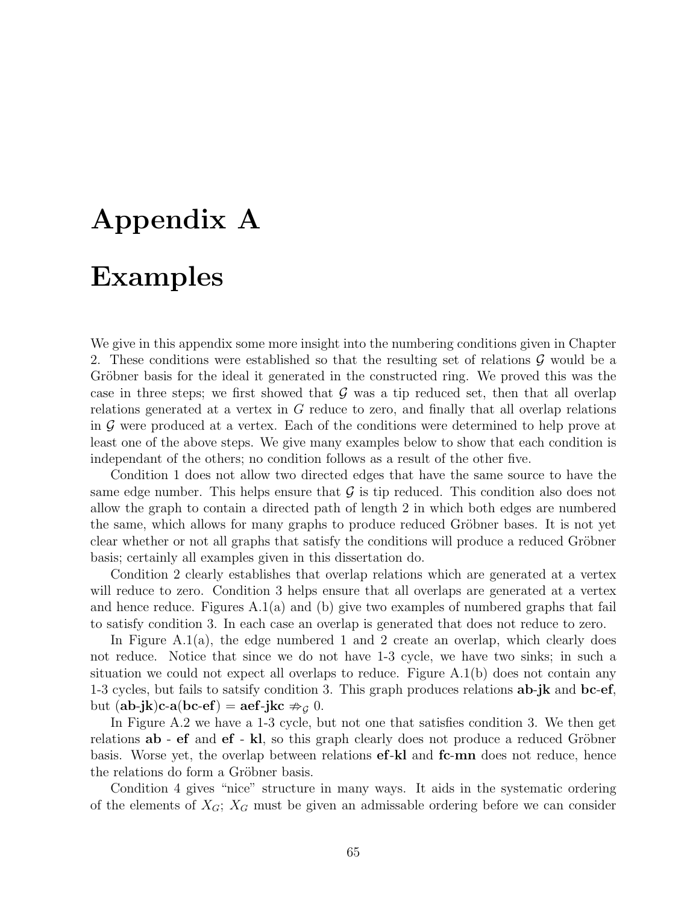# Appendix A

# Examples

We give in this appendix some more insight into the numbering conditions given in Chapter 2. These conditions were established so that the resulting set of relations $\mathcal{G}$ would be a Gröbner basis for the ideal it generated in the constructed ring. We proved this was the case in three steps; we first showed that $\mathcal{G}$ was a tip reduced set, then that all overlap relations generated at a vertex in $G$ reduce to zero, and finally that all overlap relations in $\mathcal{G}$ were produced at a vertex. Each of the conditions were determined to help prove at least one of the above steps. We give many examples below to show that each condition is independant of the others; no condition follows as a result of the other five.

Condition 1 does not allow two directed edges that have the same source to have the same edge number. This helps ensure that $\mathcal{G}$ is tip reduced. This condition also does not allow the graph to contain a directed path of length 2 in which both edges are numbered the same, which allows for many graphs to produce reduced Gröbner bases. It is not yet clear whether or not all graphs that satisfy the conditions will produce a reduced Gröbner basis; certainly all examples given in this dissertation do.

Condition 2 clearly establishes that overlap relations which are generated at a vertex will reduce to zero. Condition 3 helps ensure that all overlaps are generated at a vertex and hence reduce. Figures A.1(a) and (b) give two examples of numbered graphs that fail to satisfy condition 3. In each case an overlap is generated that does not reduce to zero.

In Figure A.1(a), the edge numbered 1 and 2 create an overlap, which clearly does not reduce. Notice that since we do not have 1-3 cycle, we have two sinks; in such a situation we could not expect all overlaps to reduce. Figure A.1(b) does not contain any 1-3 cycles, but fails to satsify condition 3. This graph produces relations **ab-jk** and **bc-ef**, but (**ab-jk**)**c**-**a**(**bc-ef**) = **aef-jkc** $\not\Rightarrow_{\mathcal{G}} 0$.

In Figure A.2 we have a 1-3 cycle, but not one that satisfies condition 3. We then get relations **ab** - **ef** and **ef** - **kl**, so this graph clearly does not produce a reduced Gröbner basis. Worse yet, the overlap between relations **ef-kl** and **fc-mn** does not reduce, hence the relations do form a Gröbner basis.

Condition 4 gives "nice" structure in many ways. It aids in the systematic ordering of the elements of $X_G$; $X_G$ must be given an admissable ordering before we can consider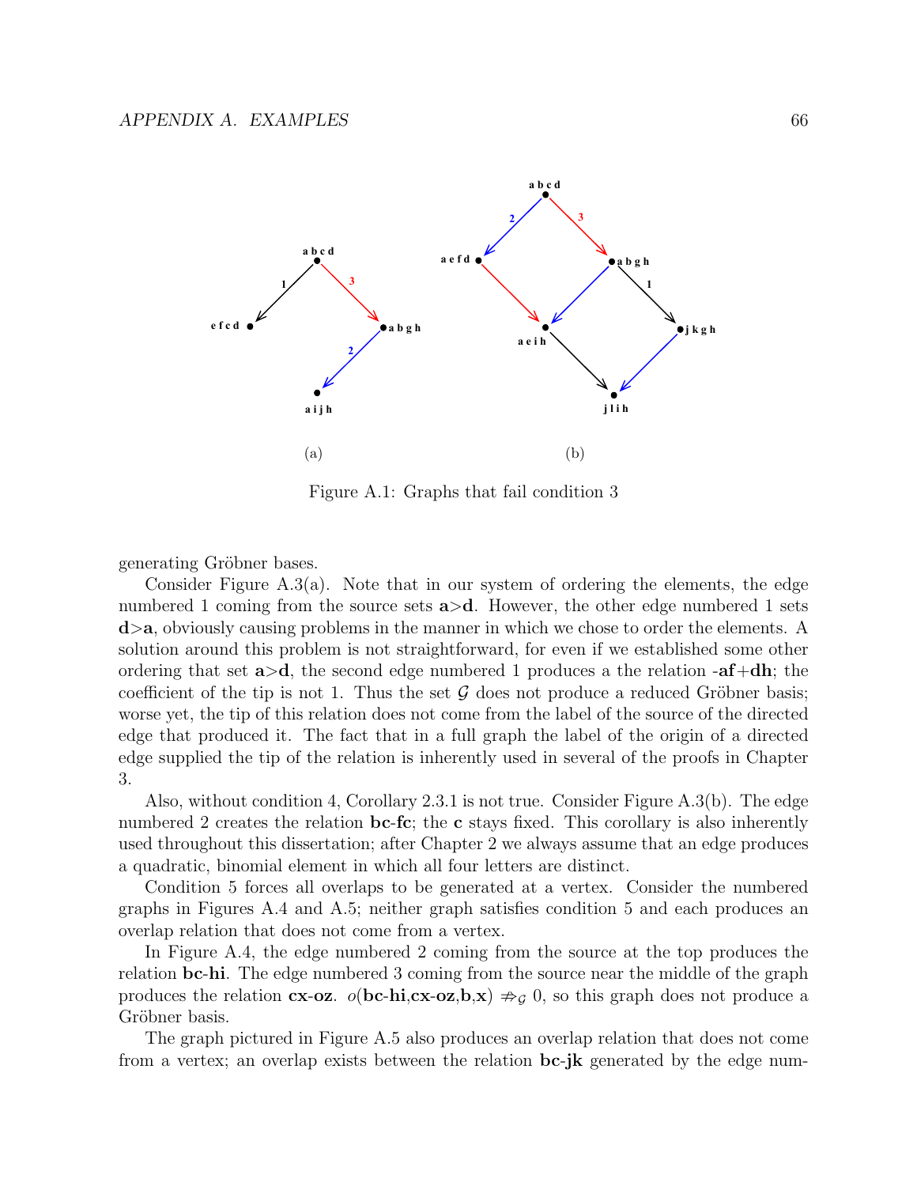Figure A.1: Graphs that fail condition 3

generating Gröbner bases.

Consider Figure A.3(a). Note that in our system of ordering the elements, the edge numbered 1 coming from the source sets **a**>**d**. However, the other edge numbered 1 sets **d**>**a**, obviously causing problems in the manner in which we chose to order the elements. A solution around this problem is not straightforward, for even if we established some other ordering that set **a**>**d**, the second edge numbered 1 produces a the relation **-af**+**dh**; the coefficient of the tip is not 1. Thus the set $\mathcal{G}$ does not produce a reduced Gröbner basis; worse yet, the tip of this relation does not come from the label of the source of the directed edge that produced it. The fact that in a full graph the label of the origin of a directed edge supplied the tip of the relation is inherently used in several of the proofs in Chapter 3.

Also, without condition 4, Corollary 2.3.1 is not true. Consider Figure A.3(b). The edge numbered 2 creates the relation **bc**-**fc**; the **c** stays fixed. This corollary is also inherently used throughout this dissertation; after Chapter 2 we always assume that an edge produces a quadratic, binomial element in which all four letters are distinct.

Condition 5 forces all overlaps to be generated at a vertex. Consider the numbered graphs in Figures A.4 and A.5; neither graph satisfies condition 5 and each produces an overlap relation that does not come from a vertex.

In Figure A.4, the edge numbered 2 coming from the source at the top produces the relation **bc**-**hi**. The edge numbered 3 coming from the source near the middle of the graph produces the relation **cx**-**oz**. $o(\mathbf{bc\text{-}hi},\mathbf{cx\text{-}oz},\mathbf{b},\mathbf{x}) \not\Rightarrow_{\mathcal{G}} 0$, so this graph does not produce a Gröbner basis.

The graph pictured in Figure A.5 also produces an overlap relation that does not come from a vertex; an overlap exists between the relation **bc**-**jk** generated by the edge num-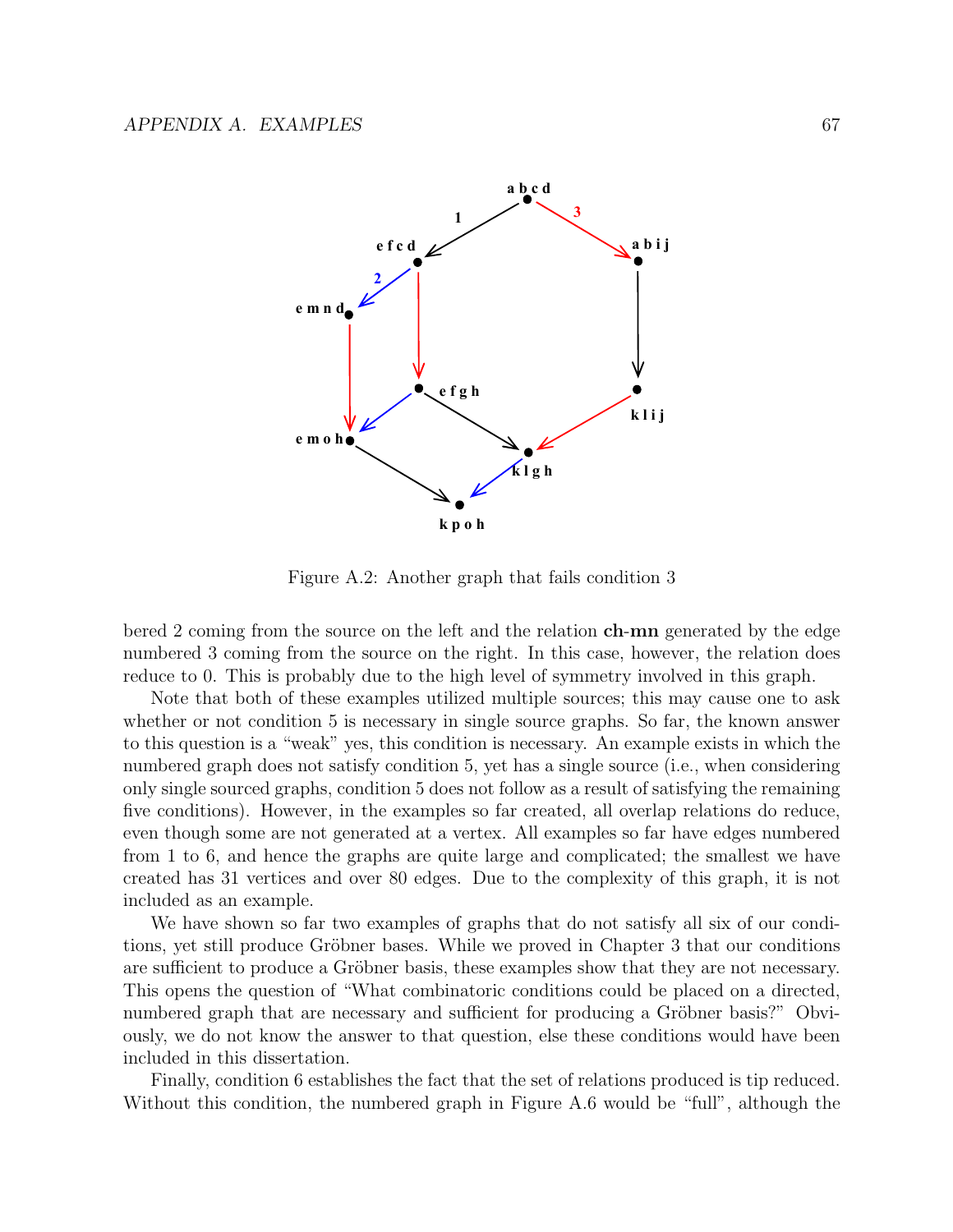Figure A.2: Another graph that fails condition 3

bered 2 coming from the source on the left and the relation **ch-mn** generated by the edge numbered 3 coming from the source on the right. In this case, however, the relation does reduce to 0. This is probably due to the high level of symmetry involved in this graph.

Note that both of these examples utilized multiple sources; this may cause one to ask whether or not condition 5 is necessary in single source graphs. So far, the known answer to this question is a "weak" yes, this condition is necessary. An example exists in which the numbered graph does not satisfy condition 5, yet has a single source (i.e., when considering only single sourced graphs, condition 5 does not follow as a result of satisfying the remaining five conditions). However, in the examples so far created, all overlap relations do reduce, even though some are not generated at a vertex. All examples so far have edges numbered from 1 to 6, and hence the graphs are quite large and complicated; the smallest we have created has 31 vertices and over 80 edges. Due to the complexity of this graph, it is not included as an example.

We have shown so far two examples of graphs that do not satisfy all six of our conditions, yet still produce Gröbner bases. While we proved in Chapter 3 that our conditions are sufficient to produce a Gröbner basis, these examples show that they are not necessary. This opens the question of "What combinatoric conditions could be placed on a directed, numbered graph that are necessary and sufficient for producing a Gröbner basis?" Obviously, we do not know the answer to that question, else these conditions would have been included in this dissertation.

Finally, condition 6 establishes the fact that the set of relations produced is tip reduced. Without this condition, the numbered graph in Figure A.6 would be "full", although the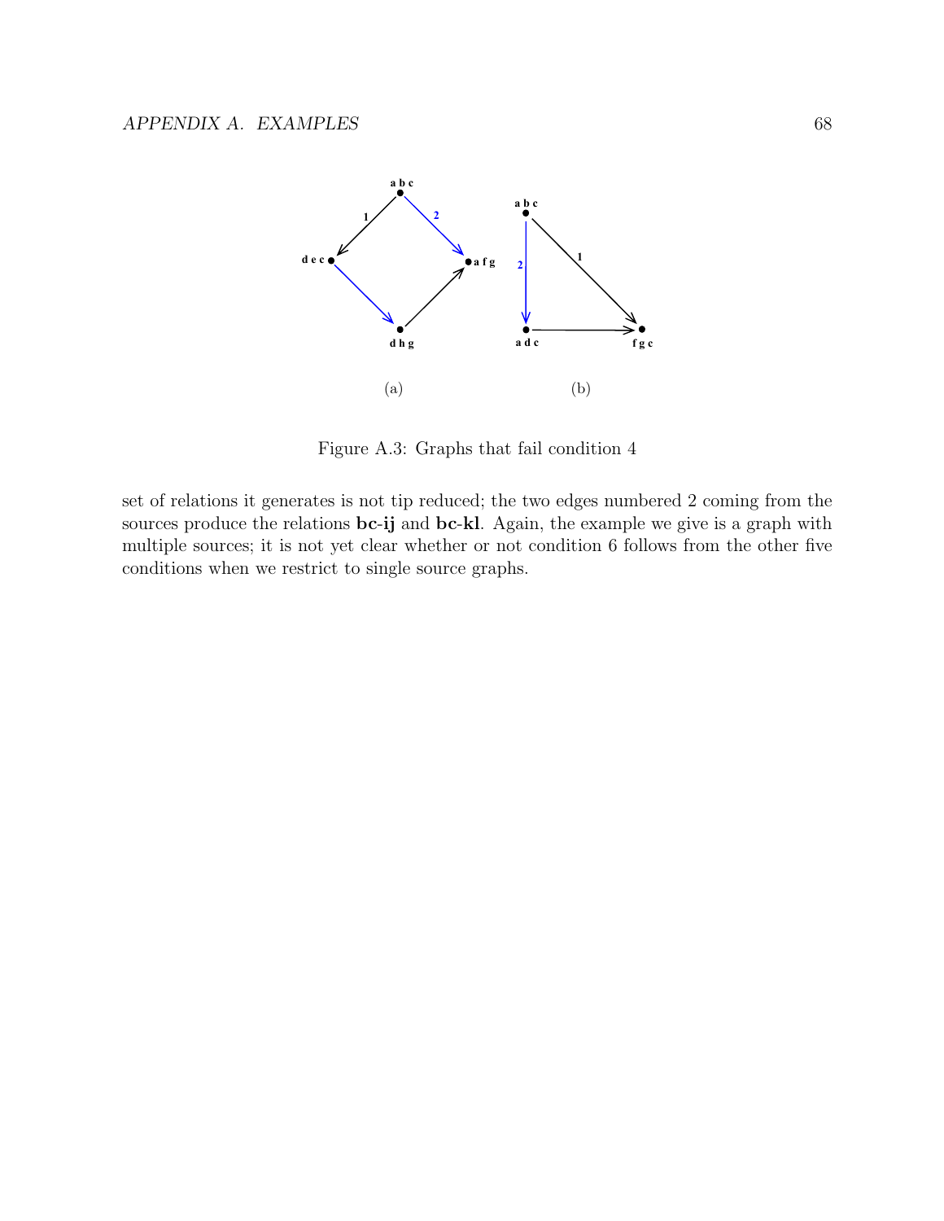Figure A.3: Graphs that fail condition 4

set of relations it generates is not tip reduced; the two edges numbered 2 coming from the sources produce the relations **bc-ij** and **bc-kl**. Again, the example we give is a graph with multiple sources; it is not yet clear whether or not condition 6 follows from the other five conditions when we restrict to single source graphs.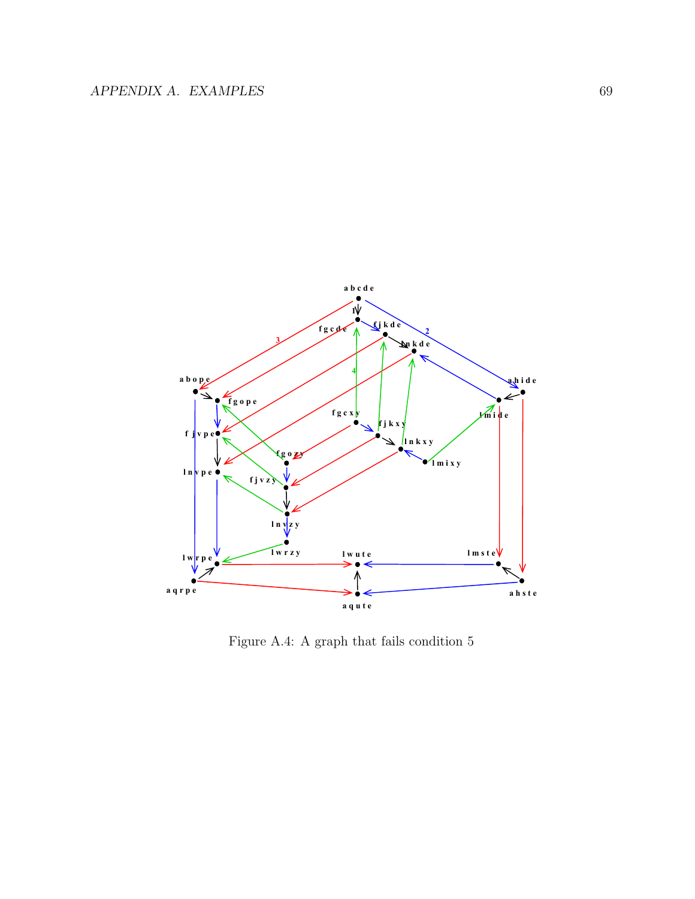Figure A.4: A graph that fails condition 5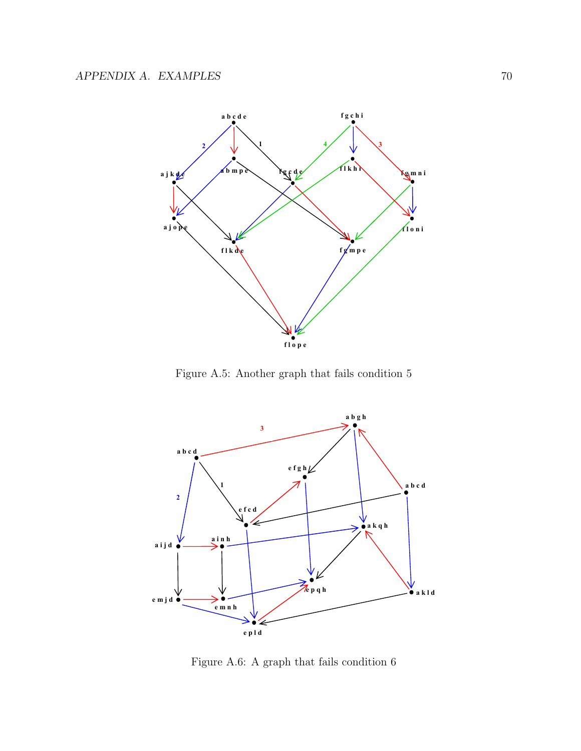Figure A.5: Another graph that fails condition 5

Figure A.6: A graph that fails condition 6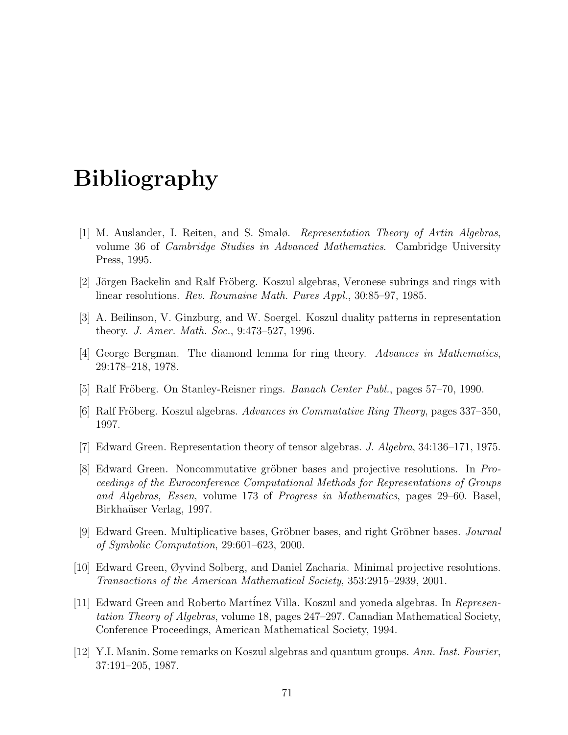# Bibliography

[1] M. Auslander, I. Reiten, and S. Smalø. *Representation Theory of Artin Algebras*, volume 36 of *Cambridge Studies in Advanced Mathematics*. Cambridge University Press, 1995.

[2] Jörgen Backelin and Ralf Fröberg. Koszul algebras, Veronese subrings and rings with linear resolutions. *Rev. Roumaine Math. Pures Appl.*, 30:85–97, 1985.

[3] A. Beilinson, V. Ginzburg, and W. Soergel. Koszul duality patterns in representation theory. *J. Amer. Math. Soc.*, 9:473–527, 1996.

[4] George Bergman. The diamond lemma for ring theory. *Advances in Mathematics*, 29:178–218, 1978.

[5] Ralf Fröberg. On Stanley-Reisner rings. *Banach Center Publ.*, pages 57–70, 1990.

[6] Ralf Fröberg. Koszul algebras. *Advances in Commutative Ring Theory*, pages 337–350, 1997.

[7] Edward Green. Representation theory of tensor algebras. *J. Algebra*, 34:136–171, 1975.

[8] Edward Green. Noncommutative gröbner bases and projective resolutions. In *Proceedings of the Euroconference Computational Methods for Representations of Groups and Algebras, Essen*, volume 173 of *Progress in Mathematics*, pages 29–60. Basel, Birkhaüser Verlag, 1997.

[9] Edward Green. Multiplicative bases, Gröbner bases, and right Gröbner bases. *Journal of Symbolic Computation*, 29:601–623, 2000.

[10] Edward Green, Øyvind Solberg, and Daniel Zacharia. Minimal projective resolutions. *Transactions of the American Mathematical Society*, 353:2915–2939, 2001.

[11] Edward Green and Roberto Martínez Villa. Koszul and yoneda algebras. In *Representation Theory of Algebras*, volume 18, pages 247–297. Canadian Mathematical Society, Conference Proceedings, American Mathematical Society, 1994.

[12] Y.I. Manin. Some remarks on Koszul algebras and quantum groups. *Ann. Inst. Fourier*, 37:191–205, 1987.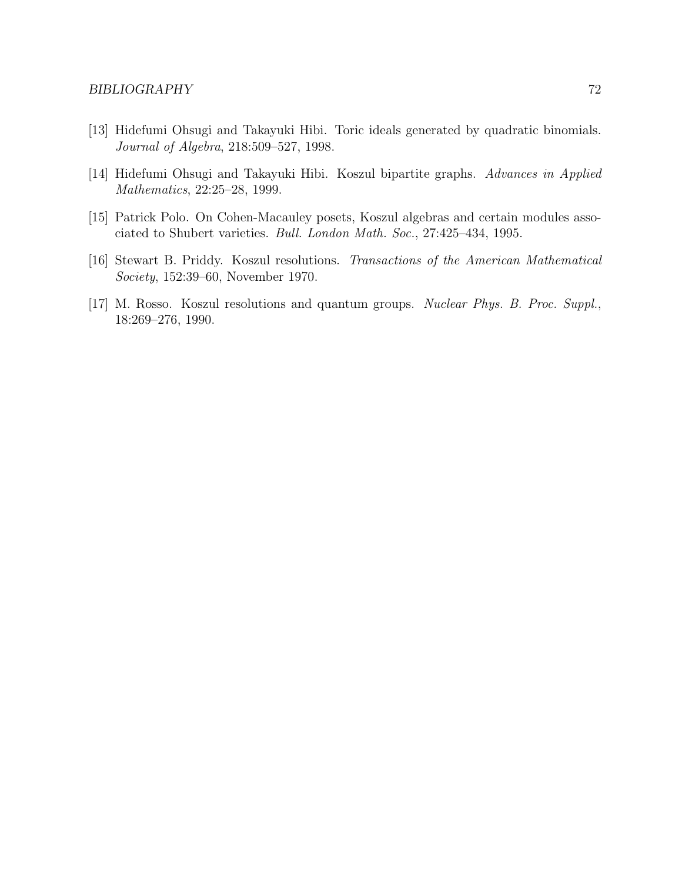[13] Hidefumi Ohsugi and Takayuki Hibi. Toric ideals generated by quadratic binomials. *Journal of Algebra*, 218:509–527, 1998.

[14] Hidefumi Ohsugi and Takayuki Hibi. Koszul bipartite graphs. *Advances in Applied Mathematics*, 22:25–28, 1999.

[15] Patrick Polo. On Cohen-Macauley posets, Koszul algebras and certain modules associated to Shubert varieties. *Bull. London Math. Soc.*, 27:425–434, 1995.

[16] Stewart B. Priddy. Koszul resolutions. *Transactions of the American Mathematical Society*, 152:39–60, November 1970.

[17] M. Rosso. Koszul resolutions and quantum groups. *Nuclear Phys. B. Proc. Suppl.*, 18:269–276, 1990.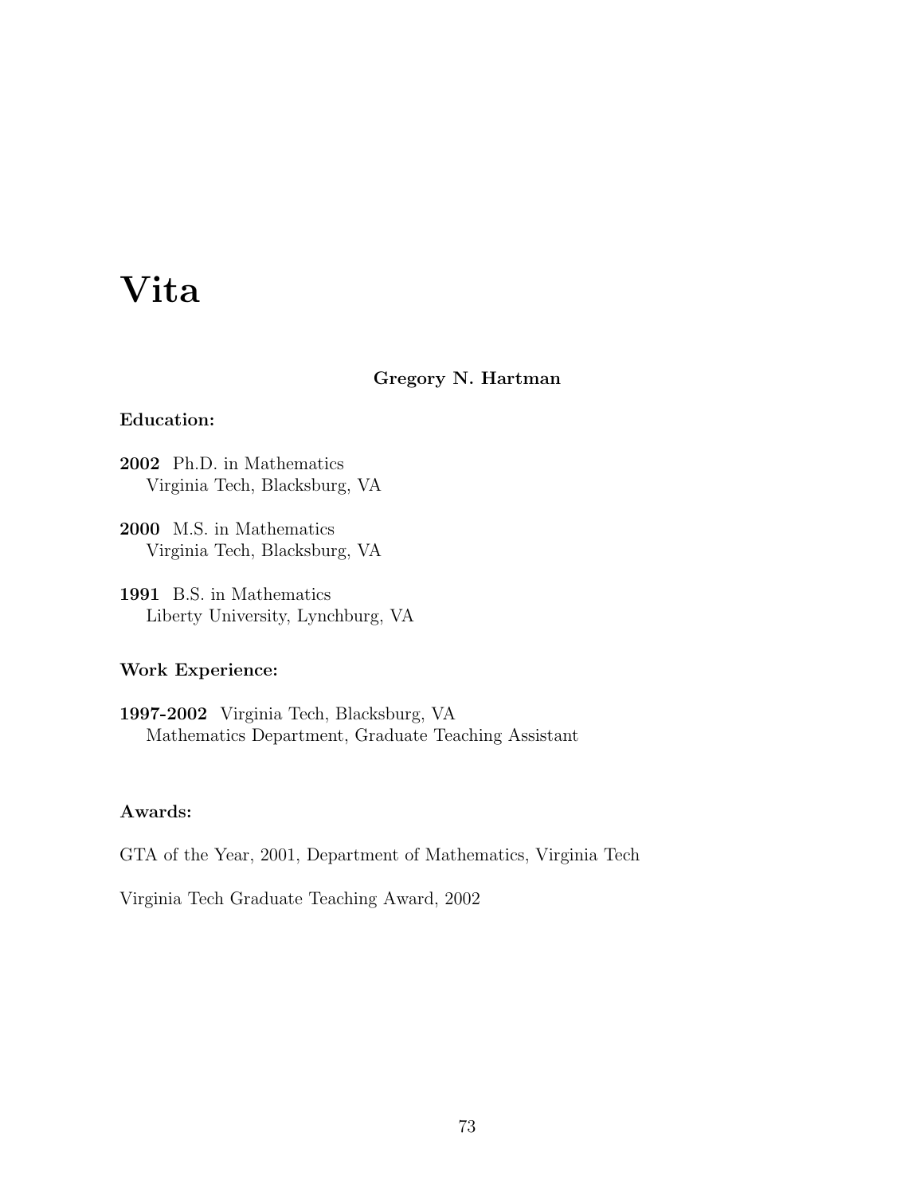# Vita

**Gregory N. Hartman**

**Education:**

**2002** Ph.D. in Mathematics
Virginia Tech, Blacksburg, VA

**2000** M.S. in Mathematics
Virginia Tech, Blacksburg, VA

**1991** B.S. in Mathematics
Liberty University, Lynchburg, VA

**Work Experience:**

**1997-2002** Virginia Tech, Blacksburg, VA
Mathematics Department, Graduate Teaching Assistant

**Awards:**

GTA of the Year, 2001, Department of Mathematics, Virginia Tech

Virginia Tech Graduate Teaching Award, 2002